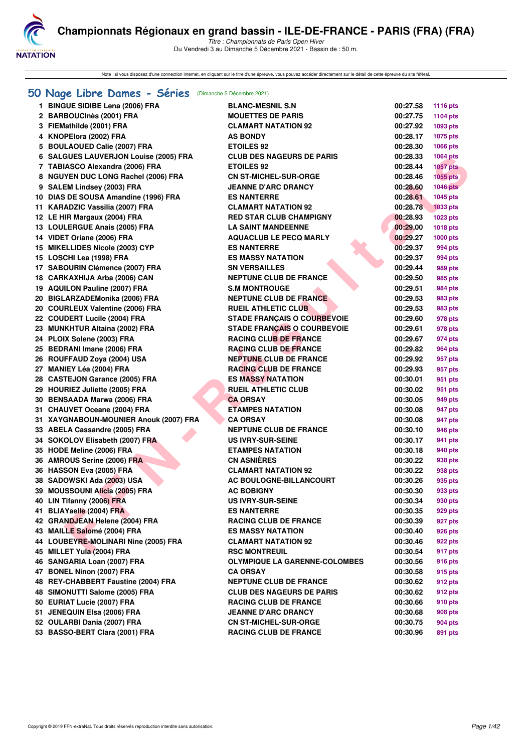# Championnats Régionaux en grand bassin - ILE-DE-FRANCE - PARIS (FRA) (FRA)

*Titre : Championnats de Paris Open Hiver*

Du Vendredi 3 au Dimanche 5 Décembre 2021 - Bassin de : 50 m.

Note : si vous disposez d'une connection internet, en cliquant sur le titre d'une épreuve, vous pouvez accéder directement sur le détail de cette épreuve du site féféral.

## 50 Nage Libre Dames - Séries (Dimanche 5 Décembre 2021)

| Rang | Nom | Club | Temps | Points |
|---|---|---|---|---|
| 1 | BINGUE SIDIBE Lena (2006) FRA | BLANC-MESNIL S.N | 00:27.58 | 1116 pts |
| 2 | BARBOUCInès (2001) FRA | MOUETTES DE PARIS | 00:27.75 | 1104 pts |
| 3 | FIEMathilde (2001) FRA | CLAMART NATATION 92 | 00:27.92 | 1093 pts |
| 4 | KNOPElora (2002) FRA | AS BONDY | 00:28.17 | 1075 pts |
| 5 | BOULAOUED Calie (2007) FRA | ETOILES 92 | 00:28.30 | 1066 pts |
| 6 | SALGUES LAUVERJON Louise (2005) FRA | CLUB DES NAGEURS DE PARIS | 00:28.33 | 1064 pts |
| 7 | TABIASCO Alexandra (2006) FRA | ETOILES 92 | 00:28.44 | 1057 pts |
| 8 | NGUYEN DUC LONG Rachel (2006) FRA | CN ST-MICHEL-SUR-ORGE | 00:28.46 | 1055 pts |
| 9 | SALEM Lindsey (2003) FRA | JEANNE D'ARC DRANCY | 00:28.60 | 1046 pts |
| 10 | DIAS DE SOUSA Amandine (1996) FRA | ES NANTERRE | 00:28.61 | 1045 pts |
| 11 | KARADZIC Vassilia (2007) FRA | CLAMART NATATION 92 | 00:28.78 | 1033 pts |
| 12 | LE HIR Margaux (2004) FRA | RED STAR CLUB CHAMPIGNY | 00:28.93 | 1023 pts |
| 13 | LOULERGUE Anais (2005) FRA | LA SAINT MANDEENNE | 00:29.00 | 1018 pts |
| 14 | VIDET Oriane (2006) FRA | AQUACLUB LE PECQ MARLY | 00:29.27 | 1000 pts |
| 15 | MIKELLIDES Nicole (2003) CYP | ES NANTERRE | 00:29.37 | 994 pts |
| 15 | LOSCHI Lea (1998) FRA | ES MASSY NATATION | 00:29.37 | 994 pts |
| 17 | SABOURIN Clémence (2007) FRA | SN VERSAILLES | 00:29.44 | 989 pts |
| 18 | CARKAXHIJA Arba (2006) CAN | NEPTUNE CLUB DE FRANCE | 00:29.50 | 985 pts |
| 19 | AQUILON Pauline (2007) FRA | S.M MONTROUGE | 00:29.51 | 984 pts |
| 20 | BIGLARZADEMonika (2006) FRA | NEPTUNE CLUB DE FRANCE | 00:29.53 | 983 pts |
| 20 | COURLEUX Valentine (2006) FRA | RUEIL ATHLETIC CLUB | 00:29.53 | 983 pts |
| 22 | COUDERT Lucile (2004) FRA | STADE FRANÇAIS O COURBEVOIE | 00:29.60 | 978 pts |
| 23 | MUNKHTUR Altaina (2002) FRA | STADE FRANÇAIS O COURBEVOIE | 00:29.61 | 978 pts |
| 24 | PLOIX Solene (2003) FRA | RACING CLUB DE FRANCE | 00:29.67 | 974 pts |
| 25 | BEDRANI Imane (2006) FRA | RACING CLUB DE FRANCE | 00:29.82 | 964 pts |
| 26 | ROUFFAUD Zoya (2004) USA | NEPTUNE CLUB DE FRANCE | 00:29.92 | 957 pts |
| 27 | MANIEY Léa (2004) FRA | RACING CLUB DE FRANCE | 00:29.93 | 957 pts |
| 28 | CASTEJON Garance (2005) FRA | ES MASSY NATATION | 00:30.01 | 951 pts |
| 29 | HOURIEZ Juliette (2005) FRA | RUEIL ATHLETIC CLUB | 00:30.02 | 951 pts |
| 30 | BENSAADA Marwa (2006) FRA | CA ORSAY | 00:30.05 | 949 pts |
| 31 | CHAUVET Oceane (2004) FRA | ETAMPES NATATION | 00:30.08 | 947 pts |
| 31 | XAYGNABOUN-MOUNIER Anouk (2007) FRA | CA ORSAY | 00:30.08 | 947 pts |
| 33 | ABELA Cassandre (2005) FRA | NEPTUNE CLUB DE FRANCE | 00:30.10 | 946 pts |
| 34 | SOKOLOV Elisabeth (2007) FRA | US IVRY-SUR-SEINE | 00:30.17 | 941 pts |
| 35 | HODE Meline (2006) FRA | ETAMPES NATATION | 00:30.18 | 940 pts |
| 36 | AMROUS Serine (2006) FRA | CN ASNIÈRES | 00:30.22 | 938 pts |
| 36 | HASSON Eva (2005) FRA | CLAMART NATATION 92 | 00:30.22 | 938 pts |
| 38 | SADOWSKI Ada (2003) USA | AC BOULOGNE-BILLANCOURT | 00:30.26 | 935 pts |
| 39 | MOUSSOUNI Alicia (2005) FRA | AC BOBIGNY | 00:30.30 | 933 pts |
| 40 | LIN Tifanny (2006) FRA | US IVRY-SUR-SEINE | 00:30.34 | 930 pts |
| 41 | BLIAYaelle (2004) FRA | ES NANTERRE | 00:30.35 | 929 pts |
| 42 | GRANDJEAN Helene (2004) FRA | RACING CLUB DE FRANCE | 00:30.39 | 927 pts |
| 43 | MAILLE Salomé (2004) FRA | ES MASSY NATATION | 00:30.40 | 926 pts |
| 44 | LOUBEYRE-MOLINARI Nine (2005) FRA | CLAMART NATATION 92 | 00:30.46 | 922 pts |
| 45 | MILLET Yula (2004) FRA | RSC MONTREUIL | 00:30.54 | 917 pts |
| 46 | SANGARIA Loan (2007) FRA | OLYMPIQUE LA GARENNE-COLOMBES | 00:30.56 | 916 pts |
| 47 | BONEL Ninon (2007) FRA | CA ORSAY | 00:30.58 | 915 pts |
| 48 | REY-CHABBERT Faustine (2004) FRA | NEPTUNE CLUB DE FRANCE | 00:30.62 | 912 pts |
| 48 | SIMONUTTI Salome (2005) FRA | CLUB DES NAGEURS DE PARIS | 00:30.62 | 912 pts |
| 50 | EURIAT Lucie (2007) FRA | RACING CLUB DE FRANCE | 00:30.66 | 910 pts |
| 51 | JENEQUIN Elsa (2006) FRA | JEANNE D'ARC DRANCY | 00:30.68 | 908 pts |
| 52 | OULARBI Dania (2007) FRA | CN ST-MICHEL-SUR-ORGE | 00:30.75 | 904 pts |
| 53 | BASSO-BERT Clara (2001) FRA | RACING CLUB DE FRANCE | 00:30.96 | 891 pts |

Copyright © 2019 FFN-extraNat. Tous droits réservés reproduction interdite sans autorisation.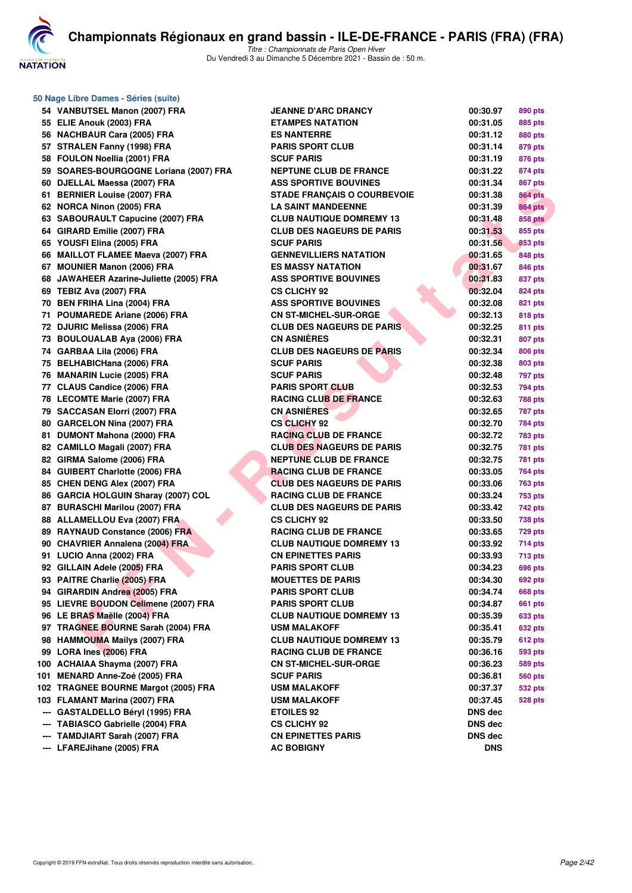# Championnats Régionaux en grand bassin - ILE-DE-FRANCE - PARIS (FRA) (FRA)

*Titre : Championnats de Paris Open Hiver*
Du Vendredi 3 au Dimanche 5 Décembre 2021 - Bassin de : 50 m.

## 50 Nage Libre Dames - Séries (suite)

| Rang | Nom | Club | Temps | Points |
|---|---|---|---|---|
| 54 | VANBUTSEL Manon (2007) FRA | JEANNE D'ARC DRANCY | 00:30.97 | 890 pts |
| 55 | ELIE Anouk (2003) FRA | ETAMPES NATATION | 00:31.05 | 885 pts |
| 56 | NACHBAUR Cara (2005) FRA | ES NANTERRE | 00:31.12 | 880 pts |
| 57 | STRALEN Fanny (1998) FRA | PARIS SPORT CLUB | 00:31.14 | 879 pts |
| 58 | FOULON Noellia (2001) FRA | SCUF PARIS | 00:31.19 | 876 pts |
| 59 | SOARES-BOURGOGNE Loriana (2007) FRA | NEPTUNE CLUB DE FRANCE | 00:31.22 | 874 pts |
| 60 | DJELLAL Maessa (2007) FRA | ASS SPORTIVE BOUVINES | 00:31.34 | 867 pts |
| 61 | BERNIER Louise (2007) FRA | STADE FRANÇAIS O COURBEVOIE | 00:31.38 | 864 pts |
| 62 | NORCA Ninon (2005) FRA | LA SAINT MANDEENNE | 00:31.39 | 864 pts |
| 63 | SABOURAULT Capucine (2007) FRA | CLUB NAUTIQUE DOMREMY 13 | 00:31.48 | 858 pts |
| 64 | GIRARD Emilie (2007) FRA | CLUB DES NAGEURS DE PARIS | 00:31.53 | 855 pts |
| 65 | YOUSFI Elina (2005) FRA | SCUF PARIS | 00:31.56 | 853 pts |
| 66 | MAILLOT FLAMEE Maeva (2007) FRA | GENNEVILLIERS NATATION | 00:31.65 | 848 pts |
| 67 | MOUNIER Manon (2006) FRA | ES MASSY NATATION | 00:31.67 | 846 pts |
| 68 | JAWAHEER Azarine-Juliette (2005) FRA | ASS SPORTIVE BOUVINES | 00:31.83 | 837 pts |
| 69 | TEBIZ Ava (2007) FRA | CS CLICHY 92 | 00:32.04 | 824 pts |
| 70 | BEN FRIHA Lina (2004) FRA | ASS SPORTIVE BOUVINES | 00:32.08 | 821 pts |
| 71 | POUMAREDE Ariane (2006) FRA | CN ST-MICHEL-SUR-ORGE | 00:32.13 | 818 pts |
| 72 | DJURIC Melissa (2006) FRA | CLUB DES NAGEURS DE PARIS | 00:32.25 | 811 pts |
| 73 | BOULOUALAB Aya (2006) FRA | CN ASNIÈRES | 00:32.31 | 807 pts |
| 74 | GARBAA Lila (2006) FRA | CLUB DES NAGEURS DE PARIS | 00:32.34 | 806 pts |
| 75 | BELHABICHana (2006) FRA | SCUF PARIS | 00:32.38 | 803 pts |
| 76 | MANARIN Lucie (2005) FRA | SCUF PARIS | 00:32.48 | 797 pts |
| 77 | CLAUS Candice (2006) FRA | PARIS SPORT CLUB | 00:32.53 | 794 pts |
| 78 | LECOMTE Marie (2007) FRA | RACING CLUB DE FRANCE | 00:32.63 | 788 pts |
| 79 | SACCASAN Elorri (2007) FRA | CN ASNIÈRES | 00:32.65 | 787 pts |
| 80 | GARCELON Nina (2007) FRA | CS CLICHY 92 | 00:32.70 | 784 pts |
| 81 | DUMONT Mahona (2000) FRA | RACING CLUB DE FRANCE | 00:32.72 | 783 pts |
| 82 | CAMILLO Magali (2007) FRA | CLUB DES NAGEURS DE PARIS | 00:32.75 | 781 pts |
| 82 | GIRMA Salome (2006) FRA | NEPTUNE CLUB DE FRANCE | 00:32.75 | 781 pts |
| 84 | GUIBERT Charlotte (2006) FRA | RACING CLUB DE FRANCE | 00:33.05 | 764 pts |
| 85 | CHEN DENG Alex (2007) FRA | CLUB DES NAGEURS DE PARIS | 00:33.06 | 763 pts |
| 86 | GARCIA HOLGUIN Sharay (2007) COL | RACING CLUB DE FRANCE | 00:33.24 | 753 pts |
| 87 | BURASCHI Marilou (2007) FRA | CLUB DES NAGEURS DE PARIS | 00:33.42 | 742 pts |
| 88 | ALLAMELLOU Eva (2007) FRA | CS CLICHY 92 | 00:33.50 | 738 pts |
| 89 | RAYNAUD Constance (2006) FRA | RACING CLUB DE FRANCE | 00:33.65 | 729 pts |
| 90 | CHAVRIER Annalena (2004) FRA | CLUB NAUTIQUE DOMREMY 13 | 00:33.92 | 714 pts |
| 91 | LUCIO Anna (2002) FRA | CN EPINETTES PARIS | 00:33.93 | 713 pts |
| 92 | GILLAIN Adele (2005) FRA | PARIS SPORT CLUB | 00:34.23 | 696 pts |
| 93 | PAITRE Charlie (2005) FRA | MOUETTES DE PARIS | 00:34.30 | 692 pts |
| 94 | GIRARDIN Andrea (2005) FRA | PARIS SPORT CLUB | 00:34.74 | 668 pts |
| 95 | LIEVRE BOUDON Celimene (2007) FRA | PARIS SPORT CLUB | 00:34.87 | 661 pts |
| 96 | LE BRAS Maëlle (2004) FRA | CLUB NAUTIQUE DOMREMY 13 | 00:35.39 | 633 pts |
| 97 | TRAGNEE BOURNE Sarah (2004) FRA | USM MALAKOFF | 00:35.41 | 632 pts |
| 98 | HAMMOUMA Mailys (2007) FRA | CLUB NAUTIQUE DOMREMY 13 | 00:35.79 | 612 pts |
| 99 | LORA Ines (2006) FRA | RACING CLUB DE FRANCE | 00:36.16 | 593 pts |
| 100 | ACHAIAA Shayma (2007) FRA | CN ST-MICHEL-SUR-ORGE | 00:36.23 | 589 pts |
| 101 | MENARD Anne-Zoé (2005) FRA | SCUF PARIS | 00:36.81 | 560 pts |
| 102 | TRAGNEE BOURNE Margot (2005) FRA | USM MALAKOFF | 00:37.37 | 532 pts |
| 103 | FLAMANT Marina (2007) FRA | USM MALAKOFF | 00:37.45 | 528 pts |
| --- | GASTALDELLO Béryl (1995) FRA | ETOILES 92 | DNS dec | |
| --- | TABIASCO Gabrielle (2004) FRA | CS CLICHY 92 | DNS dec | |
| --- | TAMDJIART Sarah (2007) FRA | CN EPINETTES PARIS | DNS dec | |
| --- | LFAREJihane (2005) FRA | AC BOBIGNY | DNS | |

Copyright © 2019 FFN-extraNat. Tous droits réservés reproduction interdite sans autorisation.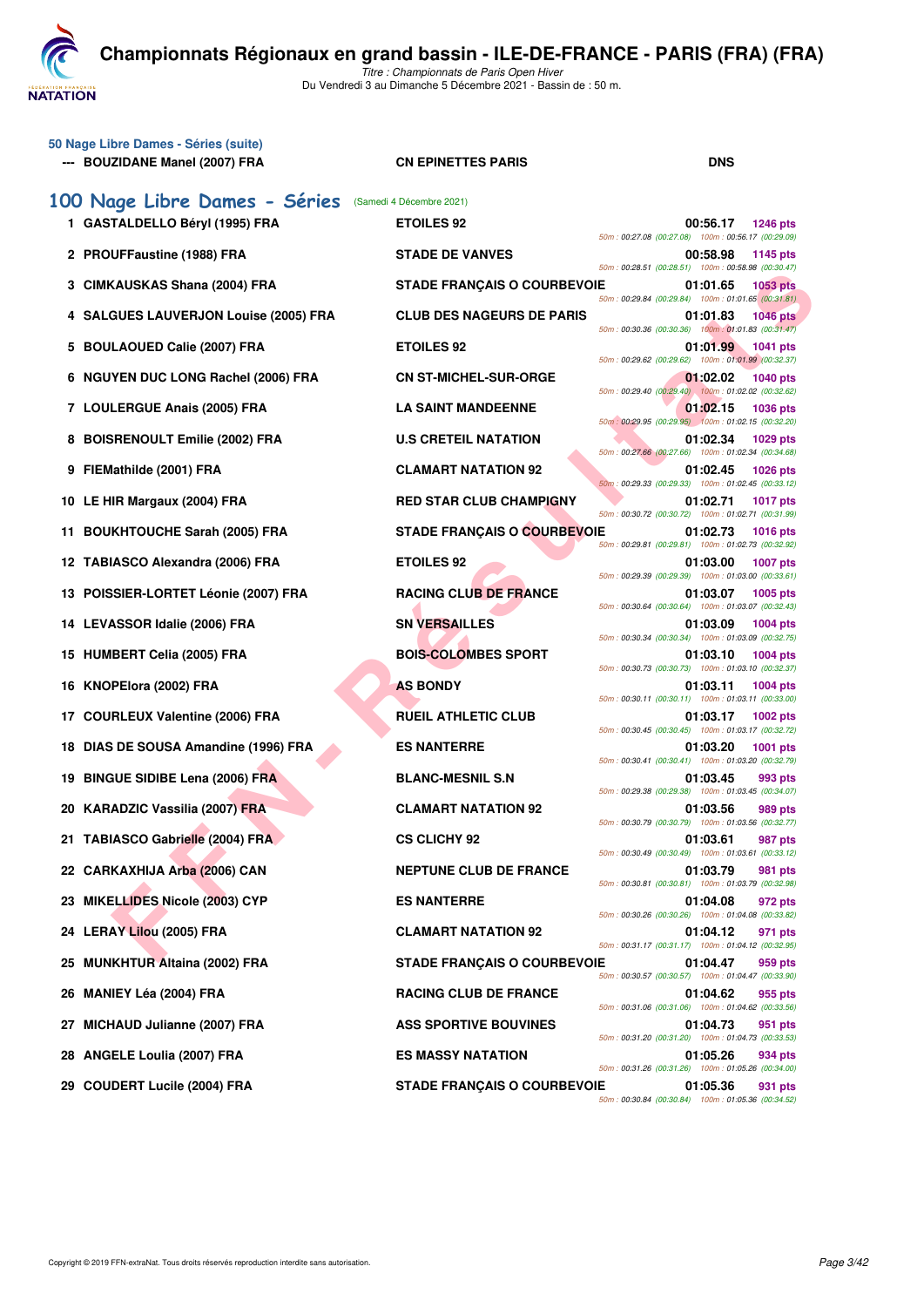# Championnats Régionaux en grand bassin - ILE-DE-FRANCE - PARIS (FRA) (FRA)

*Titre : Championnats de Paris Open Hiver*
Du Vendredi 3 au Dimanche 5 Décembre 2021 - Bassin de : 50 m.

**50 Nage Libre Dames - Séries (suite)**

| | | | |
|---|---|---|---|
| --- | BOUZIDANE Manel (2007) FRA | CN EPINETTES PARIS | DNS |

## 100 Nage Libre Dames - Séries (Samedi 4 Décembre 2021)

| Rg | Nom | Club | Temps | Points | Splits |
|---|---|---|---|---|---|
| 1 | GASTALDELLO Béryl (1995) FRA | ETOILES 92 | 00:56.17 | 1246 pts | 50m : 00:27.08 (00:27.08) 100m : 00:56.17 (00:29.09) |
| 2 | PROUFFaustine (1988) FRA | STADE DE VANVES | 00:58.98 | 1145 pts | 50m : 00:28.51 (00:28.51) 100m : 00:58.98 (00:30.47) |
| 3 | CIMKAUSKAS Shana (2004) FRA | STADE FRANÇAIS O COURBEVOIE | 01:01.65 | 1053 pts | 50m : 00:29.84 (00:29.84) 100m : 01:01.65 (00:31.81) |
| 4 | SALGUES LAUVERJON Louise (2005) FRA | CLUB DES NAGEURS DE PARIS | 01:01.83 | 1046 pts | 50m : 00:30.36 (00:30.36) 100m : 01:01.83 (00:31.47) |
| 5 | BOULAOUED Calie (2007) FRA | ETOILES 92 | 01:01.99 | 1041 pts | 50m : 00:29.62 (00:29.62) 100m : 01:01.99 (00:32.37) |
| 6 | NGUYEN DUC LONG Rachel (2006) FRA | CN ST-MICHEL-SUR-ORGE | 01:02.02 | 1040 pts | 50m : 00:29.40 (00:29.40) 100m : 01:02.02 (00:32.62) |
| 7 | LOULERGUE Anais (2005) FRA | LA SAINT MANDEENNE | 01:02.15 | 1036 pts | 50m : 00:29.95 (00:29.95) 100m : 01:02.15 (00:32.20) |
| 8 | BOISRENOULT Emilie (2002) FRA | U.S CRETEIL NATATION | 01:02.34 | 1029 pts | 50m : 00:27.66 (00:27.66) 100m : 01:02.34 (00:34.68) |
| 9 | FIEMathilde (2001) FRA | CLAMART NATATION 92 | 01:02.45 | 1026 pts | 50m : 00:29.33 (00:29.33) 100m : 01:02.45 (00:33.12) |
| 10 | LE HIR Margaux (2004) FRA | RED STAR CLUB CHAMPIGNY | 01:02.71 | 1017 pts | 50m : 00:30.72 (00:30.72) 100m : 01:02.71 (00:31.99) |
| 11 | BOUKHTOUCHE Sarah (2005) FRA | STADE FRANÇAIS O COURBEVOIE | 01:02.73 | 1016 pts | 50m : 00:29.81 (00:29.81) 100m : 01:02.73 (00:32.92) |
| 12 | TABIASCO Alexandra (2006) FRA | ETOILES 92 | 01:03.00 | 1007 pts | 50m : 00:29.39 (00:29.39) 100m : 01:03.00 (00:33.61) |
| 13 | POISSIER-LORTET Léonie (2007) FRA | RACING CLUB DE FRANCE | 01:03.07 | 1005 pts | 50m : 00:30.64 (00:30.64) 100m : 01:03.07 (00:32.43) |
| 14 | LEVASSOR Idalie (2006) FRA | SN VERSAILLES | 01:03.09 | 1004 pts | 50m : 00:30.34 (00:30.34) 100m : 01:03.09 (00:32.75) |
| 15 | HUMBERT Celia (2005) FRA | BOIS-COLOMBES SPORT | 01:03.10 | 1004 pts | 50m : 00:30.73 (00:30.73) 100m : 01:03.10 (00:32.37) |
| 16 | KNOPElora (2002) FRA | AS BONDY | 01:03.11 | 1004 pts | 50m : 00:30.11 (00:30.11) 100m : 01:03.11 (00:33.00) |
| 17 | COURLEUX Valentine (2006) FRA | RUEIL ATHLETIC CLUB | 01:03.17 | 1002 pts | 50m : 00:30.45 (00:30.45) 100m : 01:03.17 (00:32.72) |
| 18 | DIAS DE SOUSA Amandine (1996) FRA | ES NANTERRE | 01:03.20 | 1001 pts | 50m : 00:30.41 (00:30.41) 100m : 01:03.20 (00:32.79) |
| 19 | BINGUE SIDIBE Lena (2006) FRA | BLANC-MESNIL S.N | 01:03.45 | 993 pts | 50m : 00:29.38 (00:29.38) 100m : 01:03.45 (00:34.07) |
| 20 | KARADZIC Vassilia (2007) FRA | CLAMART NATATION 92 | 01:03.56 | 989 pts | 50m : 00:30.79 (00:30.79) 100m : 01:03.56 (00:32.77) |
| 21 | TABIASCO Gabrielle (2004) FRA | CS CLICHY 92 | 01:03.61 | 987 pts | 50m : 00:30.49 (00:30.49) 100m : 01:03.61 (00:33.12) |
| 22 | CARKAXHIJA Arba (2006) CAN | NEPTUNE CLUB DE FRANCE | 01:03.79 | 981 pts | 50m : 00:30.81 (00:30.81) 100m : 01:03.79 (00:32.98) |
| 23 | MIKELLIDES Nicole (2003) CYP | ES NANTERRE | 01:04.08 | 972 pts | 50m : 00:30.26 (00:30.26) 100m : 01:04.08 (00:33.82) |
| 24 | LERAY Lilou (2005) FRA | CLAMART NATATION 92 | 01:04.12 | 971 pts | 50m : 00:31.17 (00:31.17) 100m : 01:04.12 (00:32.95) |
| 25 | MUNKHTUR Altaina (2002) FRA | STADE FRANÇAIS O COURBEVOIE | 01:04.47 | 959 pts | 50m : 00:30.57 (00:30.57) 100m : 01:04.47 (00:33.90) |
| 26 | MANIEY Léa (2004) FRA | RACING CLUB DE FRANCE | 01:04.62 | 955 pts | 50m : 00:31.06 (00:31.06) 100m : 01:04.62 (00:33.56) |
| 27 | MICHAUD Julianne (2007) FRA | ASS SPORTIVE BOUVINES | 01:04.73 | 951 pts | 50m : 00:31.20 (00:31.20) 100m : 01:04.73 (00:33.53) |
| 28 | ANGELE Loulia (2007) FRA | ES MASSY NATATION | 01:05.26 | 934 pts | 50m : 00:31.26 (00:31.26) 100m : 01:05.26 (00:34.00) |
| 29 | COUDERT Lucile (2004) FRA | STADE FRANÇAIS O COURBEVOIE | 01:05.36 | 931 pts | 50m : 00:30.84 (00:30.84) 100m : 01:05.36 (00:34.52) |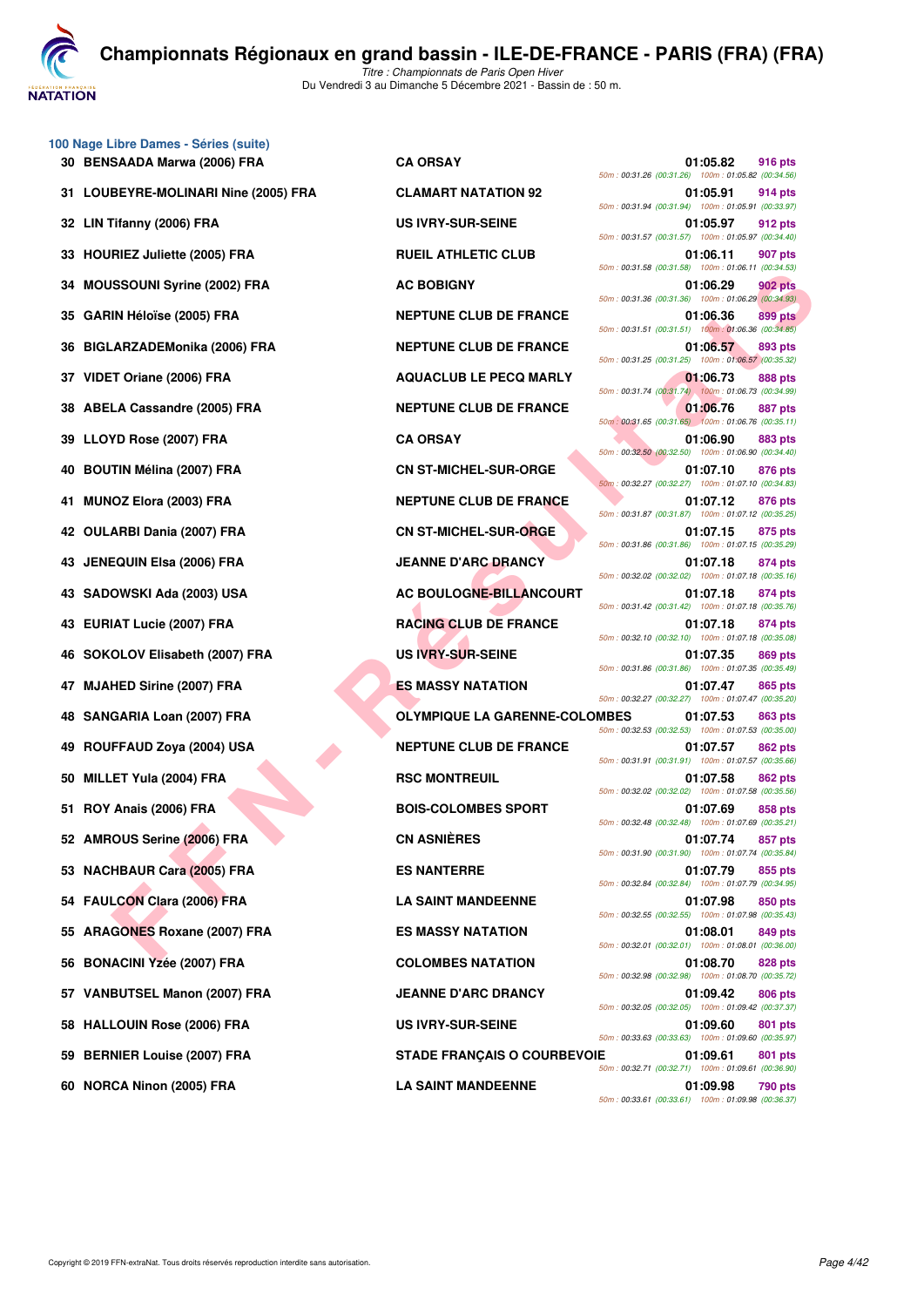# Championnats Régionaux en grand bassin - ILE-DE-FRANCE - PARIS (FRA) (FRA)

*Titre : Championnats de Paris Open Hiver*
Du Vendredi 3 au Dimanche 5 Décembre 2021 - Bassin de : 50 m.

## 100 Nage Libre Dames - Séries (suite)

| Rang | Nom | Club | Temps | Points | 50m | 100m |
|---|---|---|---|---|---|---|
| 30 | BENSAADA Marwa (2006) FRA | CA ORSAY | 01:05.82 | 916 pts | 00:31.26 (00:31.26) | 01:05.82 (00:34.56) |
| 31 | LOUBEYRE-MOLINARI Nine (2005) FRA | CLAMART NATATION 92 | 01:05.91 | 914 pts | 00:31.94 (00:31.94) | 01:05.91 (00:33.97) |
| 32 | LIN Tifanny (2006) FRA | US IVRY-SUR-SEINE | 01:05.97 | 912 pts | 00:31.57 (00:31.57) | 01:05.97 (00:34.40) |
| 33 | HOURIEZ Juliette (2005) FRA | RUEIL ATHLETIC CLUB | 01:06.11 | 907 pts | 00:31.58 (00:31.58) | 01:06.11 (00:34.53) |
| 34 | MOUSSOUNI Syrine (2002) FRA | AC BOBIGNY | 01:06.29 | 902 pts | 00:31.36 (00:31.36) | 01:06.29 (00:34.93) |
| 35 | GARIN Héloïse (2005) FRA | NEPTUNE CLUB DE FRANCE | 01:06.36 | 899 pts | 00:31.51 (00:31.51) | 01:06.36 (00:34.85) |
| 36 | BIGLARZADEMonika (2006) FRA | NEPTUNE CLUB DE FRANCE | 01:06.57 | 893 pts | 00:31.25 (00:31.25) | 01:06.57 (00:35.32) |
| 37 | VIDET Oriane (2006) FRA | AQUACLUB LE PECQ MARLY | 01:06.73 | 888 pts | 00:31.74 (00:31.74) | 01:06.73 (00:34.99) |
| 38 | ABELA Cassandre (2005) FRA | NEPTUNE CLUB DE FRANCE | 01:06.76 | 887 pts | 00:31.65 (00:31.65) | 01:06.76 (00:35.11) |
| 39 | LLOYD Rose (2007) FRA | CA ORSAY | 01:06.90 | 883 pts | 00:32.50 (00:32.50) | 01:06.90 (00:34.40) |
| 40 | BOUTIN Mélina (2007) FRA | CN ST-MICHEL-SUR-ORGE | 01:07.10 | 876 pts | 00:32.27 (00:32.27) | 01:07.10 (00:34.83) |
| 41 | MUNOZ Elora (2003) FRA | NEPTUNE CLUB DE FRANCE | 01:07.12 | 876 pts | 00:31.87 (00:31.87) | 01:07.12 (00:35.25) |
| 42 | OULARBI Dania (2007) FRA | CN ST-MICHEL-SUR-ORGE | 01:07.15 | 875 pts | 00:31.86 (00:31.86) | 01:07.15 (00:35.29) |
| 43 | JENEQUIN Elsa (2006) FRA | JEANNE D'ARC DRANCY | 01:07.18 | 874 pts | 00:32.02 (00:32.02) | 01:07.18 (00:35.16) |
| 43 | SADOWSKI Ada (2003) USA | AC BOULOGNE-BILLANCOURT | 01:07.18 | 874 pts | 00:31.42 (00:31.42) | 01:07.18 (00:35.76) |
| 43 | EURIAT Lucie (2007) FRA | RACING CLUB DE FRANCE | 01:07.18 | 874 pts | 00:32.10 (00:32.10) | 01:07.18 (00:35.08) |
| 46 | SOKOLOV Elisabeth (2007) FRA | US IVRY-SUR-SEINE | 01:07.35 | 869 pts | 00:31.86 (00:31.86) | 01:07.35 (00:35.49) |
| 47 | MJAHED Sirine (2007) FRA | ES MASSY NATATION | 01:07.47 | 865 pts | 00:32.27 (00:32.27) | 01:07.47 (00:35.20) |
| 48 | SANGARIA Loan (2007) FRA | OLYMPIQUE LA GARENNE-COLOMBES | 01:07.53 | 863 pts | 00:32.53 (00:32.53) | 01:07.53 (00:35.00) |
| 49 | ROUFFAUD Zoya (2004) USA | NEPTUNE CLUB DE FRANCE | 01:07.57 | 862 pts | 00:31.91 (00:31.91) | 01:07.57 (00:35.66) |
| 50 | MILLET Yula (2004) FRA | RSC MONTREUIL | 01:07.58 | 862 pts | 00:32.02 (00:32.02) | 01:07.58 (00:35.56) |
| 51 | ROY Anais (2006) FRA | BOIS-COLOMBES SPORT | 01:07.69 | 858 pts | 00:32.48 (00:32.48) | 01:07.69 (00:35.21) |
| 52 | AMROUS Serine (2006) FRA | CN ASNIÈRES | 01:07.74 | 857 pts | 00:31.90 (00:31.90) | 01:07.74 (00:35.84) |
| 53 | NACHBAUR Cara (2005) FRA | ES NANTERRE | 01:07.79 | 855 pts | 00:32.84 (00:32.84) | 01:07.79 (00:34.95) |
| 54 | FAULCON Clara (2006) FRA | LA SAINT MANDEENNE | 01:07.98 | 850 pts | 00:32.55 (00:32.55) | 01:07.98 (00:35.43) |
| 55 | ARAGONES Roxane (2007) FRA | ES MASSY NATATION | 01:08.01 | 849 pts | 00:32.01 (00:32.01) | 01:08.01 (00:36.00) |
| 56 | BONACINI Yzée (2007) FRA | COLOMBES NATATION | 01:08.70 | 828 pts | 00:32.98 (00:32.98) | 01:08.70 (00:35.72) |
| 57 | VANBUTSEL Manon (2007) FRA | JEANNE D'ARC DRANCY | 01:09.42 | 806 pts | 00:32.05 (00:32.05) | 01:09.42 (00:37.37) |
| 58 | HALLOUIN Rose (2006) FRA | US IVRY-SUR-SEINE | 01:09.60 | 801 pts | 00:33.63 (00:33.63) | 01:09.60 (00:35.97) |
| 59 | BERNIER Louise (2007) FRA | STADE FRANÇAIS O COURBEVOIE | 01:09.61 | 801 pts | 00:32.71 (00:32.71) | 01:09.61 (00:36.90) |
| 60 | NORCA Ninon (2005) FRA | LA SAINT MANDEENNE | 01:09.98 | 790 pts | 00:33.61 (00:33.61) | 01:09.98 (00:36.37) |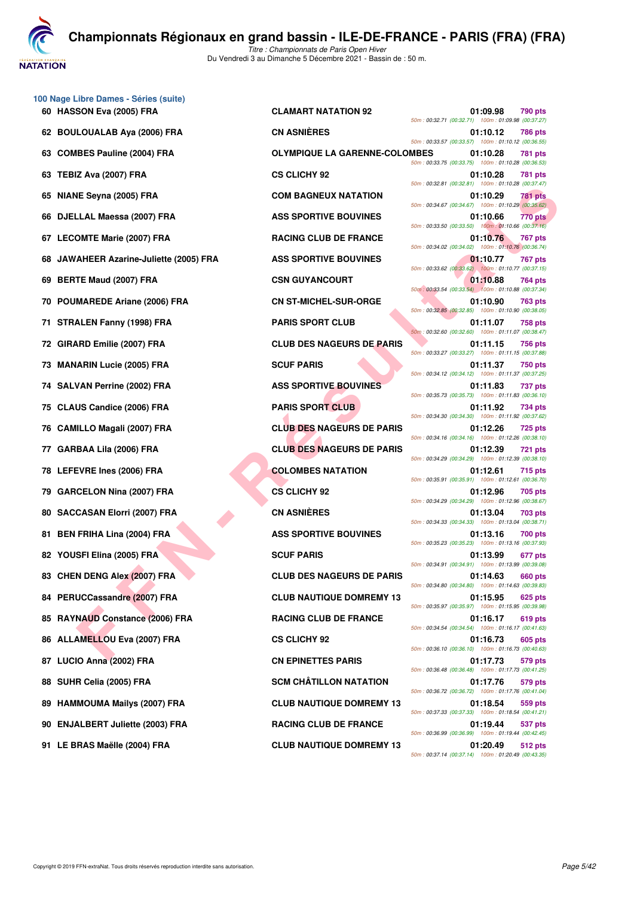## 100 Nage Libre Dames - Séries (suite)

| Place | Nom | Club | Temps | Points | Splits |
|---|---|---|---|---|---|
| 60 | HASSON Eva (2005) FRA | CLAMART NATATION 92 | 01:09.98 | 790 pts | 50m : 00:32.71 (00:32.71) 100m : 01:09.98 (00:37.27) |
| 62 | BOULOUALAB Aya (2006) FRA | CN ASNIÈRES | 01:10.12 | 786 pts | 50m : 00:33.57 (00:33.57) 100m : 01:10.12 (00:36.55) |
| 63 | COMBES Pauline (2004) FRA | OLYMPIQUE LA GARENNE-COLOMBES | 01:10.28 | 781 pts | 50m : 00:33.75 (00:33.75) 100m : 01:10.28 (00:36.53) |
| 63 | TEBIZ Ava (2007) FRA | CS CLICHY 92 | 01:10.28 | 781 pts | 50m : 00:32.81 (00:32.81) 100m : 01:10.28 (00:37.47) |
| 65 | NIANE Seyna (2005) FRA | COM BAGNEUX NATATION | 01:10.29 | 781 pts | 50m : 00:34.67 (00:34.67) 100m : 01:10.29 (00:35.62) |
| 66 | DJELLAL Maessa (2007) FRA | ASS SPORTIVE BOUVINES | 01:10.66 | 770 pts | 50m : 00:33.50 (00:33.50) 100m : 01:10.66 (00:37.16) |
| 67 | LECOMTE Marie (2007) FRA | RACING CLUB DE FRANCE | 01:10.76 | 767 pts | 50m : 00:34.02 (00:34.02) 100m : 01:10.76 (00:36.74) |
| 68 | JAWAHEER Azarine-Juliette (2005) FRA | ASS SPORTIVE BOUVINES | 01:10.77 | 767 pts | 50m : 00:33.62 (00:33.62) 100m : 01:10.77 (00:37.15) |
| 69 | BERTE Maud (2007) FRA | CSN GUYANCOURT | 01:10.88 | 764 pts | 50m : 00:33.54 (00:33.54) 100m : 01:10.88 (00:37.34) |
| 70 | POUMAREDE Ariane (2006) FRA | CN ST-MICHEL-SUR-ORGE | 01:10.90 | 763 pts | 50m : 00:32.85 (00:32.85) 100m : 01:10.90 (00:38.05) |
| 71 | STRALEN Fanny (1998) FRA | PARIS SPORT CLUB | 01:11.07 | 758 pts | 50m : 00:32.60 (00:32.60) 100m : 01:11.07 (00:38.47) |
| 72 | GIRARD Emilie (2007) FRA | CLUB DES NAGEURS DE PARIS | 01:11.15 | 756 pts | 50m : 00:33.27 (00:33.27) 100m : 01:11.15 (00:37.88) |
| 73 | MANARIN Lucie (2005) FRA | SCUF PARIS | 01:11.37 | 750 pts | 50m : 00:34.12 (00:34.12) 100m : 01:11.37 (00:37.25) |
| 74 | SALVAN Perrine (2002) FRA | ASS SPORTIVE BOUVINES | 01:11.83 | 737 pts | 50m : 00:35.73 (00:35.73) 100m : 01:11.83 (00:36.10) |
| 75 | CLAUS Candice (2006) FRA | PARIS SPORT CLUB | 01:11.92 | 734 pts | 50m : 00:34.30 (00:34.30) 100m : 01:11.92 (00:37.62) |
| 76 | CAMILLO Magali (2007) FRA | CLUB DES NAGEURS DE PARIS | 01:12.26 | 725 pts | 50m : 00:34.16 (00:34.16) 100m : 01:12.26 (00:38.10) |
| 77 | GARBAA Lila (2006) FRA | CLUB DES NAGEURS DE PARIS | 01:12.39 | 721 pts | 50m : 00:34.29 (00:34.29) 100m : 01:12.39 (00:38.10) |
| 78 | LEFEVRE Ines (2006) FRA | COLOMBES NATATION | 01:12.61 | 715 pts | 50m : 00:35.91 (00:35.91) 100m : 01:12.61 (00:36.70) |
| 79 | GARCELON Nina (2007) FRA | CS CLICHY 92 | 01:12.96 | 705 pts | 50m : 00:34.29 (00:34.29) 100m : 01:12.96 (00:38.67) |
| 80 | SACCASAN Elorri (2007) FRA | CN ASNIÈRES | 01:13.04 | 703 pts | 50m : 00:34.33 (00:34.33) 100m : 01:13.04 (00:38.71) |
| 81 | BEN FRIHA Lina (2004) FRA | ASS SPORTIVE BOUVINES | 01:13.16 | 700 pts | 50m : 00:35.23 (00:35.23) 100m : 01:13.16 (00:37.93) |
| 82 | YOUSFI Elina (2005) FRA | SCUF PARIS | 01:13.99 | 677 pts | 50m : 00:34.91 (00:34.91) 100m : 01:13.99 (00:39.08) |
| 83 | CHEN DENG Alex (2007) FRA | CLUB DES NAGEURS DE PARIS | 01:14.63 | 660 pts | 50m : 00:34.80 (00:34.80) 100m : 01:14.63 (00:39.83) |
| 84 | PERUCCassandre (2007) FRA | CLUB NAUTIQUE DOMREMY 13 | 01:15.95 | 625 pts | 50m : 00:35.97 (00:35.97) 100m : 01:15.95 (00:39.98) |
| 85 | RAYNAUD Constance (2006) FRA | RACING CLUB DE FRANCE | 01:16.17 | 619 pts | 50m : 00:34.54 (00:34.54) 100m : 01:16.17 (00:41.63) |
| 86 | ALLAMELLOU Eva (2007) FRA | CS CLICHY 92 | 01:16.73 | 605 pts | 50m : 00:36.10 (00:36.10) 100m : 01:16.73 (00:40.63) |
| 87 | LUCIO Anna (2002) FRA | CN EPINETTES PARIS | 01:17.73 | 579 pts | 50m : 00:36.48 (00:36.48) 100m : 01:17.73 (00:41.25) |
| 88 | SUHR Celia (2005) FRA | SCM CHÂTILLON NATATION | 01:17.76 | 579 pts | 50m : 00:36.72 (00:36.72) 100m : 01:17.76 (00:41.04) |
| 89 | HAMMOUMA Mailys (2007) FRA | CLUB NAUTIQUE DOMREMY 13 | 01:18.54 | 559 pts | 50m : 00:37.33 (00:37.33) 100m : 01:18.54 (00:41.21) |
| 90 | ENJALBERT Juliette (2003) FRA | RACING CLUB DE FRANCE | 01:19.44 | 537 pts | 50m : 00:36.99 (00:36.99) 100m : 01:19.44 (00:42.45) |
| 91 | LE BRAS Maëlle (2004) FRA | CLUB NAUTIQUE DOMREMY 13 | 01:20.49 | 512 pts | 50m : 00:37.14 (00:37.14) 100m : 01:20.49 (00:43.35) |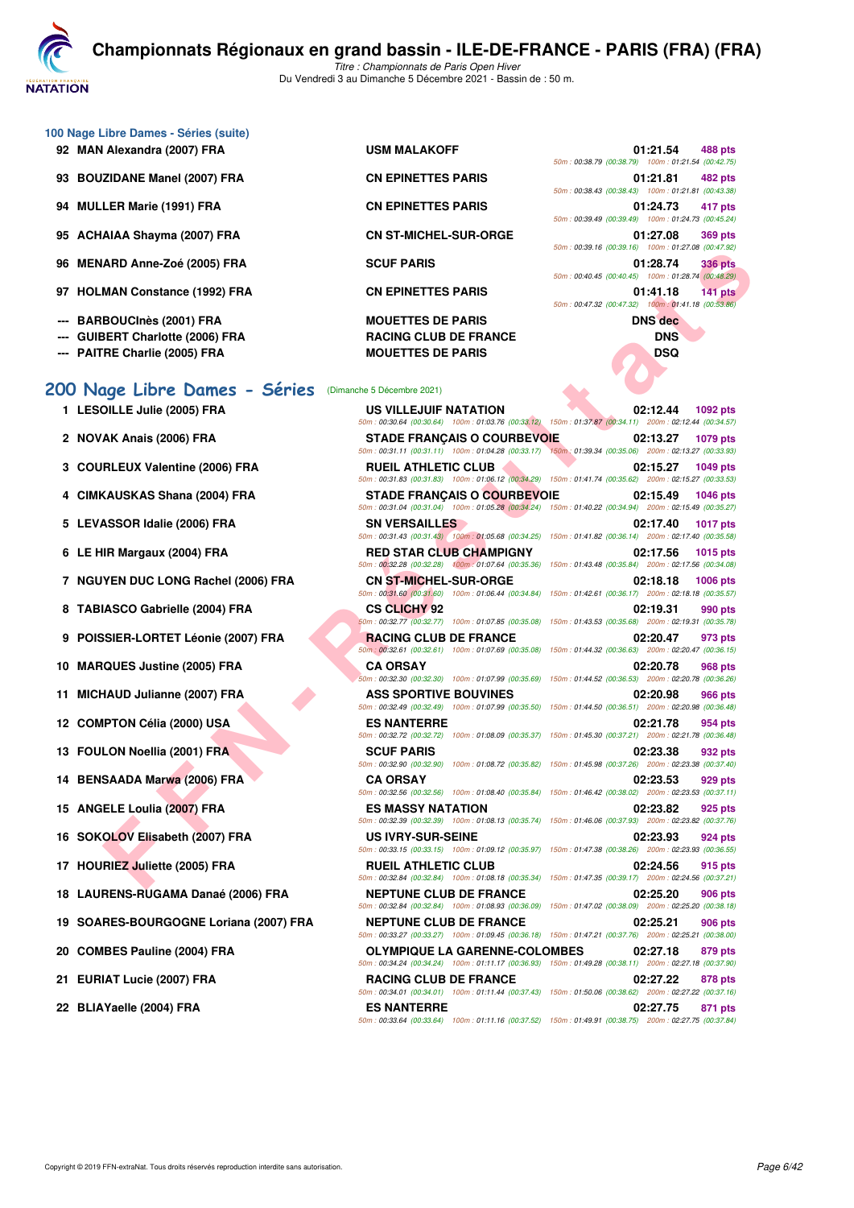# Championnats Régionaux en grand bassin - ILE-DE-FRANCE - PARIS (FRA) (FRA)

*Titre : Championnats de Paris Open Hiver*
Du Vendredi 3 au Dimanche 5 Décembre 2021 - Bassin de : 50 m.

### 100 Nage Libre Dames - Séries (suite)

| Rang | Nom | Club | Temps | Points | Splits |
|---|---|---|---|---|---|
| 92 | MAN Alexandra (2007) FRA | USM MALAKOFF | 01:21.54 | 488 pts | 50m : 00:38.79 (00:38.79) 100m : 01:21.54 (00:42.75) |
| 93 | BOUZIDANE Manel (2007) FRA | CN EPINETTES PARIS | 01:21.81 | 482 pts | 50m : 00:38.43 (00:38.43) 100m : 01:21.81 (00:43.38) |
| 94 | MULLER Marie (1991) FRA | CN EPINETTES PARIS | 01:24.73 | 417 pts | 50m : 00:39.49 (00:39.49) 100m : 01:24.73 (00:45.24) |
| 95 | ACHAIAA Shayma (2007) FRA | CN ST-MICHEL-SUR-ORGE | 01:27.08 | 369 pts | 50m : 00:39.16 (00:39.16) 100m : 01:27.08 (00:47.92) |
| 96 | MENARD Anne-Zoé (2005) FRA | SCUF PARIS | 01:28.74 | 336 pts | 50m : 00:40.45 (00:40.45) 100m : 01:28.74 (00:48.29) |
| 97 | HOLMAN Constance (1992) FRA | CN EPINETTES PARIS | 01:41.18 | 141 pts | 50m : 00:47.32 (00:47.32) 100m : 01:41.18 (00:53.86) |
| --- | BARBOUCInès (2001) FRA | MOUETTES DE PARIS | DNS dec | | |
| --- | GUIBERT Charlotte (2006) FRA | RACING CLUB DE FRANCE | DNS | | |
| --- | PAITRE Charlie (2005) FRA | MOUETTES DE PARIS | DSQ | | |

## 200 Nage Libre Dames - Séries (Dimanche 5 Décembre 2021)

| Rang | Nom | Club | Temps | Points | Splits |
|---|---|---|---|---|---|
| 1 | LESOILLE Julie (2005) FRA | US VILLEJUIF NATATION | 02:12.44 | 1092 pts | 50m : 00:30.64 (00:30.64) 100m : 01:03.76 (00:33.12) 150m : 01:37.87 (00:34.11) 200m : 02:12.44 (00:34.57) |
| 2 | NOVAK Anais (2006) FRA | STADE FRANÇAIS O COURBEVOIE | 02:13.27 | 1079 pts | 50m : 00:31.11 (00:31.11) 100m : 01:04.28 (00:33.17) 150m : 01:39.34 (00:35.06) 200m : 02:13.27 (00:33.93) |
| 3 | COURLEUX Valentine (2006) FRA | RUEIL ATHLETIC CLUB | 02:15.27 | 1049 pts | 50m : 00:31.83 (00:31.83) 100m : 01:06.12 (00:34.29) 150m : 01:41.74 (00:35.62) 200m : 02:15.27 (00:33.53) |
| 4 | CIMKAUSKAS Shana (2004) FRA | STADE FRANÇAIS O COURBEVOIE | 02:15.49 | 1046 pts | 50m : 00:31.04 (00:31.04) 100m : 01:05.28 (00:34.24) 150m : 01:40.22 (00:34.94) 200m : 02:15.49 (00:35.27) |
| 5 | LEVASSOR Idalie (2006) FRA | SN VERSAILLES | 02:17.40 | 1017 pts | 50m : 00:31.43 (00:31.43) 100m : 01:05.68 (00:34.25) 150m : 01:41.82 (00:36.14) 200m : 02:17.40 (00:35.58) |
| 6 | LE HIR Margaux (2004) FRA | RED STAR CLUB CHAMPIGNY | 02:17.56 | 1015 pts | 50m : 00:32.28 (00:32.28) 100m : 01:07.64 (00:35.36) 150m : 01:43.48 (00:35.84) 200m : 02:17.56 (00:34.08) |
| 7 | NGUYEN DUC LONG Rachel (2006) FRA | CN ST-MICHEL-SUR-ORGE | 02:18.18 | 1006 pts | 50m : 00:31.60 (00:31.60) 100m : 01:06.44 (00:34.84) 150m : 01:42.61 (00:36.17) 200m : 02:18.18 (00:35.57) |
| 8 | TABIASCO Gabrielle (2004) FRA | CS CLICHY 92 | 02:19.31 | 990 pts | 50m : 00:32.77 (00:32.77) 100m : 01:07.85 (00:35.08) 150m : 01:43.53 (00:35.68) 200m : 02:19.31 (00:35.78) |
| 9 | POISSIER-LORTET Léonie (2007) FRA | RACING CLUB DE FRANCE | 02:20.47 | 973 pts | 50m : 00:32.61 (00:32.61) 100m : 01:07.69 (00:35.08) 150m : 01:44.32 (00:36.63) 200m : 02:20.47 (00:36.15) |
| 10 | MARQUES Justine (2005) FRA | CA ORSAY | 02:20.78 | 968 pts | 50m : 00:32.30 (00:32.30) 100m : 01:07.99 (00:35.69) 150m : 01:44.52 (00:36.53) 200m : 02:20.78 (00:36.26) |
| 11 | MICHAUD Julianne (2007) FRA | ASS SPORTIVE BOUVINES | 02:20.98 | 966 pts | 50m : 00:32.49 (00:32.49) 100m : 01:07.99 (00:35.50) 150m : 01:44.50 (00:36.51) 200m : 02:20.98 (00:36.48) |
| 12 | COMPTON Célia (2000) USA | ES NANTERRE | 02:21.78 | 954 pts | 50m : 00:32.72 (00:32.72) 100m : 01:08.09 (00:35.37) 150m : 01:45.30 (00:37.21) 200m : 02:21.78 (00:36.48) |
| 13 | FOULON Noellia (2001) FRA | SCUF PARIS | 02:23.38 | 932 pts | 50m : 00:32.90 (00:32.90) 100m : 01:08.72 (00:35.82) 150m : 01:45.98 (00:37.26) 200m : 02:23.38 (00:37.40) |
| 14 | BENSAADA Marwa (2006) FRA | CA ORSAY | 02:23.53 | 929 pts | 50m : 00:32.56 (00:32.56) 100m : 01:08.40 (00:35.84) 150m : 01:46.42 (00:38.02) 200m : 02:23.53 (00:37.11) |
| 15 | ANGELE Loulia (2007) FRA | ES MASSY NATATION | 02:23.82 | 925 pts | 50m : 00:32.39 (00:32.39) 100m : 01:08.13 (00:35.74) 150m : 01:46.06 (00:37.93) 200m : 02:23.82 (00:37.76) |
| 16 | SOKOLOV Elisabeth (2007) FRA | US IVRY-SUR-SEINE | 02:23.93 | 924 pts | 50m : 00:33.15 (00:33.15) 100m : 01:09.12 (00:35.97) 150m : 01:47.38 (00:38.26) 200m : 02:23.93 (00:36.55) |
| 17 | HOURIEZ Juliette (2005) FRA | RUEIL ATHLETIC CLUB | 02:24.56 | 915 pts | 50m : 00:32.84 (00:32.84) 100m : 01:08.18 (00:35.34) 150m : 01:47.35 (00:39.17) 200m : 02:24.56 (00:37.21) |
| 18 | LAURENS-RUGAMA Danaé (2006) FRA | NEPTUNE CLUB DE FRANCE | 02:25.20 | 906 pts | 50m : 00:32.84 (00:32.84) 100m : 01:08.93 (00:36.09) 150m : 01:47.02 (00:38.09) 200m : 02:25.20 (00:38.18) |
| 19 | SOARES-BOURGOGNE Loriana (2007) FRA | NEPTUNE CLUB DE FRANCE | 02:25.21 | 906 pts | 50m : 00:33.27 (00:33.27) 100m : 01:09.45 (00:36.18) 150m : 01:47.21 (00:37.76) 200m : 02:25.21 (00:38.00) |
| 20 | COMBES Pauline (2004) FRA | OLYMPIQUE LA GARENNE-COLOMBES | 02:27.18 | 879 pts | 50m : 00:34.24 (00:34.24) 100m : 01:11.17 (00:36.93) 150m : 01:49.28 (00:38.11) 200m : 02:27.18 (00:37.90) |
| 21 | EURIAT Lucie (2007) FRA | RACING CLUB DE FRANCE | 02:27.22 | 878 pts | 50m : 00:34.01 (00:34.01) 100m : 01:11.44 (00:37.43) 150m : 01:50.06 (00:38.62) 200m : 02:27.22 (00:37.16) |
| 22 | BLIAYaelle (2004) FRA | ES NANTERRE | 02:27.75 | 871 pts | 50m : 00:33.64 (00:33.64) 100m : 01:11.16 (00:37.52) 150m : 01:49.91 (00:38.75) 200m : 02:27.75 (00:37.84) |

Copyright © 2019 FFN-extraNat. Tous droits réservés reproduction interdite sans autorisation.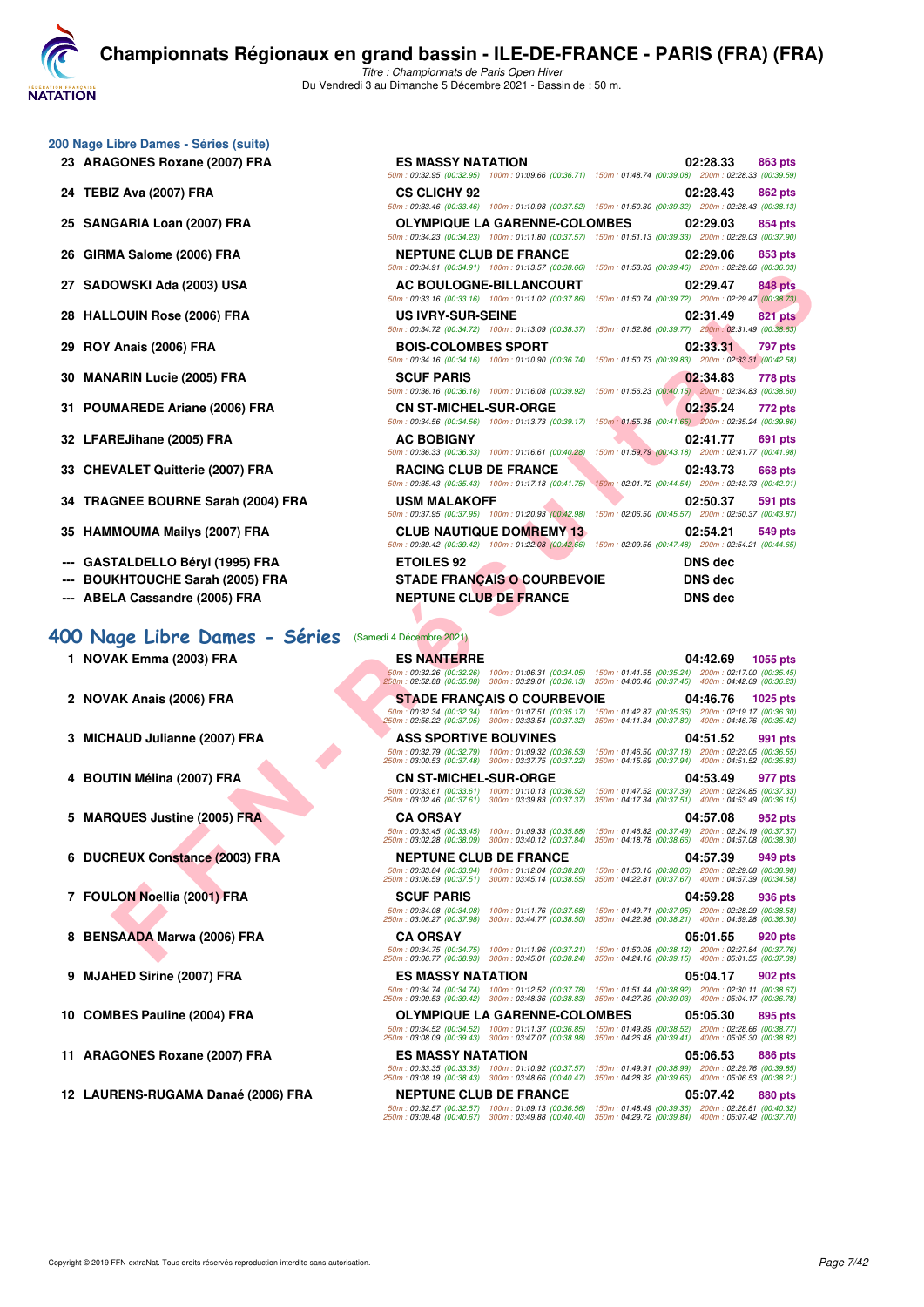# Championnats Régionaux en grand bassin - ILE-DE-FRANCE - PARIS (FRA) (FRA)

*Titre : Championnats de Paris Open Hiver*

Du Vendredi 3 au Dimanche 5 Décembre 2021 - Bassin de : 50 m.

## 200 Nage Libre Dames - Séries (suite)

| Rang | Nom | Club | Temps | Points |
|---|---|---|---|---|
| 23 | ARAGONES Roxane (2007) FRA | ES MASSY NATATION | 02:28.33 | 863 pts |
| | 50m : 00:32.95 (00:32.95) 100m : 01:09.66 (00:36.71) 150m : 01:48.74 (00:39.08) 200m : 02:28.33 (00:39.59) | | | |
| 24 | TEBIZ Ava (2007) FRA | CS CLICHY 92 | 02:28.43 | 862 pts |
| | 50m : 00:33.46 (00:33.46) 100m : 01:10.98 (00:37.52) 150m : 01:50.30 (00:39.32) 200m : 02:28.43 (00:38.13) | | | |
| 25 | SANGARIA Loan (2007) FRA | OLYMPIQUE LA GARENNE-COLOMBES | 02:29.03 | 854 pts |
| | 50m : 00:34.23 (00:34.23) 100m : 01:11.80 (00:37.57) 150m : 01:51.13 (00:39.33) 200m : 02:29.03 (00:37.90) | | | |
| 26 | GIRMA Salome (2006) FRA | NEPTUNE CLUB DE FRANCE | 02:29.06 | 853 pts |
| | 50m : 00:34.91 (00:34.91) 100m : 01:13.57 (00:38.66) 150m : 01:53.03 (00:39.46) 200m : 02:29.06 (00:36.03) | | | |
| 27 | SADOWSKI Ada (2003) USA | AC BOULOGNE-BILLANCOURT | 02:29.47 | 848 pts |
| | 50m : 00:33.16 (00:33.16) 100m : 01:11.02 (00:37.86) 150m : 01:50.74 (00:39.72) 200m : 02:29.47 (00:38.73) | | | |
| 28 | HALLOUIN Rose (2006) FRA | US IVRY-SUR-SEINE | 02:31.49 | 821 pts |
| | 50m : 00:34.72 (00:34.72) 100m : 01:13.09 (00:38.37) 150m : 01:52.86 (00:39.77) 200m : 02:31.49 (00:38.63) | | | |
| 29 | ROY Anais (2006) FRA | BOIS-COLOMBES SPORT | 02:33.31 | 797 pts |
| | 50m : 00:34.16 (00:34.16) 100m : 01:10.90 (00:36.74) 150m : 01:50.73 (00:39.83) 200m : 02:33.31 (00:42.58) | | | |
| 30 | MANARIN Lucie (2005) FRA | SCUF PARIS | 02:34.83 | 778 pts |
| | 50m : 00:36.16 (00:36.16) 100m : 01:16.08 (00:39.92) 150m : 01:56.23 (00:40.15) 200m : 02:34.83 (00:38.60) | | | |
| 31 | POUMAREDE Ariane (2006) FRA | CN ST-MICHEL-SUR-ORGE | 02:35.24 | 772 pts |
| | 50m : 00:34.56 (00:34.56) 100m : 01:13.73 (00:39.17) 150m : 01:55.38 (00:41.65) 200m : 02:35.24 (00:39.86) | | | |
| 32 | LFAREJihane (2005) FRA | AC BOBIGNY | 02:41.77 | 691 pts |
| | 50m : 00:36.33 (00:36.33) 100m : 01:16.61 (00:40.28) 150m : 01:59.79 (00:43.18) 200m : 02:41.77 (00:41.98) | | | |
| 33 | CHEVALET Quitterie (2007) FRA | RACING CLUB DE FRANCE | 02:43.73 | 668 pts |
| | 50m : 00:35.43 (00:35.43) 100m : 01:17.18 (00:41.75) 150m : 02:01.72 (00:44.54) 200m : 02:43.73 (00:42.01) | | | |
| 34 | TRAGNEE BOURNE Sarah (2004) FRA | USM MALAKOFF | 02:50.37 | 591 pts |
| | 50m : 00:37.95 (00:37.95) 100m : 01:20.93 (00:42.98) 150m : 02:06.50 (00:45.57) 200m : 02:50.37 (00:43.87) | | | |
| 35 | HAMMOUMA Mailys (2007) FRA | CLUB NAUTIQUE DOMREMY 13 | 02:54.21 | 549 pts |
| | 50m : 00:39.42 (00:39.42) 100m : 01:22.08 (00:42.66) 150m : 02:09.56 (00:47.48) 200m : 02:54.21 (00:44.65) | | | |
| --- | GASTALDELLO Béryl (1995) FRA | ETOILES 92 | DNS dec | |
| --- | BOUKHTOUCHE Sarah (2005) FRA | STADE FRANÇAIS O COURBEVOIE | DNS dec | |
| --- | ABELA Cassandre (2005) FRA | NEPTUNE CLUB DE FRANCE | DNS dec | |

## 400 Nage Libre Dames - Séries (Samedi 4 Décembre 2021)

| Rang | Nom | Club | Temps | Points |
|---|---|---|---|---|
| 1 | NOVAK Emma (2003) FRA | ES NANTERRE | 04:42.69 | 1055 pts |
| | 50m : 00:32.26 (00:32.26) 100m : 01:06.31 (00:34.05) 150m : 01:41.55 (00:35.24) 200m : 02:17.00 (00:35.45) 250m : 02:52.88 (00:35.88) 300m : 03:29.01 (00:36.13) 350m : 04:06.46 (00:37.45) 400m : 04:42.69 (00:36.23) | | | |
| 2 | NOVAK Anais (2006) FRA | STADE FRANÇAIS O COURBEVOIE | 04:46.76 | 1025 pts |
| | 50m : 00:32.34 (00:32.34) 100m : 01:07.51 (00:35.17) 150m : 01:42.87 (00:35.36) 200m : 02:19.17 (00:36.30) 250m : 02:56.22 (00:37.05) 300m : 03:33.54 (00:37.32) 350m : 04:11.34 (00:37.80) 400m : 04:46.76 (00:35.42) | | | |
| 3 | MICHAUD Julianne (2007) FRA | ASS SPORTIVE BOUVINES | 04:51.52 | 991 pts |
| | 50m : 00:32.79 (00:32.79) 100m : 01:09.32 (00:36.53) 150m : 01:46.50 (00:37.18) 200m : 02:23.05 (00:36.55) 250m : 03:00.53 (00:37.48) 300m : 03:37.75 (00:37.22) 350m : 04:15.69 (00:37.94) 400m : 04:51.52 (00:35.83) | | | |
| 4 | BOUTIN Mélina (2007) FRA | CN ST-MICHEL-SUR-ORGE | 04:53.49 | 977 pts |
| | 50m : 00:33.61 (00:33.61) 100m : 01:10.13 (00:36.52) 150m : 01:47.52 (00:37.39) 200m : 02:24.85 (00:37.33) 250m : 03:02.46 (00:37.61) 300m : 03:39.83 (00:37.37) 350m : 04:17.34 (00:37.51) 400m : 04:53.49 (00:36.15) | | | |
| 5 | MARQUES Justine (2005) FRA | CA ORSAY | 04:57.08 | 952 pts |
| | 50m : 00:33.45 (00:33.45) 100m : 01:09.33 (00:35.88) 150m : 01:46.82 (00:37.49) 200m : 02:24.19 (00:37.37) 250m : 03:02.28 (00:38.09) 300m : 03:40.12 (00:37.84) 350m : 04:18.78 (00:38.66) 400m : 04:57.08 (00:38.30) | | | |
| 6 | DUCREUX Constance (2003) FRA | NEPTUNE CLUB DE FRANCE | 04:57.39 | 949 pts |
| | 50m : 00:33.84 (00:33.84) 100m : 01:12.04 (00:38.20) 150m : 01:50.10 (00:38.06) 200m : 02:29.08 (00:38.98) 250m : 03:06.59 (00:37.51) 300m : 03:45.14 (00:38.55) 350m : 04:22.81 (00:37.67) 400m : 04:57.39 (00:34.58) | | | |
| 7 | FOULON Noellia (2001) FRA | SCUF PARIS | 04:59.28 | 936 pts |
| | 50m : 00:34.08 (00:34.08) 100m : 01:11.76 (00:37.68) 150m : 01:49.71 (00:37.95) 200m : 02:28.29 (00:38.58) 250m : 03:06.27 (00:37.98) 300m : 03:44.77 (00:38.50) 350m : 04:22.98 (00:38.21) 400m : 04:59.28 (00:36.30) | | | |
| 8 | BENSAADA Marwa (2006) FRA | CA ORSAY | 05:01.55 | 920 pts |
| | 50m : 00:34.75 (00:34.75) 100m : 01:11.96 (00:37.21) 150m : 01:50.08 (00:38.12) 200m : 02:27.84 (00:37.76) 250m : 03:06.77 (00:38.93) 300m : 03:45.01 (00:38.24) 350m : 04:24.16 (00:39.15) 400m : 05:01.55 (00:37.39) | | | |
| 9 | MJAHED Sirine (2007) FRA | ES MASSY NATATION | 05:04.17 | 902 pts |
| | 50m : 00:34.74 (00:34.74) 100m : 01:12.52 (00:37.78) 150m : 01:51.44 (00:38.92) 200m : 02:30.11 (00:38.67) 250m : 03:09.53 (00:39.42) 300m : 03:48.36 (00:38.83) 350m : 04:27.39 (00:39.03) 400m : 05:04.17 (00:36.78) | | | |
| 10 | COMBES Pauline (2004) FRA | OLYMPIQUE LA GARENNE-COLOMBES | 05:05.30 | 895 pts |
| | 50m : 00:34.52 (00:34.52) 100m : 01:11.37 (00:36.85) 150m : 01:49.89 (00:38.52) 200m : 02:28.66 (00:38.77) 250m : 03:08.09 (00:39.43) 300m : 03:47.07 (00:38.98) 350m : 04:26.48 (00:39.41) 400m : 05:05.30 (00:38.82) | | | |
| 11 | ARAGONES Roxane (2007) FRA | ES MASSY NATATION | 05:06.53 | 886 pts |
| | 50m : 00:33.35 (00:33.35) 100m : 01:10.92 (00:37.57) 150m : 01:49.91 (00:38.99) 200m : 02:29.76 (00:39.85) 250m : 03:08.19 (00:38.43) 300m : 03:48.66 (00:40.47) 350m : 04:28.32 (00:39.66) 400m : 05:06.53 (00:38.21) | | | |
| 12 | LAURENS-RUGAMA Danaé (2006) FRA | NEPTUNE CLUB DE FRANCE | 05:07.42 | 880 pts |
| | 50m : 00:32.57 (00:32.57) 100m : 01:09.13 (00:36.56) 150m : 01:48.49 (00:39.36) 200m : 02:28.81 (00:40.32) 250m : 03:09.48 (00:40.67) 300m : 03:49.88 (00:40.40) 350m : 04:29.72 (00:39.84) 400m : 05:07.42 (00:37.70) | | | |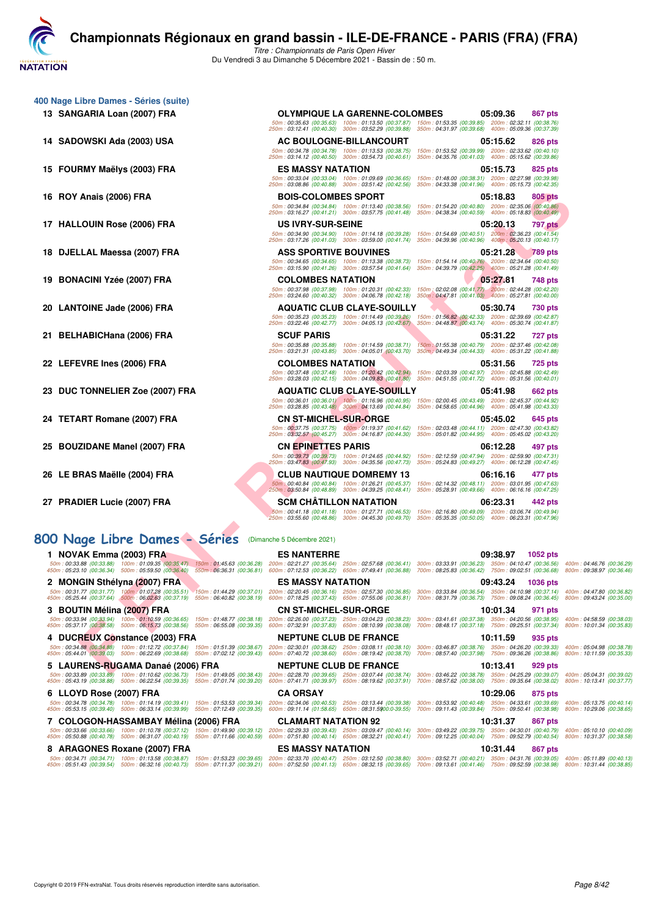# Championnats Régionaux en grand bassin - ILE-DE-FRANCE - PARIS (FRA) (FRA)

*Titre : Championnats de Paris Open Hiver*
Du Vendredi 3 au Dimanche 5 Décembre 2021 - Bassin de : 50 m.

## 400 Nage Libre Dames - Séries (suite)

| Rang | Nom | Club | Temps | Points |
|---|---|---|---|---|
| 13 | SANGARIA Loan (2007) FRA | OLYMPIQUE LA GARENNE-COLOMBES | 05:09.36 | 867 pts |
| | 50m : 00:35.63 (00:35.63) 100m : 01:13.50 (00:37.87) 150m : 01:53.35 (00:39.85) 200m : 02:32.11 (00:38.76) 250m : 03:12.41 (00:40.30) 300m : 03:52.29 (00:39.88) 350m : 04:31.97 (00:39.68) 400m : 05:09.36 (00:37.39) | | | |
| 14 | SADOWSKI Ada (2003) USA | AC BOULOGNE-BILLANCOURT | 05:15.62 | 826 pts |
| | 50m : 00:34.78 (00:34.78) 100m : 01:13.53 (00:38.75) 150m : 01:53.52 (00:39.99) 200m : 02:33.62 (00:40.10) 250m : 03:14.12 (00:40.50) 300m : 03:54.73 (00:40.61) 350m : 04:35.76 (00:41.03) 400m : 05:15.62 (00:39.86) | | | |
| 15 | FOURMY Maëlys (2003) FRA | ES MASSY NATATION | 05:15.73 | 825 pts |
| | 50m : 00:33.04 (00:33.04) 100m : 01:09.69 (00:36.65) 150m : 01:48.00 (00:38.31) 200m : 02:27.98 (00:39.98) 250m : 03:08.86 (00:40.88) 300m : 03:51.42 (00:42.56) 350m : 04:33.38 (00:41.96) 400m : 05:15.73 (00:42.35) | | | |
| 16 | ROY Anais (2006) FRA | BOIS-COLOMBES SPORT | 05:18.83 | 805 pts |
| | 50m : 00:34.84 (00:34.84) 100m : 01:13.40 (00:38.56) 150m : 01:54.20 (00:40.80) 200m : 02:35.06 (00:40.86) 250m : 03:16.27 (00:41.21) 300m : 03:57.75 (00:41.48) 350m : 04:38.34 (00:40.59) 400m : 05:18.83 (00:40.49) | | | |
| 17 | HALLOUIN Rose (2006) FRA | US IVRY-SUR-SEINE | 05:20.13 | 797 pts |
| | 50m : 00:34.90 (00:34.90) 100m : 01:14.18 (00:39.28) 150m : 01:54.69 (00:40.51) 200m : 02:36.23 (00:41.54) 250m : 03:17.26 (00:41.03) 300m : 03:59.00 (00:41.74) 350m : 04:39.96 (00:40.96) 400m : 05:20.13 (00:40.17) | | | |
| 18 | DJELLAL Maessa (2007) FRA | ASS SPORTIVE BOUVINES | 05:21.28 | 789 pts |
| | 50m : 00:34.65 (00:34.65) 100m : 01:13.38 (00:38.73) 150m : 01:54.14 (00:40.76) 200m : 02:34.64 (00:40.50) 250m : 03:15.90 (00:41.26) 300m : 03:57.54 (00:41.64) 350m : 04:39.79 (00:42.25) 400m : 05:21.28 (00:41.49) | | | |
| 19 | BONACINI Yzée (2007) FRA | COLOMBES NATATION | 05:27.81 | 748 pts |
| | 50m : 00:37.98 (00:37.98) 100m : 01:20.31 (00:42.33) 150m : 02:02.08 (00:41.77) 200m : 02:44.28 (00:42.20) 250m : 03:24.60 (00:40.32) 300m : 04:06.78 (00:42.18) 350m : 04:47.81 (00:41.03) 400m : 05:27.81 (00:40.00) | | | |
| 20 | LANTOINE Jade (2006) FRA | AQUATIC CLUB CLAYE-SOUILLY | 05:30.74 | 730 pts |
| | 50m : 00:35.23 (00:35.23) 100m : 01:14.49 (00:39.26) 150m : 01:56.82 (00:42.33) 200m : 02:39.69 (00:42.87) 250m : 03:22.46 (00:42.77) 300m : 04:05.13 (00:42.67) 350m : 04:48.87 (00:43.74) 400m : 05:30.74 (00:41.87) | | | |
| 21 | BELHABICHana (2006) FRA | SCUF PARIS | 05:31.22 | 727 pts |
| | 50m : 00:35.88 (00:35.88) 100m : 01:14.59 (00:38.71) 150m : 01:55.38 (00:40.79) 200m : 02:37.46 (00:42.08) 250m : 03:21.31 (00:43.85) 300m : 04:05.01 (00:43.70) 350m : 04:49.34 (00:44.33) 400m : 05:31.22 (00:41.88) | | | |
| 22 | LEFEVRE Ines (2006) FRA | COLOMBES NATATION | 05:31.56 | 725 pts |
| | 50m : 00:37.48 (00:37.48) 100m : 01:20.42 (00:42.94) 150m : 02:03.39 (00:42.97) 200m : 02:45.88 (00:42.49) 250m : 03:28.03 (00:42.15) 300m : 04:09.83 (00:41.80) 350m : 04:51.55 (00:41.72) 400m : 05:31.56 (00:40.01) | | | |
| 23 | DUC TONNELIER Zoe (2007) FRA | AQUATIC CLUB CLAYE-SOUILLY | 05:41.98 | 662 pts |
| | 50m : 00:36.01 (00:36.01) 100m : 01:16.96 (00:40.95) 150m : 02:00.45 (00:43.49) 200m : 02:45.37 (00:44.92) 250m : 03:28.85 (00:43.48) 300m : 04:13.69 (00:44.84) 350m : 04:58.65 (00:44.96) 400m : 05:41.98 (00:43.33) | | | |
| 24 | TETART Romane (2007) FRA | CN ST-MICHEL-SUR-ORGE | 05:45.02 | 645 pts |
| | 50m : 00:37.75 (00:37.75) 100m : 01:19.37 (00:41.62) 150m : 02:03.48 (00:44.11) 200m : 02:47.30 (00:43.82) 250m : 03:32.57 (00:45.27) 300m : 04:16.87 (00:44.30) 350m : 05:01.82 (00:44.95) 400m : 05:45.02 (00:43.20) | | | |
| 25 | BOUZIDANE Manel (2007) FRA | CN EPINETTES PARIS | 06:12.28 | 497 pts |
| | 50m : 00:39.73 (00:39.73) 100m : 01:24.65 (00:44.92) 150m : 02:12.59 (00:47.94) 200m : 02:59.90 (00:47.31) 250m : 03:47.83 (00:47.93) 300m : 04:35.56 (00:47.73) 350m : 05:24.83 (00:49.27) 400m : 06:12.28 (00:47.45) | | | |
| 26 | LE BRAS Maëlle (2004) FRA | CLUB NAUTIQUE DOMREMY 13 | 06:16.16 | 477 pts |
| | 50m : 00:40.84 (00:40.84) 100m : 01:26.21 (00:45.37) 150m : 02:14.32 (00:48.11) 200m : 03:01.95 (00:47.63) 250m : 03:50.84 (00:48.89) 300m : 04:39.25 (00:48.41) 350m : 05:28.91 (00:49.66) 400m : 06:16.16 (00:47.25) | | | |
| 27 | PRADIER Lucie (2007) FRA | SCM CHÂTILLON NATATION | 06:23.31 | 442 pts |
| | 50m : 00:41.18 (00:41.18) 100m : 01:27.71 (00:46.53) 150m : 02:16.80 (00:49.09) 200m : 03:06.74 (00:49.94) 250m : 03:55.60 (00:48.86) 300m : 04:45.30 (00:49.70) 350m : 05:35.35 (00:50.05) 400m : 06:23.31 (00:47.96) | | | |

## 800 Nage Libre Dames - Séries (Dimanche 5 Décembre 2021)

| Rang | Nom | Club | Temps | Points |
|---|---|---|---|---|
| 1 | NOVAK Emma (2003) FRA | ES NANTERRE | 09:38.97 | 1052 pts |
| | 50m : 00:33.88 (00:33.88) 100m : 01:09.35 (00:35.47) 150m : 01:45.63 (00:36.28) 200m : 02:21.27 (00:35.64) 250m : 02:57.68 (00:36.41) 300m : 03:33.91 (00:36.23) 350m : 04:10.47 (00:36.56) 400m : 04:46.76 (00:36.29) 450m : 05:23.10 (00:36.34) 500m : 05:59.50 (00:36.40) 550m : 06:36.31 (00:36.81) 600m : 07:12.53 (00:36.22) 650m : 07:49.41 (00:36.88) 700m : 08:25.83 (00:36.42) 750m : 09:02.51 (00:36.68) 800m : 09:38.97 (00:36.46) | | | |
| 2 | MONGIN Sthélyna (2007) FRA | ES MASSY NATATION | 09:43.24 | 1036 pts |
| | 50m : 00:31.77 (00:31.77) 100m : 01:07.28 (00:35.51) 150m : 01:44.29 (00:37.01) 200m : 02:20.45 (00:36.16) 250m : 02:57.30 (00:36.85) 300m : 03:33.84 (00:36.54) 350m : 04:10.98 (00:37.14) 400m : 04:47.80 (00:36.82) 450m : 05:25.44 (00:37.64) 500m : 06:02.63 (00:37.19) 550m : 06:40.82 (00:38.19) 600m : 07:18.25 (00:37.43) 650m : 07:55.06 (00:36.81) 700m : 08:31.79 (00:36.73) 750m : 09:08.24 (00:36.45) 800m : 09:43.24 (00:35.00) | | | |
| 3 | BOUTIN Mélina (2007) FRA | CN ST-MICHEL-SUR-ORGE | 10:01.34 | 971 pts |
| | 50m : 00:33.94 (00:33.94) 100m : 01:10.59 (00:36.65) 150m : 01:48.77 (00:38.18) 200m : 02:26.00 (00:37.23) 250m : 03:04.23 (00:38.23) 300m : 03:41.61 (00:37.38) 350m : 04:20.56 (00:38.95) 400m : 04:58.59 (00:38.03) 450m : 05:37.17 (00:38.58) 500m : 06:15.73 (00:38.56) 550m : 06:55.08 (00:39.35) 600m : 07:32.91 (00:37.83) 650m : 08:10.99 (00:38.08) 700m : 08:48.17 (00:37.18) 750m : 09:25.51 (00:37.34) 800m : 10:01.34 (00:35.83) | | | |
| 4 | DUCREUX Constance (2003) FRA | NEPTUNE CLUB DE FRANCE | 10:11.59 | 935 pts |
| | 50m : 00:34.88 (00:34.88) 100m : 01:12.72 (00:37.84) 150m : 01:51.39 (00:38.67) 200m : 02:30.01 (00:38.62) 250m : 03:08.11 (00:38.10) 300m : 03:46.87 (00:38.76) 350m : 04:26.20 (00:39.33) 400m : 05:04.98 (00:38.78) 450m : 05:44.01 (00:39.03) 500m : 06:22.69 (00:38.68) 550m : 07:02.12 (00:39.43) 600m : 07:40.72 (00:38.60) 650m : 08:19.42 (00:38.70) 700m : 08:57.40 (00:37.98) 750m : 09:36.26 (00:38.86) 800m : 10:11.59 (00:35.33) | | | |
| 5 | LAURENS-RUGAMA Danaé (2006) FRA | NEPTUNE CLUB DE FRANCE | 10:13.41 | 929 pts |
| | 50m : 00:33.89 (00:33.89) 100m : 01:10.62 (00:36.73) 150m : 01:49.05 (00:38.43) 200m : 02:28.70 (00:39.65) 250m : 03:07.44 (00:38.74) 300m : 03:46.22 (00:38.78) 350m : 04:25.29 (00:39.07) 400m : 05:04.31 (00:39.02) 450m : 05:43.19 (00:38.88) 500m : 06:22.54 (00:39.35) 550m : 07:01.74 (00:39.20) 600m : 07:41.71 (00:39.97) 650m : 08:19.62 (00:37.91) 700m : 08:57.62 (00:38.00) 750m : 09:35.64 (00:38.02) 800m : 10:13.41 (00:37.77) | | | |
| 6 | LLOYD Rose (2007) FRA | CA ORSAY | 10:29.06 | 875 pts |
| | 50m : 00:34.78 (00:34.78) 100m : 01:14.19 (00:39.41) 150m : 01:53.53 (00:39.34) 200m : 02:34.06 (00:40.53) 250m : 03:13.44 (00:39.38) 300m : 03:53.92 (00:40.48) 350m : 04:33.61 (00:39.69) 400m : 05:13.75 (00:40.14) 450m : 05:53.15 (00:39.40) 500m : 06:33.14 (00:39.99) 550m : 07:12.49 (00:39.35) 600m : 09:11.14 (01:58.65) 650m : 08:31.59(00:39.55) 700m : 09:11.43 (00:39.84) 750m : 09:50.41 (00:38.98) 800m : 10:29.06 (00:38.65) | | | |
| 7 | COLOGON-HASSAMBAY Mélina (2006) FRA | CLAMART NATATION 92 | 10:31.37 | 867 pts |
| | 50m : 00:33.66 (00:33.66) 100m : 01:10.78 (00:37.12) 150m : 01:49.90 (00:39.12) 200m : 02:29.33 (00:39.43) 250m : 03:09.47 (00:40.14) 300m : 03:49.22 (00:39.75) 350m : 04:30.01 (00:40.79) 400m : 05:10.10 (00:40.09) 450m : 05:50.88 (00:40.78) 500m : 06:31.07 (00:40.19) 550m : 07:11.66 (00:40.59) 600m : 07:51.80 (00:40.14) 650m : 08:32.21 (00:40.41) 700m : 09:12.25 (00:40.04) 750m : 09:52.79 (00:40.54) 800m : 10:31.37 (00:38.58) | | | |
| 8 | ARAGONES Roxane (2007) FRA | ES MASSY NATATION | 10:31.44 | 867 pts |
| | 50m : 00:34.71 (00:34.71) 100m : 01:13.58 (00:38.87) 150m : 01:53.23 (00:39.65) 200m : 02:33.70 (00:40.47) 250m : 03:12.50 (00:38.80) 300m : 03:52.71 (00:40.21) 350m : 04:31.76 (00:39.05) 400m : 05:11.89 (00:40.13) 450m : 05:51.43 (00:39.54) 500m : 06:32.16 (00:40.73) 550m : 07:11.37 (00:39.21) 600m : 07:52.50 (00:41.13) 650m : 08:32.15 (00:39.65) 700m : 09:13.61 (00:41.46) 750m : 09:52.59 (00:38.98) 800m : 10:31.44 (00:38.85) | | | |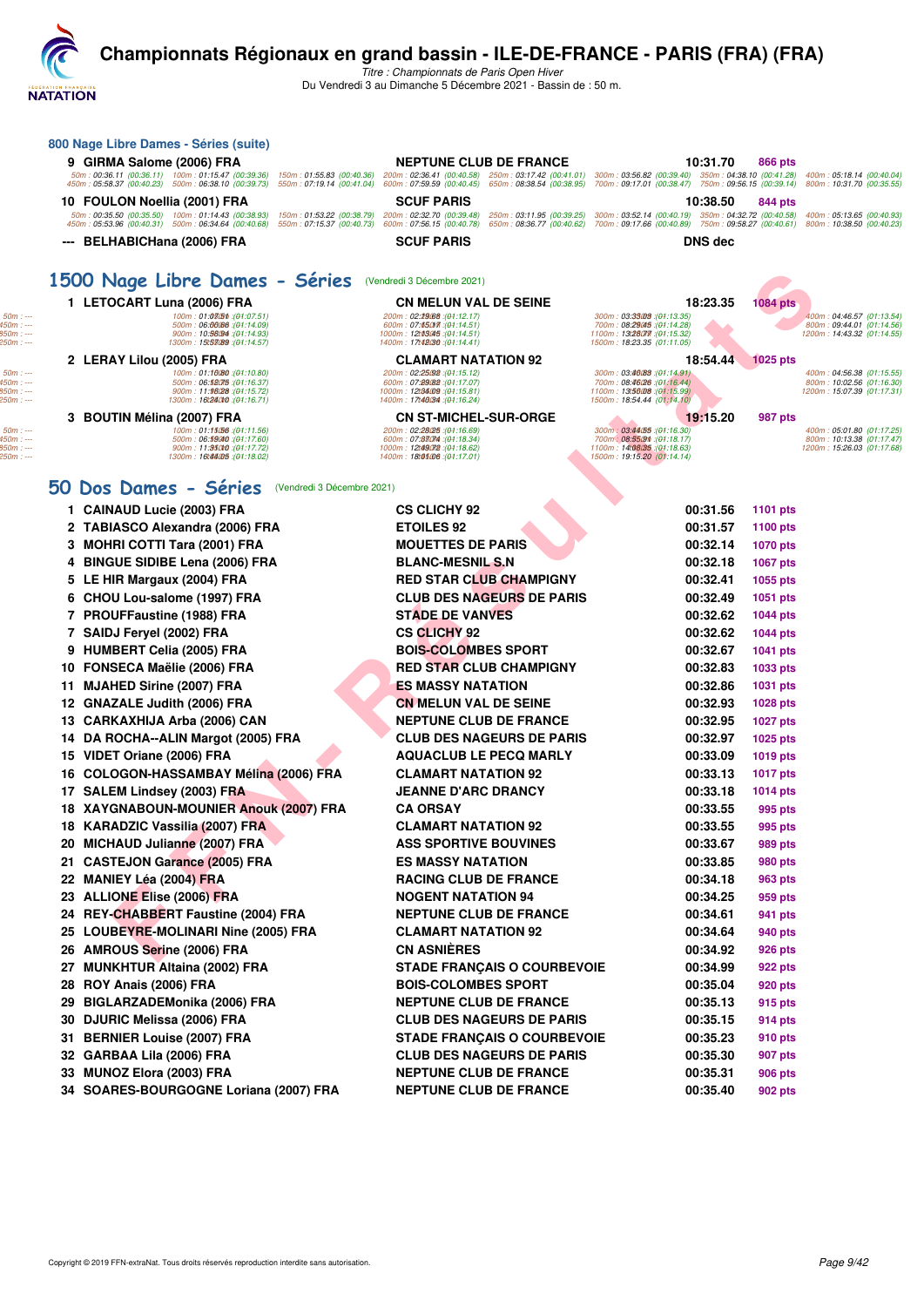# Championnats Régionaux en grand bassin - ILE-DE-FRANCE - PARIS (FRA) (FRA)

*Titre : Championnats de Paris Open Hiver*

Du Vendredi 3 au Dimanche 5 Décembre 2021 - Bassin de : 50 m.

### 800 Nage Libre Dames - Séries (suite)

| Rang | Nom | Club | Temps | Points |
|---|---|---|---|---|
| 9 | GIRMA Salome (2006) FRA | NEPTUNE CLUB DE FRANCE | 10:31.70 | 866 pts |
| | 50m : 00:36.11 (00:36.11) 100m : 01:15.47 (00:39.36) 150m : 01:55.83 (00:40.36) 200m : 02:36.41 (00:40.58) 250m : 03:17.42 (00:41.01) 300m : 03:56.82 (00:39.40) 350m : 04:38.10 (00:41.28) 400m : 05:18.14 (00:40.04) 450m : 05:58.37 (00:40.23) 500m : 06:38.10 (00:39.73) 550m : 07:19.14 (00:41.04) 600m : 07:59.59 (00:40.45) 650m : 08:38.54 (00:38.95) 700m : 09:17.01 (00:38.47) 750m : 09:56.15 (00:39.14) 800m : 10:31.70 (00:35.55) | | | |
| 10 | FOULON Noellia (2001) FRA | SCUF PARIS | 10:38.50 | 844 pts |
| | 50m : 00:35.50 (00:35.50) 100m : 01:14.43 (00:38.93) 150m : 01:53.22 (00:38.79) 200m : 02:32.70 (00:39.48) 250m : 03:11.95 (00:39.25) 300m : 03:52.14 (00:40.19) 350m : 04:32.72 (00:40.58) 400m : 05:13.65 (00:40.93) 450m : 05:53.96 (00:40.31) 500m : 06:34.64 (00:40.68) 550m : 07:15.37 (00:40.73) 600m : 07:56.15 (00:40.78) 650m : 08:36.77 (00:40.62) 700m : 09:17.66 (00:40.89) 750m : 09:58.27 (00:40.61) 800m : 10:38.50 (00:40.23) | | | |
| --- | BELHABICHana (2006) FRA | SCUF PARIS | DNS dec | |

## 1500 Nage Libre Dames - Séries (Vendredi 3 Décembre 2021)

| Rang | Nom | Club | Temps | Points |
|---|---|---|---|---|
| 1 | LETOCART Luna (2006) FRA | CN MELUN VAL DE SEINE | 18:23.35 | 1084 pts |
| | 100m : 01:07.51 (01:07.51) 200m : 02:19.68 (01:12.17) 300m : 03:33.03 (01:13.35) 400m : 04:46.57 (01:13.54) 500m : 06:00.66 (01:14.09) 600m : 07:15.17 (01:14.51) 700m : 08:29.45 (01:14.28) 800m : 09:44.01 (01:14.56) 900m : 10:58.94 (01:14.93) 1000m : 12:13.45 (01:14.51) 1100m : 13:28.77 (01:15.32) 1200m : 14:43.32 (01:14.55) 1300m : 15:57.89 (01:14.57) 1400m : 17:12.30 (01:14.41) 1500m : 18:23.35 (01:11.05) | | | |
| 2 | LERAY Lilou (2005) FRA | CLAMART NATATION 92 | 18:54.44 | 1025 pts |
| | 100m : 01:10.80 (01:10.80) 200m : 02:25.92 (01:15.12) 300m : 03:40.83 (01:14.91) 400m : 04:56.38 (01:15.55) 500m : 06:12.75 (01:16.37) 600m : 07:29.82 (01:17.07) 700m : 08:46.26 (01:16.44) 800m : 10:02.56 (01:16.30) 900m : 11:18.28 (01:15.72) 1000m : 12:34.09 (01:15.81) 1100m : 13:50.08 (01:15.99) 1200m : 15:07.39 (01:17.31) 1300m : 16:24.10 (01:16.71) 1400m : 17:40.34 (01:16.24) 1500m : 18:54.44 (01:14.10) | | | |
| 3 | BOUTIN Mélina (2007) FRA | CN ST-MICHEL-SUR-ORGE | 19:15.20 | 987 pts |
| | 100m : 01:11.56 (01:11.56) 200m : 02:28.25 (01:16.69) 300m : 03:44.55 (01:16.30) 400m : 05:01.80 (01:17.25) 500m : 06:19.40 (01:17.60) 600m : 07:37.74 (01:18.34) 700m : 08:55.91 (01:18.17) 800m : 10:13.38 (01:17.47) 900m : 11:31.10 (01:17.72) 1000m : 12:49.72 (01:18.62) 1100m : 14:08.35 (01:18.63) 1200m : 15:26.03 (01:17.68) 1300m : 16:44.05 (01:18.02) 1400m : 18:01.06 (01:17.01) 1500m : 19:15.20 (01:14.14) | | | |

## 50 Dos Dames - Séries (Vendredi 3 Décembre 2021)

| Rang | Nom | Club | Temps | Points |
|---|---|---|---|---|
| 1 | CAINAUD Lucie (2003) FRA | CS CLICHY 92 | 00:31.56 | 1101 pts |
| 2 | TABIASCO Alexandra (2006) FRA | ETOILES 92 | 00:31.57 | 1100 pts |
| 3 | MOHRI COTTI Tara (2001) FRA | MOUETTES DE PARIS | 00:32.14 | 1070 pts |
| 4 | BINGUE SIDIBE Lena (2006) FRA | BLANC-MESNIL S.N | 00:32.18 | 1067 pts |
| 5 | LE HIR Margaux (2004) FRA | RED STAR CLUB CHAMPIGNY | 00:32.41 | 1055 pts |
| 6 | CHOU Lou-salome (1997) FRA | CLUB DES NAGEURS DE PARIS | 00:32.49 | 1051 pts |
| 7 | PROUFFaustine (1988) FRA | STADE DE VANVES | 00:32.62 | 1044 pts |
| 7 | SAIDJ Feryel (2002) FRA | CS CLICHY 92 | 00:32.62 | 1044 pts |
| 9 | HUMBERT Celia (2005) FRA | BOIS-COLOMBES SPORT | 00:32.67 | 1041 pts |
| 10 | FONSECA Maëlie (2006) FRA | RED STAR CLUB CHAMPIGNY | 00:32.83 | 1033 pts |
| 11 | MJAHED Sirine (2007) FRA | ES MASSY NATATION | 00:32.86 | 1031 pts |
| 12 | GNAZALE Judith (2006) FRA | CN MELUN VAL DE SEINE | 00:32.93 | 1028 pts |
| 13 | CARKAXHIJA Arba (2006) CAN | NEPTUNE CLUB DE FRANCE | 00:32.95 | 1027 pts |
| 14 | DA ROCHA--ALIN Margot (2005) FRA | CLUB DES NAGEURS DE PARIS | 00:32.97 | 1025 pts |
| 15 | VIDET Oriane (2006) FRA | AQUACLUB LE PECQ MARLY | 00:33.09 | 1019 pts |
| 16 | COLOGON-HASSAMBAY Mélina (2006) FRA | CLAMART NATATION 92 | 00:33.13 | 1017 pts |
| 17 | SALEM Lindsey (2003) FRA | JEANNE D'ARC DRANCY | 00:33.18 | 1014 pts |
| 18 | XAYGNABOUN-MOUNIER Anouk (2007) FRA | CA ORSAY | 00:33.55 | 995 pts |
| 18 | KARADZIC Vassilia (2007) FRA | CLAMART NATATION 92 | 00:33.55 | 995 pts |
| 20 | MICHAUD Julianne (2007) FRA | ASS SPORTIVE BOUVINES | 00:33.67 | 989 pts |
| 21 | CASTEJON Garance (2005) FRA | ES MASSY NATATION | 00:33.85 | 980 pts |
| 22 | MANIEY Léa (2004) FRA | RACING CLUB DE FRANCE | 00:34.18 | 963 pts |
| 23 | ALLIONE Elise (2006) FRA | NOGENT NATATION 94 | 00:34.25 | 959 pts |
| 24 | REY-CHABBERT Faustine (2004) FRA | NEPTUNE CLUB DE FRANCE | 00:34.61 | 941 pts |
| 25 | LOUBEYRE-MOLINARI Nine (2005) FRA | CLAMART NATATION 92 | 00:34.64 | 940 pts |
| 26 | AMROUS Serine (2006) FRA | CN ASNIÈRES | 00:34.92 | 926 pts |
| 27 | MUNKHTUR Altaina (2002) FRA | STADE FRANÇAIS O COURBEVOIE | 00:34.99 | 922 pts |
| 28 | ROY Anais (2006) FRA | BOIS-COLOMBES SPORT | 00:35.04 | 920 pts |
| 29 | BIGLARZADEMonika (2006) FRA | NEPTUNE CLUB DE FRANCE | 00:35.13 | 915 pts |
| 30 | DJURIC Melissa (2006) FRA | CLUB DES NAGEURS DE PARIS | 00:35.15 | 914 pts |
| 31 | BERNIER Louise (2007) FRA | STADE FRANÇAIS O COURBEVOIE | 00:35.23 | 910 pts |
| 32 | GARBAA Lila (2006) FRA | CLUB DES NAGEURS DE PARIS | 00:35.30 | 907 pts |
| 33 | MUNOZ Elora (2003) FRA | NEPTUNE CLUB DE FRANCE | 00:35.31 | 906 pts |
| 34 | SOARES-BOURGOGNE Loriana (2007) FRA | NEPTUNE CLUB DE FRANCE | 00:35.40 | 902 pts |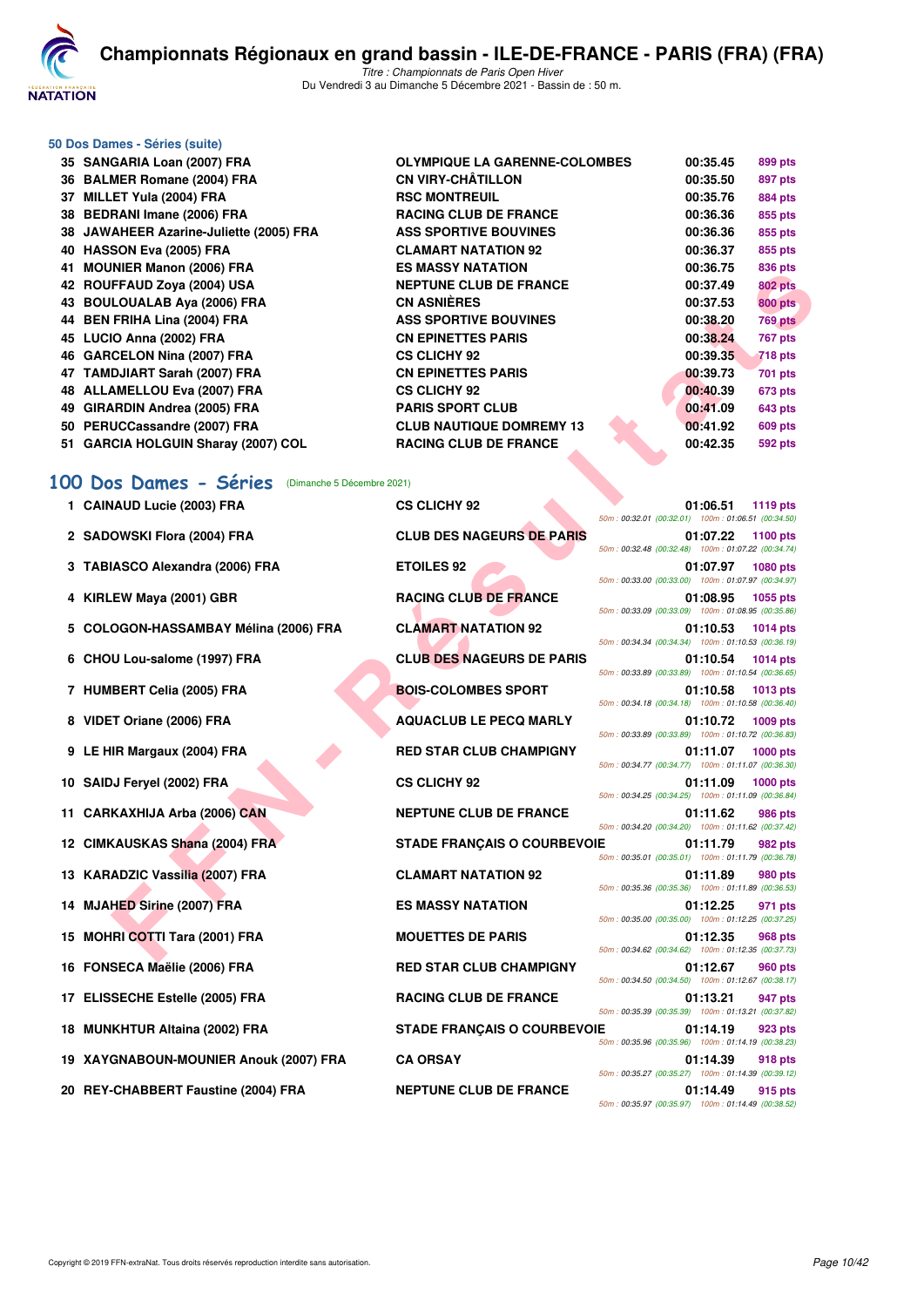# Championnats Régionaux en grand bassin - ILE-DE-FRANCE - PARIS (FRA) (FRA)

*Titre : Championnats de Paris Open Hiver*
Du Vendredi 3 au Dimanche 5 Décembre 2021 - Bassin de : 50 m.

### 50 Dos Dames - Séries (suite)

| | | | | |
|---|---|---|---|---|
| 35 | SANGARIA Loan (2007) FRA | OLYMPIQUE LA GARENNE-COLOMBES | 00:35.45 | 899 pts |
| 36 | BALMER Romane (2004) FRA | CN VIRY-CHÂTILLON | 00:35.50 | 897 pts |
| 37 | MILLET Yula (2004) FRA | RSC MONTREUIL | 00:35.76 | 884 pts |
| 38 | BEDRANI Imane (2006) FRA | RACING CLUB DE FRANCE | 00:36.36 | 855 pts |
| 38 | JAWAHEER Azarine-Juliette (2005) FRA | ASS SPORTIVE BOUVINES | 00:36.36 | 855 pts |
| 40 | HASSON Eva (2005) FRA | CLAMART NATATION 92 | 00:36.37 | 855 pts |
| 41 | MOUNIER Manon (2006) FRA | ES MASSY NATATION | 00:36.75 | 836 pts |
| 42 | ROUFFAUD Zoya (2004) USA | NEPTUNE CLUB DE FRANCE | 00:37.49 | 802 pts |
| 43 | BOULOUALAB Aya (2006) FRA | CN ASNIÈRES | 00:37.53 | 800 pts |
| 44 | BEN FRIHA Lina (2004) FRA | ASS SPORTIVE BOUVINES | 00:38.20 | 769 pts |
| 45 | LUCIO Anna (2002) FRA | CN EPINETTES PARIS | 00:38.24 | 767 pts |
| 46 | GARCELON Nina (2007) FRA | CS CLICHY 92 | 00:39.35 | 718 pts |
| 47 | TAMDJIART Sarah (2007) FRA | CN EPINETTES PARIS | 00:39.73 | 701 pts |
| 48 | ALLAMELLOU Eva (2007) FRA | CS CLICHY 92 | 00:40.39 | 673 pts |
| 49 | GIRARDIN Andrea (2005) FRA | PARIS SPORT CLUB | 00:41.09 | 643 pts |
| 50 | PERUCCassandre (2007) FRA | CLUB NAUTIQUE DOMREMY 13 | 00:41.92 | 609 pts |
| 51 | GARCIA HOLGUIN Sharay (2007) COL | RACING CLUB DE FRANCE | 00:42.35 | 592 pts |

## 100 Dos Dames - Séries (Dimanche 5 Décembre 2021)

| | | | | | |
|---|---|---|---|---|---|
| 1 | CAINAUD Lucie (2003) FRA | CS CLICHY 92 | 01:06.51 | 1119 pts | 50m : 00:32.01 (00:32.01) 100m : 01:06.51 (00:34.50) |
| 2 | SADOWSKI Flora (2004) FRA | CLUB DES NAGEURS DE PARIS | 01:07.22 | 1100 pts | 50m : 00:32.48 (00:32.48) 100m : 01:07.22 (00:34.74) |
| 3 | TABIASCO Alexandra (2006) FRA | ETOILES 92 | 01:07.97 | 1080 pts | 50m : 00:33.00 (00:33.00) 100m : 01:07.97 (00:34.97) |
| 4 | KIRLEW Maya (2001) GBR | RACING CLUB DE FRANCE | 01:08.95 | 1055 pts | 50m : 00:33.09 (00:33.09) 100m : 01:08.95 (00:35.86) |
| 5 | COLOGON-HASSAMBAY Mélina (2006) FRA | CLAMART NATATION 92 | 01:10.53 | 1014 pts | 50m : 00:34.34 (00:34.34) 100m : 01:10.53 (00:36.19) |
| 6 | CHOU Lou-salome (1997) FRA | CLUB DES NAGEURS DE PARIS | 01:10.54 | 1014 pts | 50m : 00:33.89 (00:33.89) 100m : 01:10.54 (00:36.65) |
| 7 | HUMBERT Celia (2005) FRA | BOIS-COLOMBES SPORT | 01:10.58 | 1013 pts | 50m : 00:34.18 (00:34.18) 100m : 01:10.58 (00:36.40) |
| 8 | VIDET Oriane (2006) FRA | AQUACLUB LE PECQ MARLY | 01:10.72 | 1009 pts | 50m : 00:33.89 (00:33.89) 100m : 01:10.72 (00:36.83) |
| 9 | LE HIR Margaux (2004) FRA | RED STAR CLUB CHAMPIGNY | 01:11.07 | 1000 pts | 50m : 00:34.77 (00:34.77) 100m : 01:11.07 (00:36.30) |
| 10 | SAIDJ Feryel (2002) FRA | CS CLICHY 92 | 01:11.09 | 1000 pts | 50m : 00:34.25 (00:34.25) 100m : 01:11.09 (00:36.84) |
| 11 | CARKAXHIJA Arba (2006) CAN | NEPTUNE CLUB DE FRANCE | 01:11.62 | 986 pts | 50m : 00:34.20 (00:34.20) 100m : 01:11.62 (00:37.42) |
| 12 | CIMKAUSKAS Shana (2004) FRA | STADE FRANÇAIS O COURBEVOIE | 01:11.79 | 982 pts | 50m : 00:35.01 (00:35.01) 100m : 01:11.79 (00:36.78) |
| 13 | KARADZIC Vassilia (2007) FRA | CLAMART NATATION 92 | 01:11.89 | 980 pts | 50m : 00:35.36 (00:35.36) 100m : 01:11.89 (00:36.53) |
| 14 | MJAHED Sirine (2007) FRA | ES MASSY NATATION | 01:12.25 | 971 pts | 50m : 00:35.00 (00:35.00) 100m : 01:12.25 (00:37.25) |
| 15 | MOHRI COTTI Tara (2001) FRA | MOUETTES DE PARIS | 01:12.35 | 968 pts | 50m : 00:34.62 (00:34.62) 100m : 01:12.35 (00:37.73) |
| 16 | FONSECA Maëlie (2006) FRA | RED STAR CLUB CHAMPIGNY | 01:12.67 | 960 pts | 50m : 00:34.50 (00:34.50) 100m : 01:12.67 (00:38.17) |
| 17 | ELISSECHE Estelle (2005) FRA | RACING CLUB DE FRANCE | 01:13.21 | 947 pts | 50m : 00:35.39 (00:35.39) 100m : 01:13.21 (00:37.82) |
| 18 | MUNKHTUR Altaina (2002) FRA | STADE FRANÇAIS O COURBEVOIE | 01:14.19 | 923 pts | 50m : 00:35.96 (00:35.96) 100m : 01:14.19 (00:38.23) |
| 19 | XAYGNABOUN-MOUNIER Anouk (2007) FRA | CA ORSAY | 01:14.39 | 918 pts | 50m : 00:35.27 (00:35.27) 100m : 01:14.39 (00:39.12) |
| 20 | REY-CHABBERT Faustine (2004) FRA | NEPTUNE CLUB DE FRANCE | 01:14.49 | 915 pts | 50m : 00:35.97 (00:35.97) 100m : 01:14.49 (00:38.52) |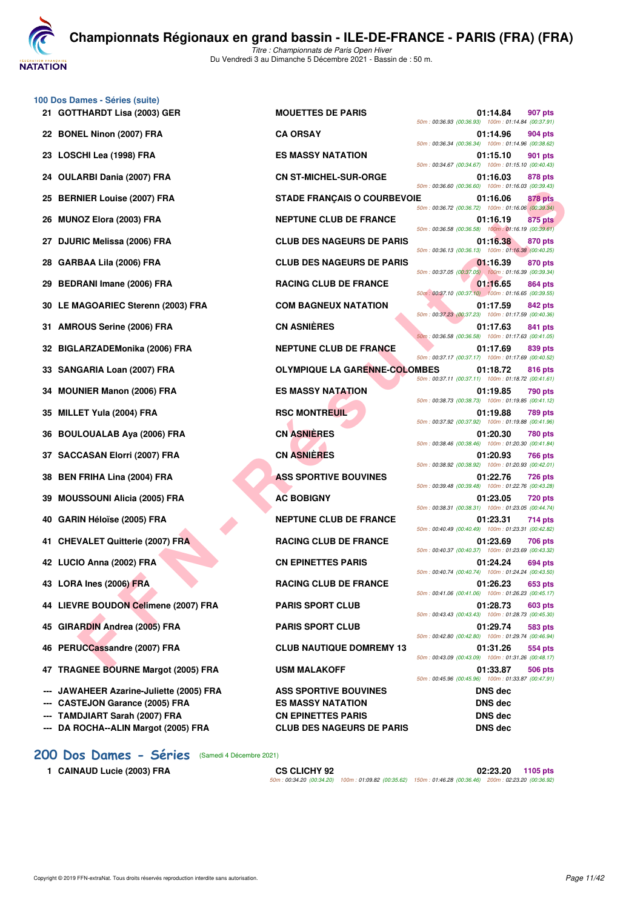### 100 Dos Dames - Séries (suite)

| Rang | Nom | Club | Temps | Points | Splits |
|---|---|---|---|---|---|
| 21 | GOTTHARDT Lisa (2003) GER | MOUETTES DE PARIS | 01:14.84 | 907 pts | 50m : 00:36.93 (00:36.93) 100m : 01:14.84 (00:37.91) |
| 22 | BONEL Ninon (2007) FRA | CA ORSAY | 01:14.96 | 904 pts | 50m : 00:36.34 (00:36.34) 100m : 01:14.96 (00:38.62) |
| 23 | LOSCHI Lea (1998) FRA | ES MASSY NATATION | 01:15.10 | 901 pts | 50m : 00:34.67 (00:34.67) 100m : 01:15.10 (00:40.43) |
| 24 | OULARBI Dania (2007) FRA | CN ST-MICHEL-SUR-ORGE | 01:16.03 | 878 pts | 50m : 00:36.60 (00:36.60) 100m : 01:16.03 (00:39.43) |
| 25 | BERNIER Louise (2007) FRA | STADE FRANÇAIS O COURBEVOIE | 01:16.06 | 878 pts | 50m : 00:36.72 (00:36.72) 100m : 01:16.06 (00:39.34) |
| 26 | MUNOZ Elora (2003) FRA | NEPTUNE CLUB DE FRANCE | 01:16.19 | 875 pts | 50m : 00:36.58 (00:36.58) 100m : 01:16.19 (00:39.61) |
| 27 | DJURIC Melissa (2006) FRA | CLUB DES NAGEURS DE PARIS | 01:16.38 | 870 pts | 50m : 00:36.13 (00:36.13) 100m : 01:16.38 (00:40.25) |
| 28 | GARBAA Lila (2006) FRA | CLUB DES NAGEURS DE PARIS | 01:16.39 | 870 pts | 50m : 00:37.05 (00:37.05) 100m : 01:16.39 (00:39.34) |
| 29 | BEDRANI Imane (2006) FRA | RACING CLUB DE FRANCE | 01:16.65 | 864 pts | 50m : 00:37.10 (00:37.10) 100m : 01:16.65 (00:39.55) |
| 30 | LE MAGOARIEC Sterenn (2003) FRA | COM BAGNEUX NATATION | 01:17.59 | 842 pts | 50m : 00:37.23 (00:37.23) 100m : 01:17.59 (00:40.36) |
| 31 | AMROUS Serine (2006) FRA | CN ASNIÈRES | 01:17.63 | 841 pts | 50m : 00:36.58 (00:36.58) 100m : 01:17.63 (00:41.05) |
| 32 | BIGLARZADEMonika (2006) FRA | NEPTUNE CLUB DE FRANCE | 01:17.69 | 839 pts | 50m : 00:37.17 (00:37.17) 100m : 01:17.69 (00:40.52) |
| 33 | SANGARIA Loan (2007) FRA | OLYMPIQUE LA GARENNE-COLOMBES | 01:18.72 | 816 pts | 50m : 00:37.11 (00:37.11) 100m : 01:18.72 (00:41.61) |
| 34 | MOUNIER Manon (2006) FRA | ES MASSY NATATION | 01:19.85 | 790 pts | 50m : 00:38.73 (00:38.73) 100m : 01:19.85 (00:41.12) |
| 35 | MILLET Yula (2004) FRA | RSC MONTREUIL | 01:19.88 | 789 pts | 50m : 00:37.92 (00:37.92) 100m : 01:19.88 (00:41.96) |
| 36 | BOULOUALAB Aya (2006) FRA | CN ASNIÈRES | 01:20.30 | 780 pts | 50m : 00:38.46 (00:38.46) 100m : 01:20.30 (00:41.84) |
| 37 | SACCASAN Elorri (2007) FRA | CN ASNIÈRES | 01:20.93 | 766 pts | 50m : 00:38.92 (00:38.92) 100m : 01:20.93 (00:42.01) |
| 38 | BEN FRIHA Lina (2004) FRA | ASS SPORTIVE BOUVINES | 01:22.76 | 726 pts | 50m : 00:39.48 (00:39.48) 100m : 01:22.76 (00:43.28) |
| 39 | MOUSSOUNI Alicia (2005) FRA | AC BOBIGNY | 01:23.05 | 720 pts | 50m : 00:38.31 (00:38.31) 100m : 01:23.05 (00:44.74) |
| 40 | GARIN Héloïse (2005) FRA | NEPTUNE CLUB DE FRANCE | 01:23.31 | 714 pts | 50m : 00:40.49 (00:40.49) 100m : 01:23.31 (00:42.82) |
| 41 | CHEVALET Quitterie (2007) FRA | RACING CLUB DE FRANCE | 01:23.69 | 706 pts | 50m : 00:40.37 (00:40.37) 100m : 01:23.69 (00:43.32) |
| 42 | LUCIO Anna (2002) FRA | CN EPINETTES PARIS | 01:24.24 | 694 pts | 50m : 00:40.74 (00:40.74) 100m : 01:24.24 (00:43.50) |
| 43 | LORA Ines (2006) FRA | RACING CLUB DE FRANCE | 01:26.23 | 653 pts | 50m : 00:41.06 (00:41.06) 100m : 01:26.23 (00:45.17) |
| 44 | LIEVRE BOUDON Celimene (2007) FRA | PARIS SPORT CLUB | 01:28.73 | 603 pts | 50m : 00:43.43 (00:43.43) 100m : 01:28.73 (00:45.30) |
| 45 | GIRARDIN Andrea (2005) FRA | PARIS SPORT CLUB | 01:29.74 | 583 pts | 50m : 00:42.80 (00:42.80) 100m : 01:29.74 (00:46.94) |
| 46 | PERUCCassandre (2007) FRA | CLUB NAUTIQUE DOMREMY 13 | 01:31.26 | 554 pts | 50m : 00:43.09 (00:43.09) 100m : 01:31.26 (00:48.17) |
| 47 | TRAGNEE BOURNE Margot (2005) FRA | USM MALAKOFF | 01:33.87 | 506 pts | 50m : 00:45.96 (00:45.96) 100m : 01:33.87 (00:47.91) |
| --- | JAWAHEER Azarine-Juliette (2005) FRA | ASS SPORTIVE BOUVINES | DNS dec | | |
| --- | CASTEJON Garance (2005) FRA | ES MASSY NATATION | DNS dec | | |
| --- | TAMDJIART Sarah (2007) FRA | CN EPINETTES PARIS | DNS dec | | |
| --- | DA ROCHA--ALIN Margot (2005) FRA | CLUB DES NAGEURS DE PARIS | DNS dec | | |

## 200 Dos Dames - Séries (Samedi 4 Décembre 2021)

| Rang | Nom | Club | Temps | Points | Splits |
|---|---|---|---|---|---|
| 1 | CAINAUD Lucie (2003) FRA | CS CLICHY 92 | 02:23.20 | 1105 pts | 50m : 00:34.20 (00:34.20) 100m : 01:09.82 (00:35.62) 150m : 01:46.28 (00:36.46) 200m : 02:23.20 (00:36.92) |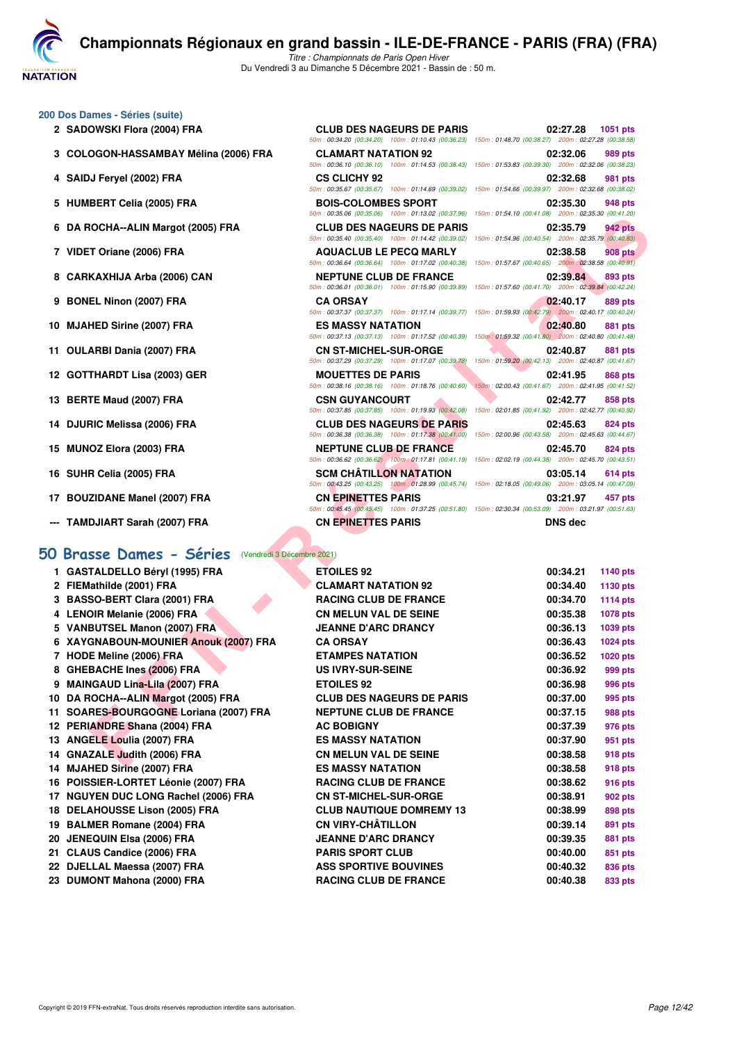# Championnats Régionaux en grand bassin - ILE-DE-FRANCE - PARIS (FRA) (FRA)

*Titre : Championnats de Paris Open Hiver*

Du Vendredi 3 au Dimanche 5 Décembre 2021 - Bassin de : 50 m.

## 200 Dos Dames - Séries (suite)

| Rang | Nom | Club | Temps | Points |
|---|---|---|---|---|
| 2 | SADOWSKI Flora (2004) FRA | CLUB DES NAGEURS DE PARIS | 02:27.28 | 1051 pts |
| | | 50m : 00:34.20 (00:34.20) 100m : 01:10.43 (00:36.23) 150m : 01:48.70 (00:38.27) 200m : 02:27.28 (00:38.58) | | |
| 3 | COLOGON-HASSAMBAY Mélina (2006) FRA | CLAMART NATATION 92 | 02:32.06 | 989 pts |
| | | 50m : 00:36.10 (00:36.10) 100m : 01:14.53 (00:38.43) 150m : 01:53.83 (00:39.30) 200m : 02:32.06 (00:38.23) | | |
| 4 | SAIDJ Feryel (2002) FRA | CS CLICHY 92 | 02:32.68 | 981 pts |
| | | 50m : 00:35.67 (00:35.67) 100m : 01:14.69 (00:39.02) 150m : 01:54.66 (00:39.97) 200m : 02:32.68 (00:38.02) | | |
| 5 | HUMBERT Celia (2005) FRA | BOIS-COLOMBES SPORT | 02:35.30 | 948 pts |
| | | 50m : 00:35.06 (00:35.06) 100m : 01:13.02 (00:37.96) 150m : 01:54.10 (00:41.08) 200m : 02:35.30 (00:41.20) | | |
| 6 | DA ROCHA--ALIN Margot (2005) FRA | CLUB DES NAGEURS DE PARIS | 02:35.79 | 942 pts |
| | | 50m : 00:35.40 (00:35.40) 100m : 01:14.42 (00:39.02) 150m : 01:54.96 (00:40.54) 200m : 02:35.79 (00:40.83) | | |
| 7 | VIDET Oriane (2006) FRA | AQUACLUB LE PECQ MARLY | 02:38.58 | 908 pts |
| | | 50m : 00:36.64 (00:36.64) 100m : 01:17.02 (00:40.38) 150m : 01:57.67 (00:40.65) 200m : 02:38.58 (00:40.91) | | |
| 8 | CARKAXHIJA Arba (2006) CAN | NEPTUNE CLUB DE FRANCE | 02:39.84 | 893 pts |
| | | 50m : 00:36.01 (00:36.01) 100m : 01:15.90 (00:39.89) 150m : 01:57.60 (00:41.70) 200m : 02:39.84 (00:42.24) | | |
| 9 | BONEL Ninon (2007) FRA | CA ORSAY | 02:40.17 | 889 pts |
| | | 50m : 00:37.37 (00:37.37) 100m : 01:17.14 (00:39.77) 150m : 01:59.93 (00:42.79) 200m : 02:40.17 (00:40.24) | | |
| 10 | MJAHED Sirine (2007) FRA | ES MASSY NATATION | 02:40.80 | 881 pts |
| | | 50m : 00:37.13 (00:37.13) 100m : 01:17.52 (00:40.39) 150m : 01:59.32 (00:41.80) 200m : 02:40.80 (00:41.48) | | |
| 11 | OULARBI Dania (2007) FRA | CN ST-MICHEL-SUR-ORGE | 02:40.87 | 881 pts |
| | | 50m : 00:37.29 (00:37.29) 100m : 01:17.07 (00:39.78) 150m : 01:59.20 (00:42.13) 200m : 02:40.87 (00:41.67) | | |
| 12 | GOTTHARDT Lisa (2003) GER | MOUETTES DE PARIS | 02:41.95 | 868 pts |
| | | 50m : 00:38.16 (00:38.16) 100m : 01:18.76 (00:40.60) 150m : 02:00.43 (00:41.67) 200m : 02:41.95 (00:41.52) | | |
| 13 | BERTE Maud (2007) FRA | CSN GUYANCOURT | 02:42.77 | 858 pts |
| | | 50m : 00:37.85 (00:37.85) 100m : 01:19.93 (00:42.08) 150m : 02:01.85 (00:41.92) 200m : 02:42.77 (00:40.92) | | |
| 14 | DJURIC Melissa (2006) FRA | CLUB DES NAGEURS DE PARIS | 02:45.63 | 824 pts |
| | | 50m : 00:36.38 (00:36.38) 100m : 01:17.38 (00:41.00) 150m : 02:00.96 (00:43.58) 200m : 02:45.63 (00:44.67) | | |
| 15 | MUNOZ Elora (2003) FRA | NEPTUNE CLUB DE FRANCE | 02:45.70 | 824 pts |
| | | 50m : 00:36.62 (00:36.62) 100m : 01:17.81 (00:41.19) 150m : 02:02.19 (00:44.38) 200m : 02:45.70 (00:43.51) | | |
| 16 | SUHR Celia (2005) FRA | SCM CHÂTILLON NATATION | 03:05.14 | 614 pts |
| | | 50m : 00:43.25 (00:43.25) 100m : 01:28.99 (00:45.74) 150m : 02:18.05 (00:49.06) 200m : 03:05.14 (00:47.09) | | |
| 17 | BOUZIDANE Manel (2007) FRA | CN EPINETTES PARIS | 03:21.97 | 457 pts |
| | | 50m : 00:45.45 (00:45.45) 100m : 01:37.25 (00:51.80) 150m : 02:30.34 (00:53.09) 200m : 03:21.97 (00:51.63) | | |
| --- | TAMDJIART Sarah (2007) FRA | CN EPINETTES PARIS | DNS dec | |

## 50 Brasse Dames - Séries (Vendredi 3 Décembre 2021)

| Rang | Nom | Club | Temps | Points |
|---|---|---|---|---|
| 1 | GASTALDELLO Béryl (1995) FRA | ETOILES 92 | 00:34.21 | 1140 pts |
| 2 | FIEMathilde (2001) FRA | CLAMART NATATION 92 | 00:34.40 | 1130 pts |
| 3 | BASSO-BERT Clara (2001) FRA | RACING CLUB DE FRANCE | 00:34.70 | 1114 pts |
| 4 | LENOIR Melanie (2006) FRA | CN MELUN VAL DE SEINE | 00:35.38 | 1078 pts |
| 5 | VANBUTSEL Manon (2007) FRA | JEANNE D'ARC DRANCY | 00:36.13 | 1039 pts |
| 6 | XAYGNABOUN-MOUNIER Anouk (2007) FRA | CA ORSAY | 00:36.43 | 1024 pts |
| 7 | HODE Meline (2006) FRA | ETAMPES NATATION | 00:36.52 | 1020 pts |
| 8 | GHEBACHE Ines (2006) FRA | US IVRY-SUR-SEINE | 00:36.92 | 999 pts |
| 9 | MAINGAUD Lina-Lila (2007) FRA | ETOILES 92 | 00:36.98 | 996 pts |
| 10 | DA ROCHA--ALIN Margot (2005) FRA | CLUB DES NAGEURS DE PARIS | 00:37.00 | 995 pts |
| 11 | SOARES-BOURGOGNE Loriana (2007) FRA | NEPTUNE CLUB DE FRANCE | 00:37.15 | 988 pts |
| 12 | PERIANDRE Shana (2004) FRA | AC BOBIGNY | 00:37.39 | 976 pts |
| 13 | ANGELE Loulia (2007) FRA | ES MASSY NATATION | 00:37.90 | 951 pts |
| 14 | GNAZALE Judith (2006) FRA | CN MELUN VAL DE SEINE | 00:38.58 | 918 pts |
| 14 | MJAHED Sirine (2007) FRA | ES MASSY NATATION | 00:38.58 | 918 pts |
| 16 | POISSIER-LORTET Léonie (2007) FRA | RACING CLUB DE FRANCE | 00:38.62 | 916 pts |
| 17 | NGUYEN DUC LONG Rachel (2006) FRA | CN ST-MICHEL-SUR-ORGE | 00:38.91 | 902 pts |
| 18 | DELAHOUSSE Lison (2005) FRA | CLUB NAUTIQUE DOMREMY 13 | 00:38.99 | 898 pts |
| 19 | BALMER Romane (2004) FRA | CN VIRY-CHÂTILLON | 00:39.14 | 891 pts |
| 20 | JENEQUIN Elsa (2006) FRA | JEANNE D'ARC DRANCY | 00:39.35 | 881 pts |
| 21 | CLAUS Candice (2006) FRA | PARIS SPORT CLUB | 00:40.00 | 851 pts |
| 22 | DJELLAL Maessa (2007) FRA | ASS SPORTIVE BOUVINES | 00:40.32 | 836 pts |
| 23 | DUMONT Mahona (2000) FRA | RACING CLUB DE FRANCE | 00:40.38 | 833 pts |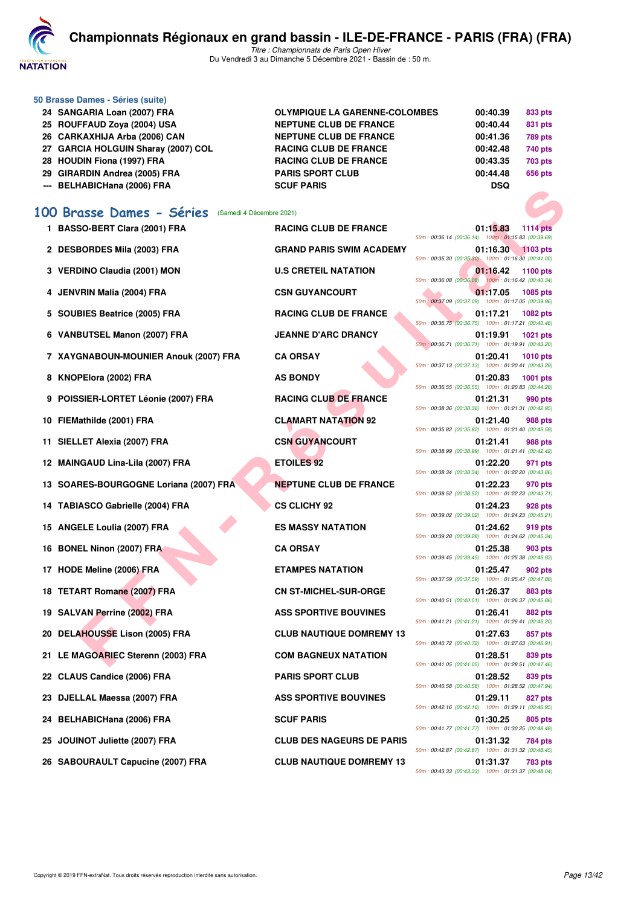### 50 Brasse Dames - Séries (suite)

| | | | | |
|---|---|---|---|---|
| 24 | SANGARIA Loan (2007) FRA | OLYMPIQUE LA GARENNE-COLOMBES | 00:40.39 | 833 pts |
| 25 | ROUFFAUD Zoya (2004) USA | NEPTUNE CLUB DE FRANCE | 00:40.44 | 831 pts |
| 26 | CARKAXHIJA Arba (2006) CAN | NEPTUNE CLUB DE FRANCE | 00:41.36 | 789 pts |
| 27 | GARCIA HOLGUIN Sharay (2007) COL | RACING CLUB DE FRANCE | 00:42.48 | 740 pts |
| 28 | HOUDIN Fiona (1997) FRA | RACING CLUB DE FRANCE | 00:43.35 | 703 pts |
| 29 | GIRARDIN Andrea (2005) FRA | PARIS SPORT CLUB | 00:44.48 | 656 pts |
| --- | BELHABICHana (2006) FRA | SCUF PARIS | DSQ | |

## 100 Brasse Dames - Séries (Samedi 4 Décembre 2021)

| | | | | | |
|---|---|---|---|---|---|
| 1 | BASSO-BERT Clara (2001) FRA | RACING CLUB DE FRANCE | 01:15.83 | 1114 pts | 50m : 00:36.14 (00:36.14) 100m : 01:15.83 (00:39.69) |
| 2 | DESBORDES Mila (2003) FRA | GRAND PARIS SWIM ACADEMY | 01:16.30 | 1103 pts | 50m : 00:35.30 (00:35.30) 100m : 01:16.30 (00:41.00) |
| 3 | VERDINO Claudia (2001) MON | U.S CRETEIL NATATION | 01:16.42 | 1100 pts | 50m : 00:36.08 (00:36.08) 100m : 01:16.42 (00:40.34) |
| 4 | JENVRIN Malia (2004) FRA | CSN GUYANCOURT | 01:17.05 | 1085 pts | 50m : 00:37.09 (00:37.09) 100m : 01:17.05 (00:39.96) |
| 5 | SOUBIES Beatrice (2005) FRA | RACING CLUB DE FRANCE | 01:17.21 | 1082 pts | 50m : 00:36.75 (00:36.75) 100m : 01:17.21 (00:40.46) |
| 6 | VANBUTSEL Manon (2007) FRA | JEANNE D'ARC DRANCY | 01:19.91 | 1021 pts | 50m : 00:36.71 (00:36.71) 100m : 01:19.91 (00:43.20) |
| 7 | XAYGNABOUN-MOUNIER Anouk (2007) FRA | CA ORSAY | 01:20.41 | 1010 pts | 50m : 00:37.13 (00:37.13) 100m : 01:20.41 (00:43.28) |
| 8 | KNOPElora (2002) FRA | AS BONDY | 01:20.83 | 1001 pts | 50m : 00:36.55 (00:36.55) 100m : 01:20.83 (00:44.28) |
| 9 | POISSIER-LORTET Léonie (2007) FRA | RACING CLUB DE FRANCE | 01:21.31 | 990 pts | 50m : 00:38.36 (00:38.36) 100m : 01:21.31 (00:42.95) |
| 10 | FIEMathilde (2001) FRA | CLAMART NATATION 92 | 01:21.40 | 988 pts | 50m : 00:35.82 (00:35.82) 100m : 01:21.40 (00:45.58) |
| 11 | SIELLET Alexia (2007) FRA | CSN GUYANCOURT | 01:21.41 | 988 pts | 50m : 00:38.99 (00:38.99) 100m : 01:21.41 (00:42.42) |
| 12 | MAINGAUD Lina-Lila (2007) FRA | ETOILES 92 | 01:22.20 | 971 pts | 50m : 00:38.34 (00:38.34) 100m : 01:22.20 (00:43.86) |
| 13 | SOARES-BOURGOGNE Loriana (2007) FRA | NEPTUNE CLUB DE FRANCE | 01:22.23 | 970 pts | 50m : 00:38.52 (00:38.52) 100m : 01:22.23 (00:43.71) |
| 14 | TABIASCO Gabrielle (2004) FRA | CS CLICHY 92 | 01:24.23 | 928 pts | 50m : 00:39.02 (00:39.02) 100m : 01:24.23 (00:45.21) |
| 15 | ANGELE Loulia (2007) FRA | ES MASSY NATATION | 01:24.62 | 919 pts | 50m : 00:39.28 (00:39.28) 100m : 01:24.62 (00:45.34) |
| 16 | BONEL Ninon (2007) FRA | CA ORSAY | 01:25.38 | 903 pts | 50m : 00:39.45 (00:39.45) 100m : 01:25.38 (00:45.93) |
| 17 | HODE Meline (2006) FRA | ETAMPES NATATION | 01:25.47 | 902 pts | 50m : 00:37.59 (00:37.59) 100m : 01:25.47 (00:47.88) |
| 18 | TETART Romane (2007) FRA | CN ST-MICHEL-SUR-ORGE | 01:26.37 | 883 pts | 50m : 00:40.51 (00:40.51) 100m : 01:26.37 (00:45.86) |
| 19 | SALVAN Perrine (2002) FRA | ASS SPORTIVE BOUVINES | 01:26.41 | 882 pts | 50m : 00:41.21 (00:41.21) 100m : 01:26.41 (00:45.20) |
| 20 | DELAHOUSSE Lison (2005) FRA | CLUB NAUTIQUE DOMREMY 13 | 01:27.63 | 857 pts | 50m : 00:40.72 (00:40.72) 100m : 01:27.63 (00:46.91) |
| 21 | LE MAGOARIEC Sterenn (2003) FRA | COM BAGNEUX NATATION | 01:28.51 | 839 pts | 50m : 00:41.05 (00:41.05) 100m : 01:28.51 (00:47.46) |
| 22 | CLAUS Candice (2006) FRA | PARIS SPORT CLUB | 01:28.52 | 839 pts | 50m : 00:40.58 (00:40.58) 100m : 01:28.52 (00:47.94) |
| 23 | DJELLAL Maessa (2007) FRA | ASS SPORTIVE BOUVINES | 01:29.11 | 827 pts | 50m : 00:42.16 (00:42.16) 100m : 01:29.11 (00:46.95) |
| 24 | BELHABICHana (2006) FRA | SCUF PARIS | 01:30.25 | 805 pts | 50m : 00:41.77 (00:41.77) 100m : 01:30.25 (00:48.48) |
| 25 | JOUINOT Juliette (2007) FRA | CLUB DES NAGEURS DE PARIS | 01:31.32 | 784 pts | 50m : 00:42.87 (00:42.87) 100m : 01:31.32 (00:48.45) |
| 26 | SABOURAULT Capucine (2007) FRA | CLUB NAUTIQUE DOMREMY 13 | 01:31.37 | 783 pts | 50m : 00:43.33 (00:43.33) 100m : 01:31.37 (00:48.04) |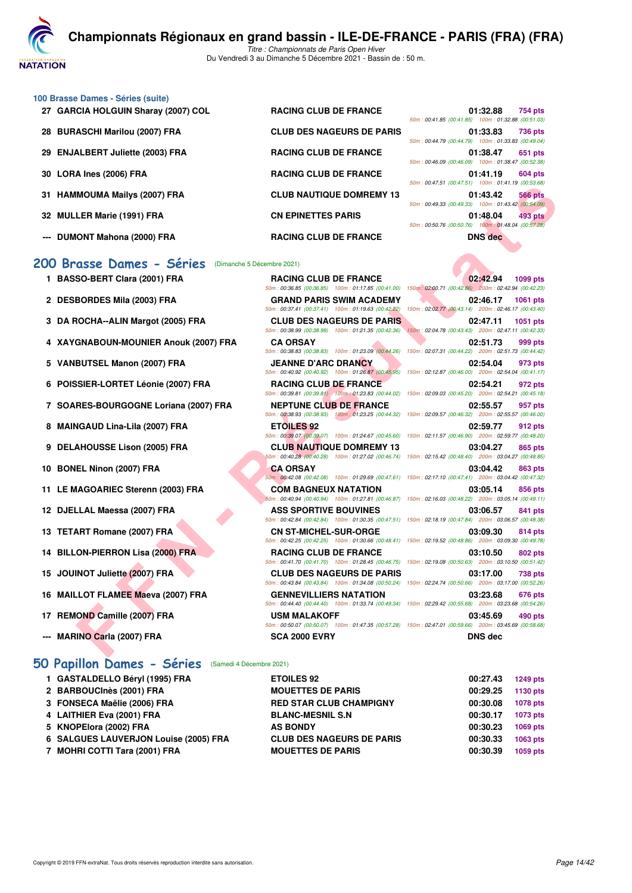### 100 Brasse Dames - Séries (suite)

| Rang | Nom | Club | Temps | Points | Splits |
|---|---|---|---|---|---|
| 27 | GARCIA HOLGUIN Sharay (2007) COL | RACING CLUB DE FRANCE | 01:32.88 | 754 pts | 50m : 00:41.85 (00:41.85) 100m : 01:32.88 (00:51.03) |
| 28 | BURASCHI Marilou (2007) FRA | CLUB DES NAGEURS DE PARIS | 01:33.83 | 736 pts | 50m : 00:44.79 (00:44.79) 100m : 01:33.83 (00:49.04) |
| 29 | ENJALBERT Juliette (2003) FRA | RACING CLUB DE FRANCE | 01:38.47 | 651 pts | 50m : 00:46.09 (00:46.09) 100m : 01:38.47 (00:52.38) |
| 30 | LORA Ines (2006) FRA | RACING CLUB DE FRANCE | 01:41.19 | 604 pts | 50m : 00:47.51 (00:47.51) 100m : 01:41.19 (00:53.68) |
| 31 | HAMMOUMA Mailys (2007) FRA | CLUB NAUTIQUE DOMREMY 13 | 01:43.42 | 566 pts | 50m : 00:49.33 (00:49.33) 100m : 01:43.42 (00:54.09) |
| 32 | MULLER Marie (1991) FRA | CN EPINETTES PARIS | 01:48.04 | 493 pts | 50m : 00:50.76 (00:50.76) 100m : 01:48.04 (00:57.28) |
| --- | DUMONT Mahona (2000) FRA | RACING CLUB DE FRANCE | DNS dec | | |

## 200 Brasse Dames - Séries (Dimanche 5 Décembre 2021)

| Rang | Nom | Club | Temps | Points | Splits |
|---|---|---|---|---|---|
| 1 | BASSO-BERT Clara (2001) FRA | RACING CLUB DE FRANCE | 02:42.94 | 1099 pts | 50m : 00:36.85 (00:36.85) 100m : 01:17.85 (00:41.00) 150m : 02:00.71 (00:42.86) 200m : 02:42.94 (00:42.23) |
| 2 | DESBORDES Mila (2003) FRA | GRAND PARIS SWIM ACADEMY | 02:46.17 | 1061 pts | 50m : 00:37.41 (00:37.41) 100m : 01:19.63 (00:42.22) 150m : 02:02.77 (00:43.14) 200m : 02:46.17 (00:43.40) |
| 3 | DA ROCHA--ALIN Margot (2005) FRA | CLUB DES NAGEURS DE PARIS | 02:47.11 | 1051 pts | 50m : 00:38.99 (00:38.99) 100m : 01:21.35 (00:42.36) 150m : 02:04.78 (00:43.43) 200m : 02:47.11 (00:42.33) |
| 4 | XAYGNABOUN-MOUNIER Anouk (2007) FRA | CA ORSAY | 02:51.73 | 999 pts | 50m : 00:38.83 (00:38.83) 100m : 01:23.09 (00:44.26) 150m : 02:07.31 (00:44.22) 200m : 02:51.73 (00:44.42) |
| 5 | VANBUTSEL Manon (2007) FRA | JEANNE D'ARC DRANCY | 02:54.04 | 973 pts | 50m : 00:40.92 (00:40.92) 100m : 01:26.87 (00:45.95) 150m : 02:12.87 (00:46.00) 200m : 02:54.04 (00:41.17) |
| 6 | POISSIER-LORTET Léonie (2007) FRA | RACING CLUB DE FRANCE | 02:54.21 | 972 pts | 50m : 00:39.81 (00:39.81) 100m : 01:23.83 (00:44.02) 150m : 02:09.03 (00:45.20) 200m : 02:54.21 (00:45.18) |
| 7 | SOARES-BOURGOGNE Loriana (2007) FRA | NEPTUNE CLUB DE FRANCE | 02:55.57 | 957 pts | 50m : 00:38.93 (00:38.93) 100m : 01:23.25 (00:44.32) 150m : 02:09.57 (00:46.32) 200m : 02:55.57 (00:46.00) |
| 8 | MAINGAUD Lina-Lila (2007) FRA | ETOILES 92 | 02:59.77 | 912 pts | 50m : 00:39.07 (00:39.07) 100m : 01:24.67 (00:45.60) 150m : 02:11.57 (00:46.90) 200m : 02:59.77 (00:48.20) |
| 9 | DELAHOUSSE Lison (2005) FRA | CLUB NAUTIQUE DOMREMY 13 | 03:04.27 | 865 pts | 50m : 00:40.28 (00:40.28) 100m : 01:27.02 (00:46.74) 150m : 02:15.42 (00:48.40) 200m : 03:04.27 (00:48.85) |
| 10 | BONEL Ninon (2007) FRA | CA ORSAY | 03:04.42 | 863 pts | 50m : 00:42.08 (00:42.08) 100m : 01:29.69 (00:47.61) 150m : 02:17.10 (00:47.41) 200m : 03:04.42 (00:47.32) |
| 11 | LE MAGOARIEC Sterenn (2003) FRA | COM BAGNEUX NATATION | 03:05.14 | 856 pts | 50m : 00:40.94 (00:40.94) 100m : 01:27.81 (00:46.87) 150m : 02:16.03 (00:48.22) 200m : 03:05.14 (00:49.11) |
| 12 | DJELLAL Maessa (2007) FRA | ASS SPORTIVE BOUVINES | 03:06.57 | 841 pts | 50m : 00:42.84 (00:42.84) 100m : 01:30.35 (00:47.51) 150m : 02:18.19 (00:47.84) 200m : 03:06.57 (00:48.38) |
| 13 | TETART Romane (2007) FRA | CN ST-MICHEL-SUR-ORGE | 03:09.30 | 814 pts | 50m : 00:42.25 (00:42.25) 100m : 01:30.66 (00:48.41) 150m : 02:19.52 (00:48.86) 200m : 03:09.30 (00:49.78) |
| 14 | BILLON-PIERRON Lisa (2000) FRA | RACING CLUB DE FRANCE | 03:10.50 | 802 pts | 50m : 00:41.70 (00:41.70) 100m : 01:28.45 (00:46.75) 150m : 02:19.08 (00:50.63) 200m : 03:10.50 (00:51.42) |
| 15 | JOUINOT Juliette (2007) FRA | CLUB DES NAGEURS DE PARIS | 03:17.00 | 738 pts | 50m : 00:43.84 (00:43.84) 100m : 01:34.08 (00:50.24) 150m : 02:24.74 (00:50.66) 200m : 03:17.00 (00:52.26) |
| 16 | MAILLOT FLAMEE Maeva (2007) FRA | GENNEVILLIERS NATATION | 03:23.68 | 676 pts | 50m : 00:44.40 (00:44.40) 100m : 01:33.74 (00:49.34) 150m : 02:29.42 (00:55.68) 200m : 03:23.68 (00:54.26) |
| 17 | REMOND Camille (2007) FRA | USM MALAKOFF | 03:45.69 | 490 pts | 50m : 00:50.07 (00:50.07) 100m : 01:47.35 (00:57.28) 150m : 02:47.01 (00:59.66) 200m : 03:45.69 (00:58.68) |
| --- | MARINO Carla (2007) FRA | SCA 2000 EVRY | DNS dec | | |

## 50 Papillon Dames - Séries (Samedi 4 Décembre 2021)

| Rang | Nom | Club | Temps | Points |
|---|---|---|---|---|
| 1 | GASTALDELLO Béryl (1995) FRA | ETOILES 92 | 00:27.43 | 1249 pts |
| 2 | BARBOUCInès (2001) FRA | MOUETTES DE PARIS | 00:29.25 | 1130 pts |
| 3 | FONSECA Maëlie (2006) FRA | RED STAR CLUB CHAMPIGNY | 00:30.08 | 1078 pts |
| 4 | LAITHIER Eva (2001) FRA | BLANC-MESNIL S.N | 00:30.17 | 1073 pts |
| 5 | KNOPElora (2002) FRA | AS BONDY | 00:30.23 | 1069 pts |
| 6 | SALGUES LAUVERJON Louise (2005) FRA | CLUB DES NAGEURS DE PARIS | 00:30.33 | 1063 pts |
| 7 | MOHRI COTTI Tara (2001) FRA | MOUETTES DE PARIS | 00:30.39 | 1059 pts |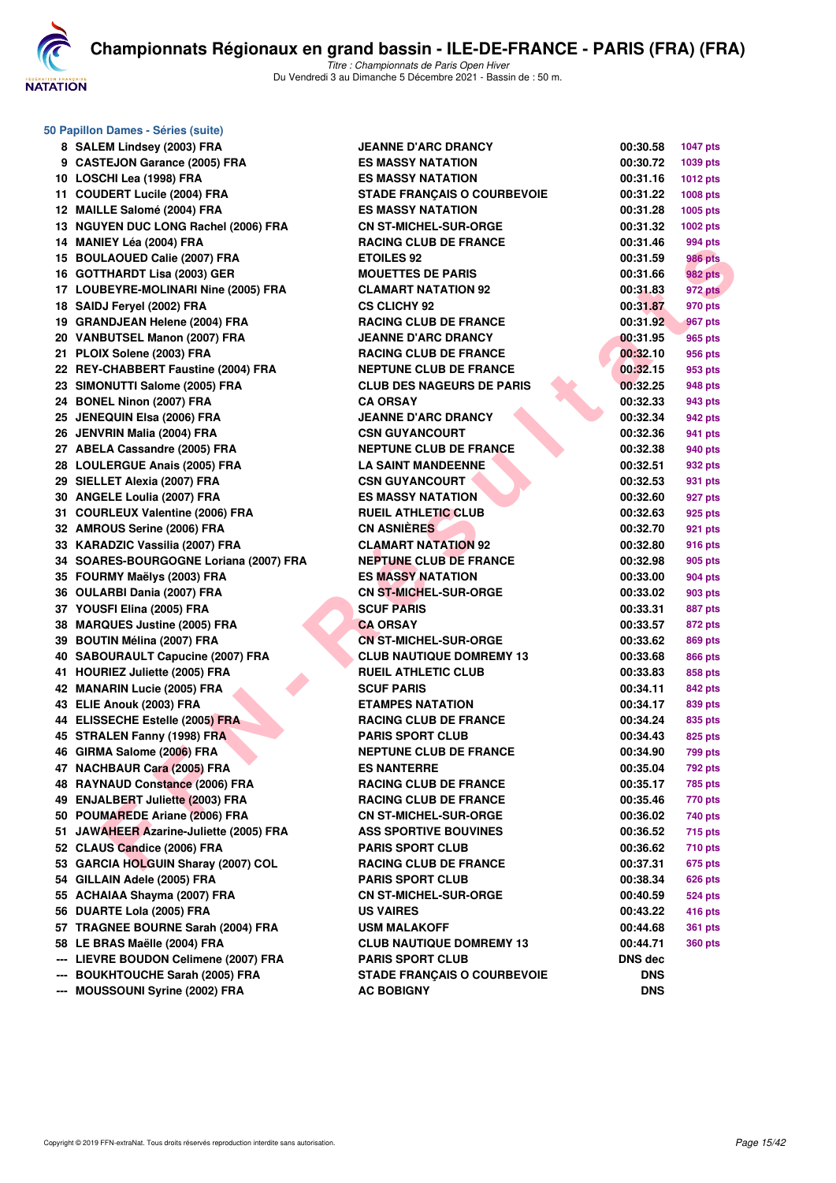# Championnats Régionaux en grand bassin - ILE-DE-FRANCE - PARIS (FRA) (FRA)

*Titre : Championnats de Paris Open Hiver*
Du Vendredi 3 au Dimanche 5 Décembre 2021 - Bassin de : 50 m.

### 50 Papillon Dames - Séries (suite)

| Rang | Nom | Club | Temps | Points |
|---|---|---|---|---|
| 8 | SALEM Lindsey (2003) FRA | JEANNE D'ARC DRANCY | 00:30.58 | 1047 pts |
| 9 | CASTEJON Garance (2005) FRA | ES MASSY NATATION | 00:30.72 | 1039 pts |
| 10 | LOSCHI Lea (1998) FRA | ES MASSY NATATION | 00:31.16 | 1012 pts |
| 11 | COUDERT Lucile (2004) FRA | STADE FRANÇAIS O COURBEVOIE | 00:31.22 | 1008 pts |
| 12 | MAILLE Salomé (2004) FRA | ES MASSY NATATION | 00:31.28 | 1005 pts |
| 13 | NGUYEN DUC LONG Rachel (2006) FRA | CN ST-MICHEL-SUR-ORGE | 00:31.32 | 1002 pts |
| 14 | MANIEY Léa (2004) FRA | RACING CLUB DE FRANCE | 00:31.46 | 994 pts |
| 15 | BOULAOUED Calie (2007) FRA | ETOILES 92 | 00:31.59 | 986 pts |
| 16 | GOTTHARDT Lisa (2003) GER | MOUETTES DE PARIS | 00:31.66 | 982 pts |
| 17 | LOUBEYRE-MOLINARI Nine (2005) FRA | CLAMART NATATION 92 | 00:31.83 | 972 pts |
| 18 | SAIDJ Feryel (2002) FRA | CS CLICHY 92 | 00:31.87 | 970 pts |
| 19 | GRANDJEAN Helene (2004) FRA | RACING CLUB DE FRANCE | 00:31.92 | 967 pts |
| 20 | VANBUTSEL Manon (2007) FRA | JEANNE D'ARC DRANCY | 00:31.95 | 965 pts |
| 21 | PLOIX Solene (2003) FRA | RACING CLUB DE FRANCE | 00:32.10 | 956 pts |
| 22 | REY-CHABBERT Faustine (2004) FRA | NEPTUNE CLUB DE FRANCE | 00:32.15 | 953 pts |
| 23 | SIMONUTTI Salome (2005) FRA | CLUB DES NAGEURS DE PARIS | 00:32.25 | 948 pts |
| 24 | BONEL Ninon (2007) FRA | CA ORSAY | 00:32.33 | 943 pts |
| 25 | JENEQUIN Elsa (2006) FRA | JEANNE D'ARC DRANCY | 00:32.34 | 942 pts |
| 26 | JENVRIN Malia (2004) FRA | CSN GUYANCOURT | 00:32.36 | 941 pts |
| 27 | ABELA Cassandre (2005) FRA | NEPTUNE CLUB DE FRANCE | 00:32.38 | 940 pts |
| 28 | LOULERGUE Anais (2005) FRA | LA SAINT MANDEENNE | 00:32.51 | 932 pts |
| 29 | SIELLET Alexia (2007) FRA | CSN GUYANCOURT | 00:32.53 | 931 pts |
| 30 | ANGELE Loulia (2007) FRA | ES MASSY NATATION | 00:32.60 | 927 pts |
| 31 | COURLEUX Valentine (2006) FRA | RUEIL ATHLETIC CLUB | 00:32.63 | 925 pts |
| 32 | AMROUS Serine (2006) FRA | CN ASNIÈRES | 00:32.70 | 921 pts |
| 33 | KARADZIC Vassilia (2007) FRA | CLAMART NATATION 92 | 00:32.80 | 916 pts |
| 34 | SOARES-BOURGOGNE Loriana (2007) FRA | NEPTUNE CLUB DE FRANCE | 00:32.98 | 905 pts |
| 35 | FOURMY Maëlys (2003) FRA | ES MASSY NATATION | 00:33.00 | 904 pts |
| 36 | OULARBI Dania (2007) FRA | CN ST-MICHEL-SUR-ORGE | 00:33.02 | 903 pts |
| 37 | YOUSFI Elina (2005) FRA | SCUF PARIS | 00:33.31 | 887 pts |
| 38 | MARQUES Justine (2005) FRA | CA ORSAY | 00:33.57 | 872 pts |
| 39 | BOUTIN Mélina (2007) FRA | CN ST-MICHEL-SUR-ORGE | 00:33.62 | 869 pts |
| 40 | SABOURAULT Capucine (2007) FRA | CLUB NAUTIQUE DOMREMY 13 | 00:33.68 | 866 pts |
| 41 | HOURIEZ Juliette (2005) FRA | RUEIL ATHLETIC CLUB | 00:33.83 | 858 pts |
| 42 | MANARIN Lucie (2005) FRA | SCUF PARIS | 00:34.11 | 842 pts |
| 43 | ELIE Anouk (2003) FRA | ETAMPES NATATION | 00:34.17 | 839 pts |
| 44 | ELISSECHE Estelle (2005) FRA | RACING CLUB DE FRANCE | 00:34.24 | 835 pts |
| 45 | STRALEN Fanny (1998) FRA | PARIS SPORT CLUB | 00:34.43 | 825 pts |
| 46 | GIRMA Salome (2006) FRA | NEPTUNE CLUB DE FRANCE | 00:34.90 | 799 pts |
| 47 | NACHBAUR Cara (2005) FRA | ES NANTERRE | 00:35.04 | 792 pts |
| 48 | RAYNAUD Constance (2006) FRA | RACING CLUB DE FRANCE | 00:35.17 | 785 pts |
| 49 | ENJALBERT Juliette (2003) FRA | RACING CLUB DE FRANCE | 00:35.46 | 770 pts |
| 50 | POUMAREDE Ariane (2006) FRA | CN ST-MICHEL-SUR-ORGE | 00:36.02 | 740 pts |
| 51 | JAWAHEER Azarine-Juliette (2005) FRA | ASS SPORTIVE BOUVINES | 00:36.52 | 715 pts |
| 52 | CLAUS Candice (2006) FRA | PARIS SPORT CLUB | 00:36.62 | 710 pts |
| 53 | GARCIA HOLGUIN Sharay (2007) COL | RACING CLUB DE FRANCE | 00:37.31 | 675 pts |
| 54 | GILLAIN Adele (2005) FRA | PARIS SPORT CLUB | 00:38.34 | 626 pts |
| 55 | ACHAIAA Shayma (2007) FRA | CN ST-MICHEL-SUR-ORGE | 00:40.59 | 524 pts |
| 56 | DUARTE Lola (2005) FRA | US VAIRES | 00:43.22 | 416 pts |
| 57 | TRAGNEE BOURNE Sarah (2004) FRA | USM MALAKOFF | 00:44.68 | 361 pts |
| 58 | LE BRAS Maëlle (2004) FRA | CLUB NAUTIQUE DOMREMY 13 | 00:44.71 | 360 pts |
| --- | LIEVRE BOUDON Celimene (2007) FRA | PARIS SPORT CLUB | DNS dec | |
| --- | BOUKHTOUCHE Sarah (2005) FRA | STADE FRANÇAIS O COURBEVOIE | DNS | |
| --- | MOUSSOUNI Syrine (2002) FRA | AC BOBIGNY | DNS | |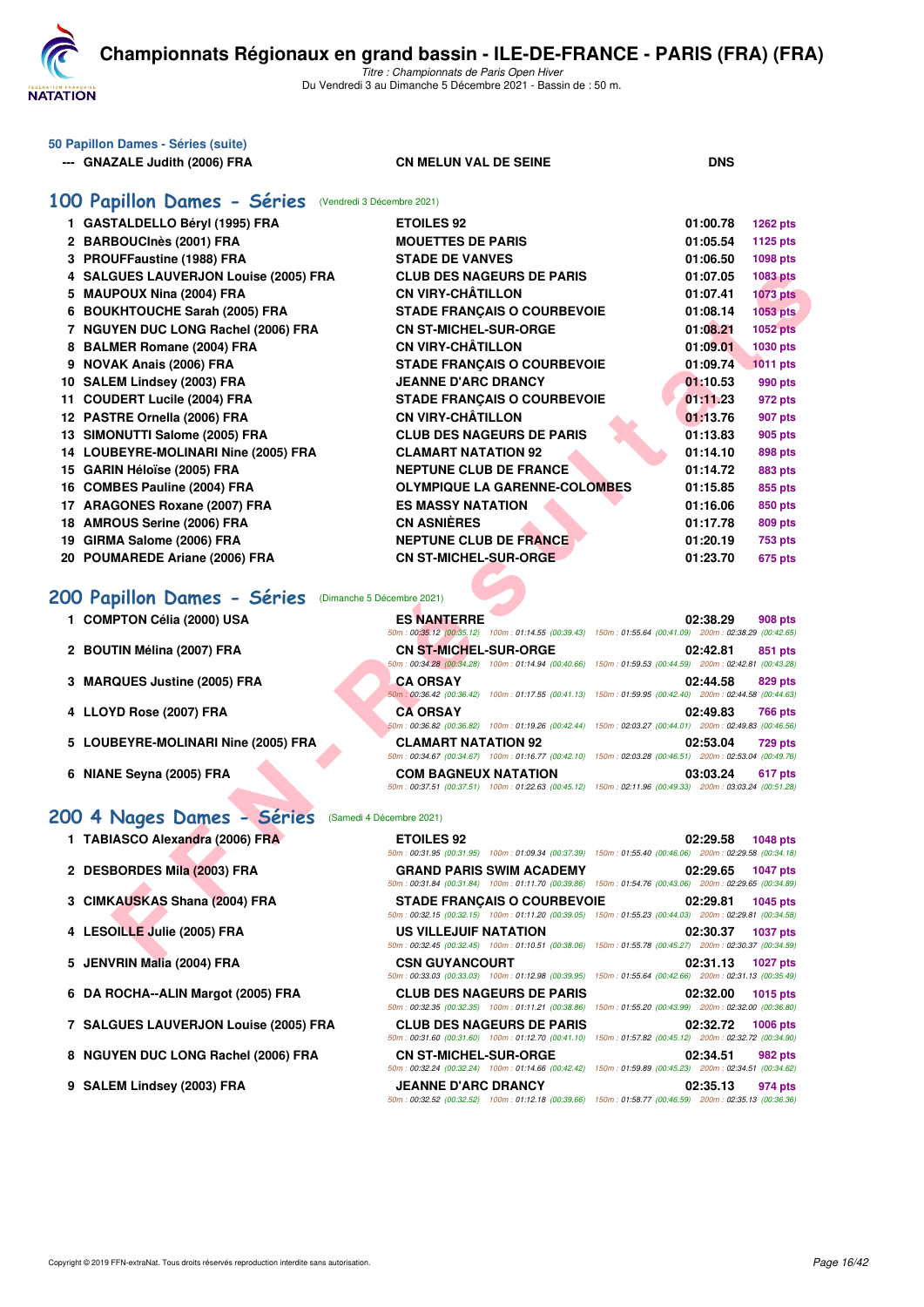# Championnats Régionaux en grand bassin - ILE-DE-FRANCE - PARIS (FRA) (FRA)

*Titre : Championnats de Paris Open Hiver*
Du Vendredi 3 au Dimanche 5 Décembre 2021 - Bassin de : 50 m.

### 50 Papillon Dames - Séries (suite)

| | | | |
|---|---|---|---|
| --- | GNAZALE Judith (2006) FRA | CN MELUN VAL DE SEINE | DNS |

## 100 Papillon Dames - Séries (Vendredi 3 Décembre 2021)

| Rang | Nom | Club | Temps | Points |
|---|---|---|---|---|
| 1 | GASTALDELLO Béryl (1995) FRA | ETOILES 92 | 01:00.78 | 1262 pts |
| 2 | BARBOUCInès (2001) FRA | MOUETTES DE PARIS | 01:05.54 | 1125 pts |
| 3 | PROUFFaustine (1988) FRA | STADE DE VANVES | 01:06.50 | 1098 pts |
| 4 | SALGUES LAUVERJON Louise (2005) FRA | CLUB DES NAGEURS DE PARIS | 01:07.05 | 1083 pts |
| 5 | MAUPOUX Nina (2004) FRA | CN VIRY-CHÂTILLON | 01:07.41 | 1073 pts |
| 6 | BOUKHTOUCHE Sarah (2005) FRA | STADE FRANÇAIS O COURBEVOIE | 01:08.14 | 1053 pts |
| 7 | NGUYEN DUC LONG Rachel (2006) FRA | CN ST-MICHEL-SUR-ORGE | 01:08.21 | 1052 pts |
| 8 | BALMER Romane (2004) FRA | CN VIRY-CHÂTILLON | 01:09.01 | 1030 pts |
| 9 | NOVAK Anais (2006) FRA | STADE FRANÇAIS O COURBEVOIE | 01:09.74 | 1011 pts |
| 10 | SALEM Lindsey (2003) FRA | JEANNE D'ARC DRANCY | 01:10.53 | 990 pts |
| 11 | COUDERT Lucile (2004) FRA | STADE FRANÇAIS O COURBEVOIE | 01:11.23 | 972 pts |
| 12 | PASTRE Ornella (2006) FRA | CN VIRY-CHÂTILLON | 01:13.76 | 907 pts |
| 13 | SIMONUTTI Salome (2005) FRA | CLUB DES NAGEURS DE PARIS | 01:13.83 | 905 pts |
| 14 | LOUBEYRE-MOLINARI Nine (2005) FRA | CLAMART NATATION 92 | 01:14.10 | 898 pts |
| 15 | GARIN Héloïse (2005) FRA | NEPTUNE CLUB DE FRANCE | 01:14.72 | 883 pts |
| 16 | COMBES Pauline (2004) FRA | OLYMPIQUE LA GARENNE-COLOMBES | 01:15.85 | 855 pts |
| 17 | ARAGONES Roxane (2007) FRA | ES MASSY NATATION | 01:16.06 | 850 pts |
| 18 | AMROUS Serine (2006) FRA | CN ASNIÈRES | 01:17.78 | 809 pts |
| 19 | GIRMA Salome (2006) FRA | NEPTUNE CLUB DE FRANCE | 01:20.19 | 753 pts |
| 20 | POUMAREDE Ariane (2006) FRA | CN ST-MICHEL-SUR-ORGE | 01:23.70 | 675 pts |

## 200 Papillon Dames - Séries (Dimanche 5 Décembre 2021)

| Rang | Nom | Club | Temps | Points |
|---|---|---|---|---|
| 1 | COMPTON Célia (2000) USA | ES NANTERRE<br>50m : 00:35.12 (00:35.12) 100m : 01:14.55 (00:39.43) 150m : 01:55.64 (00:41.09) 200m : 02:38.29 (00:42.65) | 02:38.29 | 908 pts |
| 2 | BOUTIN Mélina (2007) FRA | CN ST-MICHEL-SUR-ORGE<br>50m : 00:34.28 (00:34.28) 100m : 01:14.94 (00:40.66) 150m : 01:59.53 (00:44.59) 200m : 02:42.81 (00:43.28) | 02:42.81 | 851 pts |
| 3 | MARQUES Justine (2005) FRA | CA ORSAY<br>50m : 00:36.42 (00:36.42) 100m : 01:17.55 (00:41.13) 150m : 01:59.95 (00:42.40) 200m : 02:44.58 (00:44.63) | 02:44.58 | 829 pts |
| 4 | LLOYD Rose (2007) FRA | CA ORSAY<br>50m : 00:36.82 (00:36.82) 100m : 01:19.26 (00:42.44) 150m : 02:03.27 (00:44.01) 200m : 02:49.83 (00:46.56) | 02:49.83 | 766 pts |
| 5 | LOUBEYRE-MOLINARI Nine (2005) FRA | CLAMART NATATION 92<br>50m : 00:34.67 (00:34.67) 100m : 01:16.77 (00:42.10) 150m : 02:03.28 (00:46.51) 200m : 02:53.04 (00:49.76) | 02:53.04 | 729 pts |
| 6 | NIANE Seyna (2005) FRA | COM BAGNEUX NATATION<br>50m : 00:37.51 (00:37.51) 100m : 01:22.63 (00:45.12) 150m : 02:11.96 (00:49.33) 200m : 03:03.24 (00:51.28) | 03:03.24 | 617 pts |

## 200 4 Nages Dames - Séries (Samedi 4 Décembre 2021)

| Rang | Nom | Club | Temps | Points |
|---|---|---|---|---|
| 1 | TABIASCO Alexandra (2006) FRA | ETOILES 92<br>50m : 00:31.95 (00:31.95) 100m : 01:09.34 (00:37.39) 150m : 01:55.40 (00:46.06) 200m : 02:29.58 (00:34.18) | 02:29.58 | 1048 pts |
| 2 | DESBORDES Mila (2003) FRA | GRAND PARIS SWIM ACADEMY<br>50m : 00:31.84 (00:31.84) 100m : 01:11.70 (00:39.86) 150m : 01:54.76 (00:43.06) 200m : 02:29.65 (00:34.89) | 02:29.65 | 1047 pts |
| 3 | CIMKAUSKAS Shana (2004) FRA | STADE FRANÇAIS O COURBEVOIE<br>50m : 00:32.15 (00:32.15) 100m : 01:11.20 (00:39.05) 150m : 01:55.23 (00:44.03) 200m : 02:29.81 (00:34.58) | 02:29.81 | 1045 pts |
| 4 | LESOILLE Julie (2005) FRA | US VILLEJUIF NATATION<br>50m : 00:32.45 (00:32.45) 100m : 01:10.51 (00:38.06) 150m : 01:55.78 (00:45.27) 200m : 02:30.37 (00:34.59) | 02:30.37 | 1037 pts |
| 5 | JENVRIN Malia (2004) FRA | CSN GUYANCOURT<br>50m : 00:33.03 (00:33.03) 100m : 01:12.98 (00:39.95) 150m : 01:55.64 (00:42.66) 200m : 02:31.13 (00:35.49) | 02:31.13 | 1027 pts |
| 6 | DA ROCHA--ALIN Margot (2005) FRA | CLUB DES NAGEURS DE PARIS<br>50m : 00:32.35 (00:32.35) 100m : 01:11.21 (00:38.86) 150m : 01:55.20 (00:43.99) 200m : 02:32.00 (00:36.80) | 02:32.00 | 1015 pts |
| 7 | SALGUES LAUVERJON Louise (2005) FRA | CLUB DES NAGEURS DE PARIS<br>50m : 00:31.60 (00:31.60) 100m : 01:12.70 (00:41.10) 150m : 01:57.82 (00:45.12) 200m : 02:32.72 (00:34.90) | 02:32.72 | 1006 pts |
| 8 | NGUYEN DUC LONG Rachel (2006) FRA | CN ST-MICHEL-SUR-ORGE<br>50m : 00:32.24 (00:32.24) 100m : 01:14.66 (00:42.42) 150m : 01:59.89 (00:45.23) 200m : 02:34.51 (00:34.62) | 02:34.51 | 982 pts |
| 9 | SALEM Lindsey (2003) FRA | JEANNE D'ARC DRANCY<br>50m : 00:32.52 (00:32.52) 100m : 01:12.18 (00:39.66) 150m : 01:58.77 (00:46.59) 200m : 02:35.13 (00:36.36) | 02:35.13 | 974 pts |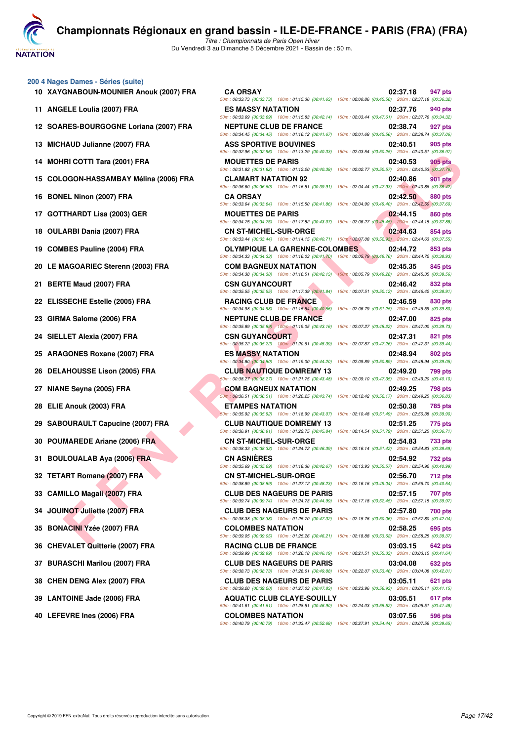## 200 4 Nages Dames - Séries (suite)

| Rang | Nom | Club | Temps | Points |
|---|---|---|---|---|
| 10 | XAYGNABOUN-MOUNIER Anouk (2007) FRA | CA ORSAY | 02:37.18 | 947 pts |
| | | 50m : 00:33.73 (00:33.73) 100m : 01:15.36 (00:41.63) 150m : 02:00.86 (00:45.50) 200m : 02:37.18 (00:36.32) | | |
| 11 | ANGELE Loulia (2007) FRA | ES MASSY NATATION | 02:37.76 | 940 pts |
| | | 50m : 00:33.69 (00:33.69) 100m : 01:15.83 (00:42.14) 150m : 02:03.44 (00:47.61) 200m : 02:37.76 (00:34.32) | | |
| 12 | SOARES-BOURGOGNE Loriana (2007) FRA | NEPTUNE CLUB DE FRANCE | 02:38.74 | 927 pts |
| | | 50m : 00:34.45 (00:34.45) 100m : 01:16.12 (00:41.67) 150m : 02:01.68 (00:45.56) 200m : 02:38.74 (00:37.06) | | |
| 13 | MICHAUD Julianne (2007) FRA | ASS SPORTIVE BOUVINES | 02:40.51 | 905 pts |
| | | 50m : 00:32.96 (00:32.96) 100m : 01:13.29 (00:40.33) 150m : 02:03.54 (00:50.25) 200m : 02:40.51 (00:36.97) | | |
| 14 | MOHRI COTTI Tara (2001) FRA | MOUETTES DE PARIS | 02:40.53 | 905 pts |
| | | 50m : 00:31.82 (00:31.82) 100m : 01:12.20 (00:40.38) 150m : 02:02.77 (00:50.57) 200m : 02:40.53 (00:37.76) | | |
| 15 | COLOGON-HASSAMBAY Mélina (2006) FRA | CLAMART NATATION 92 | 02:40.86 | 901 pts |
| | | 50m : 00:36.60 (00:36.60) 100m : 01:16.51 (00:39.91) 150m : 02:04.44 (00:47.93) 200m : 02:40.86 (00:36.42) | | |
| 16 | BONEL Ninon (2007) FRA | CA ORSAY | 02:42.50 | 880 pts |
| | | 50m : 00:33.64 (00:33.64) 100m : 01:15.50 (00:41.86) 150m : 02:04.90 (00:49.40) 200m : 02:42.50 (00:37.60) | | |
| 17 | GOTTHARDT Lisa (2003) GER | MOUETTES DE PARIS | 02:44.15 | 860 pts |
| | | 50m : 00:34.75 (00:34.75) 100m : 01:17.82 (00:43.07) 150m : 02:06.27 (00:48.45) 200m : 02:44.15 (00:37.88) | | |
| 18 | OULARBI Dania (2007) FRA | CN ST-MICHEL-SUR-ORGE | 02:44.63 | 854 pts |
| | | 50m : 00:33.44 (00:33.44) 100m : 01:14.15 (00:40.71) 150m : 02:07.08 (00:52.93) 200m : 02:44.63 (00:37.55) | | |
| 19 | COMBES Pauline (2004) FRA | OLYMPIQUE LA GARENNE-COLOMBES | 02:44.72 | 853 pts |
| | | 50m : 00:34.33 (00:34.33) 100m : 01:16.03 (00:41.70) 150m : 02:05.79 (00:49.76) 200m : 02:44.72 (00:38.93) | | |
| 20 | LE MAGOARIEC Sterenn (2003) FRA | COM BAGNEUX NATATION | 02:45.35 | 845 pts |
| | | 50m : 00:34.38 (00:34.38) 100m : 01:16.51 (00:42.13) 150m : 02:05.79 (00:49.28) 200m : 02:45.35 (00:39.56) | | |
| 21 | BERTE Maud (2007) FRA | CSN GUYANCOURT | 02:46.42 | 832 pts |
| | | 50m : 00:35.55 (00:35.55) 100m : 01:17.39 (00:41.84) 150m : 02:07.51 (00:50.12) 200m : 02:46.42 (00:38.91) | | |
| 22 | ELISSECHE Estelle (2005) FRA | RACING CLUB DE FRANCE | 02:46.59 | 830 pts |
| | | 50m : 00:34.98 (00:34.98) 100m : 01:15.54 (00:40.56) 150m : 02:06.79 (00:51.25) 200m : 02:46.59 (00:39.80) | | |
| 23 | GIRMA Salome (2006) FRA | NEPTUNE CLUB DE FRANCE | 02:47.00 | 825 pts |
| | | 50m : 00:35.89 (00:35.89) 100m : 01:19.05 (00:43.16) 150m : 02:07.27 (00:48.22) 200m : 02:47.00 (00:39.73) | | |
| 24 | SIELLET Alexia (2007) FRA | CSN GUYANCOURT | 02:47.31 | 821 pts |
| | | 50m : 00:35.22 (00:35.22) 100m : 01:20.61 (00:45.39) 150m : 02:07.87 (00:47.26) 200m : 02:47.31 (00:39.44) | | |
| 25 | ARAGONES Roxane (2007) FRA | ES MASSY NATATION | 02:48.94 | 802 pts |
| | | 50m : 00:34.80 (00:34.80) 100m : 01:19.00 (00:44.20) 150m : 02:09.89 (00:50.89) 200m : 02:48.94 (00:39.05) | | |
| 26 | DELAHOUSSE Lison (2005) FRA | CLUB NAUTIQUE DOMREMY 13 | 02:49.20 | 799 pts |
| | | 50m : 00:38.27 (00:38.27) 100m : 01:21.75 (00:43.48) 150m : 02:09.10 (00:47.35) 200m : 02:49.20 (00:40.10) | | |
| 27 | NIANE Seyna (2005) FRA | COM BAGNEUX NATATION | 02:49.25 | 798 pts |
| | | 50m : 00:36.51 (00:36.51) 100m : 01:20.25 (00:43.74) 150m : 02:12.42 (00:52.17) 200m : 02:49.25 (00:36.83) | | |
| 28 | ELIE Anouk (2003) FRA | ETAMPES NATATION | 02:50.38 | 785 pts |
| | | 50m : 00:35.92 (00:35.92) 100m : 01:18.99 (00:43.07) 150m : 02:10.48 (00:51.49) 200m : 02:50.38 (00:39.90) | | |
| 29 | SABOURAULT Capucine (2007) FRA | CLUB NAUTIQUE DOMREMY 13 | 02:51.25 | 775 pts |
| | | 50m : 00:36.91 (00:36.91) 100m : 01:22.75 (00:45.84) 150m : 02:14.54 (00:51.79) 200m : 02:51.25 (00:36.71) | | |
| 30 | POUMAREDE Ariane (2006) FRA | CN ST-MICHEL-SUR-ORGE | 02:54.83 | 733 pts |
| | | 50m : 00:38.33 (00:38.33) 100m : 01:24.72 (00:46.39) 150m : 02:16.14 (00:51.42) 200m : 02:54.83 (00:38.69) | | |
| 31 | BOULOUALAB Aya (2006) FRA | CN ASNIÈRES | 02:54.92 | 732 pts |
| | | 50m : 00:35.69 (00:35.69) 100m : 01:18.36 (00:42.67) 150m : 02:13.93 (00:55.57) 200m : 02:54.92 (00:40.99) | | |
| 32 | TETART Romane (2007) FRA | CN ST-MICHEL-SUR-ORGE | 02:56.70 | 712 pts |
| | | 50m : 00:38.89 (00:38.89) 100m : 01:27.12 (00:48.23) 150m : 02:16.16 (00:49.04) 200m : 02:56.70 (00:40.54) | | |
| 33 | CAMILLO Magali (2007) FRA | CLUB DES NAGEURS DE PARIS | 02:57.15 | 707 pts |
| | | 50m : 00:39.74 (00:39.74) 100m : 01:24.73 (00:44.99) 150m : 02:17.18 (00:52.45) 200m : 02:57.15 (00:39.97) | | |
| 34 | JOUINOT Juliette (2007) FRA | CLUB DES NAGEURS DE PARIS | 02:57.80 | 700 pts |
| | | 50m : 00:38.38 (00:38.38) 100m : 01:25.70 (00:47.32) 150m : 02:15.76 (00:50.06) 200m : 02:57.80 (00:42.04) | | |
| 35 | BONACINI Yzée (2007) FRA | COLOMBES NATATION | 02:58.25 | 695 pts |
| | | 50m : 00:39.05 (00:39.05) 100m : 01:25.26 (00:46.21) 150m : 02:18.88 (00:53.62) 200m : 02:58.25 (00:39.37) | | |
| 36 | CHEVALET Quitterie (2007) FRA | RACING CLUB DE FRANCE | 03:03.15 | 642 pts |
| | | 50m : 00:39.99 (00:39.99) 100m : 01:26.18 (00:46.19) 150m : 02:21.51 (00:55.33) 200m : 03:03.15 (00:41.64) | | |
| 37 | BURASCHI Marilou (2007) FRA | CLUB DES NAGEURS DE PARIS | 03:04.08 | 632 pts |
| | | 50m : 00:38.73 (00:38.73) 100m : 01:28.61 (00:49.88) 150m : 02:22.07 (00:53.46) 200m : 03:04.08 (00:42.01) | | |
| 38 | CHEN DENG Alex (2007) FRA | CLUB DES NAGEURS DE PARIS | 03:05.11 | 621 pts |
| | | 50m : 00:39.20 (00:39.20) 100m : 01:27.03 (00:47.83) 150m : 02:23.96 (00:56.93) 200m : 03:05.11 (00:41.15) | | |
| 39 | LANTOINE Jade (2006) FRA | AQUATIC CLUB CLAYE-SOUILLY | 03:05.51 | 617 pts |
| | | 50m : 00:41.61 (00:41.61) 100m : 01:28.51 (00:46.90) 150m : 02:24.03 (00:55.52) 200m : 03:05.51 (00:41.48) | | |
| 40 | LEFEVRE Ines (2006) FRA | COLOMBES NATATION | 03:07.56 | 596 pts |
| | | 50m : 00:40.79 (00:40.79) 100m : 01:33.47 (00:52.68) 150m : 02:27.91 (00:54.44) 200m : 03:07.56 (00:39.65) | | |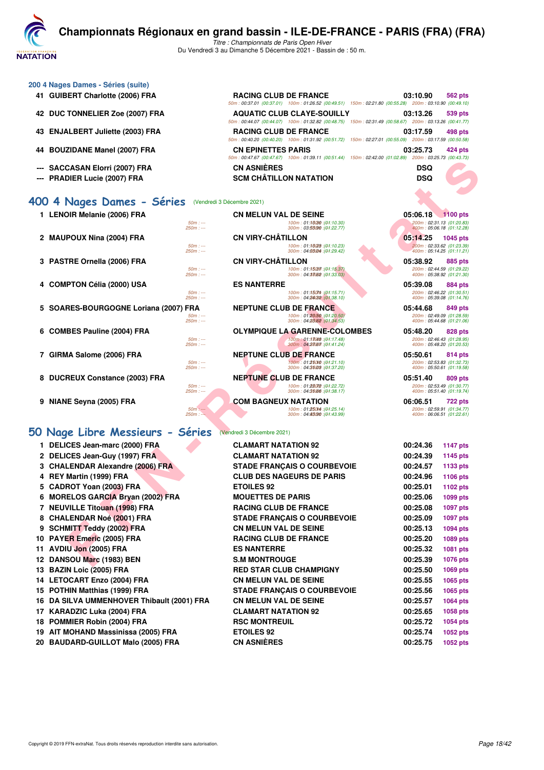### 200 4 Nages Dames - Séries (suite)

| Rang | Nom | Club | Temps | Points |
|---|---|---|---|---|
| 41 | GUIBERT Charlotte (2006) FRA | RACING CLUB DE FRANCE | 03:10.90 | 562 pts |
| | | 50m : 00:37.01 (00:37.01) 100m : 01:26.52 (00:49.51) 150m : 02:21.80 (00:55.28) 200m : 03:10.90 (00:49.10) | | |
| 42 | DUC TONNELIER Zoe (2007) FRA | AQUATIC CLUB CLAYE-SOUILLY | 03:13.26 | 539 pts |
| | | 50m : 00:44.07 (00:44.07) 100m : 01:32.82 (00:48.75) 150m : 02:31.49 (00:58.67) 200m : 03:13.26 (00:41.77) | | |
| 43 | ENJALBERT Juliette (2003) FRA | RACING CLUB DE FRANCE | 03:17.59 | 498 pts |
| | | 50m : 00:40.20 (00:40.20) 100m : 01:31.92 (00:51.72) 150m : 02:27.01 (00:55.09) 200m : 03:17.59 (00:50.58) | | |
| 44 | BOUZIDANE Manel (2007) FRA | CN EPINETTES PARIS | 03:25.73 | 424 pts |
| | | 50m : 00:47.67 (00:47.67) 100m : 01:39.11 (00:51.44) 150m : 02:42.00 (01:02.89) 200m : 03:25.73 (00:43.73) | | |
| --- | SACCASAN Elorri (2007) FRA | CN ASNIÈRES | DSQ | |
| --- | PRADIER Lucie (2007) FRA | SCM CHÂTILLON NATATION | DSQ | |

## 400 4 Nages Dames - Séries (Vendredi 3 Décembre 2021)

| Rang | Nom | Club | Temps | Points |
|---|---|---|---|---|
| 1 | LENOIR Melanie (2006) FRA | CN MELUN VAL DE SEINE | 05:06.18 | 1100 pts |
| | 50m : --- 250m : --- | 100m : 01:10.30 (01:10.30) 300m : 03:53.90 (01:22.77) | 200m : 02:31.13 (01:20.83) 400m : 05:06.18 (01:12.28) | |
| 2 | MAUPOUX Nina (2004) FRA | CN VIRY-CHÂTILLON | 05:14.25 | 1045 pts |
| | 50m : --- 250m : --- | 100m : 01:10.23 (01:10.23) 300m : 04:03.04 (01:29.42) | 200m : 02:33.62 (01:23.39) 400m : 05:14.25 (01:11.21) | |
| 3 | PASTRE Ornella (2006) FRA | CN VIRY-CHÂTILLON | 05:38.92 | 885 pts |
| | 50m : --- 250m : --- | 100m : 01:15.37 (01:15.37) 300m : 04:17.62 (01:33.03) | 200m : 02:44.59 (01:29.22) 400m : 05:38.92 (01:21.30) | |
| 4 | COMPTON Célia (2000) USA | ES NANTERRE | 05:39.08 | 884 pts |
| | 50m : --- 250m : --- | 100m : 01:15.71 (01:15.71) 300m : 04:24.32 (01:38.10) | 200m : 02:46.22 (01:30.51) 400m : 05:39.08 (01:14.76) | |
| 5 | SOARES-BOURGOGNE Loriana (2007) FRA | NEPTUNE CLUB DE FRANCE | 05:44.68 | 849 pts |
| | 50m : --- 250m : --- | 100m : 01:20.50 (01:20.50) 300m : 04:23.62 (01:34.53) | 200m : 02:49.09 (01:28.59) 400m : 05:44.68 (01:21.06) | |
| 6 | COMBES Pauline (2004) FRA | OLYMPIQUE LA GARENNE-COLOMBES | 05:48.20 | 828 pts |
| | 50m : --- 250m : --- | 100m : 01:17.48 (01:17.48) 300m : 04:27.67 (01:41.24) | 200m : 02:46.43 (01:28.95) 400m : 05:48.20 (01:20.53) | |
| 7 | GIRMA Salome (2006) FRA | NEPTUNE CLUB DE FRANCE | 05:50.61 | 814 pts |
| | 50m : --- 250m : --- | 100m : 01:21.10 (01:21.10) 300m : 04:31.03 (01:37.20) | 200m : 02:53.83 (01:32.73) 400m : 05:50.61 (01:19.58) | |
| 8 | DUCREUX Constance (2003) FRA | NEPTUNE CLUB DE FRANCE | 05:51.40 | 809 pts |
| | 50m : --- 250m : --- | 100m : 01:22.72 (01:22.72) 300m : 04:31.66 (01:38.17) | 200m : 02:53.49 (01:30.77) 400m : 05:51.40 (01:19.74) | |
| 9 | NIANE Seyna (2005) FRA | COM BAGNEUX NATATION | 06:06.51 | 722 pts |
| | 50m : --- 250m : --- | 100m : 01:25.14 (01:25.14) 300m : 04:43.90 (01:43.99) | 200m : 02:59.91 (01:34.77) 400m : 06:06.51 (01:22.61) | |

## 50 Nage Libre Messieurs - Séries (Vendredi 3 Décembre 2021)

| Rang | Nom | Club | Temps | Points |
|---|---|---|---|---|
| 1 | DELICES Jean-marc (2000) FRA | CLAMART NATATION 92 | 00:24.36 | 1147 pts |
| 2 | DELICES Jean-Guy (1997) FRA | CLAMART NATATION 92 | 00:24.39 | 1145 pts |
| 3 | CHALENDAR Alexandre (2006) FRA | STADE FRANÇAIS O COURBEVOIE | 00:24.57 | 1133 pts |
| 4 | REY Martin (1999) FRA | CLUB DES NAGEURS DE PARIS | 00:24.96 | 1106 pts |
| 5 | CADROT Yoan (2003) FRA | ETOILES 92 | 00:25.01 | 1102 pts |
| 6 | MORELOS GARCIA Bryan (2002) FRA | MOUETTES DE PARIS | 00:25.06 | 1099 pts |
| 7 | NEUVILLE Titouan (1998) FRA | RACING CLUB DE FRANCE | 00:25.08 | 1097 pts |
| 8 | CHALENDAR Noé (2001) FRA | STADE FRANÇAIS O COURBEVOIE | 00:25.09 | 1097 pts |
| 9 | SCHMITT Teddy (2002) FRA | CN MELUN VAL DE SEINE | 00:25.13 | 1094 pts |
| 10 | PAYER Emeric (2005) FRA | RACING CLUB DE FRANCE | 00:25.20 | 1089 pts |
| 11 | AVDIU Jon (2005) FRA | ES NANTERRE | 00:25.32 | 1081 pts |
| 12 | DANSOU Marc (1983) BEN | S.M MONTROUGE | 00:25.39 | 1076 pts |
| 13 | BAZIN Loic (2005) FRA | RED STAR CLUB CHAMPIGNY | 00:25.50 | 1069 pts |
| 14 | LETOCART Enzo (2004) FRA | CN MELUN VAL DE SEINE | 00:25.55 | 1065 pts |
| 15 | POTHIN Matthias (1999) FRA | STADE FRANÇAIS O COURBEVOIE | 00:25.56 | 1065 pts |
| 16 | DA SILVA UMMENHOVER Thibault (2001) FRA | CN MELUN VAL DE SEINE | 00:25.57 | 1064 pts |
| 17 | KARADZIC Luka (2004) FRA | CLAMART NATATION 92 | 00:25.65 | 1058 pts |
| 18 | POMMIER Robin (2004) FRA | RSC MONTREUIL | 00:25.72 | 1054 pts |
| 19 | AIT MOHAND Massinissa (2005) FRA | ETOILES 92 | 00:25.74 | 1052 pts |
| 20 | BAUDARD-GUILLOT Malo (2005) FRA | CN ASNIÈRES | 00:25.75 | 1052 pts |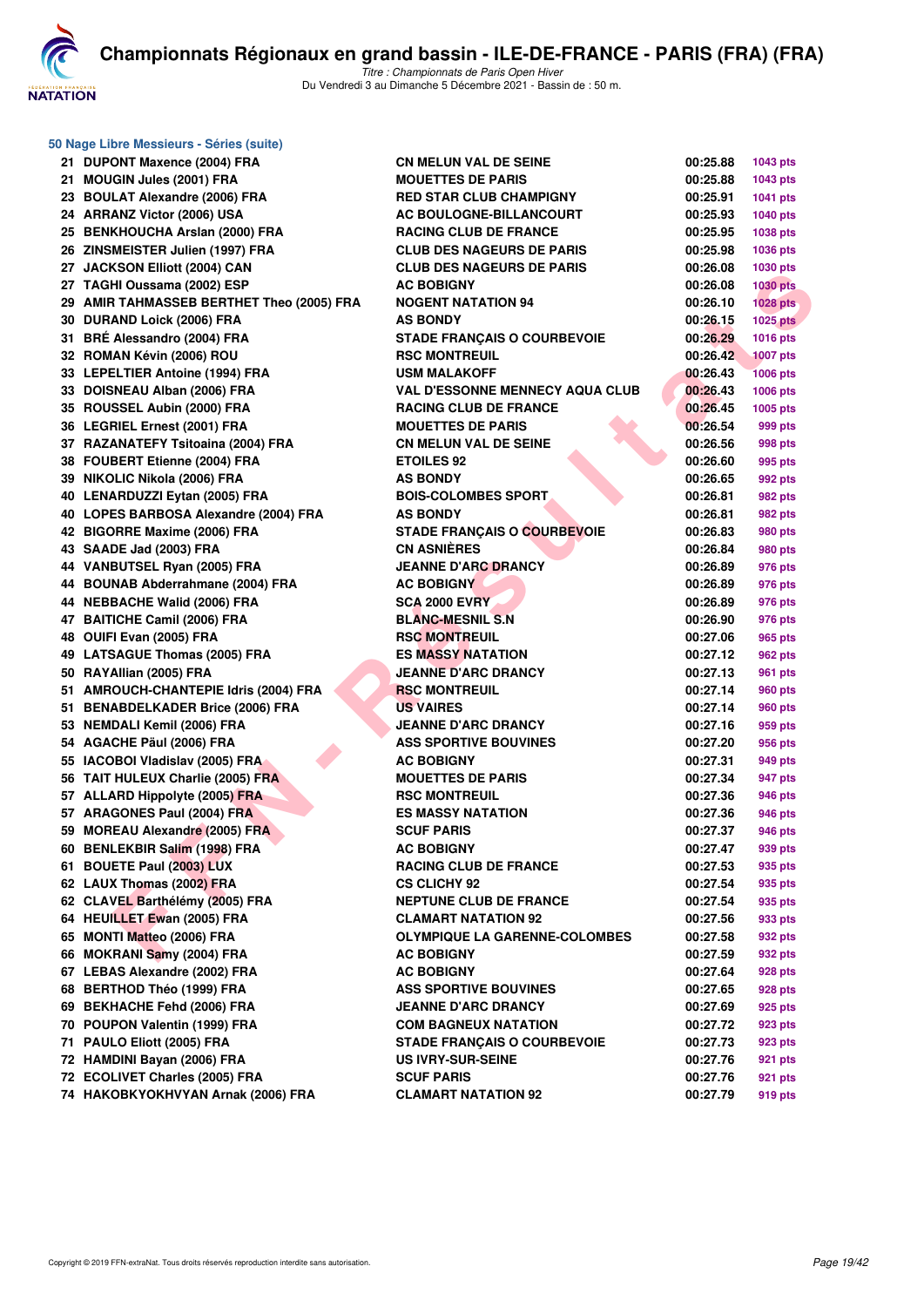# Championnats Régionaux en grand bassin - ILE-DE-FRANCE - PARIS (FRA) (FRA)

*Titre : Championnats de Paris Open Hiver*
Du Vendredi 3 au Dimanche 5 Décembre 2021 - Bassin de : 50 m.

## 50 Nage Libre Messieurs - Séries (suite)

| Rang | Nom | Club | Temps | Points |
|---|---|---|---|---|
| 21 | DUPONT Maxence (2004) FRA | CN MELUN VAL DE SEINE | 00:25.88 | 1043 pts |
| 21 | MOUGIN Jules (2001) FRA | MOUETTES DE PARIS | 00:25.88 | 1043 pts |
| 23 | BOULAT Alexandre (2006) FRA | RED STAR CLUB CHAMPIGNY | 00:25.91 | 1041 pts |
| 24 | ARRANZ Victor (2006) USA | AC BOULOGNE-BILLANCOURT | 00:25.93 | 1040 pts |
| 25 | BENKHOUCHA Arslan (2000) FRA | RACING CLUB DE FRANCE | 00:25.95 | 1038 pts |
| 26 | ZINSMEISTER Julien (1997) FRA | CLUB DES NAGEURS DE PARIS | 00:25.98 | 1036 pts |
| 27 | JACKSON Elliott (2004) CAN | CLUB DES NAGEURS DE PARIS | 00:26.08 | 1030 pts |
| 27 | TAGHI Oussama (2002) ESP | AC BOBIGNY | 00:26.08 | 1030 pts |
| 29 | AMIR TAHMASSEB BERTHET Theo (2005) FRA | NOGENT NATATION 94 | 00:26.10 | 1028 pts |
| 30 | DURAND Loick (2006) FRA | AS BONDY | 00:26.15 | 1025 pts |
| 31 | BRÉ Alessandro (2004) FRA | STADE FRANÇAIS O COURBEVOIE | 00:26.29 | 1016 pts |
| 32 | ROMAN Kévin (2006) ROU | RSC MONTREUIL | 00:26.42 | 1007 pts |
| 33 | LEPELTIER Antoine (1994) FRA | USM MALAKOFF | 00:26.43 | 1006 pts |
| 33 | DOISNEAU Alban (2006) FRA | VAL D'ESSONNE MENNECY AQUA CLUB | 00:26.43 | 1006 pts |
| 35 | ROUSSEL Aubin (2000) FRA | RACING CLUB DE FRANCE | 00:26.45 | 1005 pts |
| 36 | LEGRIEL Ernest (2001) FRA | MOUETTES DE PARIS | 00:26.54 | 999 pts |
| 37 | RAZANATEFY Tsitoaina (2004) FRA | CN MELUN VAL DE SEINE | 00:26.56 | 998 pts |
| 38 | FOUBERT Etienne (2004) FRA | ETOILES 92 | 00:26.60 | 995 pts |
| 39 | NIKOLIC Nikola (2006) FRA | AS BONDY | 00:26.65 | 992 pts |
| 40 | LENARDUZZI Eytan (2005) FRA | BOIS-COLOMBES SPORT | 00:26.81 | 982 pts |
| 40 | LOPES BARBOSA Alexandre (2004) FRA | AS BONDY | 00:26.81 | 982 pts |
| 42 | BIGORRE Maxime (2006) FRA | STADE FRANÇAIS O COURBEVOIE | 00:26.83 | 980 pts |
| 43 | SAADE Jad (2003) FRA | CN ASNIÈRES | 00:26.84 | 980 pts |
| 44 | VANBUTSEL Ryan (2005) FRA | JEANNE D'ARC DRANCY | 00:26.89 | 976 pts |
| 44 | BOUNAB Abderrahmane (2004) FRA | AC BOBIGNY | 00:26.89 | 976 pts |
| 44 | NEBBACHE Walid (2006) FRA | SCA 2000 EVRY | 00:26.89 | 976 pts |
| 47 | BAITICHE Camil (2006) FRA | BLANC-MESNIL S.N | 00:26.90 | 976 pts |
| 48 | OUIFI Evan (2005) FRA | RSC MONTREUIL | 00:27.06 | 965 pts |
| 49 | LATSAGUE Thomas (2005) FRA | ES MASSY NATATION | 00:27.12 | 962 pts |
| 50 | RAYAllian (2005) FRA | JEANNE D'ARC DRANCY | 00:27.13 | 961 pts |
| 51 | AMROUCH-CHANTEPIE Idris (2004) FRA | RSC MONTREUIL | 00:27.14 | 960 pts |
| 51 | BENABDELKADER Brice (2006) FRA | US VAIRES | 00:27.14 | 960 pts |
| 53 | NEMDALI Kemil (2006) FRA | JEANNE D'ARC DRANCY | 00:27.16 | 959 pts |
| 54 | AGACHE Päul (2006) FRA | ASS SPORTIVE BOUVINES | 00:27.20 | 956 pts |
| 55 | IACOBOI Vladislav (2005) FRA | AC BOBIGNY | 00:27.31 | 949 pts |
| 56 | TAIT HULEUX Charlie (2005) FRA | MOUETTES DE PARIS | 00:27.34 | 947 pts |
| 57 | ALLARD Hippolyte (2005) FRA | RSC MONTREUIL | 00:27.36 | 946 pts |
| 57 | ARAGONES Paul (2004) FRA | ES MASSY NATATION | 00:27.36 | 946 pts |
| 59 | MOREAU Alexandre (2005) FRA | SCUF PARIS | 00:27.37 | 946 pts |
| 60 | BENLEKBIR Salim (1998) FRA | AC BOBIGNY | 00:27.47 | 939 pts |
| 61 | BOUETE Paul (2003) LUX | RACING CLUB DE FRANCE | 00:27.53 | 935 pts |
| 62 | LAUX Thomas (2002) FRA | CS CLICHY 92 | 00:27.54 | 935 pts |
| 62 | CLAVEL Barthélémy (2005) FRA | NEPTUNE CLUB DE FRANCE | 00:27.54 | 935 pts |
| 64 | HEUILLET Ewan (2005) FRA | CLAMART NATATION 92 | 00:27.56 | 933 pts |
| 65 | MONTI Matteo (2006) FRA | OLYMPIQUE LA GARENNE-COLOMBES | 00:27.58 | 932 pts |
| 66 | MOKRANI Samy (2004) FRA | AC BOBIGNY | 00:27.59 | 932 pts |
| 67 | LEBAS Alexandre (2002) FRA | AC BOBIGNY | 00:27.64 | 928 pts |
| 68 | BERTHOD Théo (1999) FRA | ASS SPORTIVE BOUVINES | 00:27.65 | 928 pts |
| 69 | BEKHACHE Fehd (2006) FRA | JEANNE D'ARC DRANCY | 00:27.69 | 925 pts |
| 70 | POUPON Valentin (1999) FRA | COM BAGNEUX NATATION | 00:27.72 | 923 pts |
| 71 | PAULO Eliott (2005) FRA | STADE FRANÇAIS O COURBEVOIE | 00:27.73 | 923 pts |
| 72 | HAMDINI Bayan (2006) FRA | US IVRY-SUR-SEINE | 00:27.76 | 921 pts |
| 72 | ECOLIVET Charles (2005) FRA | SCUF PARIS | 00:27.76 | 921 pts |
| 74 | HAKOBKYOKHVYAN Arnak (2006) FRA | CLAMART NATATION 92 | 00:27.79 | 919 pts |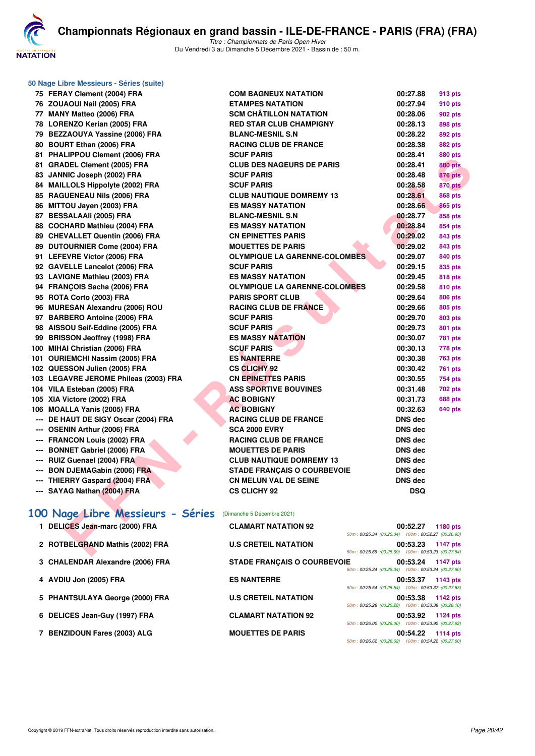# Championnats Régionaux en grand bassin - ILE-DE-FRANCE - PARIS (FRA) (FRA)

*Titre : Championnats de Paris Open Hiver*

Du Vendredi 3 au Dimanche 5 Décembre 2021 - Bassin de : 50 m.

### 50 Nage Libre Messieurs - Séries (suite)

| Rang | Nom | Club | Temps | Points |
|---|---|---|---|---|
| 75 | FERAY Clement (2004) FRA | COM BAGNEUX NATATION | 00:27.88 | 913 pts |
| 76 | ZOUAOUI Nail (2005) FRA | ETAMPES NATATION | 00:27.94 | 910 pts |
| 77 | MANY Matteo (2006) FRA | SCM CHÂTILLON NATATION | 00:28.06 | 902 pts |
| 78 | LORENZO Kerian (2005) FRA | RED STAR CLUB CHAMPIGNY | 00:28.13 | 898 pts |
| 79 | BEZZAOUYA Yassine (2006) FRA | BLANC-MESNIL S.N | 00:28.22 | 892 pts |
| 80 | BOURT Ethan (2006) FRA | RACING CLUB DE FRANCE | 00:28.38 | 882 pts |
| 81 | PHALIPPOU Clement (2006) FRA | SCUF PARIS | 00:28.41 | 880 pts |
| 81 | GRADEL Clement (2005) FRA | CLUB DES NAGEURS DE PARIS | 00:28.41 | 880 pts |
| 83 | JANNIC Joseph (2002) FRA | SCUF PARIS | 00:28.48 | 876 pts |
| 84 | MAILLOLS Hippolyte (2002) FRA | SCUF PARIS | 00:28.58 | 870 pts |
| 85 | RAGUENEAU Nils (2006) FRA | CLUB NAUTIQUE DOMREMY 13 | 00:28.61 | 868 pts |
| 86 | MITTOU Jayen (2003) FRA | ES MASSY NATATION | 00:28.66 | 865 pts |
| 87 | BESSALAAli (2005) FRA | BLANC-MESNIL S.N | 00:28.77 | 858 pts |
| 88 | COCHARD Mathieu (2004) FRA | ES MASSY NATATION | 00:28.84 | 854 pts |
| 89 | CHEVALLET Quentin (2006) FRA | CN EPINETTES PARIS | 00:29.02 | 843 pts |
| 89 | DUTOURNIER Come (2004) FRA | MOUETTES DE PARIS | 00:29.02 | 843 pts |
| 91 | LEFEVRE Victor (2006) FRA | OLYMPIQUE LA GARENNE-COLOMBES | 00:29.07 | 840 pts |
| 92 | GAVELLE Lancelot (2006) FRA | SCUF PARIS | 00:29.15 | 835 pts |
| 93 | LAVIGNE Mathieu (2003) FRA | ES MASSY NATATION | 00:29.45 | 818 pts |
| 94 | FRANÇOIS Sacha (2006) FRA | OLYMPIQUE LA GARENNE-COLOMBES | 00:29.58 | 810 pts |
| 95 | ROTA Corto (2003) FRA | PARIS SPORT CLUB | 00:29.64 | 806 pts |
| 96 | MURESAN Alexandru (2006) ROU | RACING CLUB DE FRANCE | 00:29.66 | 805 pts |
| 97 | BARBERO Antoine (2006) FRA | SCUF PARIS | 00:29.70 | 803 pts |
| 98 | AISSOU Seif-Eddine (2005) FRA | SCUF PARIS | 00:29.73 | 801 pts |
| 99 | BRISSON Jeoffrey (1998) FRA | ES MASSY NATATION | 00:30.07 | 781 pts |
| 100 | MIHAI Christian (2006) FRA | SCUF PARIS | 00:30.13 | 778 pts |
| 101 | OURIEMCHI Nassim (2005) FRA | ES NANTERRE | 00:30.38 | 763 pts |
| 102 | QUESSON Julien (2005) FRA | CS CLICHY 92 | 00:30.42 | 761 pts |
| 103 | LEGAVRE JEROME Phileas (2003) FRA | CN EPINETTES PARIS | 00:30.55 | 754 pts |
| 104 | VILA Esteban (2005) FRA | ASS SPORTIVE BOUVINES | 00:31.48 | 702 pts |
| 105 | XIA Victore (2002) FRA | AC BOBIGNY | 00:31.73 | 688 pts |
| 106 | MOALLA Yanis (2005) FRA | AC BOBIGNY | 00:32.63 | 640 pts |
| --- | DE HAUT DE SIGY Oscar (2004) FRA | RACING CLUB DE FRANCE | DNS dec | |
| --- | OSENIN Arthur (2006) FRA | SCA 2000 EVRY | DNS dec | |
| --- | FRANCON Louis (2002) FRA | RACING CLUB DE FRANCE | DNS dec | |
| --- | BONNET Gabriel (2006) FRA | MOUETTES DE PARIS | DNS dec | |
| --- | RUIZ Guenael (2004) FRA | CLUB NAUTIQUE DOMREMY 13 | DNS dec | |
| --- | BON DJEMAGabin (2006) FRA | STADE FRANÇAIS O COURBEVOIE | DNS dec | |
| --- | THIERRY Gaspard (2004) FRA | CN MELUN VAL DE SEINE | DNS dec | |
| --- | SAYAG Nathan (2004) FRA | CS CLICHY 92 | DSQ | |

## 100 Nage Libre Messieurs - Séries (Dimanche 5 Décembre 2021)

| Rang | Nom | Club | Temps | Points |
|---|---|---|---|---|
| 1 | DELICES Jean-marc (2000) FRA | CLAMART NATATION 92 | 00:52.27 | 1180 pts |
| | | 50m : 00:25.34 (00:25.34) 100m : 00:52.27 (00:26.93) | | |
| 2 | ROTBELGRAND Mathis (2002) FRA | U.S CRETEIL NATATION | 00:53.23 | 1147 pts |
| | | 50m : 00:25.69 (00:25.69) 100m : 00:53.23 (00:27.54) | | |
| 3 | CHALENDAR Alexandre (2006) FRA | STADE FRANÇAIS O COURBEVOIE | 00:53.24 | 1147 pts |
| | | 50m : 00:25.34 (00:25.34) 100m : 00:53.24 (00:27.90) | | |
| 4 | AVDIU Jon (2005) FRA | ES NANTERRE | 00:53.37 | 1143 pts |
| | | 50m : 00:25.54 (00:25.54) 100m : 00:53.37 (00:27.83) | | |
| 5 | PHANTSULAYA George (2000) FRA | U.S CRETEIL NATATION | 00:53.38 | 1142 pts |
| | | 50m : 00:25.28 (00:25.28) 100m : 00:53.38 (00:28.10) | | |
| 6 | DELICES Jean-Guy (1997) FRA | CLAMART NATATION 92 | 00:53.92 | 1124 pts |
| | | 50m : 00:26.00 (00:26.00) 100m : 00:53.92 (00:27.92) | | |
| 7 | BENZIDOUN Fares (2003) ALG | MOUETTES DE PARIS | 00:54.22 | 1114 pts |
| | | 50m : 00:26.62 (00:26.62) 100m : 00:54.22 (00:27.60) | | |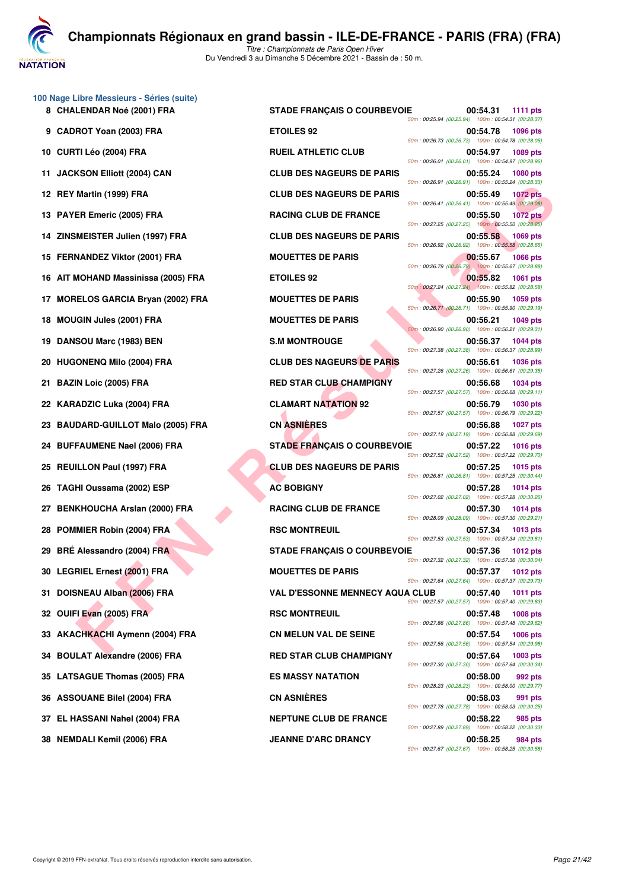## 100 Nage Libre Messieurs - Séries (suite)

| Rang | Nom | Club | Temps | Points | Splits |
|---|---|---|---|---|---|
| 8 | CHALENDAR Noé (2001) FRA | STADE FRANÇAIS O COURBEVOIE | 00:54.31 | 1111 pts | 50m : 00:25.94 (00:25.94) 100m : 00:54.31 (00:28.37) |
| 9 | CADROT Yoan (2003) FRA | ETOILES 92 | 00:54.78 | 1096 pts | 50m : 00:26.73 (00:26.73) 100m : 00:54.78 (00:28.05) |
| 10 | CURTI Léo (2004) FRA | RUEIL ATHLETIC CLUB | 00:54.97 | 1089 pts | 50m : 00:26.01 (00:26.01) 100m : 00:54.97 (00:28.96) |
| 11 | JACKSON Elliott (2004) CAN | CLUB DES NAGEURS DE PARIS | 00:55.24 | 1080 pts | 50m : 00:26.91 (00:26.91) 100m : 00:55.24 (00:28.33) |
| 12 | REY Martin (1999) FRA | CLUB DES NAGEURS DE PARIS | 00:55.49 | 1072 pts | 50m : 00:26.41 (00:26.41) 100m : 00:55.49 (00:29.08) |
| 13 | PAYER Emeric (2005) FRA | RACING CLUB DE FRANCE | 00:55.50 | 1072 pts | 50m : 00:27.25 (00:27.25) 100m : 00:55.50 (00:28.25) |
| 14 | ZINSMEISTER Julien (1997) FRA | CLUB DES NAGEURS DE PARIS | 00:55.58 | 1069 pts | 50m : 00:26.92 (00:26.92) 100m : 00:55.58 (00:28.66) |
| 15 | FERNANDEZ Viktor (2001) FRA | MOUETTES DE PARIS | 00:55.67 | 1066 pts | 50m : 00:26.79 (00:26.79) 100m : 00:55.67 (00:28.88) |
| 16 | AIT MOHAND Massinissa (2005) FRA | ETOILES 92 | 00:55.82 | 1061 pts | 50m : 00:27.24 (00:27.24) 100m : 00:55.82 (00:28.58) |
| 17 | MORELOS GARCIA Bryan (2002) FRA | MOUETTES DE PARIS | 00:55.90 | 1059 pts | 50m : 00:26.71 (00:26.71) 100m : 00:55.90 (00:29.19) |
| 18 | MOUGIN Jules (2001) FRA | MOUETTES DE PARIS | 00:56.21 | 1049 pts | 50m : 00:26.90 (00:26.90) 100m : 00:56.21 (00:29.31) |
| 19 | DANSOU Marc (1983) BEN | S.M MONTROUGE | 00:56.37 | 1044 pts | 50m : 00:27.38 (00:27.38) 100m : 00:56.37 (00:28.99) |
| 20 | HUGONENQ Milo (2004) FRA | CLUB DES NAGEURS DE PARIS | 00:56.61 | 1036 pts | 50m : 00:27.26 (00:27.26) 100m : 00:56.61 (00:29.35) |
| 21 | BAZIN Loic (2005) FRA | RED STAR CLUB CHAMPIGNY | 00:56.68 | 1034 pts | 50m : 00:27.57 (00:27.57) 100m : 00:56.68 (00:29.11) |
| 22 | KARADZIC Luka (2004) FRA | CLAMART NATATION 92 | 00:56.79 | 1030 pts | 50m : 00:27.57 (00:27.57) 100m : 00:56.79 (00:29.22) |
| 23 | BAUDARD-GUILLOT Malo (2005) FRA | CN ASNIÈRES | 00:56.88 | 1027 pts | 50m : 00:27.19 (00:27.19) 100m : 00:56.88 (00:29.69) |
| 24 | BUFFAUMENE Nael (2006) FRA | STADE FRANÇAIS O COURBEVOIE | 00:57.22 | 1016 pts | 50m : 00:27.52 (00:27.52) 100m : 00:57.22 (00:29.70) |
| 25 | REUILLON Paul (1997) FRA | CLUB DES NAGEURS DE PARIS | 00:57.25 | 1015 pts | 50m : 00:26.81 (00:26.81) 100m : 00:57.25 (00:30.44) |
| 26 | TAGHI Oussama (2002) ESP | AC BOBIGNY | 00:57.28 | 1014 pts | 50m : 00:27.02 (00:27.02) 100m : 00:57.28 (00:30.26) |
| 27 | BENKHOUCHA Arslan (2000) FRA | RACING CLUB DE FRANCE | 00:57.30 | 1014 pts | 50m : 00:28.09 (00:28.09) 100m : 00:57.30 (00:29.21) |
| 28 | POMMIER Robin (2004) FRA | RSC MONTREUIL | 00:57.34 | 1013 pts | 50m : 00:27.53 (00:27.53) 100m : 00:57.34 (00:29.81) |
| 29 | BRÉ Alessandro (2004) FRA | STADE FRANÇAIS O COURBEVOIE | 00:57.36 | 1012 pts | 50m : 00:27.32 (00:27.32) 100m : 00:57.36 (00:30.04) |
| 30 | LEGRIEL Ernest (2001) FRA | MOUETTES DE PARIS | 00:57.37 | 1012 pts | 50m : 00:27.64 (00:27.64) 100m : 00:57.37 (00:29.73) |
| 31 | DOISNEAU Alban (2006) FRA | VAL D'ESSONNE MENNECY AQUA CLUB | 00:57.40 | 1011 pts | 50m : 00:27.57 (00:27.57) 100m : 00:57.40 (00:29.83) |
| 32 | OUIFI Evan (2005) FRA | RSC MONTREUIL | 00:57.48 | 1008 pts | 50m : 00:27.86 (00:27.86) 100m : 00:57.48 (00:29.62) |
| 33 | AKACHKACHI Aymenn (2004) FRA | CN MELUN VAL DE SEINE | 00:57.54 | 1006 pts | 50m : 00:27.56 (00:27.56) 100m : 00:57.54 (00:29.98) |
| 34 | BOULAT Alexandre (2006) FRA | RED STAR CLUB CHAMPIGNY | 00:57.64 | 1003 pts | 50m : 00:27.30 (00:27.30) 100m : 00:57.64 (00:30.34) |
| 35 | LATSAGUE Thomas (2005) FRA | ES MASSY NATATION | 00:58.00 | 992 pts | 50m : 00:28.23 (00:28.23) 100m : 00:58.00 (00:29.77) |
| 36 | ASSOUANE Bilel (2004) FRA | CN ASNIÈRES | 00:58.03 | 991 pts | 50m : 00:27.78 (00:27.78) 100m : 00:58.03 (00:30.25) |
| 37 | EL HASSANI Nahel (2004) FRA | NEPTUNE CLUB DE FRANCE | 00:58.22 | 985 pts | 50m : 00:27.89 (00:27.89) 100m : 00:58.22 (00:30.33) |
| 38 | NEMDALI Kemil (2006) FRA | JEANNE D'ARC DRANCY | 00:58.25 | 984 pts | 50m : 00:27.67 (00:27.67) 100m : 00:58.25 (00:30.58) |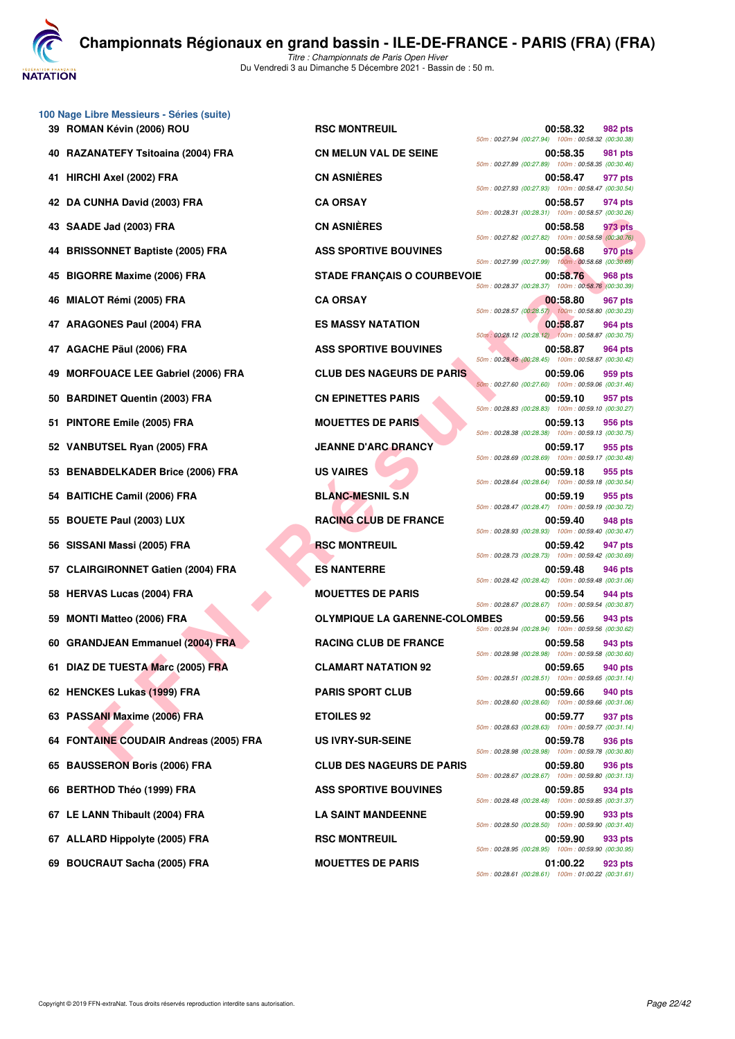## 100 Nage Libre Messieurs - Séries (suite)

| Rang | Nom | Club | Temps | Points | Splits |
|---|---|---|---|---|---|
| 39 | ROMAN Kévin (2006) ROU | RSC MONTREUIL | 00:58.32 | 982 pts | 50m : 00:27.94 (00:27.94) 100m : 00:58.32 (00:30.38) |
| 40 | RAZANATEFY Tsitoaina (2004) FRA | CN MELUN VAL DE SEINE | 00:58.35 | 981 pts | 50m : 00:27.89 (00:27.89) 100m : 00:58.35 (00:30.46) |
| 41 | HIRCHI Axel (2002) FRA | CN ASNIÈRES | 00:58.47 | 977 pts | 50m : 00:27.93 (00:27.93) 100m : 00:58.47 (00:30.54) |
| 42 | DA CUNHA David (2003) FRA | CA ORSAY | 00:58.57 | 974 pts | 50m : 00:28.31 (00:28.31) 100m : 00:58.57 (00:30.26) |
| 43 | SAADE Jad (2003) FRA | CN ASNIÈRES | 00:58.58 | 973 pts | 50m : 00:27.82 (00:27.82) 100m : 00:58.58 (00:30.76) |
| 44 | BRISSONNET Baptiste (2005) FRA | ASS SPORTIVE BOUVINES | 00:58.68 | 970 pts | 50m : 00:27.99 (00:27.99) 100m : 00:58.68 (00:30.69) |
| 45 | BIGORRE Maxime (2006) FRA | STADE FRANÇAIS O COURBEVOIE | 00:58.76 | 968 pts | 50m : 00:28.37 (00:28.37) 100m : 00:58.76 (00:30.39) |
| 46 | MIALOT Rémi (2005) FRA | CA ORSAY | 00:58.80 | 967 pts | 50m : 00:28.57 (00:28.57) 100m : 00:58.80 (00:30.23) |
| 47 | ARAGONES Paul (2004) FRA | ES MASSY NATATION | 00:58.87 | 964 pts | 50m : 00:28.12 (00:28.12) 100m : 00:58.87 (00:30.75) |
| 47 | AGACHE Päul (2006) FRA | ASS SPORTIVE BOUVINES | 00:58.87 | 964 pts | 50m : 00:28.45 (00:28.45) 100m : 00:58.87 (00:30.42) |
| 49 | MORFOUACE LEE Gabriel (2006) FRA | CLUB DES NAGEURS DE PARIS | 00:59.06 | 959 pts | 50m : 00:27.60 (00:27.60) 100m : 00:59.06 (00:31.46) |
| 50 | BARDINET Quentin (2003) FRA | CN EPINETTES PARIS | 00:59.10 | 957 pts | 50m : 00:28.83 (00:28.83) 100m : 00:59.10 (00:30.27) |
| 51 | PINTORE Emile (2005) FRA | MOUETTES DE PARIS | 00:59.13 | 956 pts | 50m : 00:28.38 (00:28.38) 100m : 00:59.13 (00:30.75) |
| 52 | VANBUTSEL Ryan (2005) FRA | JEANNE D'ARC DRANCY | 00:59.17 | 955 pts | 50m : 00:28.69 (00:28.69) 100m : 00:59.17 (00:30.48) |
| 53 | BENABDELKADER Brice (2006) FRA | US VAIRES | 00:59.18 | 955 pts | 50m : 00:28.64 (00:28.64) 100m : 00:59.18 (00:30.54) |
| 54 | BAITICHE Camil (2006) FRA | BLANC-MESNIL S.N | 00:59.19 | 955 pts | 50m : 00:28.47 (00:28.47) 100m : 00:59.19 (00:30.72) |
| 55 | BOUETE Paul (2003) LUX | RACING CLUB DE FRANCE | 00:59.40 | 948 pts | 50m : 00:28.93 (00:28.93) 100m : 00:59.40 (00:30.47) |
| 56 | SISSANI Massi (2005) FRA | RSC MONTREUIL | 00:59.42 | 947 pts | 50m : 00:28.73 (00:28.73) 100m : 00:59.42 (00:30.69) |
| 57 | CLAIRGIRONNET Gatien (2004) FRA | ES NANTERRE | 00:59.48 | 946 pts | 50m : 00:28.42 (00:28.42) 100m : 00:59.48 (00:31.06) |
| 58 | HERVAS Lucas (2004) FRA | MOUETTES DE PARIS | 00:59.54 | 944 pts | 50m : 00:28.67 (00:28.67) 100m : 00:59.54 (00:30.87) |
| 59 | MONTI Matteo (2006) FRA | OLYMPIQUE LA GARENNE-COLOMBES | 00:59.56 | 943 pts | 50m : 00:28.94 (00:28.94) 100m : 00:59.56 (00:30.62) |
| 60 | GRANDJEAN Emmanuel (2004) FRA | RACING CLUB DE FRANCE | 00:59.58 | 943 pts | 50m : 00:28.98 (00:28.98) 100m : 00:59.58 (00:30.60) |
| 61 | DIAZ DE TUESTA Marc (2005) FRA | CLAMART NATATION 92 | 00:59.65 | 940 pts | 50m : 00:28.51 (00:28.51) 100m : 00:59.65 (00:31.14) |
| 62 | HENCKES Lukas (1999) FRA | PARIS SPORT CLUB | 00:59.66 | 940 pts | 50m : 00:28.60 (00:28.60) 100m : 00:59.66 (00:31.06) |
| 63 | PASSANI Maxime (2006) FRA | ETOILES 92 | 00:59.77 | 937 pts | 50m : 00:28.63 (00:28.63) 100m : 00:59.77 (00:31.14) |
| 64 | FONTAINE COUDAIR Andreas (2005) FRA | US IVRY-SUR-SEINE | 00:59.78 | 936 pts | 50m : 00:28.98 (00:28.98) 100m : 00:59.78 (00:30.80) |
| 65 | BAUSSERON Boris (2006) FRA | CLUB DES NAGEURS DE PARIS | 00:59.80 | 936 pts | 50m : 00:28.67 (00:28.67) 100m : 00:59.80 (00:31.13) |
| 66 | BERTHOD Théo (1999) FRA | ASS SPORTIVE BOUVINES | 00:59.85 | 934 pts | 50m : 00:28.48 (00:28.48) 100m : 00:59.85 (00:31.37) |
| 67 | LE LANN Thibault (2004) FRA | LA SAINT MANDEENNE | 00:59.90 | 933 pts | 50m : 00:28.50 (00:28.50) 100m : 00:59.90 (00:31.40) |
| 67 | ALLARD Hippolyte (2005) FRA | RSC MONTREUIL | 00:59.90 | 933 pts | 50m : 00:28.95 (00:28.95) 100m : 00:59.90 (00:30.95) |
| 69 | BOUCRAUT Sacha (2005) FRA | MOUETTES DE PARIS | 01:00.22 | 923 pts | 50m : 00:28.61 (00:28.61) 100m : 01:00.22 (00:31.61) |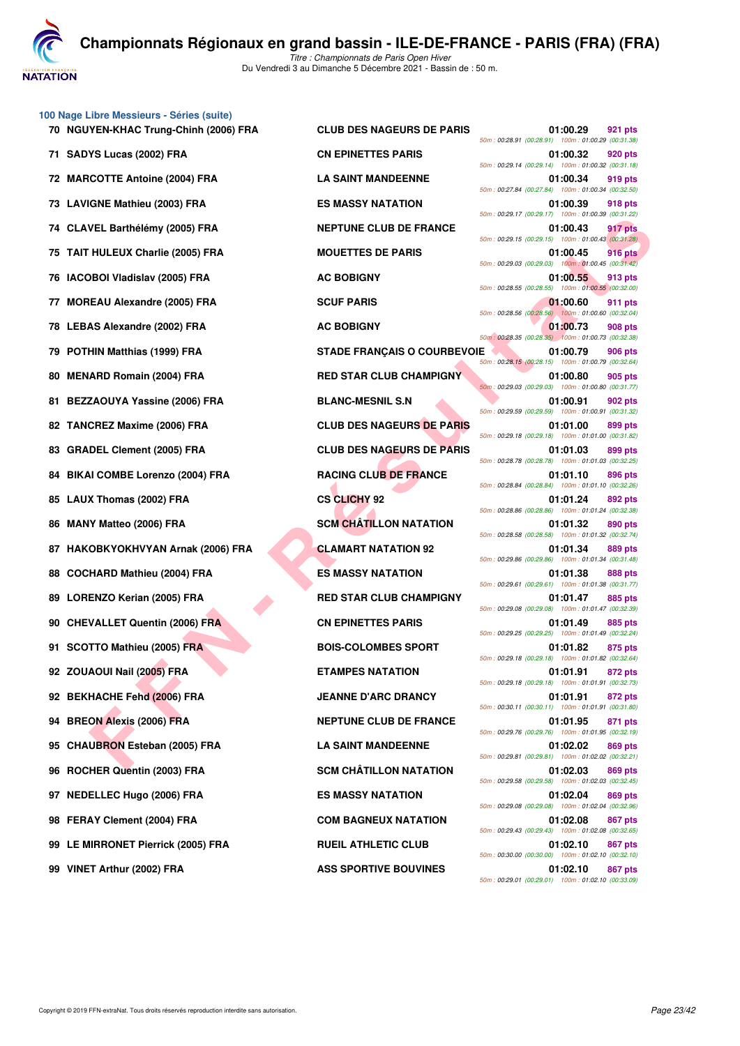# Championnats Régionaux en grand bassin - ILE-DE-FRANCE - PARIS (FRA) (FRA)

*Titre : Championnats de Paris Open Hiver*
Du Vendredi 3 au Dimanche 5 Décembre 2021 - Bassin de : 50 m.

## 100 Nage Libre Messieurs - Séries (suite)

| Place | Nom | Club | Temps | Points | Splits |
|---|---|---|---|---|---|
| 70 | NGUYEN-KHAC Trung-Chinh (2006) FRA | CLUB DES NAGEURS DE PARIS | 01:00.29 | 921 pts | 50m : 00:28.91 (00:28.91) 100m : 01:00.29 (00:31.38) |
| 71 | SADYS Lucas (2002) FRA | CN EPINETTES PARIS | 01:00.32 | 920 pts | 50m : 00:29.14 (00:29.14) 100m : 01:00.32 (00:31.18) |
| 72 | MARCOTTE Antoine (2004) FRA | LA SAINT MANDEENNE | 01:00.34 | 919 pts | 50m : 00:27.84 (00:27.84) 100m : 01:00.34 (00:32.50) |
| 73 | LAVIGNE Mathieu (2003) FRA | ES MASSY NATATION | 01:00.39 | 918 pts | 50m : 00:29.17 (00:29.17) 100m : 01:00.39 (00:31.22) |
| 74 | CLAVEL Barthélémy (2005) FRA | NEPTUNE CLUB DE FRANCE | 01:00.43 | 917 pts | 50m : 00:29.15 (00:29.15) 100m : 01:00.43 (00:31.28) |
| 75 | TAIT HULEUX Charlie (2005) FRA | MOUETTES DE PARIS | 01:00.45 | 916 pts | 50m : 00:29.03 (00:29.03) 100m : 01:00.45 (00:31.42) |
| 76 | IACOBOI Vladislav (2005) FRA | AC BOBIGNY | 01:00.55 | 913 pts | 50m : 00:28.55 (00:28.55) 100m : 01:00.55 (00:32.00) |
| 77 | MOREAU Alexandre (2005) FRA | SCUF PARIS | 01:00.60 | 911 pts | 50m : 00:28.56 (00:28.56) 100m : 01:00.60 (00:32.04) |
| 78 | LEBAS Alexandre (2002) FRA | AC BOBIGNY | 01:00.73 | 908 pts | 50m : 00:28.35 (00:28.35) 100m : 01:00.73 (00:32.38) |
| 79 | POTHIN Matthias (1999) FRA | STADE FRANÇAIS O COURBEVOIE | 01:00.79 | 906 pts | 50m : 00:28.15 (00:28.15) 100m : 01:00.79 (00:32.64) |
| 80 | MENARD Romain (2004) FRA | RED STAR CLUB CHAMPIGNY | 01:00.80 | 905 pts | 50m : 00:29.03 (00:29.03) 100m : 01:00.80 (00:31.77) |
| 81 | BEZZAOUYA Yassine (2006) FRA | BLANC-MESNIL S.N | 01:00.91 | 902 pts | 50m : 00:29.59 (00:29.59) 100m : 01:00.91 (00:31.32) |
| 82 | TANCREZ Maxime (2006) FRA | CLUB DES NAGEURS DE PARIS | 01:01.00 | 899 pts | 50m : 00:29.18 (00:29.18) 100m : 01:01.00 (00:31.82) |
| 83 | GRADEL Clement (2005) FRA | CLUB DES NAGEURS DE PARIS | 01:01.03 | 899 pts | 50m : 00:28.78 (00:28.78) 100m : 01:01.03 (00:32.25) |
| 84 | BIKAI COMBE Lorenzo (2004) FRA | RACING CLUB DE FRANCE | 01:01.10 | 896 pts | 50m : 00:28.84 (00:28.84) 100m : 01:01.10 (00:32.26) |
| 85 | LAUX Thomas (2002) FRA | CS CLICHY 92 | 01:01.24 | 892 pts | 50m : 00:28.86 (00:28.86) 100m : 01:01.24 (00:32.38) |
| 86 | MANY Matteo (2006) FRA | SCM CHÂTILLON NATATION | 01:01.32 | 890 pts | 50m : 00:28.58 (00:28.58) 100m : 01:01.32 (00:32.74) |
| 87 | HAKOBKYOKHVYAN Arnak (2006) FRA | CLAMART NATATION 92 | 01:01.34 | 889 pts | 50m : 00:29.86 (00:29.86) 100m : 01:01.34 (00:31.48) |
| 88 | COCHARD Mathieu (2004) FRA | ES MASSY NATATION | 01:01.38 | 888 pts | 50m : 00:29.61 (00:29.61) 100m : 01:01.38 (00:31.77) |
| 89 | LORENZO Kerian (2005) FRA | RED STAR CLUB CHAMPIGNY | 01:01.47 | 885 pts | 50m : 00:29.08 (00:29.08) 100m : 01:01.47 (00:32.39) |
| 90 | CHEVALLET Quentin (2006) FRA | CN EPINETTES PARIS | 01:01.49 | 885 pts | 50m : 00:29.25 (00:29.25) 100m : 01:01.49 (00:32.24) |
| 91 | SCOTTO Mathieu (2005) FRA | BOIS-COLOMBES SPORT | 01:01.82 | 875 pts | 50m : 00:29.18 (00:29.18) 100m : 01:01.82 (00:32.64) |
| 92 | ZOUAOUI Nail (2005) FRA | ETAMPES NATATION | 01:01.91 | 872 pts | 50m : 00:29.18 (00:29.18) 100m : 01:01.91 (00:32.73) |
| 92 | BEKHACHE Fehd (2006) FRA | JEANNE D'ARC DRANCY | 01:01.91 | 872 pts | 50m : 00:30.11 (00:30.11) 100m : 01:01.91 (00:31.80) |
| 94 | BREON Alexis (2006) FRA | NEPTUNE CLUB DE FRANCE | 01:01.95 | 871 pts | 50m : 00:29.76 (00:29.76) 100m : 01:01.95 (00:32.19) |
| 95 | CHAUBRON Esteban (2005) FRA | LA SAINT MANDEENNE | 01:02.02 | 869 pts | 50m : 00:29.81 (00:29.81) 100m : 01:02.02 (00:32.21) |
| 96 | ROCHER Quentin (2003) FRA | SCM CHÂTILLON NATATION | 01:02.03 | 869 pts | 50m : 00:29.58 (00:29.58) 100m : 01:02.03 (00:32.45) |
| 97 | NEDELLEC Hugo (2006) FRA | ES MASSY NATATION | 01:02.04 | 869 pts | 50m : 00:29.08 (00:29.08) 100m : 01:02.04 (00:32.96) |
| 98 | FERAY Clement (2004) FRA | COM BAGNEUX NATATION | 01:02.08 | 867 pts | 50m : 00:29.43 (00:29.43) 100m : 01:02.08 (00:32.65) |
| 99 | LE MIRRONET Pierrick (2005) FRA | RUEIL ATHLETIC CLUB | 01:02.10 | 867 pts | 50m : 00:30.00 (00:30.00) 100m : 01:02.10 (00:32.10) |
| 99 | VINET Arthur (2002) FRA | ASS SPORTIVE BOUVINES | 01:02.10 | 867 pts | 50m : 00:29.01 (00:29.01) 100m : 01:02.10 (00:33.09) |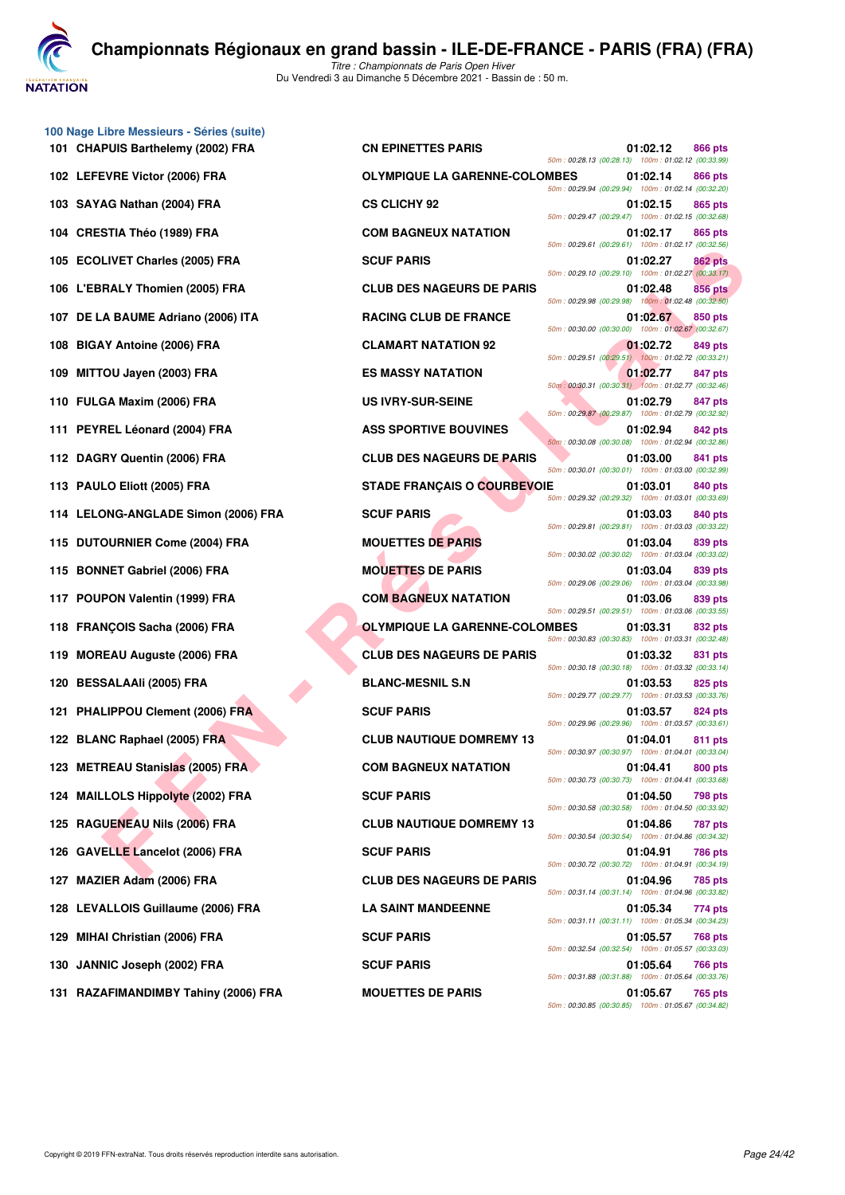# Championnats Régionaux en grand bassin - ILE-DE-FRANCE - PARIS (FRA) (FRA)

*Titre : Championnats de Paris Open Hiver*
Du Vendredi 3 au Dimanche 5 Décembre 2021 - Bassin de : 50 m.

## 100 Nage Libre Messieurs - Séries (suite)

| Rang | Nom | Club | Temps | Points | 50m | 100m |
|---|---|---|---|---|---|---|
| 101 | CHAPUIS Barthelemy (2002) FRA | CN EPINETTES PARIS | 01:02.12 | 866 pts | 00:28.13 (00:28.13) | 01:02.12 (00:33.99) |
| 102 | LEFEVRE Victor (2006) FRA | OLYMPIQUE LA GARENNE-COLOMBES | 01:02.14 | 866 pts | 00:29.94 (00:29.94) | 01:02.14 (00:32.20) |
| 103 | SAYAG Nathan (2004) FRA | CS CLICHY 92 | 01:02.15 | 865 pts | 00:29.47 (00:29.47) | 01:02.15 (00:32.68) |
| 104 | CRESTIA Théo (1989) FRA | COM BAGNEUX NATATION | 01:02.17 | 865 pts | 00:29.61 (00:29.61) | 01:02.17 (00:32.56) |
| 105 | ECOLIVET Charles (2005) FRA | SCUF PARIS | 01:02.27 | 862 pts | 00:29.10 (00:29.10) | 01:02.27 (00:33.17) |
| 106 | L'EBRALY Thomien (2005) FRA | CLUB DES NAGEURS DE PARIS | 01:02.48 | 856 pts | 00:29.98 (00:29.98) | 01:02.48 (00:32.50) |
| 107 | DE LA BAUME Adriano (2006) ITA | RACING CLUB DE FRANCE | 01:02.67 | 850 pts | 00:30.00 (00:30.00) | 01:02.67 (00:32.67) |
| 108 | BIGAY Antoine (2006) FRA | CLAMART NATATION 92 | 01:02.72 | 849 pts | 00:29.51 (00:29.51) | 01:02.72 (00:33.21) |
| 109 | MITTOU Jayen (2003) FRA | ES MASSY NATATION | 01:02.77 | 847 pts | 00:30.31 (00:30.31) | 01:02.77 (00:32.46) |
| 110 | FULGA Maxim (2006) FRA | US IVRY-SUR-SEINE | 01:02.79 | 847 pts | 00:29.87 (00:29.87) | 01:02.79 (00:32.92) |
| 111 | PEYREL Léonard (2004) FRA | ASS SPORTIVE BOUVINES | 01:02.94 | 842 pts | 00:30.08 (00:30.08) | 01:02.94 (00:32.86) |
| 112 | DAGRY Quentin (2006) FRA | CLUB DES NAGEURS DE PARIS | 01:03.00 | 841 pts | 00:30.01 (00:30.01) | 01:03.00 (00:32.99) |
| 113 | PAULO Eliott (2005) FRA | STADE FRANÇAIS O COURBEVOIE | 01:03.01 | 840 pts | 00:29.32 (00:29.32) | 01:03.01 (00:33.69) |
| 114 | LELONG-ANGLADE Simon (2006) FRA | SCUF PARIS | 01:03.03 | 840 pts | 00:29.81 (00:29.81) | 01:03.03 (00:33.22) |
| 115 | DUTOURNIER Come (2004) FRA | MOUETTES DE PARIS | 01:03.04 | 839 pts | 00:30.02 (00:30.02) | 01:03.04 (00:33.02) |
| 115 | BONNET Gabriel (2006) FRA | MOUETTES DE PARIS | 01:03.04 | 839 pts | 00:29.06 (00:29.06) | 01:03.04 (00:33.98) |
| 117 | POUPON Valentin (1999) FRA | COM BAGNEUX NATATION | 01:03.06 | 839 pts | 00:29.51 (00:29.51) | 01:03.06 (00:33.55) |
| 118 | FRANÇOIS Sacha (2006) FRA | OLYMPIQUE LA GARENNE-COLOMBES | 01:03.31 | 832 pts | 00:30.83 (00:30.83) | 01:03.31 (00:32.48) |
| 119 | MOREAU Auguste (2006) FRA | CLUB DES NAGEURS DE PARIS | 01:03.32 | 831 pts | 00:30.18 (00:30.18) | 01:03.32 (00:33.14) |
| 120 | BESSALAAli (2005) FRA | BLANC-MESNIL S.N | 01:03.53 | 825 pts | 00:29.77 (00:29.77) | 01:03.53 (00:33.76) |
| 121 | PHALIPPOU Clement (2006) FRA | SCUF PARIS | 01:03.57 | 824 pts | 00:29.96 (00:29.96) | 01:03.57 (00:33.61) |
| 122 | BLANC Raphael (2005) FRA | CLUB NAUTIQUE DOMREMY 13 | 01:04.01 | 811 pts | 00:30.97 (00:30.97) | 01:04.01 (00:33.04) |
| 123 | METREAU Stanislas (2005) FRA | COM BAGNEUX NATATION | 01:04.41 | 800 pts | 00:30.73 (00:30.73) | 01:04.41 (00:33.68) |
| 124 | MAILLOLS Hippolyte (2002) FRA | SCUF PARIS | 01:04.50 | 798 pts | 00:30.58 (00:30.58) | 01:04.50 (00:33.92) |
| 125 | RAGUENEAU Nils (2006) FRA | CLUB NAUTIQUE DOMREMY 13 | 01:04.86 | 787 pts | 00:30.54 (00:30.54) | 01:04.86 (00:34.32) |
| 126 | GAVELLE Lancelot (2006) FRA | SCUF PARIS | 01:04.91 | 786 pts | 00:30.72 (00:30.72) | 01:04.91 (00:34.19) |
| 127 | MAZIER Adam (2006) FRA | CLUB DES NAGEURS DE PARIS | 01:04.96 | 785 pts | 00:31.14 (00:31.14) | 01:04.96 (00:33.82) |
| 128 | LEVALLOIS Guillaume (2006) FRA | LA SAINT MANDEENNE | 01:05.34 | 774 pts | 00:31.11 (00:31.11) | 01:05.34 (00:34.23) |
| 129 | MIHAI Christian (2006) FRA | SCUF PARIS | 01:05.57 | 768 pts | 00:32.54 (00:32.54) | 01:05.57 (00:33.03) |
| 130 | JANNIC Joseph (2002) FRA | SCUF PARIS | 01:05.64 | 766 pts | 00:31.88 (00:31.88) | 01:05.64 (00:33.76) |
| 131 | RAZAFIMANDIMBY Tahiny (2006) FRA | MOUETTES DE PARIS | 01:05.67 | 765 pts | 00:30.85 (00:30.85) | 01:05.67 (00:34.82) |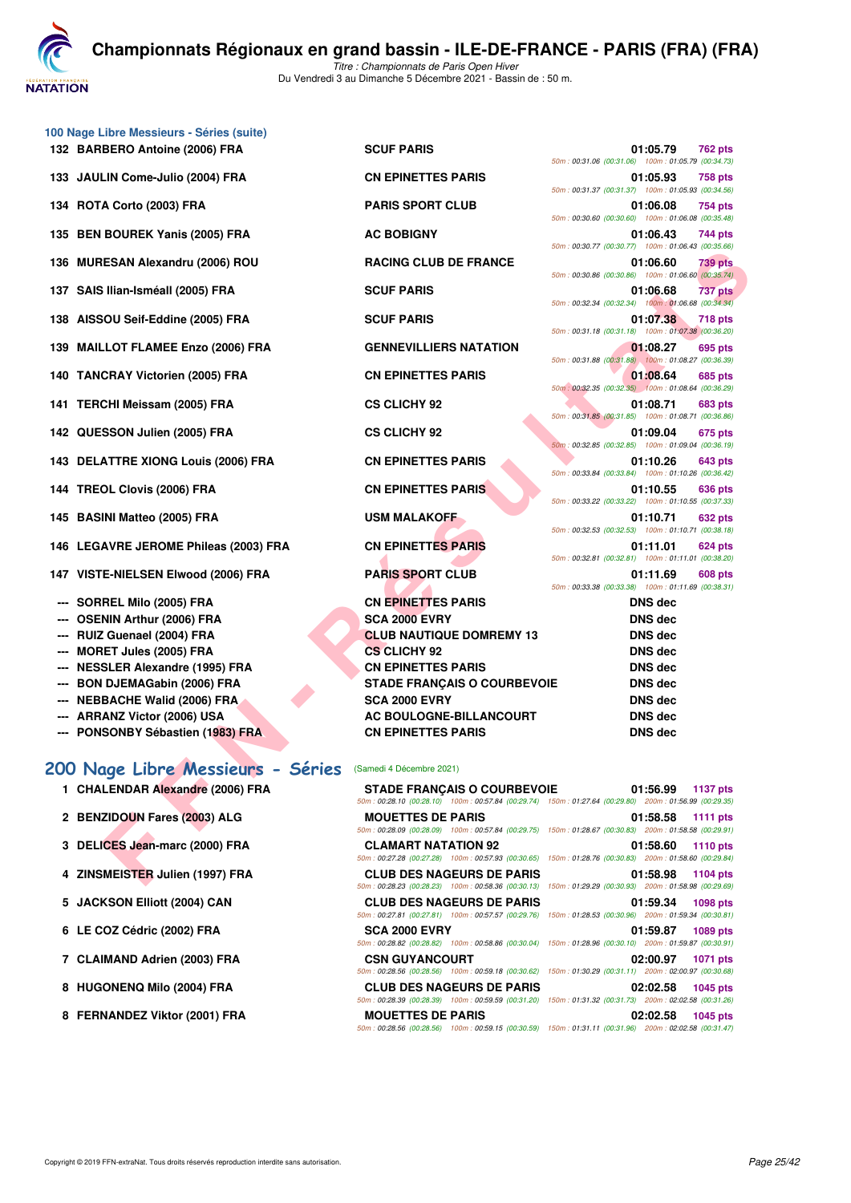## 100 Nage Libre Messieurs - Séries (suite)

| Rang | Nom | Club | Temps | Points | Splits |
|---|---|---|---|---|---|
| 132 | BARBERO Antoine (2006) FRA | SCUF PARIS | 01:05.79 | 762 pts | 50m : 00:31.06 (00:31.06) 100m : 01:05.79 (00:34.73) |
| 133 | JAULIN Come-Julio (2004) FRA | CN EPINETTES PARIS | 01:05.93 | 758 pts | 50m : 00:31.37 (00:31.37) 100m : 01:05.93 (00:34.56) |
| 134 | ROTA Corto (2003) FRA | PARIS SPORT CLUB | 01:06.08 | 754 pts | 50m : 00:30.60 (00:30.60) 100m : 01:06.08 (00:35.48) |
| 135 | BEN BOUREK Yanis (2005) FRA | AC BOBIGNY | 01:06.43 | 744 pts | 50m : 00:30.77 (00:30.77) 100m : 01:06.43 (00:35.66) |
| 136 | MURESAN Alexandru (2006) ROU | RACING CLUB DE FRANCE | 01:06.60 | 739 pts | 50m : 00:30.86 (00:30.86) 100m : 01:06.60 (00:35.74) |
| 137 | SAIS Ilian-Isméall (2005) FRA | SCUF PARIS | 01:06.68 | 737 pts | 50m : 00:32.34 (00:32.34) 100m : 01:06.68 (00:34.34) |
| 138 | AISSOU Seif-Eddine (2005) FRA | SCUF PARIS | 01:07.38 | 718 pts | 50m : 00:31.18 (00:31.18) 100m : 01:07.38 (00:36.20) |
| 139 | MAILLOT FLAMEE Enzo (2006) FRA | GENNEVILLIERS NATATION | 01:08.27 | 695 pts | 50m : 00:31.88 (00:31.88) 100m : 01:08.27 (00:36.39) |
| 140 | TANCRAY Victorien (2005) FRA | CN EPINETTES PARIS | 01:08.64 | 685 pts | 50m : 00:32.35 (00:32.35) 100m : 01:08.64 (00:36.29) |
| 141 | TERCHI Meissam (2005) FRA | CS CLICHY 92 | 01:08.71 | 683 pts | 50m : 00:31.85 (00:31.85) 100m : 01:08.71 (00:36.86) |
| 142 | QUESSON Julien (2005) FRA | CS CLICHY 92 | 01:09.04 | 675 pts | 50m : 00:32.85 (00:32.85) 100m : 01:09.04 (00:36.19) |
| 143 | DELATTRE XIONG Louis (2006) FRA | CN EPINETTES PARIS | 01:10.26 | 643 pts | 50m : 00:33.84 (00:33.84) 100m : 01:10.26 (00:36.42) |
| 144 | TREOL Clovis (2006) FRA | CN EPINETTES PARIS | 01:10.55 | 636 pts | 50m : 00:33.22 (00:33.22) 100m : 01:10.55 (00:37.33) |
| 145 | BASINI Matteo (2005) FRA | USM MALAKOFF | 01:10.71 | 632 pts | 50m : 00:32.53 (00:32.53) 100m : 01:10.71 (00:38.18) |
| 146 | LEGAVRE JEROME Phileas (2003) FRA | CN EPINETTES PARIS | 01:11.01 | 624 pts | 50m : 00:32.81 (00:32.81) 100m : 01:11.01 (00:38.20) |
| 147 | VISTE-NIELSEN Elwood (2006) FRA | PARIS SPORT CLUB | 01:11.69 | 608 pts | 50m : 00:33.38 (00:33.38) 100m : 01:11.69 (00:38.31) |
| --- | SORREL Milo (2005) FRA | CN EPINETTES PARIS | DNS dec | | |
| --- | OSENIN Arthur (2006) FRA | SCA 2000 EVRY | DNS dec | | |
| --- | RUIZ Guenael (2004) FRA | CLUB NAUTIQUE DOMREMY 13 | DNS dec | | |
| --- | MORET Jules (2005) FRA | CS CLICHY 92 | DNS dec | | |
| --- | NESSLER Alexandre (1995) FRA | CN EPINETTES PARIS | DNS dec | | |
| --- | BON DJEMAGabin (2006) FRA | STADE FRANÇAIS O COURBEVOIE | DNS dec | | |
| --- | NEBBACHE Walid (2006) FRA | SCA 2000 EVRY | DNS dec | | |
| --- | ARRANZ Victor (2006) USA | AC BOULOGNE-BILLANCOURT | DNS dec | | |
| --- | PONSONBY Sébastien (1983) FRA | CN EPINETTES PARIS | DNS dec | | |

## 200 Nage Libre Messieurs - Séries (Samedi 4 Décembre 2021)

| Rang | Nom | Club | Temps | Points | Splits |
|---|---|---|---|---|---|
| 1 | CHALENDAR Alexandre (2006) FRA | STADE FRANÇAIS O COURBEVOIE | 01:56.99 | 1137 pts | 50m : 00:28.10 (00:28.10) 100m : 00:57.84 (00:29.74) 150m : 01:27.64 (00:29.80) 200m : 01:56.99 (00:29.35) |
| 2 | BENZIDOUN Fares (2003) ALG | MOUETTES DE PARIS | 01:58.58 | 1111 pts | 50m : 00:28.09 (00:28.09) 100m : 00:57.84 (00:29.75) 150m : 01:28.67 (00:30.83) 200m : 01:58.58 (00:29.91) |
| 3 | DELICES Jean-marc (2000) FRA | CLAMART NATATION 92 | 01:58.60 | 1110 pts | 50m : 00:27.28 (00:27.28) 100m : 00:57.93 (00:30.65) 150m : 01:28.76 (00:30.83) 200m : 01:58.60 (00:29.84) |
| 4 | ZINSMEISTER Julien (1997) FRA | CLUB DES NAGEURS DE PARIS | 01:58.98 | 1104 pts | 50m : 00:28.23 (00:28.23) 100m : 00:58.36 (00:30.13) 150m : 01:29.29 (00:30.93) 200m : 01:58.98 (00:29.69) |
| 5 | JACKSON Elliott (2004) CAN | CLUB DES NAGEURS DE PARIS | 01:59.34 | 1098 pts | 50m : 00:27.81 (00:27.81) 100m : 00:57.57 (00:29.76) 150m : 01:28.53 (00:30.96) 200m : 01:59.34 (00:30.81) |
| 6 | LE COZ Cédric (2002) FRA | SCA 2000 EVRY | 01:59.87 | 1089 pts | 50m : 00:28.82 (00:28.82) 100m : 00:58.86 (00:30.04) 150m : 01:28.96 (00:30.10) 200m : 01:59.87 (00:30.91) |
| 7 | CLAIMAND Adrien (2003) FRA | CSN GUYANCOURT | 02:00.97 | 1071 pts | 50m : 00:28.56 (00:28.56) 100m : 00:59.18 (00:30.62) 150m : 01:30.29 (00:31.11) 200m : 02:00.97 (00:30.68) |
| 8 | HUGONENQ Milo (2004) FRA | CLUB DES NAGEURS DE PARIS | 02:02.58 | 1045 pts | 50m : 00:28.39 (00:28.39) 100m : 00:59.59 (00:31.20) 150m : 01:31.32 (00:31.73) 200m : 02:02.58 (00:31.26) |
| 8 | FERNANDEZ Viktor (2001) FRA | MOUETTES DE PARIS | 02:02.58 | 1045 pts | 50m : 00:28.56 (00:28.56) 100m : 00:59.15 (00:30.59) 150m : 01:31.11 (00:31.96) 200m : 02:02.58 (00:31.47) |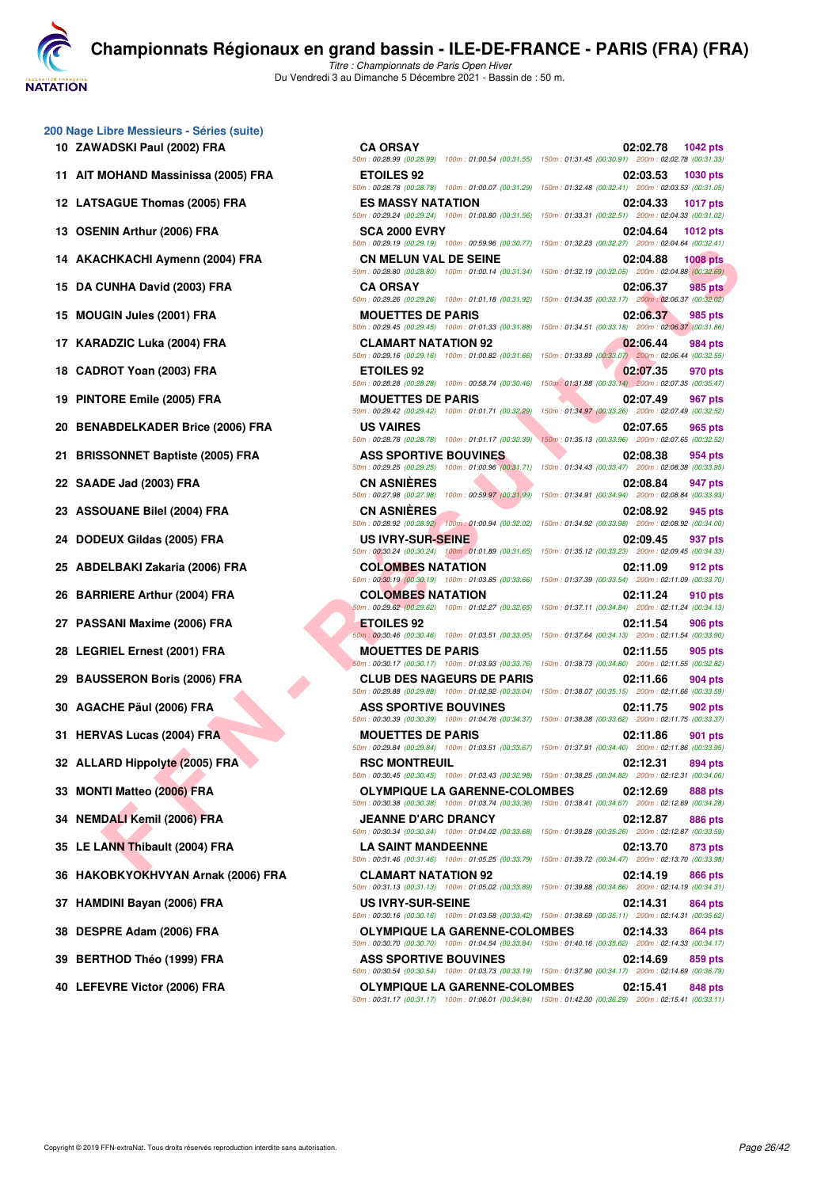# Championnats Régionaux en grand bassin - ILE-DE-FRANCE - PARIS (FRA) (FRA)

*Titre : Championnats de Paris Open Hiver*
Du Vendredi 3 au Dimanche 5 Décembre 2021 - Bassin de : 50 m.

## 200 Nage Libre Messieurs - Séries (suite)

| Rang | Nom | Club | Temps | Points |
|---|---|---|---|---|
| 10 | ZAWADSKI Paul (2002) FRA | CA ORSAY | 02:02.78 | 1042 pts |
| | | 50m : 00:28.99 (00:28.99) 100m : 01:00.54 (00:31.55) 150m : 01:31.45 (00:30.91) 200m : 02:02.78 (00:31.33) | | |
| 11 | AIT MOHAND Massinissa (2005) FRA | ETOILES 92 | 02:03.53 | 1030 pts |
| | | 50m : 00:28.78 (00:28.78) 100m : 01:00.07 (00:31.29) 150m : 01:32.48 (00:32.41) 200m : 02:03.53 (00:31.05) | | |
| 12 | LATSAGUE Thomas (2005) FRA | ES MASSY NATATION | 02:04.33 | 1017 pts |
| | | 50m : 00:29.24 (00:29.24) 100m : 01:00.80 (00:31.56) 150m : 01:33.31 (00:32.51) 200m : 02:04.33 (00:31.02) | | |
| 13 | OSENIN Arthur (2006) FRA | SCA 2000 EVRY | 02:04.64 | 1012 pts |
| | | 50m : 00:29.19 (00:29.19) 100m : 00:59.96 (00:30.77) 150m : 01:32.23 (00:32.27) 200m : 02:04.64 (00:32.41) | | |
| 14 | AKACHKACHI Aymenn (2004) FRA | CN MELUN VAL DE SEINE | 02:04.88 | 1008 pts |
| | | 50m : 00:28.80 (00:28.80) 100m : 01:00.14 (00:31.34) 150m : 01:32.19 (00:32.05) 200m : 02:04.88 (00:32.69) | | |
| 15 | DA CUNHA David (2003) FRA | CA ORSAY | 02:06.37 | 985 pts |
| | | 50m : 00:29.26 (00:29.26) 100m : 01:01.18 (00:31.92) 150m : 01:34.35 (00:33.17) 200m : 02:06.37 (00:32.02) | | |
| 15 | MOUGIN Jules (2001) FRA | MOUETTES DE PARIS | 02:06.37 | 985 pts |
| | | 50m : 00:29.45 (00:29.45) 100m : 01:01.33 (00:31.88) 150m : 01:34.51 (00:33.18) 200m : 02:06.37 (00:31.86) | | |
| 17 | KARADZIC Luka (2004) FRA | CLAMART NATATION 92 | 02:06.44 | 984 pts |
| | | 50m : 00:29.16 (00:29.16) 100m : 01:00.82 (00:31.66) 150m : 01:33.89 (00:33.07) 200m : 02:06.44 (00:32.55) | | |
| 18 | CADROT Yoan (2003) FRA | ETOILES 92 | 02:07.35 | 970 pts |
| | | 50m : 00:28.28 (00:28.28) 100m : 00:58.74 (00:30.46) 150m : 01:31.88 (00:33.14) 200m : 02:07.35 (00:35.47) | | |
| 19 | PINTORE Emile (2005) FRA | MOUETTES DE PARIS | 02:07.49 | 967 pts |
| | | 50m : 00:29.42 (00:29.42) 100m : 01:01.71 (00:32.29) 150m : 01:34.97 (00:33.26) 200m : 02:07.49 (00:32.52) | | |
| 20 | BENABDELKADER Brice (2006) FRA | US VAIRES | 02:07.65 | 965 pts |
| | | 50m : 00:28.78 (00:28.78) 100m : 01:01.17 (00:32.39) 150m : 01:35.13 (00:33.96) 200m : 02:07.65 (00:32.52) | | |
| 21 | BRISSONNET Baptiste (2005) FRA | ASS SPORTIVE BOUVINES | 02:08.38 | 954 pts |
| | | 50m : 00:29.25 (00:29.25) 100m : 01:00.96 (00:31.71) 150m : 01:34.43 (00:33.47) 200m : 02:08.38 (00:33.95) | | |
| 22 | SAADE Jad (2003) FRA | CN ASNIÈRES | 02:08.84 | 947 pts |
| | | 50m : 00:27.98 (00:27.98) 100m : 00:59.97 (00:31.99) 150m : 01:34.91 (00:34.94) 200m : 02:08.84 (00:33.93) | | |
| 23 | ASSOUANE Bilel (2004) FRA | CN ASNIÈRES | 02:08.92 | 945 pts |
| | | 50m : 00:28.92 (00:28.92) 100m : 01:00.94 (00:32.02) 150m : 01:34.92 (00:33.98) 200m : 02:08.92 (00:34.00) | | |
| 24 | DODEUX Gildas (2005) FRA | US IVRY-SUR-SEINE | 02:09.45 | 937 pts |
| | | 50m : 00:30.24 (00:30.24) 100m : 01:01.89 (00:31.65) 150m : 01:35.12 (00:33.23) 200m : 02:09.45 (00:34.33) | | |
| 25 | ABDELBAKI Zakaria (2006) FRA | COLOMBES NATATION | 02:11.09 | 912 pts |
| | | 50m : 00:30.19 (00:30.19) 100m : 01:03.85 (00:33.66) 150m : 01:37.39 (00:33.54) 200m : 02:11.09 (00:33.70) | | |
| 26 | BARRIERE Arthur (2004) FRA | COLOMBES NATATION | 02:11.24 | 910 pts |
| | | 50m : 00:29.62 (00:29.62) 100m : 01:02.27 (00:32.65) 150m : 01:37.11 (00:34.84) 200m : 02:11.24 (00:34.13) | | |
| 27 | PASSANI Maxime (2006) FRA | ETOILES 92 | 02:11.54 | 906 pts |
| | | 50m : 00:30.46 (00:30.46) 100m : 01:03.51 (00:33.05) 150m : 01:37.64 (00:34.13) 200m : 02:11.54 (00:33.90) | | |
| 28 | LEGRIEL Ernest (2001) FRA | MOUETTES DE PARIS | 02:11.55 | 905 pts |
| | | 50m : 00:30.17 (00:30.17) 100m : 01:03.93 (00:33.76) 150m : 01:38.73 (00:34.80) 200m : 02:11.55 (00:32.82) | | |
| 29 | BAUSSERON Boris (2006) FRA | CLUB DES NAGEURS DE PARIS | 02:11.66 | 904 pts |
| | | 50m : 00:29.88 (00:29.88) 100m : 01:02.92 (00:33.04) 150m : 01:38.07 (00:35.15) 200m : 02:11.66 (00:33.59) | | |
| 30 | AGACHE Päul (2006) FRA | ASS SPORTIVE BOUVINES | 02:11.75 | 902 pts |
| | | 50m : 00:30.39 (00:30.39) 100m : 01:04.76 (00:34.37) 150m : 01:38.38 (00:33.62) 200m : 02:11.75 (00:33.37) | | |
| 31 | HERVAS Lucas (2004) FRA | MOUETTES DE PARIS | 02:11.86 | 901 pts |
| | | 50m : 00:29.84 (00:29.84) 100m : 01:03.51 (00:33.67) 150m : 01:37.91 (00:34.40) 200m : 02:11.86 (00:33.95) | | |
| 32 | ALLARD Hippolyte (2005) FRA | RSC MONTREUIL | 02:12.31 | 894 pts |
| | | 50m : 00:30.45 (00:30.45) 100m : 01:03.43 (00:32.98) 150m : 01:38.25 (00:34.82) 200m : 02:12.31 (00:34.06) | | |
| 33 | MONTI Matteo (2006) FRA | OLYMPIQUE LA GARENNE-COLOMBES | 02:12.69 | 888 pts |
| | | 50m : 00:30.38 (00:30.38) 100m : 01:03.74 (00:33.36) 150m : 01:38.41 (00:34.67) 200m : 02:12.69 (00:34.28) | | |
| 34 | NEMDALI Kemil (2006) FRA | JEANNE D'ARC DRANCY | 02:12.87 | 886 pts |
| | | 50m : 00:30.34 (00:30.34) 100m : 01:04.02 (00:33.68) 150m : 01:39.28 (00:35.26) 200m : 02:12.87 (00:33.59) | | |
| 35 | LE LANN Thibault (2004) FRA | LA SAINT MANDEENNE | 02:13.70 | 873 pts |
| | | 50m : 00:31.46 (00:31.46) 100m : 01:05.25 (00:33.79) 150m : 01:39.72 (00:34.47) 200m : 02:13.70 (00:33.98) | | |
| 36 | HAKOBKYOKHVYAN Arnak (2006) FRA | CLAMART NATATION 92 | 02:14.19 | 866 pts |
| | | 50m : 00:31.13 (00:31.13) 100m : 01:05.02 (00:33.89) 150m : 01:39.88 (00:34.86) 200m : 02:14.19 (00:34.31) | | |
| 37 | HAMDINI Bayan (2006) FRA | US IVRY-SUR-SEINE | 02:14.31 | 864 pts |
| | | 50m : 00:30.16 (00:30.16) 100m : 01:03.58 (00:33.42) 150m : 01:38.69 (00:35.11) 200m : 02:14.31 (00:35.62) | | |
| 38 | DESPRE Adam (2006) FRA | OLYMPIQUE LA GARENNE-COLOMBES | 02:14.33 | 864 pts |
| | | 50m : 00:30.70 (00:30.70) 100m : 01:04.54 (00:33.84) 150m : 01:40.16 (00:35.62) 200m : 02:14.33 (00:34.17) | | |
| 39 | BERTHOD Théo (1999) FRA | ASS SPORTIVE BOUVINES | 02:14.69 | 859 pts |
| | | 50m : 00:30.54 (00:30.54) 100m : 01:03.73 (00:33.19) 150m : 01:37.90 (00:34.17) 200m : 02:14.69 (00:36.79) | | |
| 40 | LEFEVRE Victor (2006) FRA | OLYMPIQUE LA GARENNE-COLOMBES | 02:15.41 | 848 pts |
| | | 50m : 00:31.17 (00:31.17) 100m : 01:06.01 (00:34.84) 150m : 01:42.30 (00:36.29) 200m : 02:15.41 (00:33.11) | | |

Copyright © 2019 FFN-extraNat. Tous droits réservés reproduction interdite sans autorisation.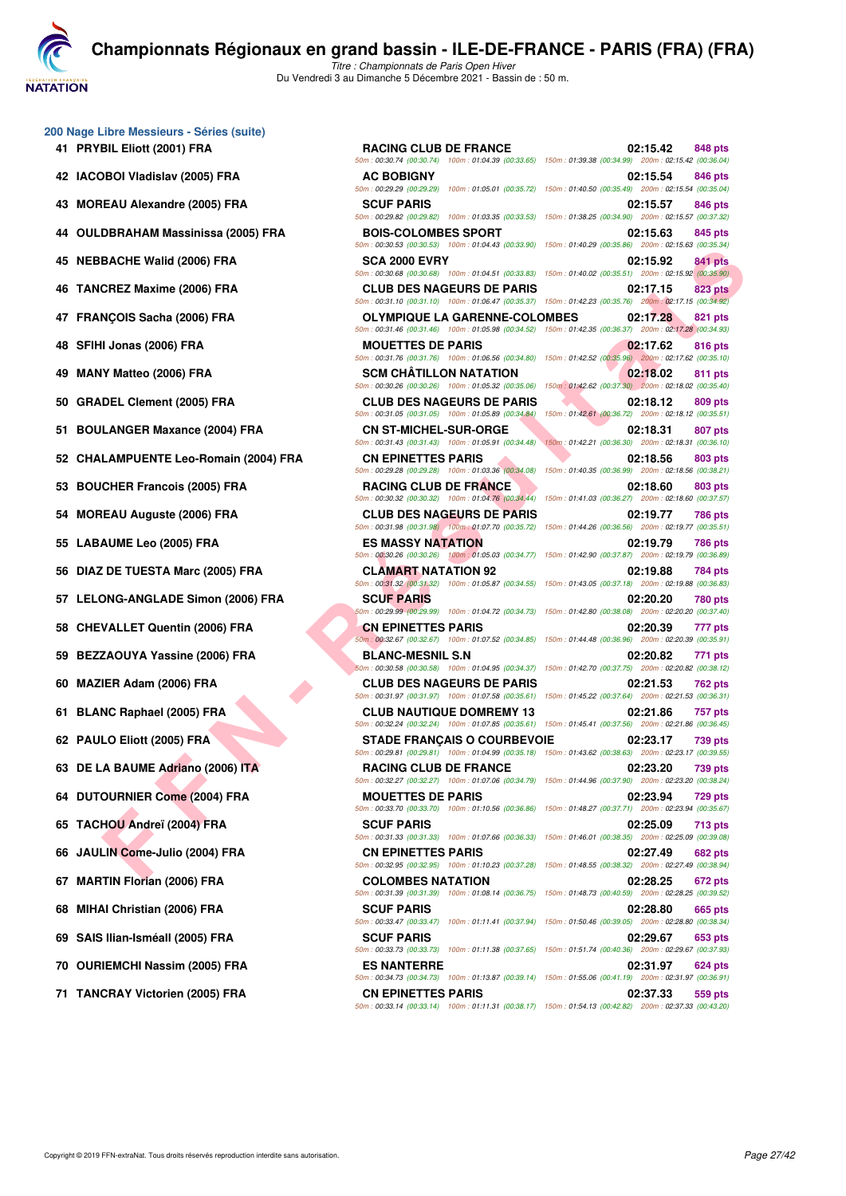# Championnats Régionaux en grand bassin - ILE-DE-FRANCE - PARIS (FRA) (FRA)

*Titre : Championnats de Paris Open Hiver*
Du Vendredi 3 au Dimanche 5 Décembre 2021 - Bassin de : 50 m.

## 200 Nage Libre Messieurs - Séries (suite)

| Rang | Nom | Club | Temps | Points |
|---|---|---|---|---|
| 41 | PRYBIL Eliott (2001) FRA | RACING CLUB DE FRANCE | 02:15.42 | 848 pts |
| | | 50m : 00:30.74 (00:30.74) 100m : 01:04.39 (00:33.65) 150m : 01:39.38 (00:34.99) 200m : 02:15.42 (00:36.04) | | |
| 42 | IACOBOI Vladislav (2005) FRA | AC BOBIGNY | 02:15.54 | 846 pts |
| | | 50m : 00:29.29 (00:29.29) 100m : 01:05.01 (00:35.72) 150m : 01:40.50 (00:35.49) 200m : 02:15.54 (00:35.04) | | |
| 43 | MOREAU Alexandre (2005) FRA | SCUF PARIS | 02:15.57 | 846 pts |
| | | 50m : 00:29.82 (00:29.82) 100m : 01:03.35 (00:33.53) 150m : 01:38.25 (00:34.90) 200m : 02:15.57 (00:37.32) | | |
| 44 | OULDBRAHAM Massinissa (2005) FRA | BOIS-COLOMBES SPORT | 02:15.63 | 845 pts |
| | | 50m : 00:30.53 (00:30.53) 100m : 01:04.43 (00:33.90) 150m : 01:40.29 (00:35.86) 200m : 02:15.63 (00:35.34) | | |
| 45 | NEBBACHE Walid (2006) FRA | SCA 2000 EVRY | 02:15.92 | 841 pts |
| | | 50m : 00:30.68 (00:30.68) 100m : 01:04.51 (00:33.83) 150m : 01:40.02 (00:35.51) 200m : 02:15.92 (00:35.90) | | |
| 46 | TANCREZ Maxime (2006) FRA | CLUB DES NAGEURS DE PARIS | 02:17.15 | 823 pts |
| | | 50m : 00:31.10 (00:31.10) 100m : 01:06.47 (00:35.37) 150m : 01:42.23 (00:35.76) 200m : 02:17.15 (00:34.92) | | |
| 47 | FRANÇOIS Sacha (2006) FRA | OLYMPIQUE LA GARENNE-COLOMBES | 02:17.28 | 821 pts |
| | | 50m : 00:31.46 (00:31.46) 100m : 01:05.98 (00:34.52) 150m : 01:42.35 (00:36.37) 200m : 02:17.28 (00:34.93) | | |
| 48 | SFIHI Jonas (2006) FRA | MOUETTES DE PARIS | 02:17.62 | 816 pts |
| | | 50m : 00:31.76 (00:31.76) 100m : 01:06.56 (00:34.80) 150m : 01:42.52 (00:35.96) 200m : 02:17.62 (00:35.10) | | |
| 49 | MANY Matteo (2006) FRA | SCM CHÂTILLON NATATION | 02:18.02 | 811 pts |
| | | 50m : 00:30.26 (00:30.26) 100m : 01:05.32 (00:35.06) 150m : 01:42.62 (00:37.30) 200m : 02:18.02 (00:35.40) | | |
| 50 | GRADEL Clement (2005) FRA | CLUB DES NAGEURS DE PARIS | 02:18.12 | 809 pts |
| | | 50m : 00:31.05 (00:31.05) 100m : 01:05.89 (00:34.84) 150m : 01:42.61 (00:36.72) 200m : 02:18.12 (00:35.51) | | |
| 51 | BOULANGER Maxance (2004) FRA | CN ST-MICHEL-SUR-ORGE | 02:18.31 | 807 pts |
| | | 50m : 00:31.43 (00:31.43) 100m : 01:05.91 (00:34.48) 150m : 01:42.21 (00:36.30) 200m : 02:18.31 (00:36.10) | | |
| 52 | CHALAMPUENTE Leo-Romain (2004) FRA | CN EPINETTES PARIS | 02:18.56 | 803 pts |
| | | 50m : 00:29.28 (00:29.28) 100m : 01:03.36 (00:34.08) 150m : 01:40.35 (00:36.99) 200m : 02:18.56 (00:38.21) | | |
| 53 | BOUCHER Francois (2005) FRA | RACING CLUB DE FRANCE | 02:18.60 | 803 pts |
| | | 50m : 00:30.32 (00:30.32) 100m : 01:04.76 (00:34.44) 150m : 01:41.03 (00:36.27) 200m : 02:18.60 (00:37.57) | | |
| 54 | MOREAU Auguste (2006) FRA | CLUB DES NAGEURS DE PARIS | 02:19.77 | 786 pts |
| | | 50m : 00:31.98 (00:31.98) 100m : 01:07.70 (00:35.72) 150m : 01:44.26 (00:36.56) 200m : 02:19.77 (00:35.51) | | |
| 55 | LABAUME Leo (2005) FRA | ES MASSY NATATION | 02:19.79 | 786 pts |
| | | 50m : 00:30.26 (00:30.26) 100m : 01:05.03 (00:34.77) 150m : 01:42.90 (00:37.87) 200m : 02:19.79 (00:36.89) | | |
| 56 | DIAZ DE TUESTA Marc (2005) FRA | CLAMART NATATION 92 | 02:19.88 | 784 pts |
| | | 50m : 00:31.32 (00:31.32) 100m : 01:05.87 (00:34.55) 150m : 01:43.05 (00:37.18) 200m : 02:19.88 (00:36.83) | | |
| 57 | LELONG-ANGLADE Simon (2006) FRA | SCUF PARIS | 02:20.20 | 780 pts |
| | | 50m : 00:29.99 (00:29.99) 100m : 01:04.72 (00:34.73) 150m : 01:42.80 (00:38.08) 200m : 02:20.20 (00:37.40) | | |
| 58 | CHEVALLET Quentin (2006) FRA | CN EPINETTES PARIS | 02:20.39 | 777 pts |
| | | 50m : 00:32.67 (00:32.67) 100m : 01:07.52 (00:34.85) 150m : 01:44.48 (00:36.96) 200m : 02:20.39 (00:35.91) | | |
| 59 | BEZZAOUYA Yassine (2006) FRA | BLANC-MESNIL S.N | 02:20.82 | 771 pts |
| | | 50m : 00:30.58 (00:30.58) 100m : 01:04.95 (00:34.37) 150m : 01:42.70 (00:37.75) 200m : 02:20.82 (00:38.12) | | |
| 60 | MAZIER Adam (2006) FRA | CLUB DES NAGEURS DE PARIS | 02:21.53 | 762 pts |
| | | 50m : 00:31.97 (00:31.97) 100m : 01:07.58 (00:35.61) 150m : 01:45.22 (00:37.64) 200m : 02:21.53 (00:36.31) | | |
| 61 | BLANC Raphael (2005) FRA | CLUB NAUTIQUE DOMREMY 13 | 02:21.86 | 757 pts |
| | | 50m : 00:32.24 (00:32.24) 100m : 01:07.85 (00:35.61) 150m : 01:45.41 (00:37.56) 200m : 02:21.86 (00:36.45) | | |
| 62 | PAULO Eliott (2005) FRA | STADE FRANÇAIS O COURBEVOIE | 02:23.17 | 739 pts |
| | | 50m : 00:29.81 (00:29.81) 100m : 01:04.99 (00:35.18) 150m : 01:43.62 (00:38.63) 200m : 02:23.17 (00:39.55) | | |
| 63 | DE LA BAUME Adriano (2006) ITA | RACING CLUB DE FRANCE | 02:23.20 | 739 pts |
| | | 50m : 00:32.27 (00:32.27) 100m : 01:07.06 (00:34.79) 150m : 01:44.96 (00:37.90) 200m : 02:23.20 (00:38.24) | | |
| 64 | DUTOURNIER Come (2004) FRA | MOUETTES DE PARIS | 02:23.94 | 729 pts |
| | | 50m : 00:33.70 (00:33.70) 100m : 01:10.56 (00:36.86) 150m : 01:48.27 (00:37.71) 200m : 02:23.94 (00:35.67) | | |
| 65 | TACHOU Andreï (2004) FRA | SCUF PARIS | 02:25.09 | 713 pts |
| | | 50m : 00:31.33 (00:31.33) 100m : 01:07.66 (00:36.33) 150m : 01:46.01 (00:38.35) 200m : 02:25.09 (00:39.08) | | |
| 66 | JAULIN Come-Julio (2004) FRA | CN EPINETTES PARIS | 02:27.49 | 682 pts |
| | | 50m : 00:32.95 (00:32.95) 100m : 01:10.23 (00:37.28) 150m : 01:48.55 (00:38.32) 200m : 02:27.49 (00:38.94) | | |
| 67 | MARTIN Florian (2006) FRA | COLOMBES NATATION | 02:28.25 | 672 pts |
| | | 50m : 00:31.39 (00:31.39) 100m : 01:08.14 (00:36.75) 150m : 01:48.73 (00:40.59) 200m : 02:28.25 (00:39.52) | | |
| 68 | MIHAI Christian (2006) FRA | SCUF PARIS | 02:28.80 | 665 pts |
| | | 50m : 00:33.47 (00:33.47) 100m : 01:11.41 (00:37.94) 150m : 01:50.46 (00:39.05) 200m : 02:28.80 (00:38.34) | | |
| 69 | SAIS Ilian-Isméall (2005) FRA | SCUF PARIS | 02:29.67 | 653 pts |
| | | 50m : 00:33.73 (00:33.73) 100m : 01:11.38 (00:37.65) 150m : 01:51.74 (00:40.36) 200m : 02:29.67 (00:37.93) | | |
| 70 | OURIEMCHI Nassim (2005) FRA | ES NANTERRE | 02:31.97 | 624 pts |
| | | 50m : 00:34.73 (00:34.73) 100m : 01:13.87 (00:39.14) 150m : 01:55.06 (00:41.19) 200m : 02:31.97 (00:36.91) | | |
| 71 | TANCRAY Victorien (2005) FRA | CN EPINETTES PARIS | 02:37.33 | 559 pts |
| | | 50m : 00:33.14 (00:33.14) 100m : 01:11.31 (00:38.17) 150m : 01:54.13 (00:42.82) 200m : 02:37.33 (00:43.20) | | |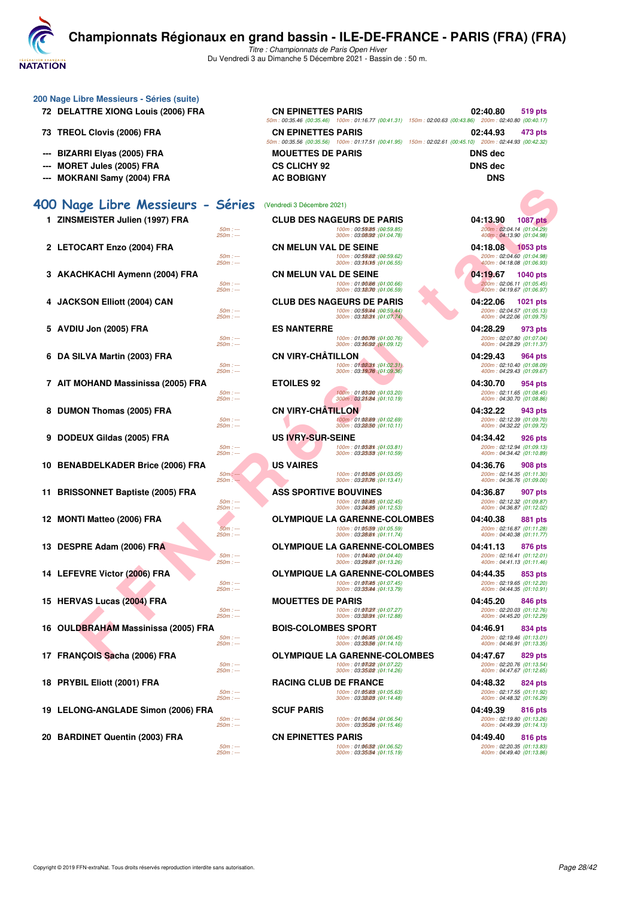## 200 Nage Libre Messieurs - Séries (suite)

| Rang | Nom | Club | Temps | Points |
|---|---|---|---|---|
| 72 | DELATTRE XIONG Louis (2006) FRA | CN EPINETTES PARIS | 02:40.80 | 519 pts |
| | 50m : 00:35.46 (00:35.46) 100m : 01:16.77 (00:41.31) 150m : 02:00.63 (00:43.86) 200m : 02:40.80 (00:40.17) | | | |
| 73 | TREOL Clovis (2006) FRA | CN EPINETTES PARIS | 02:44.93 | 473 pts |
| | 50m : 00:35.56 (00:35.56) 100m : 01:17.51 (00:41.95) 150m : 02:02.61 (00:45.10) 200m : 02:44.93 (00:42.32) | | | |
| --- | BIZARRI Elyas (2005) FRA | MOUETTES DE PARIS | DNS dec | |
| --- | MORET Jules (2005) FRA | CS CLICHY 92 | DNS dec | |
| --- | MOKRANI Samy (2004) FRA | AC BOBIGNY | DNS | |

## 400 Nage Libre Messieurs - Séries

(Vendredi 3 Décembre 2021)

| Rang | Nom | Club | Temps | Points |
|---|---|---|---|---|
| 1 | ZINSMEISTER Julien (1997) FRA | CLUB DES NAGEURS DE PARIS | 04:13.90 | 1087 pts |
| | 100m : 00:59.85 (00:59.85) 200m : 02:04.14 (01:04.29) 300m : 03:08.92 (01:04.78) 400m : 04:13.90 (01:04.98) | | | |
| 2 | LETOCART Enzo (2004) FRA | CN MELUN VAL DE SEINE | 04:18.08 | 1053 pts |
| | 100m : 00:59.62 (00:59.62) 200m : 02:04.60 (01:04.98) 300m : 03:11.15 (01:06.55) 400m : 04:18.08 (01:06.93) | | | |
| 3 | AKACHKACHI Aymenn (2004) FRA | CN MELUN VAL DE SEINE | 04:19.67 | 1040 pts |
| | 100m : 01:00.66 (01:00.66) 200m : 02:06.11 (01:05.45) 300m : 03:12.70 (01:06.59) 400m : 04:19.67 (01:06.97) | | | |
| 4 | JACKSON Elliott (2004) CAN | CLUB DES NAGEURS DE PARIS | 04:22.06 | 1021 pts |
| | 100m : 00:59.44 (00:59.44) 200m : 02:04.57 (01:05.13) 300m : 03:12.31 (01:07.74) 400m : 04:22.06 (01:09.75) | | | |
| 5 | AVDIU Jon (2005) FRA | ES NANTERRE | 04:28.29 | 973 pts |
| | 100m : 01:00.76 (01:00.76) 200m : 02:07.80 (01:07.04) 300m : 03:16.92 (01:09.12) 400m : 04:28.29 (01:11.37) | | | |
| 6 | DA SILVA Martin (2003) FRA | CN VIRY-CHÂTILLON | 04:29.43 | 964 pts |
| | 100m : 01:02.31 (01:02.31) 200m : 02:10.40 (01:08.09) 300m : 03:19.76 (01:09.36) 400m : 04:29.43 (01:09.67) | | | |
| 7 | AIT MOHAND Massinissa (2005) FRA | ETOILES 92 | 04:30.70 | 954 pts |
| | 100m : 01:03.20 (01:03.20) 200m : 02:11.65 (01:08.45) 300m : 03:21.84 (01:10.19) 400m : 04:30.70 (01:08.86) | | | |
| 8 | DUMON Thomas (2005) FRA | CN VIRY-CHÂTILLON | 04:32.22 | 943 pts |
| | 100m : 01:02.69 (01:02.69) 200m : 02:12.39 (01:09.70) 300m : 03:22.50 (01:10.11) 400m : 04:32.22 (01:09.72) | | | |
| 9 | DODEUX Gildas (2005) FRA | US IVRY-SUR-SEINE | 04:34.42 | 926 pts |
| | 100m : 01:03.81 (01:03.81) 200m : 02:12.94 (01:09.13) 300m : 03:23.53 (01:10.59) 400m : 04:34.42 (01:10.89) | | | |
| 10 | BENABDELKADER Brice (2006) FRA | US VAIRES | 04:36.76 | 908 pts |
| | 100m : 01:03.05 (01:03.05) 200m : 02:14.35 (01:11.30) 300m : 03:27.76 (01:13.41) 400m : 04:36.76 (01:09.00) | | | |
| 11 | BRISSONNET Baptiste (2005) FRA | ASS SPORTIVE BOUVINES | 04:36.87 | 907 pts |
| | 100m : 01:02.45 (01:02.45) 200m : 02:12.32 (01:09.87) 300m : 03:24.85 (01:12.53) 400m : 04:36.87 (01:12.02) | | | |
| 12 | MONTI Matteo (2006) FRA | OLYMPIQUE LA GARENNE-COLOMBES | 04:40.38 | 881 pts |
| | 100m : 01:05.59 (01:05.59) 200m : 02:16.87 (01:11.28) 300m : 03:28.61 (01:11.74) 400m : 04:40.38 (01:11.77) | | | |
| 13 | DESPRE Adam (2006) FRA | OLYMPIQUE LA GARENNE-COLOMBES | 04:41.13 | 876 pts |
| | 100m : 01:04.40 (01:04.40) 200m : 02:16.41 (01:12.01) 300m : 03:29.67 (01:13.26) 400m : 04:41.13 (01:11.46) | | | |
| 14 | LEFEVRE Victor (2006) FRA | OLYMPIQUE LA GARENNE-COLOMBES | 04:44.35 | 853 pts |
| | 100m : 01:07.45 (01:07.45) 200m : 02:19.65 (01:12.20) 300m : 03:33.44 (01:13.79) 400m : 04:44.35 (01:10.91) | | | |
| 15 | HERVAS Lucas (2004) FRA | MOUETTES DE PARIS | 04:45.20 | 846 pts |
| | 100m : 01:07.27 (01:07.27) 200m : 02:20.03 (01:12.76) 300m : 03:32.91 (01:12.88) 400m : 04:45.20 (01:12.29) | | | |
| 16 | OULDBRAHAM Massinissa (2005) FRA | BOIS-COLOMBES SPORT | 04:46.91 | 834 pts |
| | 100m : 01:06.45 (01:06.45) 200m : 02:19.46 (01:13.01) 300m : 03:33.56 (01:14.10) 400m : 04:46.91 (01:13.35) | | | |
| 17 | FRANÇOIS Sacha (2006) FRA | OLYMPIQUE LA GARENNE-COLOMBES | 04:47.67 | 829 pts |
| | 100m : 01:07.22 (01:07.22) 200m : 02:20.76 (01:13.54) 300m : 03:35.02 (01:14.26) 400m : 04:47.67 (01:12.65) | | | |
| 18 | PRYBIL Eliott (2001) FRA | RACING CLUB DE FRANCE | 04:48.32 | 824 pts |
| | 100m : 01:05.63 (01:05.63) 200m : 02:17.55 (01:11.92) 300m : 03:32.03 (01:14.48) 400m : 04:48.32 (01:16.29) | | | |
| 19 | LELONG-ANGLADE Simon (2006) FRA | SCUF PARIS | 04:49.39 | 816 pts |
| | 100m : 01:06.54 (01:06.54) 200m : 02:19.80 (01:13.26) 300m : 03:35.26 (01:15.46) 400m : 04:49.39 (01:14.13) | | | |
| 20 | BARDINET Quentin (2003) FRA | CN EPINETTES PARIS | 04:49.40 | 816 pts |
| | 100m : 01:06.52 (01:06.52) 200m : 02:20.35 (01:13.83) 300m : 03:35.54 (01:15.19) 400m : 04:49.40 (01:13.86) | | | |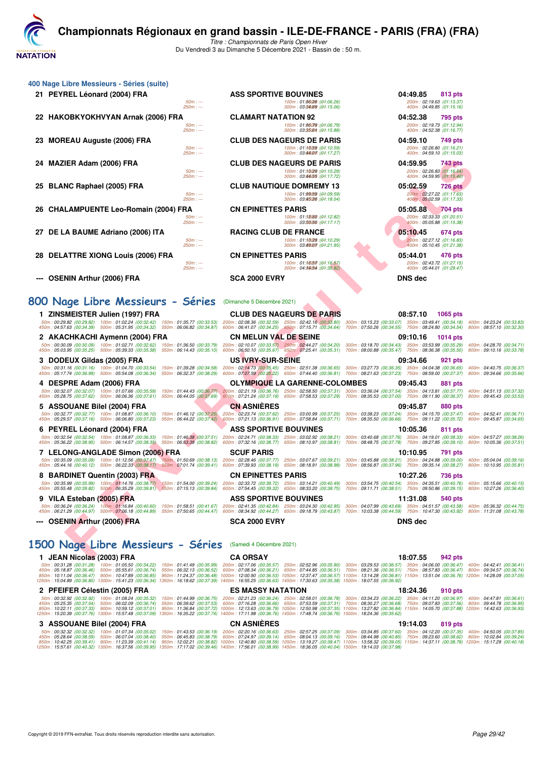# Championnats Régionaux en grand bassin - ILE-DE-FRANCE - PARIS (FRA) (FRA)

*Titre : Championnats de Paris Open Hiver*

Du Vendredi 3 au Dimanche 5 Décembre 2021 - Bassin de : 50 m.

## 400 Nage Libre Messieurs - Séries (suite)

**21 PEYREL Léonard (2004) FRA** — ASS SPORTIVE BOUVINES — 04:49.85 — 813 pts
50m : --- 100m : 01:06.26 (01:06.26) 200m : 02:19.63 (01:13.37)
250m : --- 300m : 03:34.69 (01:15.06) 400m : 04:49.85 (01:15.16)

**22 HAKOBKYOKHVYAN Arnak (2006) FRA** — CLAMART NATATION 92 — 04:52.38 — 795 pts
50m : --- 100m : 01:06.79 (01:06.79) 200m : 02:19.73 (01:12.94)
250m : --- 300m : 03:35.61 (01:15.88) 400m : 04:52.38 (01:16.77)

**23 MOREAU Auguste (2006) FRA** — CLUB DES NAGEURS DE PARIS — 04:59.10 — 749 pts
50m : --- 100m : 01:10.59 (01:10.59) 200m : 02:26.80 (01:16.21)
250m : --- 300m : 03:44.07 (01:17.27) 400m : 04:59.10 (01:15.03)

**24 MAZIER Adam (2006) FRA** — CLUB DES NAGEURS DE PARIS — 04:59.95 — 743 pts
50m : --- 100m : 01:10.29 (01:10.29) 200m : 02:26.83 (01:16.54)
250m : --- 300m : 03:44.55 (01:17.72) 400m : 04:59.95 (01:15.40)

**25 BLANC Raphael (2005) FRA** — CLUB NAUTIQUE DOMREMY 13 — 05:02.59 — 726 pts
50m : --- 100m : 01:09.59 (01:09.59) 200m : 02:27.22 (01:17.63)
250m : --- 300m : 03:45.26 (01:18.04) 400m : 05:02.59 (01:17.33)

**26 CHALAMPUENTE Leo-Romain (2004) FRA** — CN EPINETTES PARIS — 05:05.88 — 704 pts
50m : --- 100m : 01:12.82 (01:12.82) 200m : 02:33.33 (01:20.51)
250m : --- 300m : 03:50.50 (01:17.17) 400m : 05:05.88 (01:15.38)

**27 DE LA BAUME Adriano (2006) ITA** — RACING CLUB DE FRANCE — 05:10.45 — 674 pts
50m : --- 100m : 01:10.29 (01:10.29) 200m : 02:27.12 (01:16.83)
250m : --- 300m : 03:49.07 (01:21.95) 400m : 05:10.45 (01:21.38)

**28 DELATTRE XIONG Louis (2006) FRA** — CN EPINETTES PARIS — 05:44.01 — 476 pts
50m : --- 100m : 01:16.57 (01:16.57) 200m : 02:43.72 (01:27.15)
250m : --- 300m : 04:14.54 (01:30.82) 400m : 05:44.01 (01:29.47)

**--- OSENIN Arthur (2006) FRA** — SCA 2000 EVRY — DNS dec

## 800 Nage Libre Messieurs - Séries (Dimanche 5 Décembre 2021)

**1 ZINSMEISTER Julien (1997) FRA** — CLUB DES NAGEURS DE PARIS — 08:57.10 — 1065 pts
50m : 00:29.82 (00:29.82) 100m : 01:02.24 (00:32.42) 150m : 01:35.77 (00:33.53) 200m : 02:08.36 (00:32.59) 250m : 02:42.16 (00:33.80) 300m : 03:15.23 (00:33.07) 350m : 03:49.41 (00:34.18) 400m : 04:23.24 (00:33.83)
450m : 04:57.63 (00:34.39) 500m : 05:31.95 (00:34.32) 550m : 06:06.82 (00:34.87) 600m : 06:41.07 (00:34.25) 650m : 07:15.71 (00:34.64) 700m : 07:50.26 (00:34.55) 750m : 08:24.80 (00:34.54) 800m : 08:57.10 (00:32.30)

**2 AKACHKACHI Aymenn (2004) FRA** — CN MELUN VAL DE SEINE — 09:10.16 — 1014 pts
50m : 00:30.09 (00:30.09) 100m : 01:02.71 (00:32.62) 150m : 01:36.50 (00:33.79) 200m : 02:10.07 (00:33.57) 250m : 02:44.27 (00:34.20) 300m : 03:18.70 (00:34.43) 350m : 03:53.99 (00:35.29) 400m : 04:28.70 (00:34.71)
450m : 05:03.95 (00:35.25) 500m : 05:39.33 (00:35.38) 550m : 06:14.43 (00:35.10) 600m : 06:50.10 (00:35.67) 650m : 07:25.41 (00:35.31) 700m : 08:00.88 (00:35.47) 750m : 08:36.38 (00:35.50) 800m : 09:10.16 (00:33.78)

**3 DODEUX Gildas (2005) FRA** — US IVRY-SUR-SEINE — 09:34.66 — 921 pts
50m : 00:31.16 (00:31.16) 100m : 01:04.70 (00:33.54) 150m : 01:39.28 (00:34.58) 200m : 02:14.73 (00:35.45) 250m : 02:51.38 (00:36.65) 300m : 03:27.73 (00:36.35) 350m : 04:04.38 (00:36.65) 400m : 04:40.75 (00:36.37)
450m : 05:17.74 (00:36.99) 500m : 05:54.08 (00:36.34) 550m : 06:32.37 (00:38.29) 600m : 07:07.59 (00:35.22) 650m : 07:44.40 (00:36.81) 700m : 08:21.63 (00:37.23) 750m : 08:59.00 (00:37.37) 800m : 09:34.66 (00:35.66)

**4 DESPRE Adam (2006) FRA** — OLYMPIQUE LA GARENNE-COLOMBES — 09:45.43 — 881 pts
50m : 00:32.07 (00:32.07) 100m : 01:07.66 (00:35.59) 150m : 01:44.43 (00:36.77) 200m : 02:21.19 (00:36.76) 250m : 02:58.50 (00:37.31) 300m : 03:36.04 (00:37.54) 350m : 04:13.81 (00:37.77) 400m : 04:51.13 (00:37.32)
450m : 05:28.75 (00:37.62) 500m : 06:06.36 (00:37.61) 550m : 06:44.05 (00:37.69) 600m : 07:21.24 (00:37.19) 650m : 07:58.53 (00:37.29) 700m : 08:35.53 (00:37.00) 750m : 09:11.90 (00:36.37) 800m : 09:45.43 (00:33.53)

**5 ASSOUANE Bilel (2004) FRA** — CN ASNIÈRES — 09:45.87 — 880 pts
50m : 00:32.77 (00:32.77) 100m : 01:08.87 (00:36.10) 150m : 01:46.12 (00:37.25) 200m : 02:23.74 (00:37.62) 250m : 03:00.99 (00:37.25) 300m : 03:38.23 (00:37.24) 350m : 04:15.70 (00:37.47) 400m : 04:52.41 (00:36.71)
450m : 05:29.57 (00:37.16) 500m : 06:06.80 (00:37.23) 550m : 06:44.22 (00:37.42) 600m : 07:21.13 (00:36.91) 650m : 07:58.84 (00:37.71) 700m : 08:35.50 (00:36.66) 750m : 09:11.22 (00:35.72) 800m : 09:45.87 (00:34.65)

**6 PEYREL Léonard (2004) FRA** — ASS SPORTIVE BOUVINES — 10:05.36 — 811 pts
50m : 00:32.54 (00:32.54) 100m : 01:08.87 (00:36.33) 150m : 01:46.38 (00:37.51) 200m : 02:24.71 (00:38.33) 250m : 03:02.92 (00:38.21) 300m : 03:40.68 (00:37.76) 350m : 04:19.01 (00:38.33) 400m : 04:57.27 (00:38.26)
450m : 05:36.22 (00:38.95) 500m : 06:14.57 (00:38.35) 550m : 06:53.39 (00:38.82) 600m : 07:32.16 (00:38.77) 650m : 08:10.97 (00:38.81) 700m : 08:48.75 (00:37.78) 750m : 09:27.85 (00:39.10) 800m : 10:05.36 (00:37.51)

**7 LELONG-ANGLADE Simon (2006) FRA** — SCUF PARIS — 10:10.95 — 791 pts
50m : 00:35.09 (00:35.09) 100m : 01:12.56 (00:37.47) 150m : 01:50.69 (00:38.13) 200m : 02:28.46 (00:37.77) 250m : 03:07.67 (00:39.21) 300m : 03:45.88 (00:38.21) 350m : 04:24.88 (00:39.00) 400m : 05:04.04 (00:39.16)
450m : 05:44.16 (00:40.12) 500m : 06:22.33 (00:38.17) 550m : 07:01.74 (00:39.41) 600m : 07:39.93 (00:38.19) 650m : 08:18.91 (00:38.98) 700m : 08:56.87 (00:37.96) 750m : 09:35.14 (00:38.27) 800m : 10:10.95 (00:35.81)

**8 BARDINET Quentin (2003) FRA** — CN EPINETTES PARIS — 10:27.26 — 736 pts
50m : 00:35.99 (00:35.99) 100m : 01:14.76 (00:38.77) 150m : 01:54.00 (00:39.24) 200m : 02:33.72 (00:39.72) 250m : 03:14.21 (00:40.49) 300m : 03:54.75 (00:40.54) 350m : 04:35.51 (00:40.76) 400m : 05:15.66 (00:40.15)
450m : 05:55.48 (00:39.82) 500m : 06:35.29 (00:39.81) 550m : 07:15.13 (00:39.84) 600m : 07:54.45 (00:39.32) 650m : 08:33.20 (00:38.75) 700m : 09:11.71 (00:38.51) 750m : 09:50.86 (00:39.15) 800m : 10:27.26 (00:36.40)

**9 VILA Esteban (2005) FRA** — ASS SPORTIVE BOUVINES — 11:31.08 — 540 pts
50m : 00:36.24 (00:36.24) 100m : 01:16.84 (00:40.60) 150m : 01:58.51 (00:41.67) 200m : 02:41.35 (00:42.84) 250m : 03:24.30 (00:42.95) 300m : 04:07.99 (00:43.69) 350m : 04:51.57 (00:43.58) 400m : 05:36.32 (00:44.75)
450m : 06:21.29 (00:44.97) 500m : 07:06.18 (00:44.89) 550m : 07:50.65 (00:44.47) 600m : 08:34.92 (00:44.27) 650m : 09:18.79 (00:43.87) 700m : 10:03.38 (00:44.59) 750m : 10:47.30 (00:43.92) 800m : 11:31.08 (00:43.78)

**--- OSENIN Arthur (2006) FRA** — SCA 2000 EVRY — DNS dec

## 1500 Nage Libre Messieurs - Séries (Samedi 4 Décembre 2021)

**1 JEAN Nicolas (2003) FRA** — CA ORSAY — 18:07.55 — 942 pts
50m : 00:31.28 (00:31.28) 100m : 01:05.50 (00:34.22) 150m : 01:41.49 (00:35.99) 200m : 02:17.06 (00:35.57) 250m : 02:52.96 (00:35.90) 300m : 03:29.53 (00:36.57) 350m : 04:06.00 (00:36.47) 400m : 04:42.41 (00:36.41)
450m : 05:18.87 (00:36.46) 500m : 05:55.61 (00:36.74) 550m : 06:32.13 (00:36.52) 600m : 07:08.34 (00:36.21) 650m : 07:44.85 (00:36.51) 700m : 08:21.36 (00:36.51) 750m : 08:57.83 (00:36.47) 800m : 09:34.57 (00:36.74)
850m : 10:11.04 (00:36.47) 900m : 10:47.89 (00:36.85) 950m : 11:24.37 (00:36.48) 1000m : 12:00.90 (00:36.53) 1050m : 12:37.47 (00:36.57) 1100m : 13:14.28 (00:36.81) 1150m : 13:51.04 (00:36.76) 1200m : 14:28.09 (00:37.05)
1250m : 15:04.89 (00:36.80) 1300m : 15:41.23 (00:36.34) 1350m : 16:18.62 (00:37.39) 1400m : 16:55.25 (00:36.63) 1450m : 17:30.63 (00:35.38) 1500m : 18:07.55 (00:36.92)

**2 PFEIFER Célestin (2005) FRA** — ES MASSY NATATION — 18:24.36 — 910 pts
50m : 00:32.92 (00:32.92) 100m : 01:08.24 (00:35.32) 150m : 01:44.99 (00:36.75) 200m : 02:21.23 (00:36.24) 250m : 02:58.01 (00:36.78) 300m : 03:34.23 (00:36.22) 350m : 04:11.20 (00:36.97) 400m : 04:47.81 (00:36.61)
450m : 05:25.35 (00:37.54) 500m : 06:02.09 (00:36.74) 550m : 06:39.62 (00:37.53) 600m : 07:16.28 (00:36.66) 650m : 07:53.59 (00:37.31) 700m : 08:30.27 (00:36.68) 750m : 09:07.83 (00:37.56) 800m : 09:44.78 (00:36.95)
850m : 10:22.11 (00:37.33) 900m : 10:59.12 (00:37.01) 950m : 11:36.84 (00:37.72) 1000m : 12:13.63 (00:36.79) 1050m : 12:50.98 (00:37.35) 1100m : 13:27.82 (00:36.84) 1150m : 14:05.70 (00:37.88) 1200m : 14:42.63 (00:36.93)
1250m : 15:20.39 (00:37.76) 1300m : 15:57.48 (00:37.09) 1350m : 16:35.22 (00:37.74) 1400m : 17:11.98 (00:36.76) 1450m : 17:48.74 (00:36.76) 1500m : 18:24.36 (00:35.62)

**3 ASSOUANE Bilel (2004) FRA** — CN ASNIÈRES — 19:14.03 — 819 pts
50m : 00:32.32 (00:32.32) 100m : 01:07.34 (00:35.02) 150m : 01:43.53 (00:36.19) 200m : 02:20.16 (00:36.63) 250m : 02:57.25 (00:37.09) 300m : 03:34.85 (00:37.60) 350m : 04:12.20 (00:37.35) 400m : 04:50.05 (00:37.85)
450m : 05:28.64 (00:38.59) 500m : 06:07.04 (00:38.40) 550m : 06:45.83 (00:38.79) 600m : 07:24.97 (00:39.14) 650m : 08:04.13 (00:39.16) 700m : 08:44.98 (00:40.85) 750m : 09:23.60 (00:38.62) 800m : 10:02.84 (00:39.24)
850m : 10:42.25 (00:39.41) 900m : 11:23.39 (00:41.14) 950m : 12:02.21 (00:38.82) 1000m : 12:40.80 (00:38.59) 1050m : 13:19.27 (00:38.47) 1100m : 13:58.32 (00:39.05) 1150m : 14:37.11 (00:38.79) 1200m : 15:17.29 (00:40.18)
1250m : 15:57.61 (00:40.32) 1300m : 16:37.56 (00:39.95) 1350m : 17:17.02 (00:39.46) 1400m : 17:56.01 (00:38.99) 1450m : 18:36.05 (00:40.04) 1500m : 19:14.03 (00:37.98)

Copyright © 2019 FFN-extraNat. Tous droits réservés reproduction interdite sans autorisation.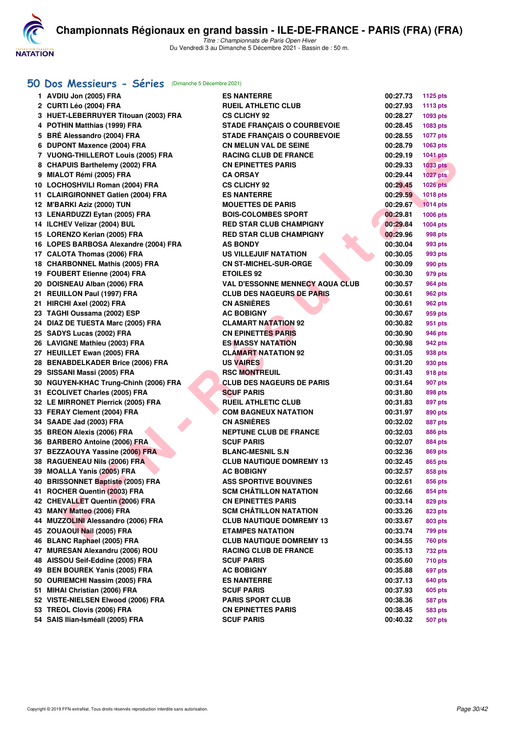# Championnats Régionaux en grand bassin - ILE-DE-FRANCE - PARIS (FRA) (FRA)

*Titre : Championnats de Paris Open Hiver*
Du Vendredi 3 au Dimanche 5 Décembre 2021 - Bassin de : 50 m.

## 50 Dos Messieurs - Séries (Dimanche 5 Décembre 2021)

| Rang | Nom | Club | Temps | Points |
|---|---|---|---|---|
| 1 | AVDIU Jon (2005) FRA | ES NANTERRE | 00:27.73 | 1125 pts |
| 2 | CURTI Léo (2004) FRA | RUEIL ATHLETIC CLUB | 00:27.93 | 1113 pts |
| 3 | HUET-LEBERRUYER Titouan (2003) FRA | CS CLICHY 92 | 00:28.27 | 1093 pts |
| 4 | POTHIN Matthias (1999) FRA | STADE FRANÇAIS O COURBEVOIE | 00:28.45 | 1083 pts |
| 5 | BRÉ Alessandro (2004) FRA | STADE FRANÇAIS O COURBEVOIE | 00:28.55 | 1077 pts |
| 6 | DUPONT Maxence (2004) FRA | CN MELUN VAL DE SEINE | 00:28.79 | 1063 pts |
| 7 | VUONG-THILLEROT Louis (2005) FRA | RACING CLUB DE FRANCE | 00:29.19 | 1041 pts |
| 8 | CHAPUIS Barthelemy (2002) FRA | CN EPINETTES PARIS | 00:29.33 | 1033 pts |
| 9 | MIALOT Rémi (2005) FRA | CA ORSAY | 00:29.44 | 1027 pts |
| 10 | LOCHOSHVILI Roman (2004) FRA | CS CLICHY 92 | 00:29.45 | 1026 pts |
| 11 | CLAIRGIRONNET Gatien (2004) FRA | ES NANTERRE | 00:29.59 | 1018 pts |
| 12 | M'BARKI Aziz (2000) TUN | MOUETTES DE PARIS | 00:29.67 | 1014 pts |
| 13 | LENARDUZZI Eytan (2005) FRA | BOIS-COLOMBES SPORT | 00:29.81 | 1006 pts |
| 14 | ILCHEV Velizar (2004) BUL | RED STAR CLUB CHAMPIGNY | 00:29.84 | 1004 pts |
| 15 | LORENZO Kerian (2005) FRA | RED STAR CLUB CHAMPIGNY | 00:29.96 | 998 pts |
| 16 | LOPES BARBOSA Alexandre (2004) FRA | AS BONDY | 00:30.04 | 993 pts |
| 17 | CALOTA Thomas (2006) FRA | US VILLEJUIF NATATION | 00:30.05 | 993 pts |
| 18 | CHARBONNEL Mathis (2005) FRA | CN ST-MICHEL-SUR-ORGE | 00:30.09 | 990 pts |
| 19 | FOUBERT Etienne (2004) FRA | ETOILES 92 | 00:30.30 | 979 pts |
| 20 | DOISNEAU Alban (2006) FRA | VAL D'ESSONNE MENNECY AQUA CLUB | 00:30.57 | 964 pts |
| 21 | REUILLON Paul (1997) FRA | CLUB DES NAGEURS DE PARIS | 00:30.61 | 962 pts |
| 21 | HIRCHI Axel (2002) FRA | CN ASNIÈRES | 00:30.61 | 962 pts |
| 23 | TAGHI Oussama (2002) ESP | AC BOBIGNY | 00:30.67 | 959 pts |
| 24 | DIAZ DE TUESTA Marc (2005) FRA | CLAMART NATATION 92 | 00:30.82 | 951 pts |
| 25 | SADYS Lucas (2002) FRA | CN EPINETTES PARIS | 00:30.90 | 946 pts |
| 26 | LAVIGNE Mathieu (2003) FRA | ES MASSY NATATION | 00:30.98 | 942 pts |
| 27 | HEUILLET Ewan (2005) FRA | CLAMART NATATION 92 | 00:31.05 | 938 pts |
| 28 | BENABDELKADER Brice (2006) FRA | US VAIRES | 00:31.20 | 930 pts |
| 29 | SISSANI Massi (2005) FRA | RSC MONTREUIL | 00:31.43 | 918 pts |
| 30 | NGUYEN-KHAC Trung-Chinh (2006) FRA | CLUB DES NAGEURS DE PARIS | 00:31.64 | 907 pts |
| 31 | ECOLIVET Charles (2005) FRA | SCUF PARIS | 00:31.80 | 898 pts |
| 32 | LE MIRRONET Pierrick (2005) FRA | RUEIL ATHLETIC CLUB | 00:31.83 | 897 pts |
| 33 | FERAY Clement (2004) FRA | COM BAGNEUX NATATION | 00:31.97 | 890 pts |
| 34 | SAADE Jad (2003) FRA | CN ASNIÈRES | 00:32.02 | 887 pts |
| 35 | BREON Alexis (2006) FRA | NEPTUNE CLUB DE FRANCE | 00:32.03 | 886 pts |
| 36 | BARBERO Antoine (2006) FRA | SCUF PARIS | 00:32.07 | 884 pts |
| 37 | BEZZAOUYA Yassine (2006) FRA | BLANC-MESNIL S.N | 00:32.36 | 869 pts |
| 38 | RAGUENEAU Nils (2006) FRA | CLUB NAUTIQUE DOMREMY 13 | 00:32.45 | 865 pts |
| 39 | MOALLA Yanis (2005) FRA | AC BOBIGNY | 00:32.57 | 858 pts |
| 40 | BRISSONNET Baptiste (2005) FRA | ASS SPORTIVE BOUVINES | 00:32.61 | 856 pts |
| 41 | ROCHER Quentin (2003) FRA | SCM CHÂTILLON NATATION | 00:32.66 | 854 pts |
| 42 | CHEVALLET Quentin (2006) FRA | CN EPINETTES PARIS | 00:33.14 | 829 pts |
| 43 | MANY Matteo (2006) FRA | SCM CHÂTILLON NATATION | 00:33.26 | 823 pts |
| 44 | MUZZOLINI Alessandro (2006) FRA | CLUB NAUTIQUE DOMREMY 13 | 00:33.67 | 803 pts |
| 45 | ZOUAOUI Nail (2005) FRA | ETAMPES NATATION | 00:33.74 | 799 pts |
| 46 | BLANC Raphael (2005) FRA | CLUB NAUTIQUE DOMREMY 13 | 00:34.55 | 760 pts |
| 47 | MURESAN Alexandru (2006) ROU | RACING CLUB DE FRANCE | 00:35.13 | 732 pts |
| 48 | AISSOU Seif-Eddine (2005) FRA | SCUF PARIS | 00:35.60 | 710 pts |
| 49 | BEN BOUREK Yanis (2005) FRA | AC BOBIGNY | 00:35.88 | 697 pts |
| 50 | OURIEMCHI Nassim (2005) FRA | ES NANTERRE | 00:37.13 | 640 pts |
| 51 | MIHAI Christian (2006) FRA | SCUF PARIS | 00:37.93 | 605 pts |
| 52 | VISTE-NIELSEN Elwood (2006) FRA | PARIS SPORT CLUB | 00:38.36 | 587 pts |
| 53 | TREOL Clovis (2006) FRA | CN EPINETTES PARIS | 00:38.45 | 583 pts |
| 54 | SAIS Ilian-Isméall (2005) FRA | SCUF PARIS | 00:40.32 | 507 pts |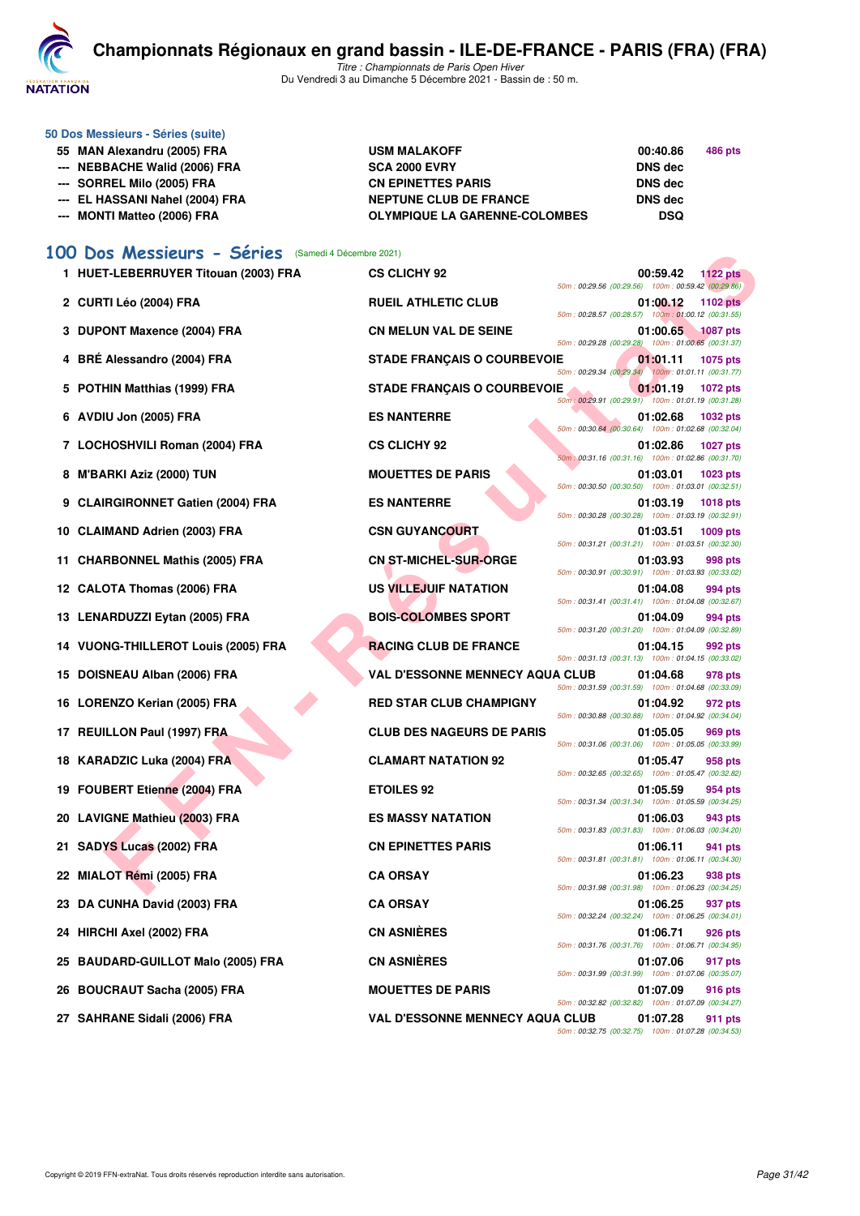### 50 Dos Messieurs - Séries (suite)

| | | | | |
|---|---|---|---|---|
| 55 | MAN Alexandru (2005) FRA | USM MALAKOFF | 00:40.86 | 486 pts |
| --- | NEBBACHE Walid (2006) FRA | SCA 2000 EVRY | DNS dec | |
| --- | SORREL Milo (2005) FRA | CN EPINETTES PARIS | DNS dec | |
| --- | EL HASSANI Nahel (2004) FRA | NEPTUNE CLUB DE FRANCE | DNS dec | |
| --- | MONTI Matteo (2006) FRA | OLYMPIQUE LA GARENNE-COLOMBES | DSQ | |

## 100 Dos Messieurs - Séries (Samedi 4 Décembre 2021)

| | | | | | |
|---|---|---|---|---|---|
| 1 | HUET-LEBERRUYER Titouan (2003) FRA | CS CLICHY 92 | 00:59.42 | 1122 pts | 50m : 00:29.56 (00:29.56) 100m : 00:59.42 (00:29.86) |
| 2 | CURTI Léo (2004) FRA | RUEIL ATHLETIC CLUB | 01:00.12 | 1102 pts | 50m : 00:28.57 (00:28.57) 100m : 01:00.12 (00:31.55) |
| 3 | DUPONT Maxence (2004) FRA | CN MELUN VAL DE SEINE | 01:00.65 | 1087 pts | 50m : 00:29.28 (00:29.28) 100m : 01:00.65 (00:31.37) |
| 4 | BRÉ Alessandro (2004) FRA | STADE FRANÇAIS O COURBEVOIE | 01:01.11 | 1075 pts | 50m : 00:29.34 (00:29.34) 100m : 01:01.11 (00:31.77) |
| 5 | POTHIN Matthias (1999) FRA | STADE FRANÇAIS O COURBEVOIE | 01:01.19 | 1072 pts | 50m : 00:29.91 (00:29.91) 100m : 01:01.19 (00:31.28) |
| 6 | AVDIU Jon (2005) FRA | ES NANTERRE | 01:02.68 | 1032 pts | 50m : 00:30.64 (00:30.64) 100m : 01:02.68 (00:32.04) |
| 7 | LOCHOSHVILI Roman (2004) FRA | CS CLICHY 92 | 01:02.86 | 1027 pts | 50m : 00:31.16 (00:31.16) 100m : 01:02.86 (00:31.70) |
| 8 | M'BARKI Aziz (2000) TUN | MOUETTES DE PARIS | 01:03.01 | 1023 pts | 50m : 00:30.50 (00:30.50) 100m : 01:03.01 (00:32.51) |
| 9 | CLAIRGIRONNET Gatien (2004) FRA | ES NANTERRE | 01:03.19 | 1018 pts | 50m : 00:30.28 (00:30.28) 100m : 01:03.19 (00:32.91) |
| 10 | CLAIMAND Adrien (2003) FRA | CSN GUYANCOURT | 01:03.51 | 1009 pts | 50m : 00:31.21 (00:31.21) 100m : 01:03.51 (00:32.30) |
| 11 | CHARBONNEL Mathis (2005) FRA | CN ST-MICHEL-SUR-ORGE | 01:03.93 | 998 pts | 50m : 00:30.91 (00:30.91) 100m : 01:03.93 (00:33.02) |
| 12 | CALOTA Thomas (2006) FRA | US VILLEJUIF NATATION | 01:04.08 | 994 pts | 50m : 00:31.41 (00:31.41) 100m : 01:04.08 (00:32.67) |
| 13 | LENARDUZZI Eytan (2005) FRA | BOIS-COLOMBES SPORT | 01:04.09 | 994 pts | 50m : 00:31.20 (00:31.20) 100m : 01:04.09 (00:32.89) |
| 14 | VUONG-THILLEROT Louis (2005) FRA | RACING CLUB DE FRANCE | 01:04.15 | 992 pts | 50m : 00:31.13 (00:31.13) 100m : 01:04.15 (00:33.02) |
| 15 | DOISNEAU Alban (2006) FRA | VAL D'ESSONNE MENNECY AQUA CLUB | 01:04.68 | 978 pts | 50m : 00:31.59 (00:31.59) 100m : 01:04.68 (00:33.09) |
| 16 | LORENZO Kerian (2005) FRA | RED STAR CLUB CHAMPIGNY | 01:04.92 | 972 pts | 50m : 00:30.88 (00:30.88) 100m : 01:04.92 (00:34.04) |
| 17 | REUILLON Paul (1997) FRA | CLUB DES NAGEURS DE PARIS | 01:05.05 | 969 pts | 50m : 00:31.06 (00:31.06) 100m : 01:05.05 (00:33.99) |
| 18 | KARADZIC Luka (2004) FRA | CLAMART NATATION 92 | 01:05.47 | 958 pts | 50m : 00:32.65 (00:32.65) 100m : 01:05.47 (00:32.82) |
| 19 | FOUBERT Etienne (2004) FRA | ETOILES 92 | 01:05.59 | 954 pts | 50m : 00:31.34 (00:31.34) 100m : 01:05.59 (00:34.25) |
| 20 | LAVIGNE Mathieu (2003) FRA | ES MASSY NATATION | 01:06.03 | 943 pts | 50m : 00:31.83 (00:31.83) 100m : 01:06.03 (00:34.20) |
| 21 | SADYS Lucas (2002) FRA | CN EPINETTES PARIS | 01:06.11 | 941 pts | 50m : 00:31.81 (00:31.81) 100m : 01:06.11 (00:34.30) |
| 22 | MIALOT Rémi (2005) FRA | CA ORSAY | 01:06.23 | 938 pts | 50m : 00:31.98 (00:31.98) 100m : 01:06.23 (00:34.25) |
| 23 | DA CUNHA David (2003) FRA | CA ORSAY | 01:06.25 | 937 pts | 50m : 00:32.24 (00:32.24) 100m : 01:06.25 (00:34.01) |
| 24 | HIRCHI Axel (2002) FRA | CN ASNIÈRES | 01:06.71 | 926 pts | 50m : 00:31.76 (00:31.76) 100m : 01:06.71 (00:34.95) |
| 25 | BAUDARD-GUILLOT Malo (2005) FRA | CN ASNIÈRES | 01:07.06 | 917 pts | 50m : 00:31.99 (00:31.99) 100m : 01:07.06 (00:35.07) |
| 26 | BOUCRAUT Sacha (2005) FRA | MOUETTES DE PARIS | 01:07.09 | 916 pts | 50m : 00:32.82 (00:32.82) 100m : 01:07.09 (00:34.27) |
| 27 | SAHRANE Sidali (2006) FRA | VAL D'ESSONNE MENNECY AQUA CLUB | 01:07.28 | 911 pts | 50m : 00:32.75 (00:32.75) 100m : 01:07.28 (00:34.53) |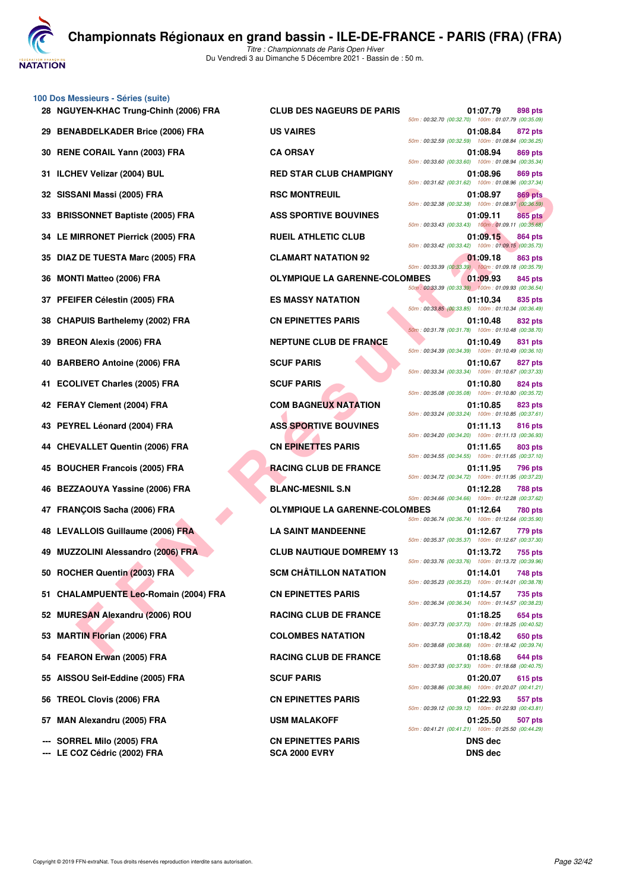# Championnats Régionaux en grand bassin - ILE-DE-FRANCE - PARIS (FRA) (FRA)

*Titre : Championnats de Paris Open Hiver*

Du Vendredi 3 au Dimanche 5 Décembre 2021 - Bassin de : 50 m.

## 100 Dos Messieurs - Séries (suite)

| Rg | Nom | Club | Temps | Points | Intermédiaires |
|---|---|---|---|---|---|
| 28 | NGUYEN-KHAC Trung-Chinh (2006) FRA | CLUB DES NAGEURS DE PARIS | 01:07.79 | 898 pts | 50m : 00:32.70 (00:32.70) 100m : 01:07.79 (00:35.09) |
| 29 | BENABDELKADER Brice (2006) FRA | US VAIRES | 01:08.84 | 872 pts | 50m : 00:32.59 (00:32.59) 100m : 01:08.84 (00:36.25) |
| 30 | RENE CORAIL Yann (2003) FRA | CA ORSAY | 01:08.94 | 869 pts | 50m : 00:33.60 (00:33.60) 100m : 01:08.94 (00:35.34) |
| 31 | ILCHEV Velizar (2004) BUL | RED STAR CLUB CHAMPIGNY | 01:08.96 | 869 pts | 50m : 00:31.62 (00:31.62) 100m : 01:08.96 (00:37.34) |
| 32 | SISSANI Massi (2005) FRA | RSC MONTREUIL | 01:08.97 | 869 pts | 50m : 00:32.38 (00:32.38) 100m : 01:08.97 (00:36.59) |
| 33 | BRISSONNET Baptiste (2005) FRA | ASS SPORTIVE BOUVINES | 01:09.11 | 865 pts | 50m : 00:33.43 (00:33.43) 100m : 01:09.11 (00:35.68) |
| 34 | LE MIRRONET Pierrick (2005) FRA | RUEIL ATHLETIC CLUB | 01:09.15 | 864 pts | 50m : 00:33.42 (00:33.42) 100m : 01:09.15 (00:35.73) |
| 35 | DIAZ DE TUESTA Marc (2005) FRA | CLAMART NATATION 92 | 01:09.18 | 863 pts | 50m : 00:33.39 (00:33.39) 100m : 01:09.18 (00:35.79) |
| 36 | MONTI Matteo (2006) FRA | OLYMPIQUE LA GARENNE-COLOMBES | 01:09.93 | 845 pts | 50m : 00:33.39 (00:33.39) 100m : 01:09.93 (00:36.54) |
| 37 | PFEIFER Célestin (2005) FRA | ES MASSY NATATION | 01:10.34 | 835 pts | 50m : 00:33.85 (00:33.85) 100m : 01:10.34 (00:36.49) |
| 38 | CHAPUIS Barthelemy (2002) FRA | CN EPINETTES PARIS | 01:10.48 | 832 pts | 50m : 00:31.78 (00:31.78) 100m : 01:10.48 (00:38.70) |
| 39 | BREON Alexis (2006) FRA | NEPTUNE CLUB DE FRANCE | 01:10.49 | 831 pts | 50m : 00:34.39 (00:34.39) 100m : 01:10.49 (00:36.10) |
| 40 | BARBERO Antoine (2006) FRA | SCUF PARIS | 01:10.67 | 827 pts | 50m : 00:33.34 (00:33.34) 100m : 01:10.67 (00:37.33) |
| 41 | ECOLIVET Charles (2005) FRA | SCUF PARIS | 01:10.80 | 824 pts | 50m : 00:35.08 (00:35.08) 100m : 01:10.80 (00:35.72) |
| 42 | FERAY Clement (2004) FRA | COM BAGNEUX NATATION | 01:10.85 | 823 pts | 50m : 00:33.24 (00:33.24) 100m : 01:10.85 (00:37.61) |
| 43 | PEYREL Léonard (2004) FRA | ASS SPORTIVE BOUVINES | 01:11.13 | 816 pts | 50m : 00:34.20 (00:34.20) 100m : 01:11.13 (00:36.93) |
| 44 | CHEVALLET Quentin (2006) FRA | CN EPINETTES PARIS | 01:11.65 | 803 pts | 50m : 00:34.55 (00:34.55) 100m : 01:11.65 (00:37.10) |
| 45 | BOUCHER Francois (2005) FRA | RACING CLUB DE FRANCE | 01:11.95 | 796 pts | 50m : 00:34.72 (00:34.72) 100m : 01:11.95 (00:37.23) |
| 46 | BEZZAOUYA Yassine (2006) FRA | BLANC-MESNIL S.N | 01:12.28 | 788 pts | 50m : 00:34.66 (00:34.66) 100m : 01:12.28 (00:37.62) |
| 47 | FRANÇOIS Sacha (2006) FRA | OLYMPIQUE LA GARENNE-COLOMBES | 01:12.64 | 780 pts | 50m : 00:36.74 (00:36.74) 100m : 01:12.64 (00:35.90) |
| 48 | LEVALLOIS Guillaume (2006) FRA | LA SAINT MANDEENNE | 01:12.67 | 779 pts | 50m : 00:35.37 (00:35.37) 100m : 01:12.67 (00:37.30) |
| 49 | MUZZOLINI Alessandro (2006) FRA | CLUB NAUTIQUE DOMREMY 13 | 01:13.72 | 755 pts | 50m : 00:33.76 (00:33.76) 100m : 01:13.72 (00:39.96) |
| 50 | ROCHER Quentin (2003) FRA | SCM CHÂTILLON NATATION | 01:14.01 | 748 pts | 50m : 00:35.23 (00:35.23) 100m : 01:14.01 (00:38.78) |
| 51 | CHALAMPUENTE Leo-Romain (2004) FRA | CN EPINETTES PARIS | 01:14.57 | 735 pts | 50m : 00:36.34 (00:36.34) 100m : 01:14.57 (00:38.23) |
| 52 | MURESAN Alexandru (2006) ROU | RACING CLUB DE FRANCE | 01:18.25 | 654 pts | 50m : 00:37.73 (00:37.73) 100m : 01:18.25 (00:40.52) |
| 53 | MARTIN Florian (2006) FRA | COLOMBES NATATION | 01:18.42 | 650 pts | 50m : 00:38.68 (00:38.68) 100m : 01:18.42 (00:39.74) |
| 54 | FEARON Erwan (2005) FRA | RACING CLUB DE FRANCE | 01:18.68 | 644 pts | 50m : 00:37.93 (00:37.93) 100m : 01:18.68 (00:40.75) |
| 55 | AISSOU Seif-Eddine (2005) FRA | SCUF PARIS | 01:20.07 | 615 pts | 50m : 00:38.86 (00:38.86) 100m : 01:20.07 (00:41.21) |
| 56 | TREOL Clovis (2006) FRA | CN EPINETTES PARIS | 01:22.93 | 557 pts | 50m : 00:39.12 (00:39.12) 100m : 01:22.93 (00:43.81) |
| 57 | MAN Alexandru (2005) FRA | USM MALAKOFF | 01:25.50 | 507 pts | 50m : 00:41.21 (00:41.21) 100m : 01:25.50 (00:44.29) |
| --- | SORREL Milo (2005) FRA | CN EPINETTES PARIS | DNS dec | | |
| --- | LE COZ Cédric (2002) FRA | SCA 2000 EVRY | DNS dec | | |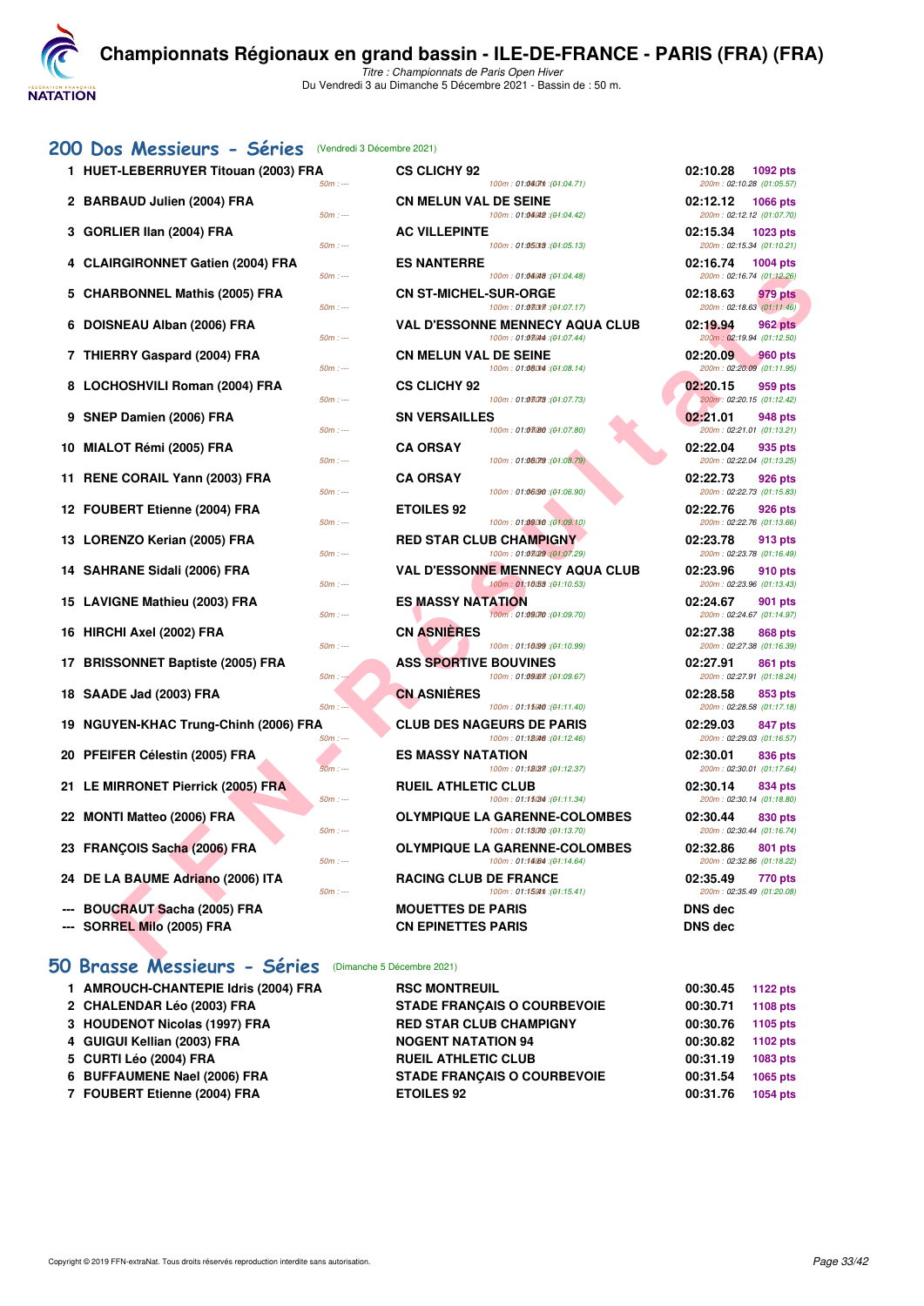# Championnats Régionaux en grand bassin - ILE-DE-FRANCE - PARIS (FRA) (FRA)

*Titre : Championnats de Paris Open Hiver*
Du Vendredi 3 au Dimanche 5 Décembre 2021 - Bassin de : 50 m.

## 200 Dos Messieurs - Séries (Vendredi 3 Décembre 2021)

| Rang | Nageur | Club | Temps | Points |
|---|---|---|---|---|
| 1 | HUET-LEBERRUYER Titouan (2003) FRA | CS CLICHY 92 | 02:10.28 | 1092 pts |
| | 50m : --- | 100m : 01:04.71 (01:04.71) | 200m : 02:10.28 (01:05.57) | |
| 2 | BARBAUD Julien (2004) FRA | CN MELUN VAL DE SEINE | 02:12.12 | 1066 pts |
| | 50m : --- | 100m : 01:04.42 (01:04.42) | 200m : 02:12.12 (01:07.70) | |
| 3 | GORLIER Ilan (2004) FRA | AC VILLEPINTE | 02:15.34 | 1023 pts |
| | 50m : --- | 100m : 01:05.13 (01:05.13) | 200m : 02:15.34 (01:10.21) | |
| 4 | CLAIRGIRONNET Gatien (2004) FRA | ES NANTERRE | 02:16.74 | 1004 pts |
| | 50m : --- | 100m : 01:04.48 (01:04.48) | 200m : 02:16.74 (01:12.26) | |
| 5 | CHARBONNEL Mathis (2005) FRA | CN ST-MICHEL-SUR-ORGE | 02:18.63 | 979 pts |
| | 50m : --- | 100m : 01:07.17 (01:07.17) | 200m : 02:18.63 (01:11.46) | |
| 6 | DOISNEAU Alban (2006) FRA | VAL D'ESSONNE MENNECY AQUA CLUB | 02:19.94 | 962 pts |
| | 50m : --- | 100m : 01:07.44 (01:07.44) | 200m : 02:19.94 (01:12.50) | |
| 7 | THIERRY Gaspard (2004) FRA | CN MELUN VAL DE SEINE | 02:20.09 | 960 pts |
| | 50m : --- | 100m : 01:08.14 (01:08.14) | 200m : 02:20.09 (01:11.95) | |
| 8 | LOCHOSHVILI Roman (2004) FRA | CS CLICHY 92 | 02:20.15 | 959 pts |
| | 50m : --- | 100m : 01:07.73 (01:07.73) | 200m : 02:20.15 (01:12.42) | |
| 9 | SNEP Damien (2006) FRA | SN VERSAILLES | 02:21.01 | 948 pts |
| | 50m : --- | 100m : 01:07.80 (01:07.80) | 200m : 02:21.01 (01:13.21) | |
| 10 | MIALOT Rémi (2005) FRA | CA ORSAY | 02:22.04 | 935 pts |
| | 50m : --- | 100m : 01:08.79 (01:08.79) | 200m : 02:22.04 (01:13.25) | |
| 11 | RENE CORAIL Yann (2003) FRA | CA ORSAY | 02:22.73 | 926 pts |
| | 50m : --- | 100m : 01:06.90 (01:06.90) | 200m : 02:22.73 (01:15.83) | |
| 12 | FOUBERT Etienne (2004) FRA | ETOILES 92 | 02:22.76 | 926 pts |
| | 50m : --- | 100m : 01:09.10 (01:09.10) | 200m : 02:22.76 (01:13.66) | |
| 13 | LORENZO Kerian (2005) FRA | RED STAR CLUB CHAMPIGNY | 02:23.78 | 913 pts |
| | 50m : --- | 100m : 01:07.29 (01:07.29) | 200m : 02:23.78 (01:16.49) | |
| 14 | SAHRANE Sidali (2006) FRA | VAL D'ESSONNE MENNECY AQUA CLUB | 02:23.96 | 910 pts |
| | 50m : --- | 100m : 01:10.53 (01:10.53) | 200m : 02:23.96 (01:13.43) | |
| 15 | LAVIGNE Mathieu (2003) FRA | ES MASSY NATATION | 02:24.67 | 901 pts |
| | 50m : --- | 100m : 01:09.70 (01:09.70) | 200m : 02:24.67 (01:14.97) | |
| 16 | HIRCHI Axel (2002) FRA | CN ASNIÈRES | 02:27.38 | 868 pts |
| | 50m : --- | 100m : 01:10.99 (01:10.99) | 200m : 02:27.38 (01:16.39) | |
| 17 | BRISSONNET Baptiste (2005) FRA | ASS SPORTIVE BOUVINES | 02:27.91 | 861 pts |
| | 50m : --- | 100m : 01:09.67 (01:09.67) | 200m : 02:27.91 (01:18.24) | |
| 18 | SAADE Jad (2003) FRA | CN ASNIÈRES | 02:28.58 | 853 pts |
| | 50m : --- | 100m : 01:11.40 (01:11.40) | 200m : 02:28.58 (01:17.18) | |
| 19 | NGUYEN-KHAC Trung-Chinh (2006) FRA | CLUB DES NAGEURS DE PARIS | 02:29.03 | 847 pts |
| | 50m : --- | 100m : 01:12.46 (01:12.46) | 200m : 02:29.03 (01:16.57) | |
| 20 | PFEIFER Célestin (2005) FRA | ES MASSY NATATION | 02:30.01 | 836 pts |
| | 50m : --- | 100m : 01:12.37 (01:12.37) | 200m : 02:30.01 (01:17.64) | |
| 21 | LE MIRRONET Pierrick (2005) FRA | RUEIL ATHLETIC CLUB | 02:30.14 | 834 pts |
| | 50m : --- | 100m : 01:11.34 (01:11.34) | 200m : 02:30.14 (01:18.80) | |
| 22 | MONTI Matteo (2006) FRA | OLYMPIQUE LA GARENNE-COLOMBES | 02:30.44 | 830 pts |
| | 50m : --- | 100m : 01:13.70 (01:13.70) | 200m : 02:30.44 (01:16.74) | |
| 23 | FRANÇOIS Sacha (2006) FRA | OLYMPIQUE LA GARENNE-COLOMBES | 02:32.86 | 801 pts |
| | 50m : --- | 100m : 01:14.64 (01:14.64) | 200m : 02:32.86 (01:18.22) | |
| 24 | DE LA BAUME Adriano (2006) ITA | RACING CLUB DE FRANCE | 02:35.49 | 770 pts |
| | 50m : --- | 100m : 01:15.41 (01:15.41) | 200m : 02:35.49 (01:20.08) | |
| --- | BOUCRAUT Sacha (2005) FRA | MOUETTES DE PARIS | DNS dec | |
| --- | SORREL Milo (2005) FRA | CN EPINETTES PARIS | DNS dec | |

## 50 Brasse Messieurs - Séries (Dimanche 5 Décembre 2021)

| Rang | Nageur | Club | Temps | Points |
|---|---|---|---|---|
| 1 | AMROUCH-CHANTEPIE Idris (2004) FRA | RSC MONTREUIL | 00:30.45 | 1122 pts |
| 2 | CHALENDAR Léo (2003) FRA | STADE FRANÇAIS O COURBEVOIE | 00:30.71 | 1108 pts |
| 3 | HOUDENOT Nicolas (1997) FRA | RED STAR CLUB CHAMPIGNY | 00:30.76 | 1105 pts |
| 4 | GUIGUI Kellian (2003) FRA | NOGENT NATATION 94 | 00:30.82 | 1102 pts |
| 5 | CURTI Léo (2004) FRA | RUEIL ATHLETIC CLUB | 00:31.19 | 1083 pts |
| 6 | BUFFAUMENE Nael (2006) FRA | STADE FRANÇAIS O COURBEVOIE | 00:31.54 | 1065 pts |
| 7 | FOUBERT Etienne (2004) FRA | ETOILES 92 | 00:31.76 | 1054 pts |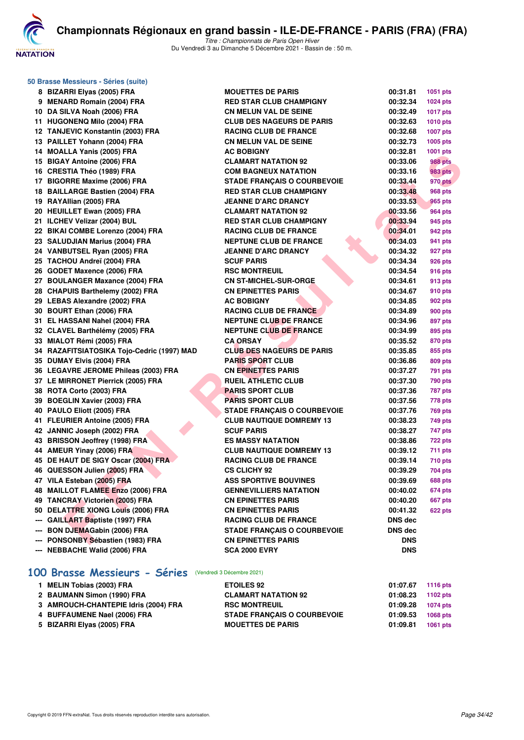### 50 Brasse Messieurs - Séries (suite)

| Rang | Nom | Club | Temps | Points |
|---|---|---|---|---|
| 8 | BIZARRI Elyas (2005) FRA | MOUETTES DE PARIS | 00:31.81 | 1051 pts |
| 9 | MENARD Romain (2004) FRA | RED STAR CLUB CHAMPIGNY | 00:32.34 | 1024 pts |
| 10 | DA SILVA Noah (2006) FRA | CN MELUN VAL DE SEINE | 00:32.49 | 1017 pts |
| 11 | HUGONENQ Milo (2004) FRA | CLUB DES NAGEURS DE PARIS | 00:32.63 | 1010 pts |
| 12 | TANJEVIC Konstantin (2003) FRA | RACING CLUB DE FRANCE | 00:32.68 | 1007 pts |
| 13 | PAILLET Yohann (2004) FRA | CN MELUN VAL DE SEINE | 00:32.73 | 1005 pts |
| 14 | MOALLA Yanis (2005) FRA | AC BOBIGNY | 00:32.81 | 1001 pts |
| 15 | BIGAY Antoine (2006) FRA | CLAMART NATATION 92 | 00:33.06 | 988 pts |
| 16 | CRESTIA Théo (1989) FRA | COM BAGNEUX NATATION | 00:33.16 | 983 pts |
| 17 | BIGORRE Maxime (2006) FRA | STADE FRANÇAIS O COURBEVOIE | 00:33.44 | 970 pts |
| 18 | BAILLARGE Bastien (2004) FRA | RED STAR CLUB CHAMPIGNY | 00:33.48 | 968 pts |
| 19 | RAYAllian (2005) FRA | JEANNE D'ARC DRANCY | 00:33.53 | 965 pts |
| 20 | HEUILLET Ewan (2005) FRA | CLAMART NATATION 92 | 00:33.56 | 964 pts |
| 21 | ILCHEV Velizar (2004) BUL | RED STAR CLUB CHAMPIGNY | 00:33.94 | 945 pts |
| 22 | BIKAI COMBE Lorenzo (2004) FRA | RACING CLUB DE FRANCE | 00:34.01 | 942 pts |
| 23 | SALUDJIAN Marius (2004) FRA | NEPTUNE CLUB DE FRANCE | 00:34.03 | 941 pts |
| 24 | VANBUTSEL Ryan (2005) FRA | JEANNE D'ARC DRANCY | 00:34.32 | 927 pts |
| 25 | TACHOU Andreï (2004) FRA | SCUF PARIS | 00:34.34 | 926 pts |
| 26 | GODET Maxence (2006) FRA | RSC MONTREUIL | 00:34.54 | 916 pts |
| 27 | BOULANGER Maxance (2004) FRA | CN ST-MICHEL-SUR-ORGE | 00:34.61 | 913 pts |
| 28 | CHAPUIS Barthelemy (2002) FRA | CN EPINETTES PARIS | 00:34.67 | 910 pts |
| 29 | LEBAS Alexandre (2002) FRA | AC BOBIGNY | 00:34.85 | 902 pts |
| 30 | BOURT Ethan (2006) FRA | RACING CLUB DE FRANCE | 00:34.89 | 900 pts |
| 31 | EL HASSANI Nahel (2004) FRA | NEPTUNE CLUB DE FRANCE | 00:34.96 | 897 pts |
| 32 | CLAVEL Barthélémy (2005) FRA | NEPTUNE CLUB DE FRANCE | 00:34.99 | 895 pts |
| 33 | MIALOT Rémi (2005) FRA | CA ORSAY | 00:35.52 | 870 pts |
| 34 | RAZAFITSIATOSIKA Tojo-Cedric (1997) MAD | CLUB DES NAGEURS DE PARIS | 00:35.85 | 855 pts |
| 35 | DUMAY Elvis (2004) FRA | PARIS SPORT CLUB | 00:36.86 | 809 pts |
| 36 | LEGAVRE JEROME Phileas (2003) FRA | CN EPINETTES PARIS | 00:37.27 | 791 pts |
| 37 | LE MIRRONET Pierrick (2005) FRA | RUEIL ATHLETIC CLUB | 00:37.30 | 790 pts |
| 38 | ROTA Corto (2003) FRA | PARIS SPORT CLUB | 00:37.36 | 787 pts |
| 39 | BOEGLIN Xavier (2003) FRA | PARIS SPORT CLUB | 00:37.56 | 778 pts |
| 40 | PAULO Eliott (2005) FRA | STADE FRANÇAIS O COURBEVOIE | 00:37.76 | 769 pts |
| 41 | FLEURIER Antoine (2005) FRA | CLUB NAUTIQUE DOMREMY 13 | 00:38.23 | 749 pts |
| 42 | JANNIC Joseph (2002) FRA | SCUF PARIS | 00:38.27 | 747 pts |
| 43 | BRISSON Jeoffrey (1998) FRA | ES MASSY NATATION | 00:38.86 | 722 pts |
| 44 | AMEUR Yinay (2006) FRA | CLUB NAUTIQUE DOMREMY 13 | 00:39.12 | 711 pts |
| 45 | DE HAUT DE SIGY Oscar (2004) FRA | RACING CLUB DE FRANCE | 00:39.14 | 710 pts |
| 46 | QUESSON Julien (2005) FRA | CS CLICHY 92 | 00:39.29 | 704 pts |
| 47 | VILA Esteban (2005) FRA | ASS SPORTIVE BOUVINES | 00:39.69 | 688 pts |
| 48 | MAILLOT FLAMEE Enzo (2006) FRA | GENNEVILLIERS NATATION | 00:40.02 | 674 pts |
| 49 | TANCRAY Victorien (2005) FRA | CN EPINETTES PARIS | 00:40.20 | 667 pts |
| 50 | DELATTRE XIONG Louis (2006) FRA | CN EPINETTES PARIS | 00:41.32 | 622 pts |
| --- | GAILLART Baptiste (1997) FRA | RACING CLUB DE FRANCE | DNS dec | |
| --- | BON DJEMAGabin (2006) FRA | STADE FRANÇAIS O COURBEVOIE | DNS dec | |
| --- | PONSONBY Sébastien (1983) FRA | CN EPINETTES PARIS | DNS | |
| --- | NEBBACHE Walid (2006) FRA | SCA 2000 EVRY | DNS | |

## 100 Brasse Messieurs - Séries (Vendredi 3 Décembre 2021)

| Rang | Nom | Club | Temps | Points |
|---|---|---|---|---|
| 1 | MELIN Tobias (2003) FRA | ETOILES 92 | 01:07.67 | 1116 pts |
| 2 | BAUMANN Simon (1990) FRA | CLAMART NATATION 92 | 01:08.23 | 1102 pts |
| 3 | AMROUCH-CHANTEPIE Idris (2004) FRA | RSC MONTREUIL | 01:09.28 | 1074 pts |
| 4 | BUFFAUMENE Nael (2006) FRA | STADE FRANÇAIS O COURBEVOIE | 01:09.53 | 1068 pts |
| 5 | BIZARRI Elyas (2005) FRA | MOUETTES DE PARIS | 01:09.81 | 1061 pts |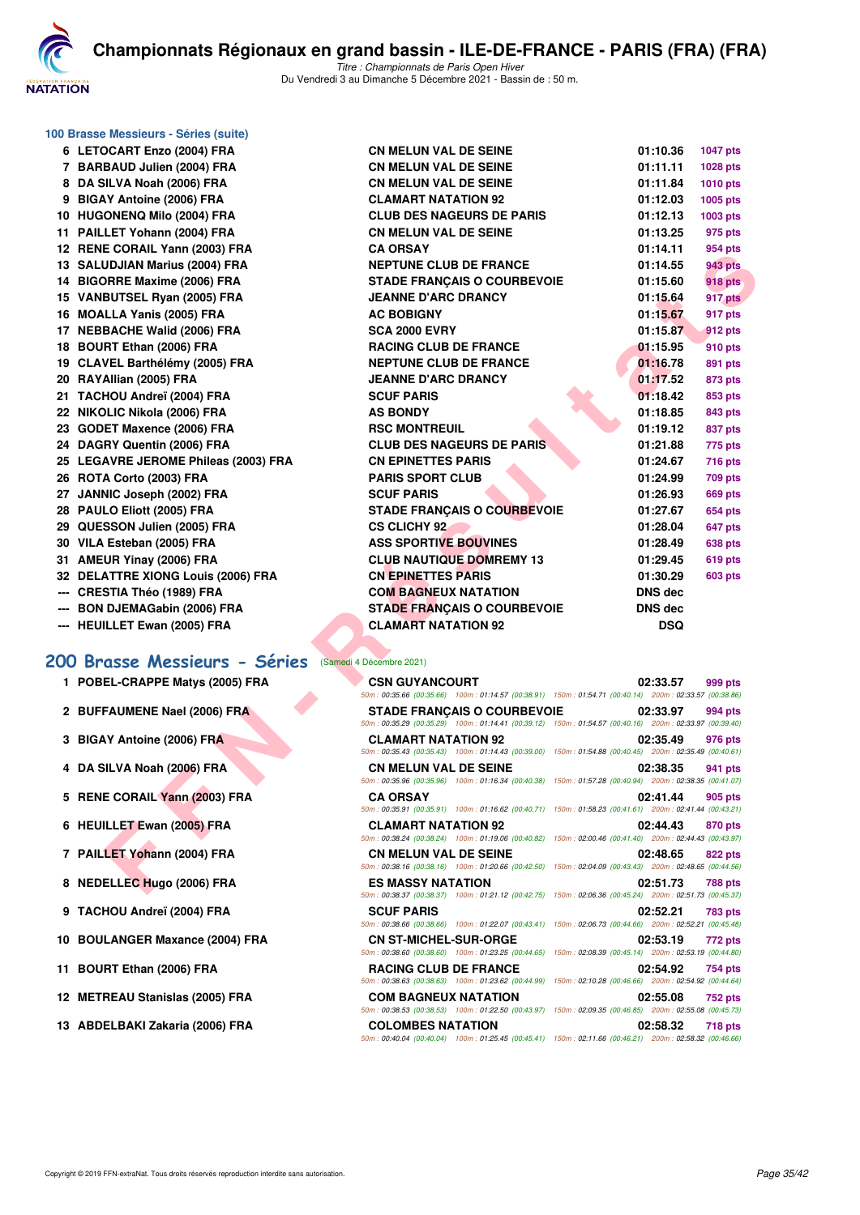# Championnats Régionaux en grand bassin - ILE-DE-FRANCE - PARIS (FRA) (FRA)

*Titre : Championnats de Paris Open Hiver*
Du Vendredi 3 au Dimanche 5 Décembre 2021 - Bassin de : 50 m.

## 100 Brasse Messieurs - Séries (suite)

| Rang | Nom | Club | Temps | Points |
|---|---|---|---|---|
| 6 | LETOCART Enzo (2004) FRA | CN MELUN VAL DE SEINE | 01:10.36 | 1047 pts |
| 7 | BARBAUD Julien (2004) FRA | CN MELUN VAL DE SEINE | 01:11.11 | 1028 pts |
| 8 | DA SILVA Noah (2006) FRA | CN MELUN VAL DE SEINE | 01:11.84 | 1010 pts |
| 9 | BIGAY Antoine (2006) FRA | CLAMART NATATION 92 | 01:12.03 | 1005 pts |
| 10 | HUGONENQ Milo (2004) FRA | CLUB DES NAGEURS DE PARIS | 01:12.13 | 1003 pts |
| 11 | PAILLET Yohann (2004) FRA | CN MELUN VAL DE SEINE | 01:13.25 | 975 pts |
| 12 | RENE CORAIL Yann (2003) FRA | CA ORSAY | 01:14.11 | 954 pts |
| 13 | SALUDJIAN Marius (2004) FRA | NEPTUNE CLUB DE FRANCE | 01:14.55 | 943 pts |
| 14 | BIGORRE Maxime (2006) FRA | STADE FRANÇAIS O COURBEVOIE | 01:15.60 | 918 pts |
| 15 | VANBUTSEL Ryan (2005) FRA | JEANNE D'ARC DRANCY | 01:15.64 | 917 pts |
| 16 | MOALLA Yanis (2005) FRA | AC BOBIGNY | 01:15.67 | 917 pts |
| 17 | NEBBACHE Walid (2006) FRA | SCA 2000 EVRY | 01:15.87 | 912 pts |
| 18 | BOURT Ethan (2006) FRA | RACING CLUB DE FRANCE | 01:15.95 | 910 pts |
| 19 | CLAVEL Barthélémy (2005) FRA | NEPTUNE CLUB DE FRANCE | 01:16.78 | 891 pts |
| 20 | RAYAllian (2005) FRA | JEANNE D'ARC DRANCY | 01:17.52 | 873 pts |
| 21 | TACHOU Andreï (2004) FRA | SCUF PARIS | 01:18.42 | 853 pts |
| 22 | NIKOLIC Nikola (2006) FRA | AS BONDY | 01:18.85 | 843 pts |
| 23 | GODET Maxence (2006) FRA | RSC MONTREUIL | 01:19.12 | 837 pts |
| 24 | DAGRY Quentin (2006) FRA | CLUB DES NAGEURS DE PARIS | 01:21.88 | 775 pts |
| 25 | LEGAVRE JEROME Phileas (2003) FRA | CN EPINETTES PARIS | 01:24.67 | 716 pts |
| 26 | ROTA Corto (2003) FRA | PARIS SPORT CLUB | 01:24.99 | 709 pts |
| 27 | JANNIC Joseph (2002) FRA | SCUF PARIS | 01:26.93 | 669 pts |
| 28 | PAULO Eliott (2005) FRA | STADE FRANÇAIS O COURBEVOIE | 01:27.67 | 654 pts |
| 29 | QUESSON Julien (2005) FRA | CS CLICHY 92 | 01:28.04 | 647 pts |
| 30 | VILA Esteban (2005) FRA | ASS SPORTIVE BOUVINES | 01:28.49 | 638 pts |
| 31 | AMEUR Yinay (2006) FRA | CLUB NAUTIQUE DOMREMY 13 | 01:29.45 | 619 pts |
| 32 | DELATTRE XIONG Louis (2006) FRA | CN EPINETTES PARIS | 01:30.29 | 603 pts |
| --- | CRESTIA Théo (1989) FRA | COM BAGNEUX NATATION | DNS dec | |
| --- | BON DJEMAGabin (2006) FRA | STADE FRANÇAIS O COURBEVOIE | DNS dec | |
| --- | HEUILLET Ewan (2005) FRA | CLAMART NATATION 92 | DSQ | |

## 200 Brasse Messieurs - Séries (Samedi 4 Décembre 2021)

| Rang | Nom | Club | Temps | Points |
|---|---|---|---|---|
| 1 | POBEL-CRAPPE Matys (2005) FRA | CSN GUYANCOURT | 02:33.57 | 999 pts |
| | | 50m : 00:35.66 (00:35.66) 100m : 01:14.57 (00:38.91) 150m : 01:54.71 (00:40.14) 200m : 02:33.57 (00:38.86) | | |
| 2 | BUFFAUMENE Nael (2006) FRA | STADE FRANÇAIS O COURBEVOIE | 02:33.97 | 994 pts |
| | | 50m : 00:35.29 (00:35.29) 100m : 01:14.41 (00:39.12) 150m : 01:54.57 (00:40.16) 200m : 02:33.97 (00:39.40) | | |
| 3 | BIGAY Antoine (2006) FRA | CLAMART NATATION 92 | 02:35.49 | 976 pts |
| | | 50m : 00:35.43 (00:35.43) 100m : 01:14.43 (00:39.00) 150m : 01:54.88 (00:40.45) 200m : 02:35.49 (00:40.61) | | |
| 4 | DA SILVA Noah (2006) FRA | CN MELUN VAL DE SEINE | 02:38.35 | 941 pts |
| | | 50m : 00:35.96 (00:35.96) 100m : 01:16.34 (00:40.38) 150m : 01:57.28 (00:40.94) 200m : 02:38.35 (00:41.07) | | |
| 5 | RENE CORAIL Yann (2003) FRA | CA ORSAY | 02:41.44 | 905 pts |
| | | 50m : 00:35.91 (00:35.91) 100m : 01:16.62 (00:40.71) 150m : 01:58.23 (00:41.61) 200m : 02:41.44 (00:43.21) | | |
| 6 | HEUILLET Ewan (2005) FRA | CLAMART NATATION 92 | 02:44.43 | 870 pts |
| | | 50m : 00:38.24 (00:38.24) 100m : 01:19.06 (00:40.82) 150m : 02:00.46 (00:41.40) 200m : 02:44.43 (00:43.97) | | |
| 7 | PAILLET Yohann (2004) FRA | CN MELUN VAL DE SEINE | 02:48.65 | 822 pts |
| | | 50m : 00:38.16 (00:38.16) 100m : 01:20.66 (00:42.50) 150m : 02:04.09 (00:43.43) 200m : 02:48.65 (00:44.56) | | |
| 8 | NEDELLEC Hugo (2006) FRA | ES MASSY NATATION | 02:51.73 | 788 pts |
| | | 50m : 00:38.37 (00:38.37) 100m : 01:21.12 (00:42.75) 150m : 02:06.36 (00:45.24) 200m : 02:51.73 (00:45.37) | | |
| 9 | TACHOU Andreï (2004) FRA | SCUF PARIS | 02:52.21 | 783 pts |
| | | 50m : 00:38.66 (00:38.66) 100m : 01:22.07 (00:43.41) 150m : 02:06.73 (00:44.66) 200m : 02:52.21 (00:45.48) | | |
| 10 | BOULANGER Maxance (2004) FRA | CN ST-MICHEL-SUR-ORGE | 02:53.19 | 772 pts |
| | | 50m : 00:38.60 (00:38.60) 100m : 01:23.25 (00:44.65) 150m : 02:08.39 (00:45.14) 200m : 02:53.19 (00:44.80) | | |
| 11 | BOURT Ethan (2006) FRA | RACING CLUB DE FRANCE | 02:54.92 | 754 pts |
| | | 50m : 00:38.63 (00:38.63) 100m : 01:23.62 (00:44.99) 150m : 02:10.28 (00:46.66) 200m : 02:54.92 (00:44.64) | | |
| 12 | METREAU Stanislas (2005) FRA | COM BAGNEUX NATATION | 02:55.08 | 752 pts |
| | | 50m : 00:38.53 (00:38.53) 100m : 01:22.50 (00:43.97) 150m : 02:09.35 (00:46.85) 200m : 02:55.08 (00:45.73) | | |
| 13 | ABDELBAKI Zakaria (2006) FRA | COLOMBES NATATION | 02:58.32 | 718 pts |
| | | 50m : 00:40.04 (00:40.04) 100m : 01:25.45 (00:45.41) 150m : 02:11.66 (00:46.21) 200m : 02:58.32 (00:46.66) | | |

Copyright © 2019 FFN-extraNat. Tous droits réservés reproduction interdite sans autorisation.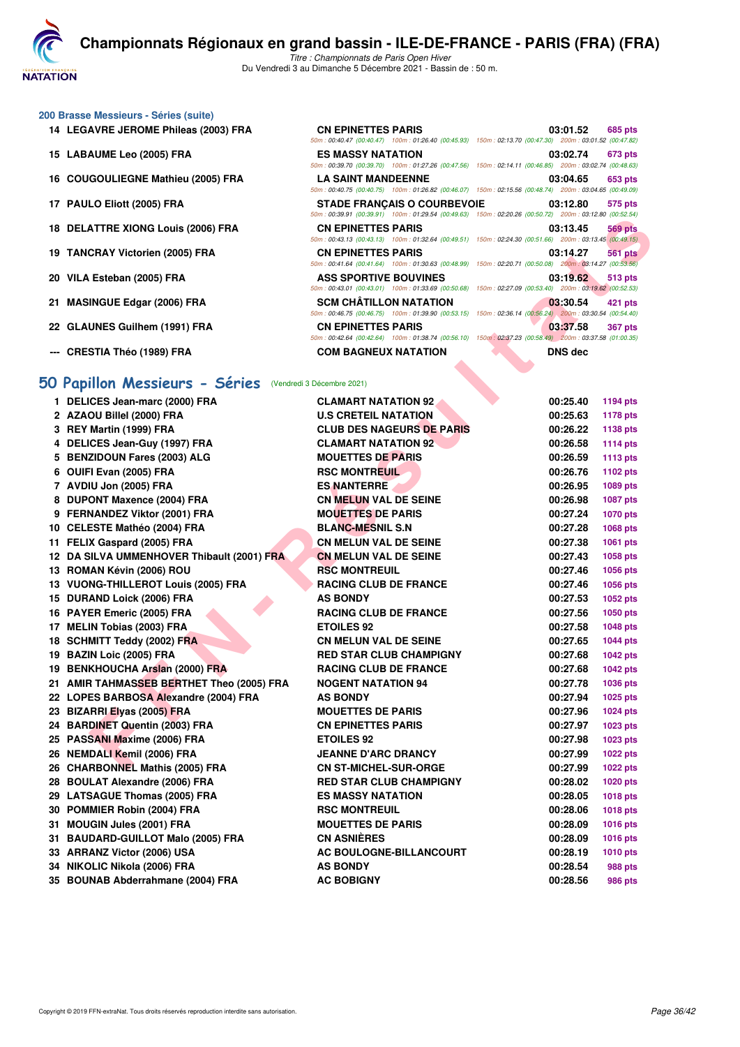# Championnats Régionaux en grand bassin - ILE-DE-FRANCE - PARIS (FRA) (FRA)

*Titre : Championnats de Paris Open Hiver*
Du Vendredi 3 au Dimanche 5 Décembre 2021 - Bassin de : 50 m.

### 200 Brasse Messieurs - Séries (suite)

| Rang | Nom | Club | Temps | Points |
|---|---|---|---|---|
| 14 | LEGAVRE JEROME Phileas (2003) FRA | CN EPINETTES PARIS | 03:01.52 | 685 pts |
| | | 50m : 00:40.47 (00:40.47) 100m : 01:26.40 (00:45.93) 150m : 02:13.70 (00:47.30) 200m : 03:01.52 (00:47.82) | | |
| 15 | LABAUME Leo (2005) FRA | ES MASSY NATATION | 03:02.74 | 673 pts |
| | | 50m : 00:39.70 (00:39.70) 100m : 01:27.26 (00:47.56) 150m : 02:14.11 (00:46.85) 200m : 03:02.74 (00:48.63) | | |
| 16 | COUGOULIEGNE Mathieu (2005) FRA | LA SAINT MANDEENNE | 03:04.65 | 653 pts |
| | | 50m : 00:40.75 (00:40.75) 100m : 01:26.82 (00:46.07) 150m : 02:15.56 (00:48.74) 200m : 03:04.65 (00:49.09) | | |
| 17 | PAULO Eliott (2005) FRA | STADE FRANÇAIS O COURBEVOIE | 03:12.80 | 575 pts |
| | | 50m : 00:39.91 (00:39.91) 100m : 01:29.54 (00:49.63) 150m : 02:20.26 (00:50.72) 200m : 03:12.80 (00:52.54) | | |
| 18 | DELATTRE XIONG Louis (2006) FRA | CN EPINETTES PARIS | 03:13.45 | 569 pts |
| | | 50m : 00:43.13 (00:43.13) 100m : 01:32.64 (00:49.51) 150m : 02:24.30 (00:51.66) 200m : 03:13.45 (00:49.15) | | |
| 19 | TANCRAY Victorien (2005) FRA | CN EPINETTES PARIS | 03:14.27 | 561 pts |
| | | 50m : 00:41.64 (00:41.64) 100m : 01:30.63 (00:48.99) 150m : 02:20.71 (00:50.08) 200m : 03:14.27 (00:53.56) | | |
| 20 | VILA Esteban (2005) FRA | ASS SPORTIVE BOUVINES | 03:19.62 | 513 pts |
| | | 50m : 00:43.01 (00:43.01) 100m : 01:33.69 (00:50.68) 150m : 02:27.09 (00:53.40) 200m : 03:19.62 (00:52.53) | | |
| 21 | MASINGUE Edgar (2006) FRA | SCM CHÂTILLON NATATION | 03:30.54 | 421 pts |
| | | 50m : 00:46.75 (00:46.75) 100m : 01:39.90 (00:53.15) 150m : 02:36.14 (00:56.24) 200m : 03:30.54 (00:54.40) | | |
| 22 | GLAUNES Guilhem (1991) FRA | CN EPINETTES PARIS | 03:37.58 | 367 pts |
| | | 50m : 00:42.64 (00:42.64) 100m : 01:38.74 (00:56.10) 150m : 02:37.23 (00:58.49) 200m : 03:37.58 (01:00.35) | | |
| --- | CRESTIA Théo (1989) FRA | COM BAGNEUX NATATION | DNS dec | |

## 50 Papillon Messieurs - Séries (Vendredi 3 Décembre 2021)

| Rang | Nom | Club | Temps | Points |
|---|---|---|---|---|
| 1 | DELICES Jean-marc (2000) FRA | CLAMART NATATION 92 | 00:25.40 | 1194 pts |
| 2 | AZAOU Billel (2000) FRA | U.S CRETEIL NATATION | 00:25.63 | 1178 pts |
| 3 | REY Martin (1999) FRA | CLUB DES NAGEURS DE PARIS | 00:26.22 | 1138 pts |
| 4 | DELICES Jean-Guy (1997) FRA | CLAMART NATATION 92 | 00:26.58 | 1114 pts |
| 5 | BENZIDOUN Fares (2003) ALG | MOUETTES DE PARIS | 00:26.59 | 1113 pts |
| 6 | OUIFI Evan (2005) FRA | RSC MONTREUIL | 00:26.76 | 1102 pts |
| 7 | AVDIU Jon (2005) FRA | ES NANTERRE | 00:26.95 | 1089 pts |
| 8 | DUPONT Maxence (2004) FRA | CN MELUN VAL DE SEINE | 00:26.98 | 1087 pts |
| 9 | FERNANDEZ Viktor (2001) FRA | MOUETTES DE PARIS | 00:27.24 | 1070 pts |
| 10 | CELESTE Mathéo (2004) FRA | BLANC-MESNIL S.N | 00:27.28 | 1068 pts |
| 11 | FELIX Gaspard (2005) FRA | CN MELUN VAL DE SEINE | 00:27.38 | 1061 pts |
| 12 | DA SILVA UMMENHOVER Thibault (2001) FRA | CN MELUN VAL DE SEINE | 00:27.43 | 1058 pts |
| 13 | ROMAN Kévin (2006) ROU | RSC MONTREUIL | 00:27.46 | 1056 pts |
| 13 | VUONG-THILLEROT Louis (2005) FRA | RACING CLUB DE FRANCE | 00:27.46 | 1056 pts |
| 15 | DURAND Loick (2006) FRA | AS BONDY | 00:27.53 | 1052 pts |
| 16 | PAYER Emeric (2005) FRA | RACING CLUB DE FRANCE | 00:27.56 | 1050 pts |
| 17 | MELIN Tobias (2003) FRA | ETOILES 92 | 00:27.58 | 1048 pts |
| 18 | SCHMITT Teddy (2002) FRA | CN MELUN VAL DE SEINE | 00:27.65 | 1044 pts |
| 19 | BAZIN Loic (2005) FRA | RED STAR CLUB CHAMPIGNY | 00:27.68 | 1042 pts |
| 19 | BENKHOUCHA Arslan (2000) FRA | RACING CLUB DE FRANCE | 00:27.68 | 1042 pts |
| 21 | AMIR TAHMASSEB BERTHET Theo (2005) FRA | NOGENT NATATION 94 | 00:27.78 | 1036 pts |
| 22 | LOPES BARBOSA Alexandre (2004) FRA | AS BONDY | 00:27.94 | 1025 pts |
| 23 | BIZARRI Elyas (2005) FRA | MOUETTES DE PARIS | 00:27.96 | 1024 pts |
| 24 | BARDINET Quentin (2003) FRA | CN EPINETTES PARIS | 00:27.97 | 1023 pts |
| 25 | PASSANI Maxime (2006) FRA | ETOILES 92 | 00:27.98 | 1023 pts |
| 26 | NEMDALI Kemil (2006) FRA | JEANNE D'ARC DRANCY | 00:27.99 | 1022 pts |
| 26 | CHARBONNEL Mathis (2005) FRA | CN ST-MICHEL-SUR-ORGE | 00:27.99 | 1022 pts |
| 28 | BOULAT Alexandre (2006) FRA | RED STAR CLUB CHAMPIGNY | 00:28.02 | 1020 pts |
| 29 | LATSAGUE Thomas (2005) FRA | ES MASSY NATATION | 00:28.05 | 1018 pts |
| 30 | POMMIER Robin (2004) FRA | RSC MONTREUIL | 00:28.06 | 1018 pts |
| 31 | MOUGIN Jules (2001) FRA | MOUETTES DE PARIS | 00:28.09 | 1016 pts |
| 31 | BAUDARD-GUILLOT Malo (2005) FRA | CN ASNIÈRES | 00:28.09 | 1016 pts |
| 33 | ARRANZ Victor (2006) USA | AC BOULOGNE-BILLANCOURT | 00:28.19 | 1010 pts |
| 34 | NIKOLIC Nikola (2006) FRA | AS BONDY | 00:28.54 | 988 pts |
| 35 | BOUNAB Abderrahmane (2004) FRA | AC BOBIGNY | 00:28.56 | 986 pts |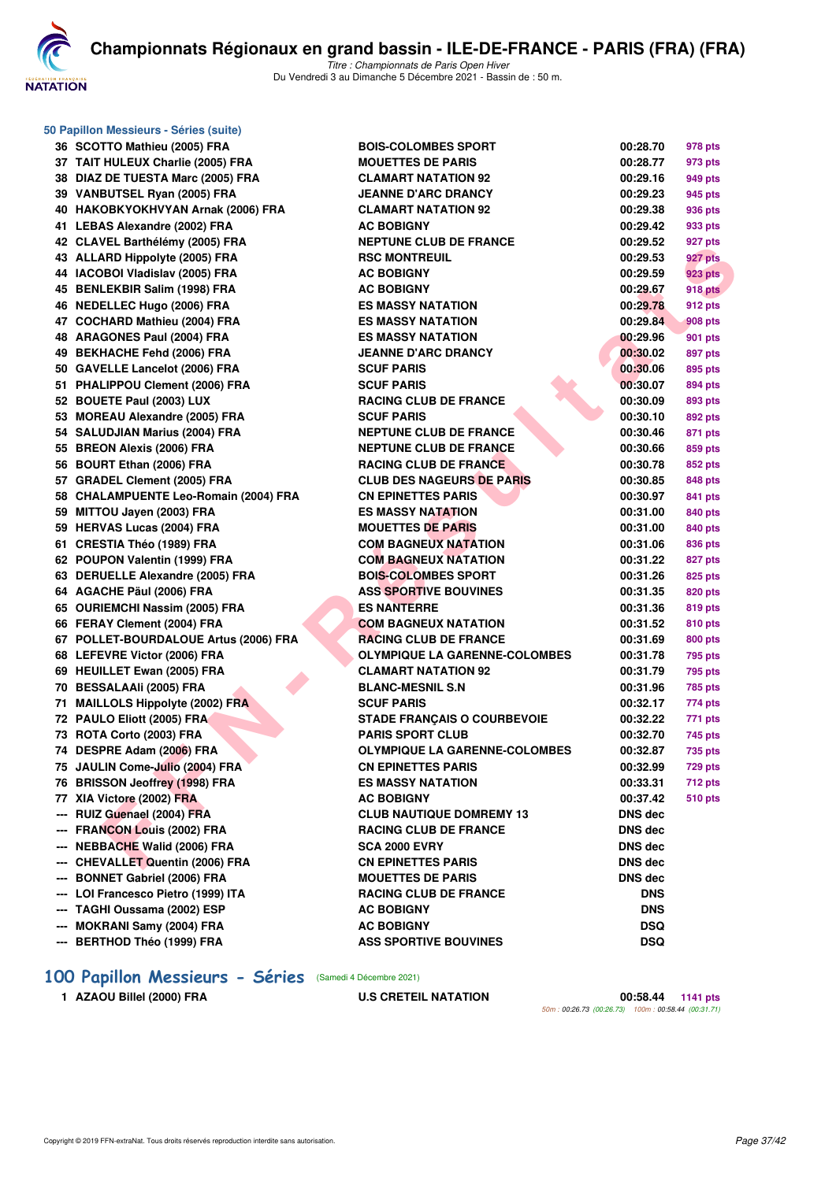### 50 Papillon Messieurs - Séries (suite)

| Rang | Nom | Club | Temps | Points |
|---|---|---|---|---|
| 36 | SCOTTO Mathieu (2005) FRA | BOIS-COLOMBES SPORT | 00:28.70 | 978 pts |
| 37 | TAIT HULEUX Charlie (2005) FRA | MOUETTES DE PARIS | 00:28.77 | 973 pts |
| 38 | DIAZ DE TUESTA Marc (2005) FRA | CLAMART NATATION 92 | 00:29.16 | 949 pts |
| 39 | VANBUTSEL Ryan (2005) FRA | JEANNE D'ARC DRANCY | 00:29.23 | 945 pts |
| 40 | HAKOBKYOKHVYAN Arnak (2006) FRA | CLAMART NATATION 92 | 00:29.38 | 936 pts |
| 41 | LEBAS Alexandre (2002) FRA | AC BOBIGNY | 00:29.42 | 933 pts |
| 42 | CLAVEL Barthélémy (2005) FRA | NEPTUNE CLUB DE FRANCE | 00:29.52 | 927 pts |
| 43 | ALLARD Hippolyte (2005) FRA | RSC MONTREUIL | 00:29.53 | 927 pts |
| 44 | IACOBOI Vladislav (2005) FRA | AC BOBIGNY | 00:29.59 | 923 pts |
| 45 | BENLEKBIR Salim (1998) FRA | AC BOBIGNY | 00:29.67 | 918 pts |
| 46 | NEDELLEC Hugo (2006) FRA | ES MASSY NATATION | 00:29.78 | 912 pts |
| 47 | COCHARD Mathieu (2004) FRA | ES MASSY NATATION | 00:29.84 | 908 pts |
| 48 | ARAGONES Paul (2004) FRA | ES MASSY NATATION | 00:29.96 | 901 pts |
| 49 | BEKHACHE Fehd (2006) FRA | JEANNE D'ARC DRANCY | 00:30.02 | 897 pts |
| 50 | GAVELLE Lancelot (2006) FRA | SCUF PARIS | 00:30.06 | 895 pts |
| 51 | PHALIPPOU Clement (2006) FRA | SCUF PARIS | 00:30.07 | 894 pts |
| 52 | BOUETE Paul (2003) LUX | RACING CLUB DE FRANCE | 00:30.09 | 893 pts |
| 53 | MOREAU Alexandre (2005) FRA | SCUF PARIS | 00:30.10 | 892 pts |
| 54 | SALUDJIAN Marius (2004) FRA | NEPTUNE CLUB DE FRANCE | 00:30.46 | 871 pts |
| 55 | BREON Alexis (2006) FRA | NEPTUNE CLUB DE FRANCE | 00:30.66 | 859 pts |
| 56 | BOURT Ethan (2006) FRA | RACING CLUB DE FRANCE | 00:30.78 | 852 pts |
| 57 | GRADEL Clement (2005) FRA | CLUB DES NAGEURS DE PARIS | 00:30.85 | 848 pts |
| 58 | CHALAMPUENTE Leo-Romain (2004) FRA | CN EPINETTES PARIS | 00:30.97 | 841 pts |
| 59 | MITTOU Jayen (2003) FRA | ES MASSY NATATION | 00:31.00 | 840 pts |
| 59 | HERVAS Lucas (2004) FRA | MOUETTES DE PARIS | 00:31.00 | 840 pts |
| 61 | CRESTIA Théo (1989) FRA | COM BAGNEUX NATATION | 00:31.06 | 836 pts |
| 62 | POUPON Valentin (1999) FRA | COM BAGNEUX NATATION | 00:31.22 | 827 pts |
| 63 | DERUELLE Alexandre (2005) FRA | BOIS-COLOMBES SPORT | 00:31.26 | 825 pts |
| 64 | AGACHE Päul (2006) FRA | ASS SPORTIVE BOUVINES | 00:31.35 | 820 pts |
| 65 | OURIEMCHI Nassim (2005) FRA | ES NANTERRE | 00:31.36 | 819 pts |
| 66 | FERAY Clement (2004) FRA | COM BAGNEUX NATATION | 00:31.52 | 810 pts |
| 67 | POLLET-BOURDALOUE Artus (2006) FRA | RACING CLUB DE FRANCE | 00:31.69 | 800 pts |
| 68 | LEFEVRE Victor (2006) FRA | OLYMPIQUE LA GARENNE-COLOMBES | 00:31.78 | 795 pts |
| 69 | HEUILLET Ewan (2005) FRA | CLAMART NATATION 92 | 00:31.79 | 795 pts |
| 70 | BESSALAAli (2005) FRA | BLANC-MESNIL S.N | 00:31.96 | 785 pts |
| 71 | MAILLOLS Hippolyte (2002) FRA | SCUF PARIS | 00:32.17 | 774 pts |
| 72 | PAULO Eliott (2005) FRA | STADE FRANÇAIS O COURBEVOIE | 00:32.22 | 771 pts |
| 73 | ROTA Corto (2003) FRA | PARIS SPORT CLUB | 00:32.70 | 745 pts |
| 74 | DESPRE Adam (2006) FRA | OLYMPIQUE LA GARENNE-COLOMBES | 00:32.87 | 735 pts |
| 75 | JAULIN Come-Julio (2004) FRA | CN EPINETTES PARIS | 00:32.99 | 729 pts |
| 76 | BRISSON Jeoffrey (1998) FRA | ES MASSY NATATION | 00:33.31 | 712 pts |
| 77 | XIA Victore (2002) FRA | AC BOBIGNY | 00:37.42 | 510 pts |
| --- | RUIZ Guenael (2004) FRA | CLUB NAUTIQUE DOMREMY 13 | DNS dec | |
| --- | FRANCON Louis (2002) FRA | RACING CLUB DE FRANCE | DNS dec | |
| --- | NEBBACHE Walid (2006) FRA | SCA 2000 EVRY | DNS dec | |
| --- | CHEVALLET Quentin (2006) FRA | CN EPINETTES PARIS | DNS dec | |
| --- | BONNET Gabriel (2006) FRA | MOUETTES DE PARIS | DNS dec | |
| --- | LOI Francesco Pietro (1999) ITA | RACING CLUB DE FRANCE | DNS | |
| --- | TAGHI Oussama (2002) ESP | AC BOBIGNY | DNS | |
| --- | MOKRANI Samy (2004) FRA | AC BOBIGNY | DSQ | |
| --- | BERTHOD Théo (1999) FRA | ASS SPORTIVE BOUVINES | DSQ | |

## 100 Papillon Messieurs - Séries (Samedi 4 Décembre 2021)

| Rang | Nom | Club | Temps | Points |
|---|---|---|---|---|
| 1 | AZAOU Billel (2000) FRA | U.S CRETEIL NATATION | 00:58.44 | 1141 pts |

50m : 00:26.73 (00:26.73) 100m : 00:58.44 (00:31.71)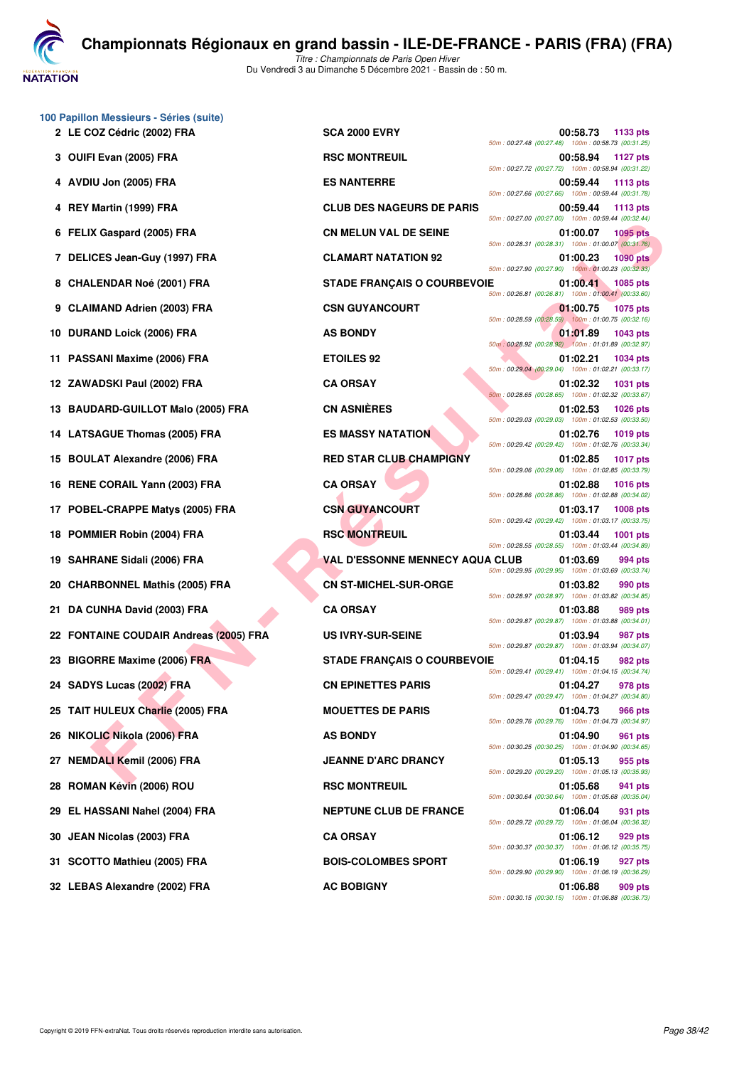# Championnats Régionaux en grand bassin - ILE-DE-FRANCE - PARIS (FRA) (FRA)

*Titre : Championnats de Paris Open Hiver*
Du Vendredi 3 au Dimanche 5 Décembre 2021 - Bassin de : 50 m.

## 100 Papillon Messieurs - Séries (suite)

| Rang | Nom | Club | Temps | Points | Splits |
|---|---|---|---|---|---|
| 2 | LE COZ Cédric (2002) FRA | SCA 2000 EVRY | 00:58.73 | 1133 pts | 50m : 00:27.48 (00:27.48) 100m : 00:58.73 (00:31.25) |
| 3 | OUIFI Evan (2005) FRA | RSC MONTREUIL | 00:58.94 | 1127 pts | 50m : 00:27.72 (00:27.72) 100m : 00:58.94 (00:31.22) |
| 4 | AVDIU Jon (2005) FRA | ES NANTERRE | 00:59.44 | 1113 pts | 50m : 00:27.66 (00:27.66) 100m : 00:59.44 (00:31.78) |
| 4 | REY Martin (1999) FRA | CLUB DES NAGEURS DE PARIS | 00:59.44 | 1113 pts | 50m : 00:27.00 (00:27.00) 100m : 00:59.44 (00:32.44) |
| 6 | FELIX Gaspard (2005) FRA | CN MELUN VAL DE SEINE | 01:00.07 | 1095 pts | 50m : 00:28.31 (00:28.31) 100m : 01:00.07 (00:31.76) |
| 7 | DELICES Jean-Guy (1997) FRA | CLAMART NATATION 92 | 01:00.23 | 1090 pts | 50m : 00:27.90 (00:27.90) 100m : 01:00.23 (00:32.33) |
| 8 | CHALENDAR Noé (2001) FRA | STADE FRANÇAIS O COURBEVOIE | 01:00.41 | 1085 pts | 50m : 00:26.81 (00:26.81) 100m : 01:00.41 (00:33.60) |
| 9 | CLAIMAND Adrien (2003) FRA | CSN GUYANCOURT | 01:00.75 | 1075 pts | 50m : 00:28.59 (00:28.59) 100m : 01:00.75 (00:32.16) |
| 10 | DURAND Loick (2006) FRA | AS BONDY | 01:01.89 | 1043 pts | 50m : 00:28.92 (00:28.92) 100m : 01:01.89 (00:32.97) |
| 11 | PASSANI Maxime (2006) FRA | ETOILES 92 | 01:02.21 | 1034 pts | 50m : 00:29.04 (00:29.04) 100m : 01:02.21 (00:33.17) |
| 12 | ZAWADSKI Paul (2002) FRA | CA ORSAY | 01:02.32 | 1031 pts | 50m : 00:28.65 (00:28.65) 100m : 01:02.32 (00:33.67) |
| 13 | BAUDARD-GUILLOT Malo (2005) FRA | CN ASNIÈRES | 01:02.53 | 1026 pts | 50m : 00:29.03 (00:29.03) 100m : 01:02.53 (00:33.50) |
| 14 | LATSAGUE Thomas (2005) FRA | ES MASSY NATATION | 01:02.76 | 1019 pts | 50m : 00:29.42 (00:29.42) 100m : 01:02.76 (00:33.34) |
| 15 | BOULAT Alexandre (2006) FRA | RED STAR CLUB CHAMPIGNY | 01:02.85 | 1017 pts | 50m : 00:29.06 (00:29.06) 100m : 01:02.85 (00:33.79) |
| 16 | RENE CORAIL Yann (2003) FRA | CA ORSAY | 01:02.88 | 1016 pts | 50m : 00:28.86 (00:28.86) 100m : 01:02.88 (00:34.02) |
| 17 | POBEL-CRAPPE Matys (2005) FRA | CSN GUYANCOURT | 01:03.17 | 1008 pts | 50m : 00:29.42 (00:29.42) 100m : 01:03.17 (00:33.75) |
| 18 | POMMIER Robin (2004) FRA | RSC MONTREUIL | 01:03.44 | 1001 pts | 50m : 00:28.55 (00:28.55) 100m : 01:03.44 (00:34.89) |
| 19 | SAHRANE Sidali (2006) FRA | VAL D'ESSONNE MENNECY AQUA CLUB | 01:03.69 | 994 pts | 50m : 00:29.95 (00:29.95) 100m : 01:03.69 (00:33.74) |
| 20 | CHARBONNEL Mathis (2005) FRA | CN ST-MICHEL-SUR-ORGE | 01:03.82 | 990 pts | 50m : 00:28.97 (00:28.97) 100m : 01:03.82 (00:34.85) |
| 21 | DA CUNHA David (2003) FRA | CA ORSAY | 01:03.88 | 989 pts | 50m : 00:29.87 (00:29.87) 100m : 01:03.88 (00:34.01) |
| 22 | FONTAINE COUDAIR Andreas (2005) FRA | US IVRY-SUR-SEINE | 01:03.94 | 987 pts | 50m : 00:29.87 (00:29.87) 100m : 01:03.94 (00:34.07) |
| 23 | BIGORRE Maxime (2006) FRA | STADE FRANÇAIS O COURBEVOIE | 01:04.15 | 982 pts | 50m : 00:29.41 (00:29.41) 100m : 01:04.15 (00:34.74) |
| 24 | SADYS Lucas (2002) FRA | CN EPINETTES PARIS | 01:04.27 | 978 pts | 50m : 00:29.47 (00:29.47) 100m : 01:04.27 (00:34.80) |
| 25 | TAIT HULEUX Charlie (2005) FRA | MOUETTES DE PARIS | 01:04.73 | 966 pts | 50m : 00:29.76 (00:29.76) 100m : 01:04.73 (00:34.97) |
| 26 | NIKOLIC Nikola (2006) FRA | AS BONDY | 01:04.90 | 961 pts | 50m : 00:30.25 (00:30.25) 100m : 01:04.90 (00:34.65) |
| 27 | NEMDALI Kemil (2006) FRA | JEANNE D'ARC DRANCY | 01:05.13 | 955 pts | 50m : 00:29.20 (00:29.20) 100m : 01:05.13 (00:35.93) |
| 28 | ROMAN Kévin (2006) ROU | RSC MONTREUIL | 01:05.68 | 941 pts | 50m : 00:30.64 (00:30.64) 100m : 01:05.68 (00:35.04) |
| 29 | EL HASSANI Nahel (2004) FRA | NEPTUNE CLUB DE FRANCE | 01:06.04 | 931 pts | 50m : 00:29.72 (00:29.72) 100m : 01:06.04 (00:36.32) |
| 30 | JEAN Nicolas (2003) FRA | CA ORSAY | 01:06.12 | 929 pts | 50m : 00:30.37 (00:30.37) 100m : 01:06.12 (00:35.75) |
| 31 | SCOTTO Mathieu (2005) FRA | BOIS-COLOMBES SPORT | 01:06.19 | 927 pts | 50m : 00:29.90 (00:29.90) 100m : 01:06.19 (00:36.29) |
| 32 | LEBAS Alexandre (2002) FRA | AC BOBIGNY | 01:06.88 | 909 pts | 50m : 00:30.15 (00:30.15) 100m : 01:06.88 (00:36.73) |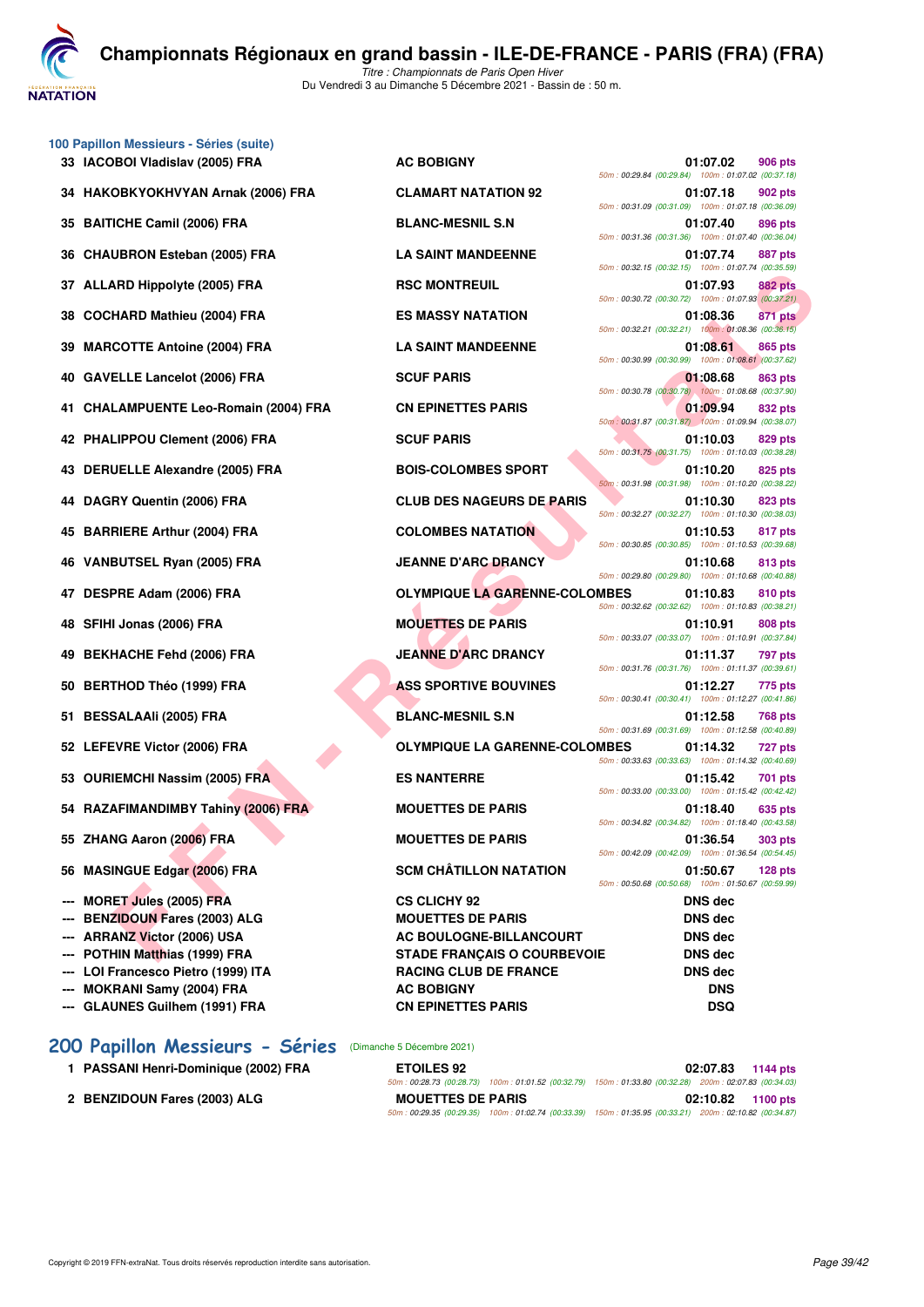# Championnats Régionaux en grand bassin - ILE-DE-FRANCE - PARIS (FRA) (FRA)

*Titre : Championnats de Paris Open Hiver*
Du Vendredi 3 au Dimanche 5 Décembre 2021 - Bassin de : 50 m.

## 100 Papillon Messieurs - Séries (suite)

| Rang | Nom | Club | Temps | Points | Splits |
|---|---|---|---|---|---|
| 33 | IACOBOI Vladislav (2005) FRA | AC BOBIGNY | 01:07.02 | 906 pts | 50m : 00:29.84 (00:29.84) 100m : 01:07.02 (00:37.18) |
| 34 | HAKOBKYOKHVYAN Arnak (2006) FRA | CLAMART NATATION 92 | 01:07.18 | 902 pts | 50m : 00:31.09 (00:31.09) 100m : 01:07.18 (00:36.09) |
| 35 | BAITICHE Camil (2006) FRA | BLANC-MESNIL S.N | 01:07.40 | 896 pts | 50m : 00:31.36 (00:31.36) 100m : 01:07.40 (00:36.04) |
| 36 | CHAUBRON Esteban (2005) FRA | LA SAINT MANDEENNE | 01:07.74 | 887 pts | 50m : 00:32.15 (00:32.15) 100m : 01:07.74 (00:35.59) |
| 37 | ALLARD Hippolyte (2005) FRA | RSC MONTREUIL | 01:07.93 | 882 pts | 50m : 00:30.72 (00:30.72) 100m : 01:07.93 (00:37.21) |
| 38 | COCHARD Mathieu (2004) FRA | ES MASSY NATATION | 01:08.36 | 871 pts | 50m : 00:32.21 (00:32.21) 100m : 01:08.36 (00:36.15) |
| 39 | MARCOTTE Antoine (2004) FRA | LA SAINT MANDEENNE | 01:08.61 | 865 pts | 50m : 00:30.99 (00:30.99) 100m : 01:08.61 (00:37.62) |
| 40 | GAVELLE Lancelot (2006) FRA | SCUF PARIS | 01:08.68 | 863 pts | 50m : 00:30.78 (00:30.78) 100m : 01:08.68 (00:37.90) |
| 41 | CHALAMPUENTE Leo-Romain (2004) FRA | CN EPINETTES PARIS | 01:09.94 | 832 pts | 50m : 00:31.87 (00:31.87) 100m : 01:09.94 (00:38.07) |
| 42 | PHALIPPOU Clement (2006) FRA | SCUF PARIS | 01:10.03 | 829 pts | 50m : 00:31.75 (00:31.75) 100m : 01:10.03 (00:38.28) |
| 43 | DERUELLE Alexandre (2005) FRA | BOIS-COLOMBES SPORT | 01:10.20 | 825 pts | 50m : 00:31.98 (00:31.98) 100m : 01:10.20 (00:38.22) |
| 44 | DAGRY Quentin (2006) FRA | CLUB DES NAGEURS DE PARIS | 01:10.30 | 823 pts | 50m : 00:32.27 (00:32.27) 100m : 01:10.30 (00:38.03) |
| 45 | BARRIERE Arthur (2004) FRA | COLOMBES NATATION | 01:10.53 | 817 pts | 50m : 00:30.85 (00:30.85) 100m : 01:10.53 (00:39.68) |
| 46 | VANBUTSEL Ryan (2005) FRA | JEANNE D'ARC DRANCY | 01:10.68 | 813 pts | 50m : 00:29.80 (00:29.80) 100m : 01:10.68 (00:40.88) |
| 47 | DESPRE Adam (2006) FRA | OLYMPIQUE LA GARENNE-COLOMBES | 01:10.83 | 810 pts | 50m : 00:32.62 (00:32.62) 100m : 01:10.83 (00:38.21) |
| 48 | SFIHI Jonas (2006) FRA | MOUETTES DE PARIS | 01:10.91 | 808 pts | 50m : 00:33.07 (00:33.07) 100m : 01:10.91 (00:37.84) |
| 49 | BEKHACHE Fehd (2006) FRA | JEANNE D'ARC DRANCY | 01:11.37 | 797 pts | 50m : 00:31.76 (00:31.76) 100m : 01:11.37 (00:39.61) |
| 50 | BERTHOD Théo (1999) FRA | ASS SPORTIVE BOUVINES | 01:12.27 | 775 pts | 50m : 00:30.41 (00:30.41) 100m : 01:12.27 (00:41.86) |
| 51 | BESSALAAli (2005) FRA | BLANC-MESNIL S.N | 01:12.58 | 768 pts | 50m : 00:31.69 (00:31.69) 100m : 01:12.58 (00:40.89) |
| 52 | LEFEVRE Victor (2006) FRA | OLYMPIQUE LA GARENNE-COLOMBES | 01:14.32 | 727 pts | 50m : 00:33.63 (00:33.63) 100m : 01:14.32 (00:40.69) |
| 53 | OURIEMCHI Nassim (2005) FRA | ES NANTERRE | 01:15.42 | 701 pts | 50m : 00:33.00 (00:33.00) 100m : 01:15.42 (00:42.42) |
| 54 | RAZAFIMANDIMBY Tahiny (2006) FRA | MOUETTES DE PARIS | 01:18.40 | 635 pts | 50m : 00:34.82 (00:34.82) 100m : 01:18.40 (00:43.58) |
| 55 | ZHANG Aaron (2006) FRA | MOUETTES DE PARIS | 01:36.54 | 303 pts | 50m : 00:42.09 (00:42.09) 100m : 01:36.54 (00:54.45) |
| 56 | MASINGUE Edgar (2006) FRA | SCM CHÂTILLON NATATION | 01:50.67 | 128 pts | 50m : 00:50.68 (00:50.68) 100m : 01:50.67 (00:59.99) |
| --- | MORET Jules (2005) FRA | CS CLICHY 92 | DNS dec | | |
| --- | BENZIDOUN Fares (2003) ALG | MOUETTES DE PARIS | DNS dec | | |
| --- | ARRANZ Victor (2006) USA | AC BOULOGNE-BILLANCOURT | DNS dec | | |
| --- | POTHIN Matthias (1999) FRA | STADE FRANÇAIS O COURBEVOIE | DNS dec | | |
| --- | LOI Francesco Pietro (1999) ITA | RACING CLUB DE FRANCE | DNS dec | | |
| --- | MOKRANI Samy (2004) FRA | AC BOBIGNY | DNS | | |
| --- | GLAUNES Guilhem (1991) FRA | CN EPINETTES PARIS | DSQ | | |

## 200 Papillon Messieurs - Séries (Dimanche 5 Décembre 2021)

| Rang | Nom | Club | Temps | Points | Splits |
|---|---|---|---|---|---|
| 1 | PASSANI Henri-Dominique (2002) FRA | ETOILES 92 | 02:07.83 | 1144 pts | 50m : 00:28.73 (00:28.73) 100m : 01:01.52 (00:32.79) 150m : 01:33.80 (00:32.28) 200m : 02:07.83 (00:34.03) |
| 2 | BENZIDOUN Fares (2003) ALG | MOUETTES DE PARIS | 02:10.82 | 1100 pts | 50m : 00:29.35 (00:29.35) 100m : 01:02.74 (00:33.39) 150m : 01:35.95 (00:33.21) 200m : 02:10.82 (00:34.87) |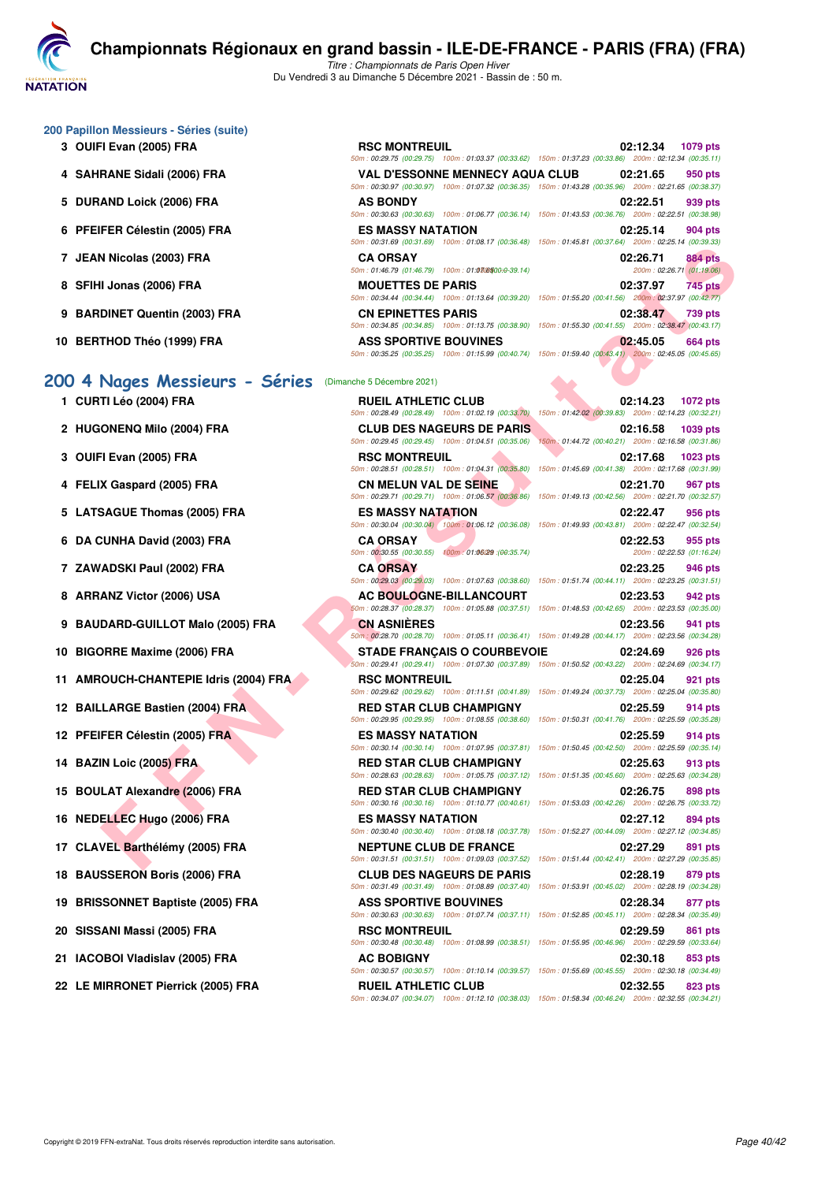# Championnats Régionaux en grand bassin - ILE-DE-FRANCE - PARIS (FRA) (FRA)

*Titre : Championnats de Paris Open Hiver*
Du Vendredi 3 au Dimanche 5 Décembre 2021 - Bassin de : 50 m.

### 200 Papillon Messieurs - Séries (suite)

| Rang | Nom | Club | Temps | Points |
|---|---|---|---|---|
| 3 | OUIFI Evan (2005) FRA | RSC MONTREUIL | 02:12.34 | 1079 pts |
| | | 50m : 00:29.75 (00:29.75) 100m : 01:03.37 (00:33.62) 150m : 01:37.23 (00:33.86) 200m : 02:12.34 (00:35.11) | | |
| 4 | SAHRANE Sidali (2006) FRA | VAL D'ESSONNE MENNECY AQUA CLUB | 02:21.65 | 950 pts |
| | | 50m : 00:30.97 (00:30.97) 100m : 01:07.32 (00:36.35) 150m : 01:43.28 (00:35.96) 200m : 02:21.65 (00:38.37) | | |
| 5 | DURAND Loick (2006) FRA | AS BONDY | 02:22.51 | 939 pts |
| | | 50m : 00:30.63 (00:30.63) 100m : 01:06.77 (00:36.14) 150m : 01:43.53 (00:36.76) 200m : 02:22.51 (00:38.98) | | |
| 6 | PFEIFER Célestin (2005) FRA | ES MASSY NATATION | 02:25.14 | 904 pts |
| | | 50m : 00:31.69 (00:31.69) 100m : 01:08.17 (00:36.48) 150m : 01:45.81 (00:37.64) 200m : 02:25.14 (00:39.33) | | |
| 7 | JEAN Nicolas (2003) FRA | CA ORSAY | 02:26.71 | 884 pts |
| | | 50m : 01:46.79 (01:46.79) 100m : 01:07.65 (00:-39.14) 200m : 02:26.71 (01:19.06) | | |
| 8 | SFIHI Jonas (2006) FRA | MOUETTES DE PARIS | 02:37.97 | 745 pts |
| | | 50m : 00:34.44 (00:34.44) 100m : 01:13.64 (00:39.20) 150m : 01:55.20 (00:41.56) 200m : 02:37.97 (00:42.77) | | |
| 9 | BARDINET Quentin (2003) FRA | CN EPINETTES PARIS | 02:38.47 | 739 pts |
| | | 50m : 00:34.85 (00:34.85) 100m : 01:13.75 (00:38.90) 150m : 01:55.30 (00:41.55) 200m : 02:38.47 (00:43.17) | | |
| 10 | BERTHOD Théo (1999) FRA | ASS SPORTIVE BOUVINES | 02:45.05 | 664 pts |
| | | 50m : 00:35.25 (00:35.25) 100m : 01:15.99 (00:40.74) 150m : 01:59.40 (00:43.41) 200m : 02:45.05 (00:45.65) | | |

## 200 4 Nages Messieurs - Séries (Dimanche 5 Décembre 2021)

| Rang | Nom | Club | Temps | Points |
|---|---|---|---|---|
| 1 | CURTI Léo (2004) FRA | RUEIL ATHLETIC CLUB | 02:14.23 | 1072 pts |
| | | 50m : 00:28.49 (00:28.49) 100m : 01:02.19 (00:33.70) 150m : 01:42.02 (00:39.83) 200m : 02:14.23 (00:32.21) | | |
| 2 | HUGONENQ Milo (2004) FRA | CLUB DES NAGEURS DE PARIS | 02:16.58 | 1039 pts |
| | | 50m : 00:29.45 (00:29.45) 100m : 01:04.51 (00:35.06) 150m : 01:44.72 (00:40.21) 200m : 02:16.58 (00:31.86) | | |
| 3 | OUIFI Evan (2005) FRA | RSC MONTREUIL | 02:17.68 | 1023 pts |
| | | 50m : 00:28.51 (00:28.51) 100m : 01:04.31 (00:35.80) 150m : 01:45.69 (00:41.38) 200m : 02:17.68 (00:31.99) | | |
| 4 | FELIX Gaspard (2005) FRA | CN MELUN VAL DE SEINE | 02:21.70 | 967 pts |
| | | 50m : 00:29.71 (00:29.71) 100m : 01:06.57 (00:36.86) 150m : 01:49.13 (00:42.56) 200m : 02:21.70 (00:32.57) | | |
| 5 | LATSAGUE Thomas (2005) FRA | ES MASSY NATATION | 02:22.47 | 956 pts |
| | | 50m : 00:30.04 (00:30.04) 100m : 01:06.12 (00:36.08) 150m : 01:49.93 (00:43.81) 200m : 02:22.47 (00:32.54) | | |
| 6 | DA CUNHA David (2003) FRA | CA ORSAY | 02:22.53 | 955 pts |
| | | 50m : 00:30.55 (00:30.55) 100m : 01:06.29 (00:35.74) 200m : 02:22.53 (01:16.24) | | |
| 7 | ZAWADSKI Paul (2002) FRA | CA ORSAY | 02:23.25 | 946 pts |
| | | 50m : 00:29.03 (00:29.03) 100m : 01:07.63 (00:38.60) 150m : 01:51.74 (00:44.11) 200m : 02:23.25 (00:31.51) | | |
| 8 | ARRANZ Victor (2006) USA | AC BOULOGNE-BILLANCOURT | 02:23.53 | 942 pts |
| | | 50m : 00:28.37 (00:28.37) 100m : 01:05.88 (00:37.51) 150m : 01:48.53 (00:42.65) 200m : 02:23.53 (00:35.00) | | |
| 9 | BAUDARD-GUILLOT Malo (2005) FRA | CN ASNIÈRES | 02:23.56 | 941 pts |
| | | 50m : 00:28.70 (00:28.70) 100m : 01:05.11 (00:36.41) 150m : 01:49.28 (00:44.17) 200m : 02:23.56 (00:34.28) | | |
| 10 | BIGORRE Maxime (2006) FRA | STADE FRANÇAIS O COURBEVOIE | 02:24.69 | 926 pts |
| | | 50m : 00:29.41 (00:29.41) 100m : 01:07.30 (00:37.89) 150m : 01:50.52 (00:43.22) 200m : 02:24.69 (00:34.17) | | |
| 11 | AMROUCH-CHANTEPIE Idris (2004) FRA | RSC MONTREUIL | 02:25.04 | 921 pts |
| | | 50m : 00:29.62 (00:29.62) 100m : 01:11.51 (00:41.89) 150m : 01:49.24 (00:37.73) 200m : 02:25.04 (00:35.80) | | |
| 12 | BAILLARGE Bastien (2004) FRA | RED STAR CLUB CHAMPIGNY | 02:25.59 | 914 pts |
| | | 50m : 00:29.95 (00:29.95) 100m : 01:08.55 (00:38.60) 150m : 01:50.31 (00:41.76) 200m : 02:25.59 (00:35.28) | | |
| 12 | PFEIFER Célestin (2005) FRA | ES MASSY NATATION | 02:25.59 | 914 pts |
| | | 50m : 00:30.14 (00:30.14) 100m : 01:07.95 (00:37.81) 150m : 01:50.45 (00:42.50) 200m : 02:25.59 (00:35.14) | | |
| 14 | BAZIN Loic (2005) FRA | RED STAR CLUB CHAMPIGNY | 02:25.63 | 913 pts |
| | | 50m : 00:28.63 (00:28.63) 100m : 01:05.75 (00:37.12) 150m : 01:51.35 (00:45.60) 200m : 02:25.63 (00:34.28) | | |
| 15 | BOULAT Alexandre (2006) FRA | RED STAR CLUB CHAMPIGNY | 02:26.75 | 898 pts |
| | | 50m : 00:30.16 (00:30.16) 100m : 01:10.77 (00:40.61) 150m : 01:53.03 (00:42.26) 200m : 02:26.75 (00:33.72) | | |
| 16 | NEDELLEC Hugo (2006) FRA | ES MASSY NATATION | 02:27.12 | 894 pts |
| | | 50m : 00:30.40 (00:30.40) 100m : 01:08.18 (00:37.78) 150m : 01:52.27 (00:44.09) 200m : 02:27.12 (00:34.85) | | |
| 17 | CLAVEL Barthélémy (2005) FRA | NEPTUNE CLUB DE FRANCE | 02:27.29 | 891 pts |
| | | 50m : 00:31.51 (00:31.51) 100m : 01:09.03 (00:37.52) 150m : 01:51.44 (00:42.41) 200m : 02:27.29 (00:35.85) | | |
| 18 | BAUSSERON Boris (2006) FRA | CLUB DES NAGEURS DE PARIS | 02:28.19 | 879 pts |
| | | 50m : 00:31.49 (00:31.49) 100m : 01:08.89 (00:37.40) 150m : 01:53.91 (00:45.02) 200m : 02:28.19 (00:34.28) | | |
| 19 | BRISSONNET Baptiste (2005) FRA | ASS SPORTIVE BOUVINES | 02:28.34 | 877 pts |
| | | 50m : 00:30.63 (00:30.63) 100m : 01:07.74 (00:37.11) 150m : 01:52.85 (00:45.11) 200m : 02:28.34 (00:35.49) | | |
| 20 | SISSANI Massi (2005) FRA | RSC MONTREUIL | 02:29.59 | 861 pts |
| | | 50m : 00:30.48 (00:30.48) 100m : 01:08.99 (00:38.51) 150m : 01:55.95 (00:46.96) 200m : 02:29.59 (00:33.64) | | |
| 21 | IACOBOI Vladislav (2005) FRA | AC BOBIGNY | 02:30.18 | 853 pts |
| | | 50m : 00:30.57 (00:30.57) 100m : 01:10.14 (00:39.57) 150m : 01:55.69 (00:45.55) 200m : 02:30.18 (00:34.49) | | |
| 22 | LE MIRRONET Pierrick (2005) FRA | RUEIL ATHLETIC CLUB | 02:32.55 | 823 pts |
| | | 50m : 00:34.07 (00:34.07) 100m : 01:12.10 (00:38.03) 150m : 01:58.34 (00:46.24) 200m : 02:32.55 (00:34.21) | | |

Copyright © 2019 FFN-extraNat. Tous droits réservés reproduction interdite sans autorisation.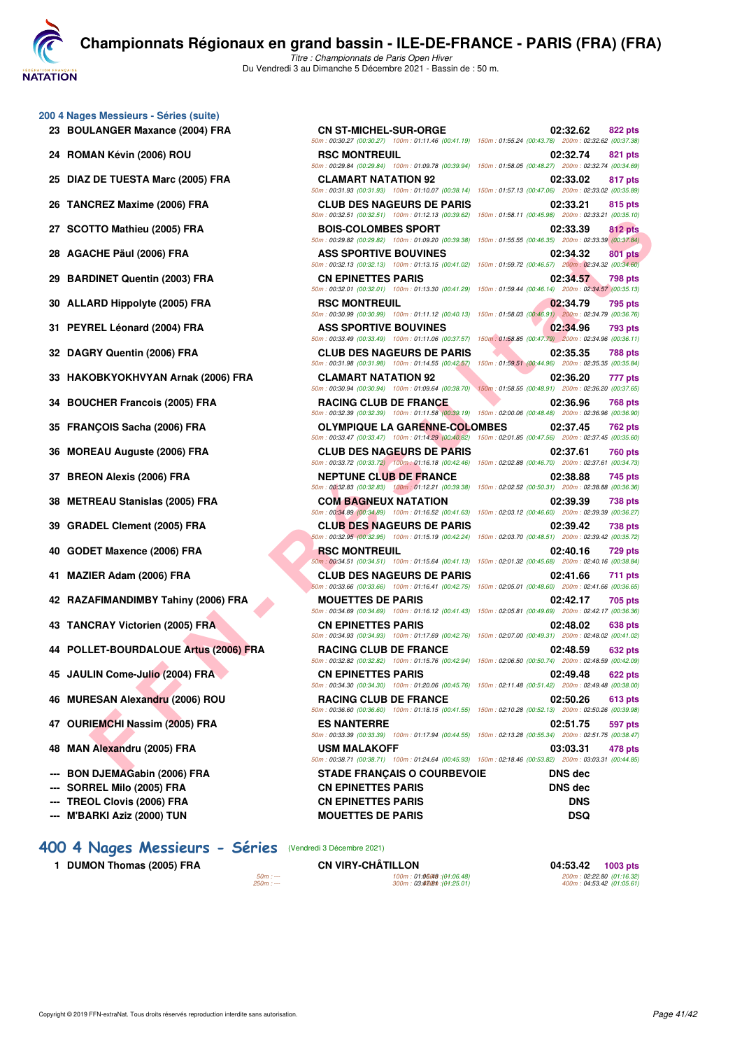# Championnats Régionaux en grand bassin - ILE-DE-FRANCE - PARIS (FRA) (FRA)

*Titre : Championnats de Paris Open Hiver*
Du Vendredi 3 au Dimanche 5 Décembre 2021 - Bassin de : 50 m.

## 200 4 Nages Messieurs - Séries (suite)

| Rang | Nom | Club | Temps | Points |
|---|---|---|---|---|
| 23 | BOULANGER Maxance (2004) FRA | CN ST-MICHEL-SUR-ORGE | 02:32.62 | 822 pts |
| | | 50m : 00:30.27 (00:30.27) 100m : 01:11.46 (00:41.19) 150m : 01:55.24 (00:43.78) 200m : 02:32.62 (00:37.38) | | |
| 24 | ROMAN Kévin (2006) ROU | RSC MONTREUIL | 02:32.74 | 821 pts |
| | | 50m : 00:29.84 (00:29.84) 100m : 01:09.78 (00:39.94) 150m : 01:58.05 (00:48.27) 200m : 02:32.74 (00:34.69) | | |
| 25 | DIAZ DE TUESTA Marc (2005) FRA | CLAMART NATATION 92 | 02:33.02 | 817 pts |
| | | 50m : 00:31.93 (00:31.93) 100m : 01:10.07 (00:38.14) 150m : 01:57.13 (00:47.06) 200m : 02:33.02 (00:35.89) | | |
| 26 | TANCREZ Maxime (2006) FRA | CLUB DES NAGEURS DE PARIS | 02:33.21 | 815 pts |
| | | 50m : 00:32.51 (00:32.51) 100m : 01:12.13 (00:39.62) 150m : 01:58.11 (00:45.98) 200m : 02:33.21 (00:35.10) | | |
| 27 | SCOTTO Mathieu (2005) FRA | BOIS-COLOMBES SPORT | 02:33.39 | 812 pts |
| | | 50m : 00:29.82 (00:29.82) 100m : 01:09.20 (00:39.38) 150m : 01:55.55 (00:46.35) 200m : 02:33.39 (00:37.84) | | |
| 28 | AGACHE Päul (2006) FRA | ASS SPORTIVE BOUVINES | 02:34.32 | 801 pts |
| | | 50m : 00:32.13 (00:32.13) 100m : 01:13.15 (00:41.02) 150m : 01:59.72 (00:46.57) 200m : 02:34.32 (00:34.60) | | |
| 29 | BARDINET Quentin (2003) FRA | CN EPINETTES PARIS | 02:34.57 | 798 pts |
| | | 50m : 00:32.01 (00:32.01) 100m : 01:13.30 (00:41.29) 150m : 01:59.44 (00:46.14) 200m : 02:34.57 (00:35.13) | | |
| 30 | ALLARD Hippolyte (2005) FRA | RSC MONTREUIL | 02:34.79 | 795 pts |
| | | 50m : 00:30.99 (00:30.99) 100m : 01:11.12 (00:40.13) 150m : 01:58.03 (00:46.91) 200m : 02:34.79 (00:36.76) | | |
| 31 | PEYREL Léonard (2004) FRA | ASS SPORTIVE BOUVINES | 02:34.96 | 793 pts |
| | | 50m : 00:33.49 (00:33.49) 100m : 01:11.06 (00:37.57) 150m : 01:58.85 (00:47.79) 200m : 02:34.96 (00:36.11) | | |
| 32 | DAGRY Quentin (2006) FRA | CLUB DES NAGEURS DE PARIS | 02:35.35 | 788 pts |
| | | 50m : 00:31.98 (00:31.98) 100m : 01:14.55 (00:42.57) 150m : 01:59.51 (00:44.96) 200m : 02:35.35 (00:35.84) | | |
| 33 | HAKOBKYOKHVYAN Arnak (2006) FRA | CLAMART NATATION 92 | 02:36.20 | 777 pts |
| | | 50m : 00:30.94 (00:30.94) 100m : 01:09.64 (00:38.70) 150m : 01:58.55 (00:48.91) 200m : 02:36.20 (00:37.65) | | |
| 34 | BOUCHER Francois (2005) FRA | RACING CLUB DE FRANCE | 02:36.96 | 768 pts |
| | | 50m : 00:32.39 (00:32.39) 100m : 01:11.58 (00:39.19) 150m : 02:00.06 (00:48.48) 200m : 02:36.96 (00:36.90) | | |
| 35 | FRANÇOIS Sacha (2006) FRA | OLYMPIQUE LA GARENNE-COLOMBES | 02:37.45 | 762 pts |
| | | 50m : 00:33.47 (00:33.47) 100m : 01:14.29 (00:40.82) 150m : 02:01.85 (00:47.56) 200m : 02:37.45 (00:35.60) | | |
| 36 | MOREAU Auguste (2006) FRA | CLUB DES NAGEURS DE PARIS | 02:37.61 | 760 pts |
| | | 50m : 00:33.72 (00:33.72) 100m : 01:16.18 (00:42.46) 150m : 02:02.88 (00:46.70) 200m : 02:37.61 (00:34.73) | | |
| 37 | BREON Alexis (2006) FRA | NEPTUNE CLUB DE FRANCE | 02:38.88 | 745 pts |
| | | 50m : 00:32.83 (00:32.83) 100m : 01:12.21 (00:39.38) 150m : 02:02.52 (00:50.31) 200m : 02:38.88 (00:36.36) | | |
| 38 | METREAU Stanislas (2005) FRA | COM BAGNEUX NATATION | 02:39.39 | 738 pts |
| | | 50m : 00:34.89 (00:34.89) 100m : 01:16.52 (00:41.63) 150m : 02:03.12 (00:46.60) 200m : 02:39.39 (00:36.27) | | |
| 39 | GRADEL Clement (2005) FRA | CLUB DES NAGEURS DE PARIS | 02:39.42 | 738 pts |
| | | 50m : 00:32.95 (00:32.95) 100m : 01:15.19 (00:42.24) 150m : 02:03.70 (00:48.51) 200m : 02:39.42 (00:35.72) | | |
| 40 | GODET Maxence (2006) FRA | RSC MONTREUIL | 02:40.16 | 729 pts |
| | | 50m : 00:34.51 (00:34.51) 100m : 01:15.64 (00:41.13) 150m : 02:01.32 (00:45.68) 200m : 02:40.16 (00:38.84) | | |
| 41 | MAZIER Adam (2006) FRA | CLUB DES NAGEURS DE PARIS | 02:41.66 | 711 pts |
| | | 50m : 00:33.66 (00:33.66) 100m : 01:16.41 (00:42.75) 150m : 02:05.01 (00:48.60) 200m : 02:41.66 (00:36.65) | | |
| 42 | RAZAFIMANDIMBY Tahiny (2006) FRA | MOUETTES DE PARIS | 02:42.17 | 705 pts |
| | | 50m : 00:34.69 (00:34.69) 100m : 01:16.12 (00:41.43) 150m : 02:05.81 (00:49.69) 200m : 02:42.17 (00:36.36) | | |
| 43 | TANCRAY Victorien (2005) FRA | CN EPINETTES PARIS | 02:48.02 | 638 pts |
| | | 50m : 00:34.93 (00:34.93) 100m : 01:17.69 (00:42.76) 150m : 02:07.00 (00:49.31) 200m : 02:48.02 (00:41.02) | | |
| 44 | POLLET-BOURDALOUE Artus (2006) FRA | RACING CLUB DE FRANCE | 02:48.59 | 632 pts |
| | | 50m : 00:32.82 (00:32.82) 100m : 01:15.76 (00:42.94) 150m : 02:06.50 (00:50.74) 200m : 02:48.59 (00:42.09) | | |
| 45 | JAULIN Come-Julio (2004) FRA | CN EPINETTES PARIS | 02:49.48 | 622 pts |
| | | 50m : 00:34.30 (00:34.30) 100m : 01:20.06 (00:45.76) 150m : 02:11.48 (00:51.42) 200m : 02:49.48 (00:38.00) | | |
| 46 | MURESAN Alexandru (2006) ROU | RACING CLUB DE FRANCE | 02:50.26 | 613 pts |
| | | 50m : 00:36.60 (00:36.60) 100m : 01:18.15 (00:41.55) 150m : 02:10.28 (00:52.13) 200m : 02:50.26 (00:39.98) | | |
| 47 | OURIEMCHI Nassim (2005) FRA | ES NANTERRE | 02:51.75 | 597 pts |
| | | 50m : 00:33.39 (00:33.39) 100m : 01:17.94 (00:44.55) 150m : 02:13.28 (00:55.34) 200m : 02:51.75 (00:38.47) | | |
| 48 | MAN Alexandru (2005) FRA | USM MALAKOFF | 03:03.31 | 478 pts |
| | | 50m : 00:38.71 (00:38.71) 100m : 01:24.64 (00:45.93) 150m : 02:18.46 (00:53.82) 200m : 03:03.31 (00:44.85) | | |
| --- | BON DJEMAGabin (2006) FRA | STADE FRANÇAIS O COURBEVOIE | DNS dec | |
| --- | SORREL Milo (2005) FRA | CN EPINETTES PARIS | DNS dec | |
| --- | TREOL Clovis (2006) FRA | CN EPINETTES PARIS | DNS | |
| --- | M'BARKI Aziz (2000) TUN | MOUETTES DE PARIS | DSQ | |

## 400 4 Nages Messieurs - Séries (Vendredi 3 Décembre 2021)

| Rang | Nom | Club | Temps | Points |
|---|---|---|---|---|
| 1 | DUMON Thomas (2005) FRA | CN VIRY-CHÂTILLON | 04:53.42 | 1003 pts |
| | | 50m : --- 100m : 01:06.48 (01:06.48) 200m : 02:22.80 (01:16.32) | | |
| | | 250m : --- 300m : 03:47.81 (01:25.01) 400m : 04:53.42 (01:05.61) | | |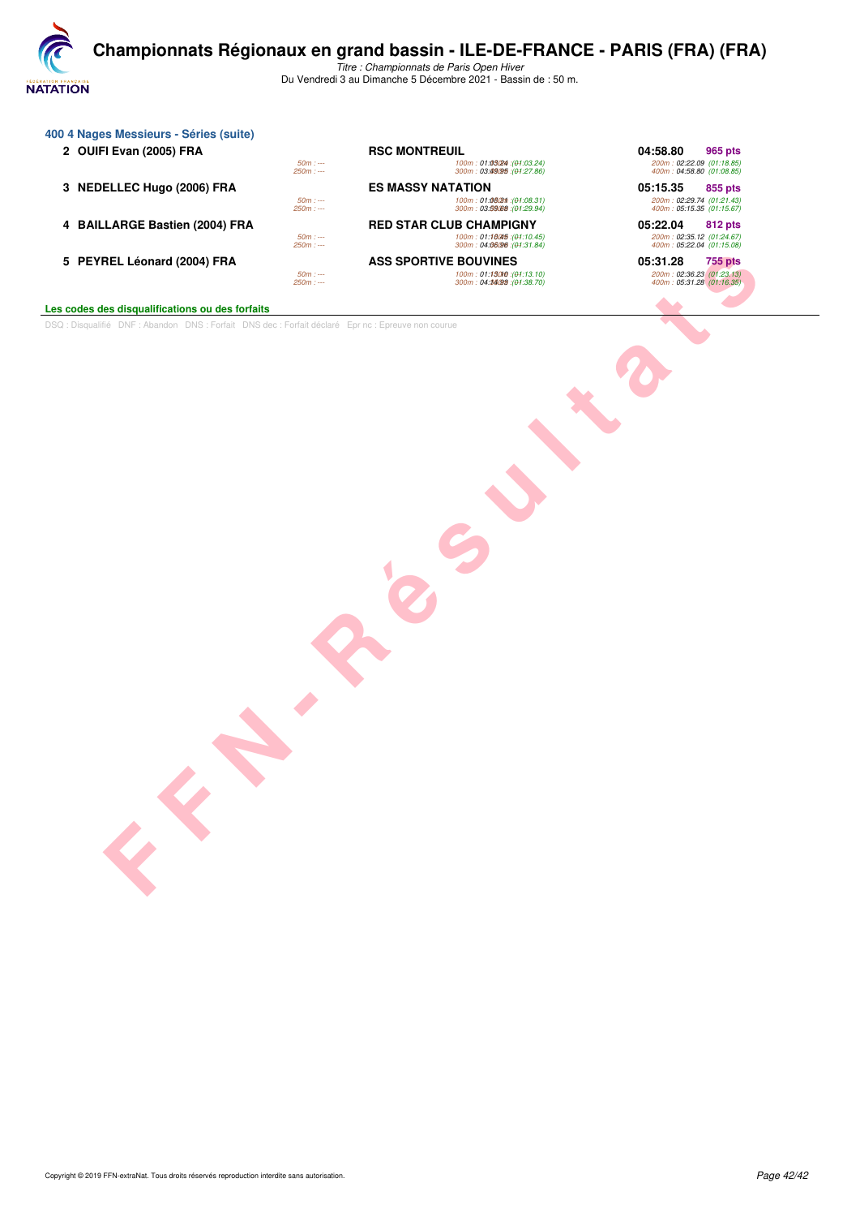## 400 4 Nages Messieurs - Séries (suite)

| | | | | | |
|---|---|---|---|---|---|
| 2 OUIFI Evan (2005) FRA | 50m : --- <br> 250m : --- | RSC MONTREUIL | 100m : 01:03.24 (01:03.24) <br> 300m : 03:49.95 (01:27.86) | 04:58.80 <br> 200m : 02:22.09 (01:18.85) <br> 400m : 04:58.80 (01:08.85) | 965 pts |
| 3 NEDELLEC Hugo (2006) FRA | 50m : --- <br> 250m : --- | ES MASSY NATATION | 100m : 01:08.31 (01:08.31) <br> 300m : 03:59.68 (01:29.94) | 05:15.35 <br> 200m : 02:29.74 (01:21.43) <br> 400m : 05:15.35 (01:15.67) | 855 pts |
| 4 BAILLARGE Bastien (2004) FRA | 50m : --- <br> 250m : --- | RED STAR CLUB CHAMPIGNY | 100m : 01:10.45 (01:10.45) <br> 300m : 04:06.96 (01:31.84) | 05:22.04 <br> 200m : 02:35.12 (01:24.67) <br> 400m : 05:22.04 (01:15.08) | 812 pts |
| 5 PEYREL Léonard (2004) FRA | 50m : --- <br> 250m : --- | ASS SPORTIVE BOUVINES | 100m : 01:13.10 (01:13.10) <br> 300m : 04:14.93 (01:38.70) | 05:31.28 <br> 200m : 02:36.23 (01:23.13) <br> 400m : 05:31.28 (01:16.35) | 755 pts |

**Les codes des disqualifications ou des forfaits**

DSQ : Disqualifié DNF : Abandon DNS : Forfait DNS dec : Forfait déclaré Epr nc : Epreuve non courue